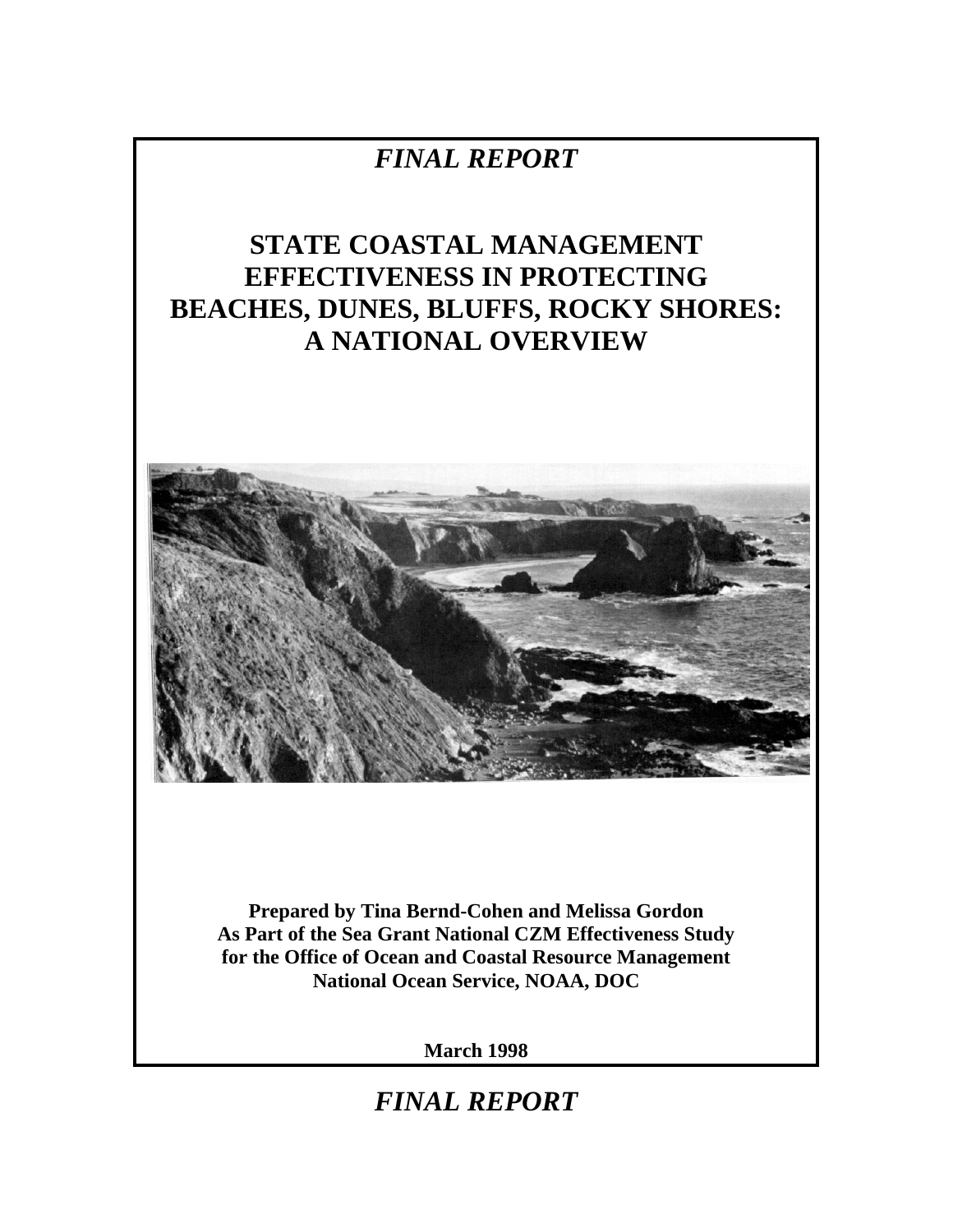*FINAL REPORT*

# STATE COASTAL MANAGEMENT EFFECTIVENESS IN PROTECTING BEACHES, DUNES, BLUFFS, ROCKY SHORES: A NATIONAL OVERVIEW

**Prepared by Tina Bernd-Cohen and Melissa Gordon**
**As Part of the Sea Grant National CZM Effectiveness Study**
**for the Office of Ocean and Coastal Resource Management**
**National Ocean Service, NOAA, DOC**

**March 1998**

*FINAL REPORT*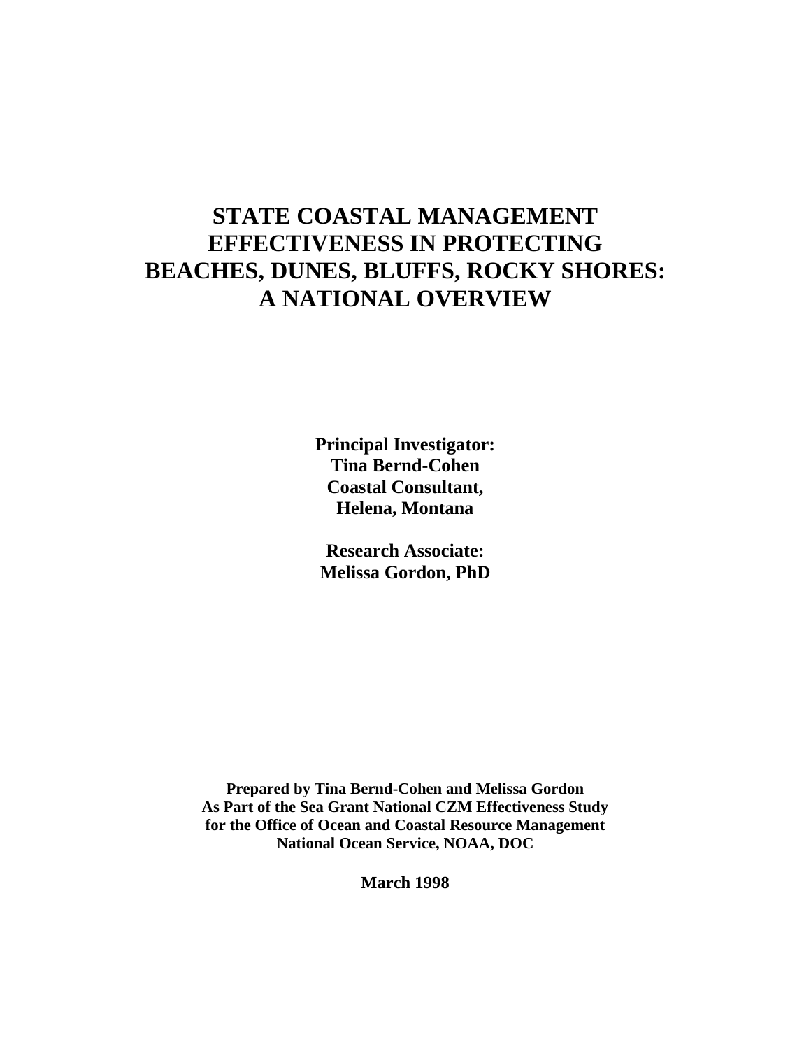# STATE COASTAL MANAGEMENT EFFECTIVENESS IN PROTECTING BEACHES, DUNES, BLUFFS, ROCKY SHORES: A NATIONAL OVERVIEW

**Principal Investigator:**
**Tina Bernd-Cohen**
**Coastal Consultant,**
**Helena, Montana**

**Research Associate:**
**Melissa Gordon, PhD**

**Prepared by Tina Bernd-Cohen and Melissa Gordon**
**As Part of the Sea Grant National CZM Effectiveness Study**
**for the Office of Ocean and Coastal Resource Management**
**National Ocean Service, NOAA, DOC**

**March 1998**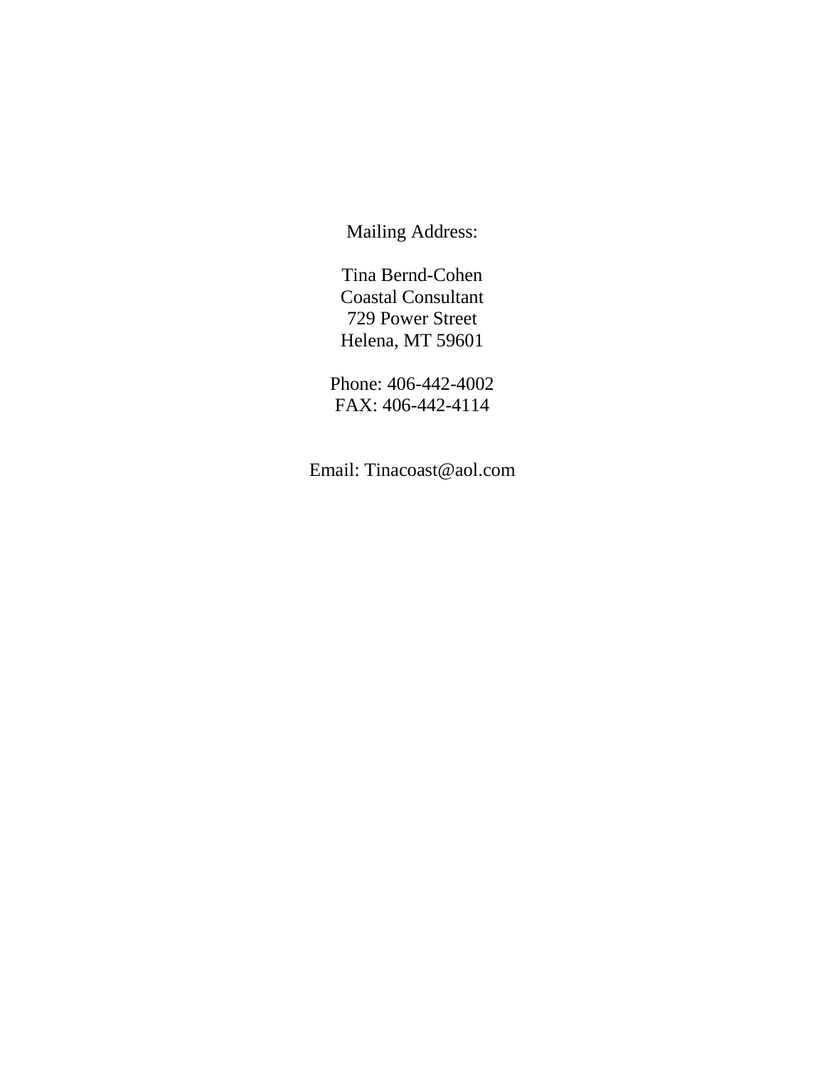Mailing Address:

Tina Bernd-Cohen
Coastal Consultant
729 Power Street
Helena, MT 59601

Phone: 406-442-4002
FAX: 406-442-4114

Email: Tinacoast@aol.com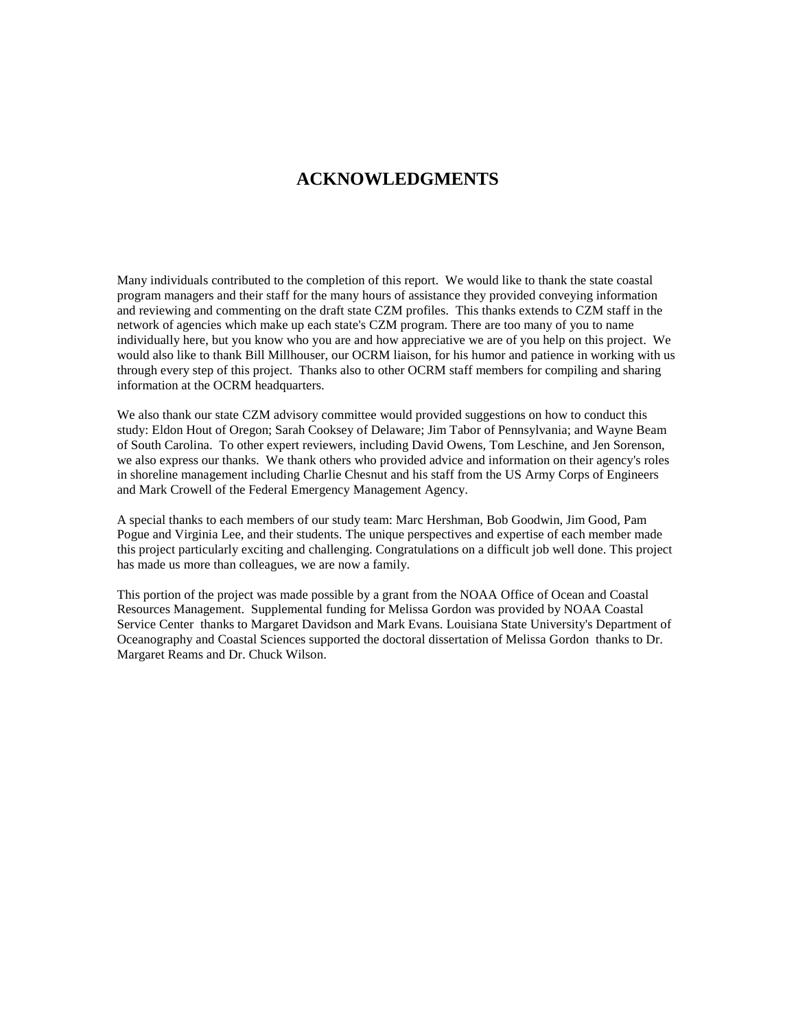# ACKNOWLEDGMENTS

Many individuals contributed to the completion of this report. We would like to thank the state coastal program managers and their staff for the many hours of assistance they provided conveying information and reviewing and commenting on the draft state CZM profiles. This thanks extends to CZM staff in the network of agencies which make up each state's CZM program. There are too many of you to name individually here, but you know who you are and how appreciative we are of you help on this project. We would also like to thank Bill Millhouser, our OCRM liaison, for his humor and patience in working with us through every step of this project. Thanks also to other OCRM staff members for compiling and sharing information at the OCRM headquarters.

We also thank our state CZM advisory committee would provided suggestions on how to conduct this study: Eldon Hout of Oregon; Sarah Cooksey of Delaware; Jim Tabor of Pennsylvania; and Wayne Beam of South Carolina. To other expert reviewers, including David Owens, Tom Leschine, and Jen Sorenson, we also express our thanks. We thank others who provided advice and information on their agency's roles in shoreline management including Charlie Chesnut and his staff from the US Army Corps of Engineers and Mark Crowell of the Federal Emergency Management Agency.

A special thanks to each members of our study team: Marc Hershman, Bob Goodwin, Jim Good, Pam Pogue and Virginia Lee, and their students. The unique perspectives and expertise of each member made this project particularly exciting and challenging. Congratulations on a difficult job well done. This project has made us more than colleagues, we are now a family.

This portion of the project was made possible by a grant from the NOAA Office of Ocean and Coastal Resources Management. Supplemental funding for Melissa Gordon was provided by NOAA Coastal Service Center thanks to Margaret Davidson and Mark Evans. Louisiana State University's Department of Oceanography and Coastal Sciences supported the doctoral dissertation of Melissa Gordon thanks to Dr. Margaret Reams and Dr. Chuck Wilson.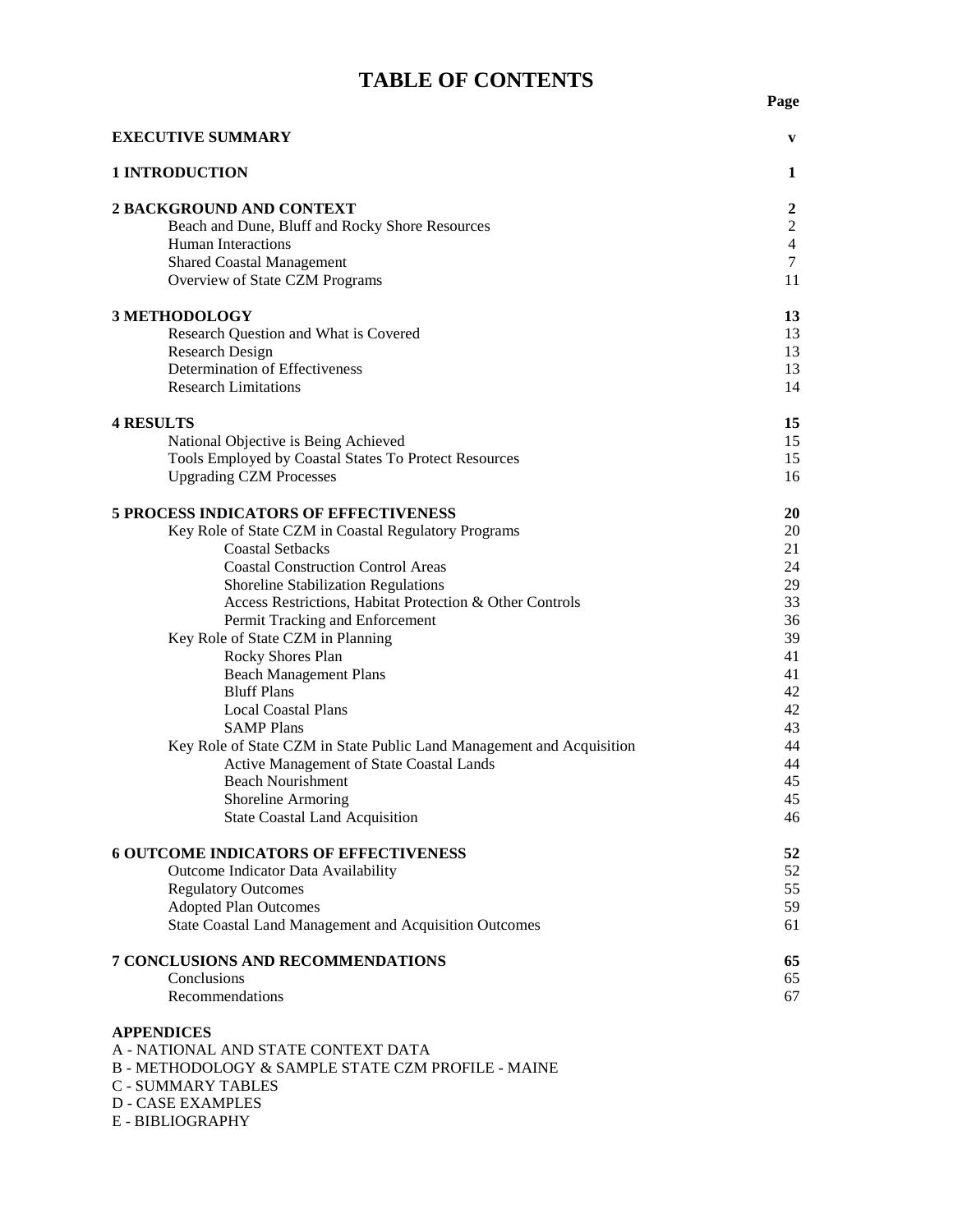# TABLE OF CONTENTS

| | Page |
|---|---|
| **EXECUTIVE SUMMARY** | **v** |
| **1 INTRODUCTION** | **1** |
| **2 BACKGROUND AND CONTEXT** | **2** |
| Beach and Dune, Bluff and Rocky Shore Resources | 2 |
| Human Interactions | 4 |
| Shared Coastal Management | 7 |
| Overview of State CZM Programs | 11 |
| **3 METHODOLOGY** | **13** |
| Research Question and What is Covered | 13 |
| Research Design | 13 |
| Determination of Effectiveness | 13 |
| Research Limitations | 14 |
| **4 RESULTS** | **15** |
| National Objective is Being Achieved | 15 |
| Tools Employed by Coastal States To Protect Resources | 15 |
| Upgrading CZM Processes | 16 |
| **5 PROCESS INDICATORS OF EFFECTIVENESS** | **20** |
| Key Role of State CZM in Coastal Regulatory Programs | 20 |
| Coastal Setbacks | 21 |
| Coastal Construction Control Areas | 24 |
| Shoreline Stabilization Regulations | 29 |
| Access Restrictions, Habitat Protection & Other Controls | 33 |
| Permit Tracking and Enforcement | 36 |
| Key Role of State CZM in Planning | 39 |
| Rocky Shores Plan | 41 |
| Beach Management Plans | 41 |
| Bluff Plans | 42 |
| Local Coastal Plans | 42 |
| SAMP Plans | 43 |
| Key Role of State CZM in State Public Land Management and Acquisition | 44 |
| Active Management of State Coastal Lands | 44 |
| Beach Nourishment | 45 |
| Shoreline Armoring | 45 |
| State Coastal Land Acquisition | 46 |
| **6 OUTCOME INDICATORS OF EFFECTIVENESS** | **52** |
| Outcome Indicator Data Availability | 52 |
| Regulatory Outcomes | 55 |
| Adopted Plan Outcomes | 59 |
| State Coastal Land Management and Acquisition Outcomes | 61 |
| **7 CONCLUSIONS AND RECOMMENDATIONS** | **65** |
| Conclusions | 65 |
| Recommendations | 67 |

**APPENDICES**

A - NATIONAL AND STATE CONTEXT DATA

B - METHODOLOGY & SAMPLE STATE CZM PROFILE - MAINE

C - SUMMARY TABLES

D - CASE EXAMPLES

E - BIBLIOGRAPHY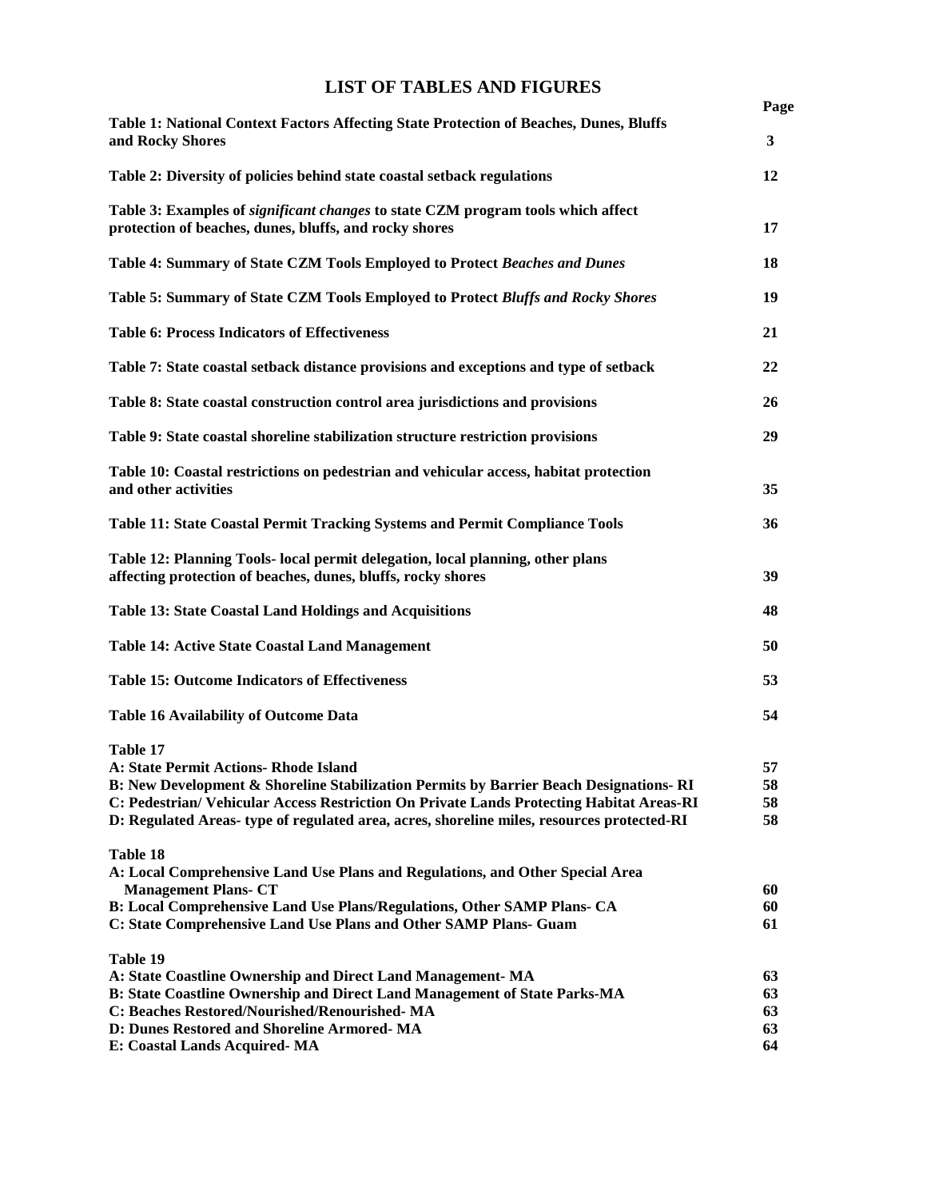# LIST OF TABLES AND FIGURES

| | Page |
|---|---|
| **Table 1: National Context Factors Affecting State Protection of Beaches, Dunes, Bluffs and Rocky Shores** | **3** |
| **Table 2: Diversity of policies behind state coastal setback regulations** | **12** |
| **Table 3: Examples of *significant changes* to state CZM program tools which affect protection of beaches, dunes, bluffs, and rocky shores** | **17** |
| **Table 4: Summary of State CZM Tools Employed to Protect *Beaches and Dunes*** | **18** |
| **Table 5: Summary of State CZM Tools Employed to Protect *Bluffs and Rocky Shores*** | **19** |
| **Table 6: Process Indicators of Effectiveness** | **21** |
| **Table 7: State coastal setback distance provisions and exceptions and type of setback** | **22** |
| **Table 8: State coastal construction control area jurisdictions and provisions** | **26** |
| **Table 9: State coastal shoreline stabilization structure restriction provisions** | **29** |
| **Table 10: Coastal restrictions on pedestrian and vehicular access, habitat protection and other activities** | **35** |
| **Table 11: State Coastal Permit Tracking Systems and Permit Compliance Tools** | **36** |
| **Table 12: Planning Tools- local permit delegation, local planning, other plans affecting protection of beaches, dunes, bluffs, rocky shores** | **39** |
| **Table 13: State Coastal Land Holdings and Acquisitions** | **48** |
| **Table 14: Active State Coastal Land Management** | **50** |
| **Table 15: Outcome Indicators of Effectiveness** | **53** |
| **Table 16 Availability of Outcome Data** | **54** |
| **Table 17** | |
| **A: State Permit Actions- Rhode Island** | **57** |
| **B: New Development & Shoreline Stabilization Permits by Barrier Beach Designations- RI** | **58** |
| **C: Pedestrian/ Vehicular Access Restriction On Private Lands Protecting Habitat Areas-RI** | **58** |
| **D: Regulated Areas- type of regulated area, acres, shoreline miles, resources protected-RI** | **58** |
| **Table 18** | |
| **A: Local Comprehensive Land Use Plans and Regulations, and Other Special Area Management Plans- CT** | **60** |
| **B: Local Comprehensive Land Use Plans/Regulations, Other SAMP Plans- CA** | **60** |
| **C: State Comprehensive Land Use Plans and Other SAMP Plans- Guam** | **61** |
| **Table 19** | |
| **A: State Coastline Ownership and Direct Land Management- MA** | **63** |
| **B: State Coastline Ownership and Direct Land Management of State Parks-MA** | **63** |
| **C: Beaches Restored/Nourished/Renourished- MA** | **63** |
| **D: Dunes Restored and Shoreline Armored- MA** | **63** |
| **E: Coastal Lands Acquired- MA** | **64** |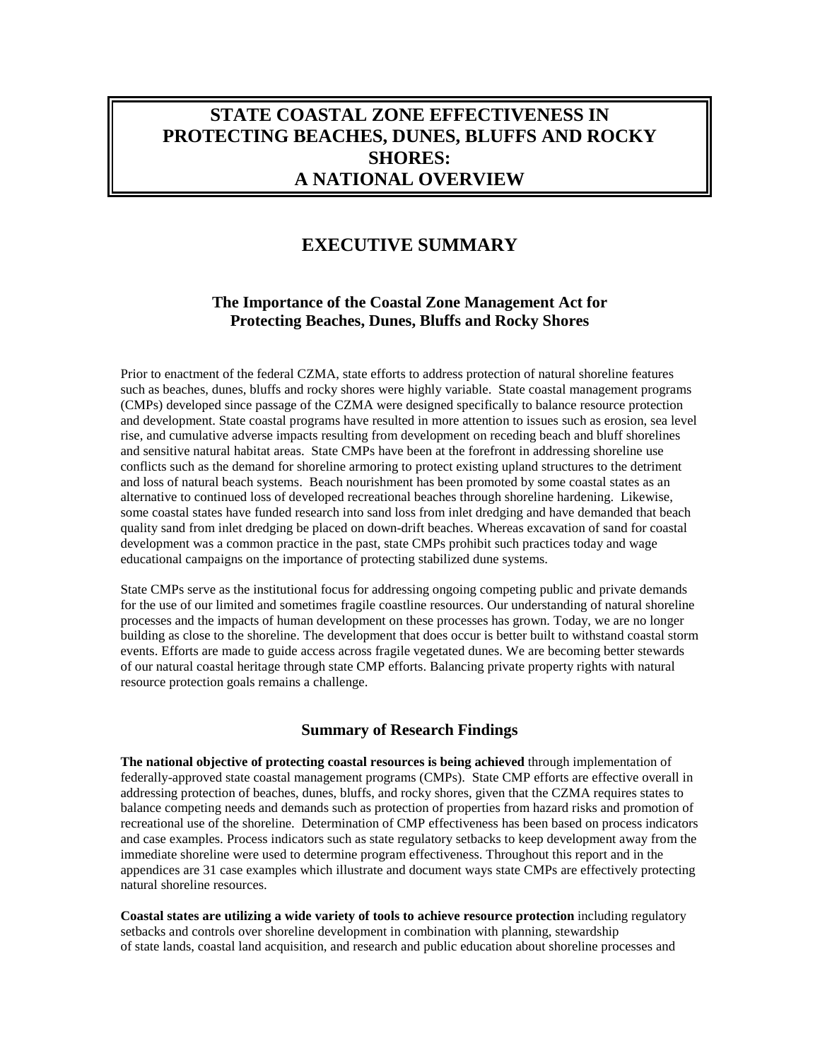# STATE COASTAL ZONE EFFECTIVENESS IN PROTECTING BEACHES, DUNES, BLUFFS AND ROCKY SHORES: A NATIONAL OVERVIEW

## EXECUTIVE SUMMARY

### The Importance of the Coastal Zone Management Act for Protecting Beaches, Dunes, Bluffs and Rocky Shores

Prior to enactment of the federal CZMA, state efforts to address protection of natural shoreline features such as beaches, dunes, bluffs and rocky shores were highly variable. State coastal management programs (CMPs) developed since passage of the CZMA were designed specifically to balance resource protection and development. State coastal programs have resulted in more attention to issues such as erosion, sea level rise, and cumulative adverse impacts resulting from development on receding beach and bluff shorelines and sensitive natural habitat areas. State CMPs have been at the forefront in addressing shoreline use conflicts such as the demand for shoreline armoring to protect existing upland structures to the detriment and loss of natural beach systems. Beach nourishment has been promoted by some coastal states as an alternative to continued loss of developed recreational beaches through shoreline hardening. Likewise, some coastal states have funded research into sand loss from inlet dredging and have demanded that beach quality sand from inlet dredging be placed on down-drift beaches. Whereas excavation of sand for coastal development was a common practice in the past, state CMPs prohibit such practices today and wage educational campaigns on the importance of protecting stabilized dune systems.

State CMPs serve as the institutional focus for addressing ongoing competing public and private demands for the use of our limited and sometimes fragile coastline resources. Our understanding of natural shoreline processes and the impacts of human development on these processes has grown. Today, we are no longer building as close to the shoreline. The development that does occur is better built to withstand coastal storm events. Efforts are made to guide access across fragile vegetated dunes. We are becoming better stewards of our natural coastal heritage through state CMP efforts. Balancing private property rights with natural resource protection goals remains a challenge.

### Summary of Research Findings

**The national objective of protecting coastal resources is being achieved** through implementation of federally-approved state coastal management programs (CMPs). State CMP efforts are effective overall in addressing protection of beaches, dunes, bluffs, and rocky shores, given that the CZMA requires states to balance competing needs and demands such as protection of properties from hazard risks and promotion of recreational use of the shoreline. Determination of CMP effectiveness has been based on process indicators and case examples. Process indicators such as state regulatory setbacks to keep development away from the immediate shoreline were used to determine program effectiveness. Throughout this report and in the appendices are 31 case examples which illustrate and document ways state CMPs are effectively protecting natural shoreline resources.

**Coastal states are utilizing a wide variety of tools to achieve resource protection** including regulatory setbacks and controls over shoreline development in combination with planning, stewardship of state lands, coastal land acquisition, and research and public education about shoreline processes and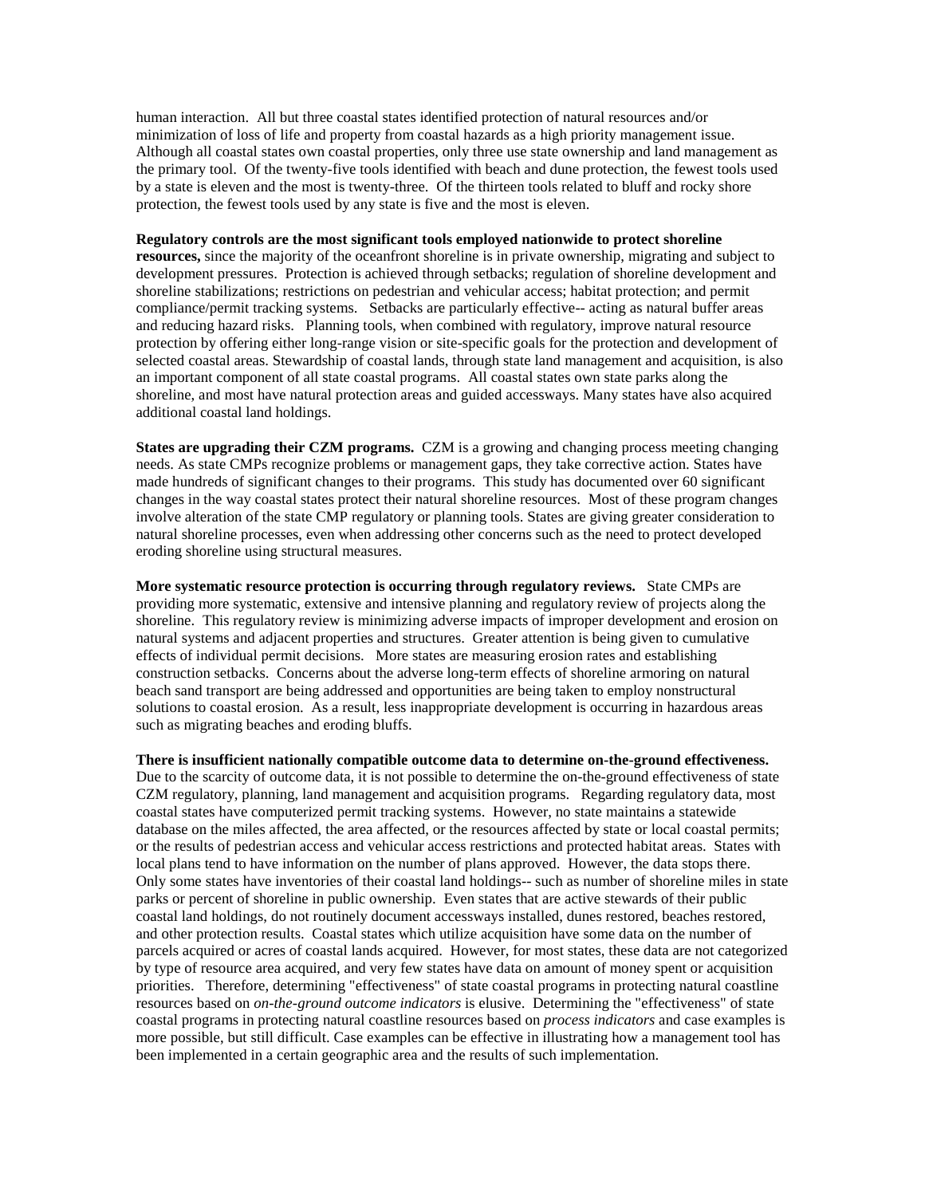human interaction. All but three coastal states identified protection of natural resources and/or minimization of loss of life and property from coastal hazards as a high priority management issue. Although all coastal states own coastal properties, only three use state ownership and land management as the primary tool. Of the twenty-five tools identified with beach and dune protection, the fewest tools used by a state is eleven and the most is twenty-three. Of the thirteen tools related to bluff and rocky shore protection, the fewest tools used by any state is five and the most is eleven.

**Regulatory controls are the most significant tools employed nationwide to protect shoreline resources,** since the majority of the oceanfront shoreline is in private ownership, migrating and subject to development pressures. Protection is achieved through setbacks; regulation of shoreline development and shoreline stabilizations; restrictions on pedestrian and vehicular access; habitat protection; and permit compliance/permit tracking systems. Setbacks are particularly effective-- acting as natural buffer areas and reducing hazard risks. Planning tools, when combined with regulatory, improve natural resource protection by offering either long-range vision or site-specific goals for the protection and development of selected coastal areas. Stewardship of coastal lands, through state land management and acquisition, is also an important component of all state coastal programs. All coastal states own state parks along the shoreline, and most have natural protection areas and guided accessways. Many states have also acquired additional coastal land holdings.

**States are upgrading their CZM programs.** CZM is a growing and changing process meeting changing needs. As state CMPs recognize problems or management gaps, they take corrective action. States have made hundreds of significant changes to their programs. This study has documented over 60 significant changes in the way coastal states protect their natural shoreline resources. Most of these program changes involve alteration of the state CMP regulatory or planning tools. States are giving greater consideration to natural shoreline processes, even when addressing other concerns such as the need to protect developed eroding shoreline using structural measures.

**More systematic resource protection is occurring through regulatory reviews.** State CMPs are providing more systematic, extensive and intensive planning and regulatory review of projects along the shoreline. This regulatory review is minimizing adverse impacts of improper development and erosion on natural systems and adjacent properties and structures. Greater attention is being given to cumulative effects of individual permit decisions. More states are measuring erosion rates and establishing construction setbacks. Concerns about the adverse long-term effects of shoreline armoring on natural beach sand transport are being addressed and opportunities are being taken to employ nonstructural solutions to coastal erosion. As a result, less inappropriate development is occurring in hazardous areas such as migrating beaches and eroding bluffs.

**There is insufficient nationally compatible outcome data to determine on-the-ground effectiveness.** Due to the scarcity of outcome data, it is not possible to determine the on-the-ground effectiveness of state CZM regulatory, planning, land management and acquisition programs. Regarding regulatory data, most coastal states have computerized permit tracking systems. However, no state maintains a statewide database on the miles affected, the area affected, or the resources affected by state or local coastal permits; or the results of pedestrian access and vehicular access restrictions and protected habitat areas. States with local plans tend to have information on the number of plans approved. However, the data stops there. Only some states have inventories of their coastal land holdings-- such as number of shoreline miles in state parks or percent of shoreline in public ownership. Even states that are active stewards of their public coastal land holdings, do not routinely document accessways installed, dunes restored, beaches restored, and other protection results. Coastal states which utilize acquisition have some data on the number of parcels acquired or acres of coastal lands acquired. However, for most states, these data are not categorized by type of resource area acquired, and very few states have data on amount of money spent or acquisition priorities. Therefore, determining "effectiveness" of state coastal programs in protecting natural coastline resources based on *on-the-ground outcome indicators* is elusive. Determining the "effectiveness" of state coastal programs in protecting natural coastline resources based on *process indicators* and case examples is more possible, but still difficult. Case examples can be effective in illustrating how a management tool has been implemented in a certain geographic area and the results of such implementation.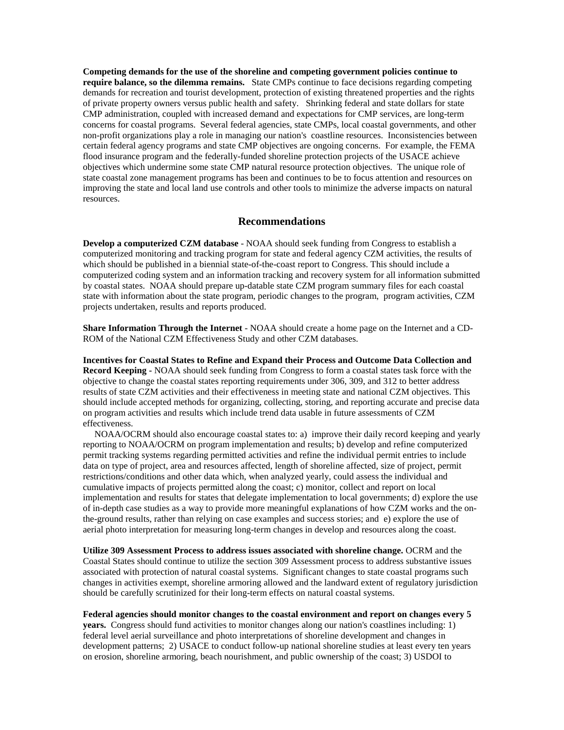**Competing demands for the use of the shoreline and competing government policies continue to require balance, so the dilemma remains.** State CMPs continue to face decisions regarding competing demands for recreation and tourist development, protection of existing threatened properties and the rights of private property owners versus public health and safety. Shrinking federal and state dollars for state CMP administration, coupled with increased demand and expectations for CMP services, are long-term concerns for coastal programs. Several federal agencies, state CMPs, local coastal governments, and other non-profit organizations play a role in managing our nation's coastline resources. Inconsistencies between certain federal agency programs and state CMP objectives are ongoing concerns. For example, the FEMA flood insurance program and the federally-funded shoreline protection projects of the USACE achieve objectives which undermine some state CMP natural resource protection objectives. The unique role of state coastal zone management programs has been and continues to be to focus attention and resources on improving the state and local land use controls and other tools to minimize the adverse impacts on natural resources.

## Recommendations

**Develop a computerized CZM database** - NOAA should seek funding from Congress to establish a computerized monitoring and tracking program for state and federal agency CZM activities, the results of which should be published in a biennial state-of-the-coast report to Congress. This should include a computerized coding system and an information tracking and recovery system for all information submitted by coastal states. NOAA should prepare up-datable state CZM program summary files for each coastal state with information about the state program, periodic changes to the program, program activities, CZM projects undertaken, results and reports produced.

**Share Information Through the Internet** - NOAA should create a home page on the Internet and a CD-ROM of the National CZM Effectiveness Study and other CZM databases.

**Incentives for Coastal States to Refine and Expand their Process and Outcome Data Collection and Record Keeping** - NOAA should seek funding from Congress to form a coastal states task force with the objective to change the coastal states reporting requirements under 306, 309, and 312 to better address results of state CZM activities and their effectiveness in meeting state and national CZM objectives. This should include accepted methods for organizing, collecting, storing, and reporting accurate and precise data on program activities and results which include trend data usable in future assessments of CZM effectiveness.

NOAA/OCRM should also encourage coastal states to: a) improve their daily record keeping and yearly reporting to NOAA/OCRM on program implementation and results; b) develop and refine computerized permit tracking systems regarding permitted activities and refine the individual permit entries to include data on type of project, area and resources affected, length of shoreline affected, size of project, permit restrictions/conditions and other data which, when analyzed yearly, could assess the individual and cumulative impacts of projects permitted along the coast; c) monitor, collect and report on local implementation and results for states that delegate implementation to local governments; d) explore the use of in-depth case studies as a way to provide more meaningful explanations of how CZM works and the on-the-ground results, rather than relying on case examples and success stories; and e) explore the use of aerial photo interpretation for measuring long-term changes in develop and resources along the coast.

**Utilize 309 Assessment Process to address issues associated with shoreline change.** OCRM and the Coastal States should continue to utilize the section 309 Assessment process to address substantive issues associated with protection of natural coastal systems. Significant changes to state coastal programs such changes in activities exempt, shoreline armoring allowed and the landward extent of regulatory jurisdiction should be carefully scrutinized for their long-term effects on natural coastal systems.

**Federal agencies should monitor changes to the coastal environment and report on changes every 5 years.** Congress should fund activities to monitor changes along our nation's coastlines including: 1) federal level aerial surveillance and photo interpretations of shoreline development and changes in development patterns; 2) USACE to conduct follow-up national shoreline studies at least every ten years on erosion, shoreline armoring, beach nourishment, and public ownership of the coast; 3) USDOI to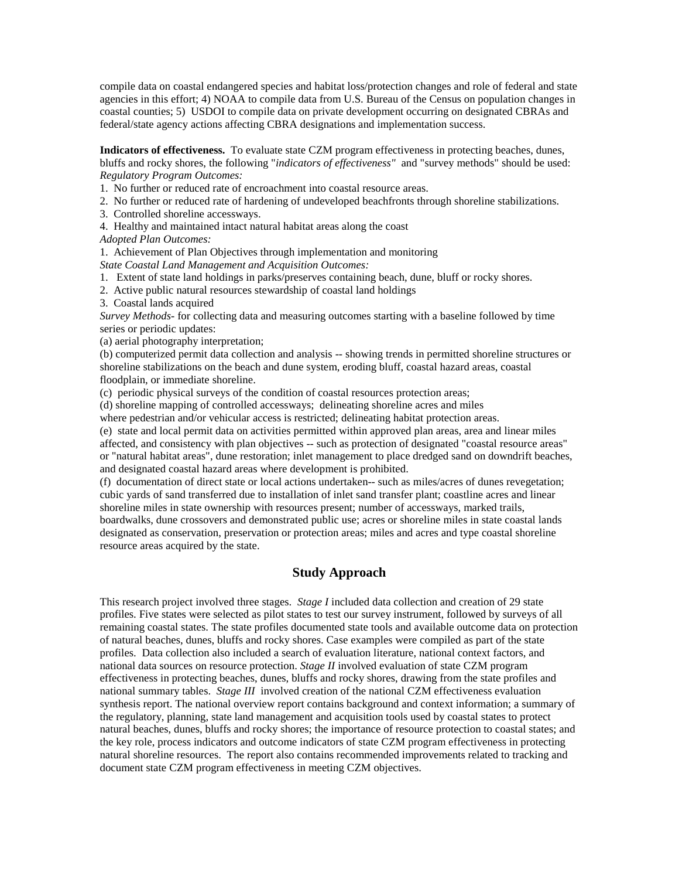compile data on coastal endangered species and habitat loss/protection changes and role of federal and state agencies in this effort; 4) NOAA to compile data from U.S. Bureau of the Census on population changes in coastal counties; 5) USDOI to compile data on private development occurring on designated CBRAs and federal/state agency actions affecting CBRA designations and implementation success.

**Indicators of effectiveness.** To evaluate state CZM program effectiveness in protecting beaches, dunes, bluffs and rocky shores, the following "*indicators of effectiveness*" and "survey methods" should be used:

*Regulatory Program Outcomes:*

1. No further or reduced rate of encroachment into coastal resource areas.
2. No further or reduced rate of hardening of undeveloped beachfronts through shoreline stabilizations.
3. Controlled shoreline accessways.
4. Healthy and maintained intact natural habitat areas along the coast

*Adopted Plan Outcomes:*

1. Achievement of Plan Objectives through implementation and monitoring

*State Coastal Land Management and Acquisition Outcomes:*

1. Extent of state land holdings in parks/preserves containing beach, dune, bluff or rocky shores.
2. Active public natural resources stewardship of coastal land holdings
3. Coastal lands acquired

*Survey Methods*- for collecting data and measuring outcomes starting with a baseline followed by time series or periodic updates:

(a) aerial photography interpretation;

(b) computerized permit data collection and analysis -- showing trends in permitted shoreline structures or shoreline stabilizations on the beach and dune system, eroding bluff, coastal hazard areas, coastal floodplain, or immediate shoreline.

(c) periodic physical surveys of the condition of coastal resources protection areas;

(d) shoreline mapping of controlled accessways; delineating shoreline acres and miles where pedestrian and/or vehicular access is restricted; delineating habitat protection areas.

(e) state and local permit data on activities permitted within approved plan areas, area and linear miles affected, and consistency with plan objectives -- such as protection of designated "coastal resource areas" or "natural habitat areas", dune restoration; inlet management to place dredged sand on downdrift beaches, and designated coastal hazard areas where development is prohibited.

(f) documentation of direct state or local actions undertaken-- such as miles/acres of dunes revegetation; cubic yards of sand transferred due to installation of inlet sand transfer plant; coastline acres and linear shoreline miles in state ownership with resources present; number of accessways, marked trails, boardwalks, dune crossovers and demonstrated public use; acres or shoreline miles in state coastal lands designated as conservation, preservation or protection areas; miles and acres and type coastal shoreline resource areas acquired by the state.

## Study Approach

This research project involved three stages. *Stage I* included data collection and creation of 29 state profiles. Five states were selected as pilot states to test our survey instrument, followed by surveys of all remaining coastal states. The state profiles documented state tools and available outcome data on protection of natural beaches, dunes, bluffs and rocky shores. Case examples were compiled as part of the state profiles. Data collection also included a search of evaluation literature, national context factors, and national data sources on resource protection. *Stage II* involved evaluation of state CZM program effectiveness in protecting beaches, dunes, bluffs and rocky shores, drawing from the state profiles and national summary tables. *Stage III* involved creation of the national CZM effectiveness evaluation synthesis report. The national overview report contains background and context information; a summary of the regulatory, planning, state land management and acquisition tools used by coastal states to protect natural beaches, dunes, bluffs and rocky shores; the importance of resource protection to coastal states; and the key role, process indicators and outcome indicators of state CZM program effectiveness in protecting natural shoreline resources. The report also contains recommended improvements related to tracking and document state CZM program effectiveness in meeting CZM objectives.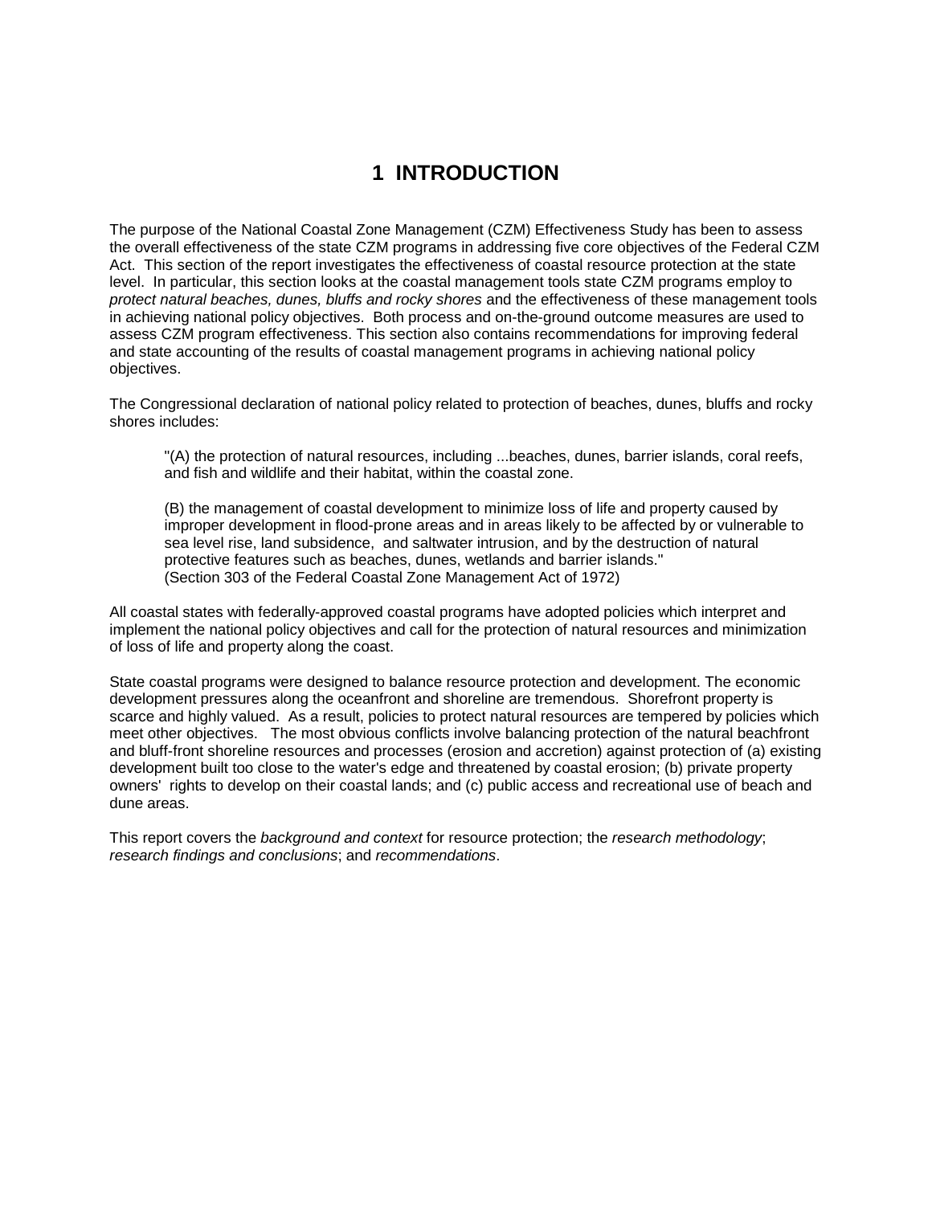# 1 INTRODUCTION

The purpose of the National Coastal Zone Management (CZM) Effectiveness Study has been to assess the overall effectiveness of the state CZM programs in addressing five core objectives of the Federal CZM Act. This section of the report investigates the effectiveness of coastal resource protection at the state level. In particular, this section looks at the coastal management tools state CZM programs employ to *protect natural beaches, dunes, bluffs and rocky shores* and the effectiveness of these management tools in achieving national policy objectives. Both process and on-the-ground outcome measures are used to assess CZM program effectiveness. This section also contains recommendations for improving federal and state accounting of the results of coastal management programs in achieving national policy objectives.

The Congressional declaration of national policy related to protection of beaches, dunes, bluffs and rocky shores includes:

> "(A) the protection of natural resources, including ...beaches, dunes, barrier islands, coral reefs, and fish and wildlife and their habitat, within the coastal zone.
>
> (B) the management of coastal development to minimize loss of life and property caused by improper development in flood-prone areas and in areas likely to be affected by or vulnerable to sea level rise, land subsidence, and saltwater intrusion, and by the destruction of natural protective features such as beaches, dunes, wetlands and barrier islands."
> (Section 303 of the Federal Coastal Zone Management Act of 1972)

All coastal states with federally-approved coastal programs have adopted policies which interpret and implement the national policy objectives and call for the protection of natural resources and minimization of loss of life and property along the coast.

State coastal programs were designed to balance resource protection and development. The economic development pressures along the oceanfront and shoreline are tremendous. Shorefront property is scarce and highly valued. As a result, policies to protect natural resources are tempered by policies which meet other objectives. The most obvious conflicts involve balancing protection of the natural beachfront and bluff-front shoreline resources and processes (erosion and accretion) against protection of (a) existing development built too close to the water's edge and threatened by coastal erosion; (b) private property owners' rights to develop on their coastal lands; and (c) public access and recreational use of beach and dune areas.

This report covers the *background and context* for resource protection; the *research methodology*; *research findings and conclusions*; and *recommendations*.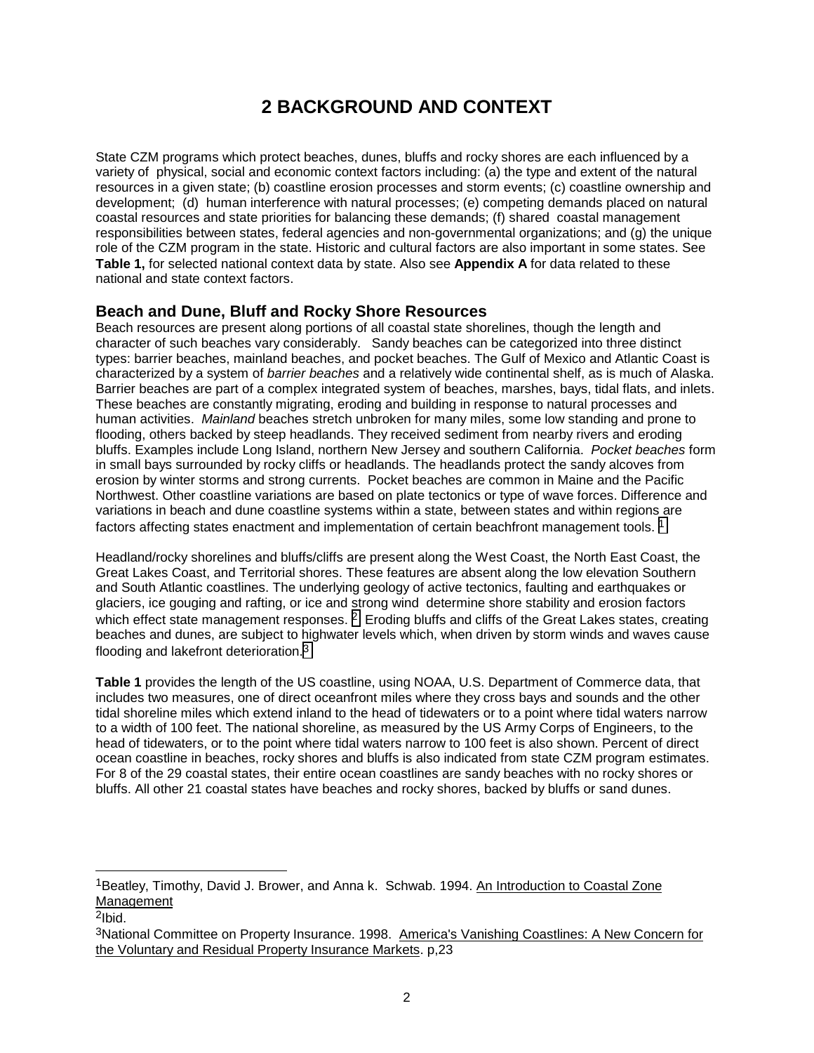# 2 BACKGROUND AND CONTEXT

State CZM programs which protect beaches, dunes, bluffs and rocky shores are each influenced by a variety of physical, social and economic context factors including: (a) the type and extent of the natural resources in a given state; (b) coastline erosion processes and storm events; (c) coastline ownership and development; (d) human interference with natural processes; (e) competing demands placed on natural coastal resources and state priorities for balancing these demands; (f) shared coastal management responsibilities between states, federal agencies and non-governmental organizations; and (g) the unique role of the CZM program in the state. Historic and cultural factors are also important in some states. See **Table 1,** for selected national context data by state. Also see **Appendix A** for data related to these national and state context factors.

## Beach and Dune, Bluff and Rocky Shore Resources

Beach resources are present along portions of all coastal state shorelines, though the length and character of such beaches vary considerably. Sandy beaches can be categorized into three distinct types: barrier beaches, mainland beaches, and pocket beaches. The Gulf of Mexico and Atlantic Coast is characterized by a system of *barrier beaches* and a relatively wide continental shelf, as is much of Alaska. Barrier beaches are part of a complex integrated system of beaches, marshes, bays, tidal flats, and inlets. These beaches are constantly migrating, eroding and building in response to natural processes and human activities. *Mainland* beaches stretch unbroken for many miles, some low standing and prone to flooding, others backed by steep headlands. They received sediment from nearby rivers and eroding bluffs. Examples include Long Island, northern New Jersey and southern California. *Pocket beaches* form in small bays surrounded by rocky cliffs or headlands. The headlands protect the sandy alcoves from erosion by winter storms and strong currents. Pocket beaches are common in Maine and the Pacific Northwest. Other coastline variations are based on plate tectonics or type of wave forces. Difference and variations in beach and dune coastline systems within a state, between states and within regions are factors affecting states enactment and implementation of certain beachfront management tools. [1]

Headland/rocky shorelines and bluffs/cliffs are present along the West Coast, the North East Coast, the Great Lakes Coast, and Territorial shores. These features are absent along the low elevation Southern and South Atlantic coastlines. The underlying geology of active tectonics, faulting and earthquakes or glaciers, ice gouging and rafting, or ice and strong wind determine shore stability and erosion factors which effect state management responses. [2] Eroding bluffs and cliffs of the Great Lakes states, creating beaches and dunes, are subject to highwater levels which, when driven by storm winds and waves cause flooding and lakefront deterioration.[3]

**Table 1** provides the length of the US coastline, using NOAA, U.S. Department of Commerce data, that includes two measures, one of direct oceanfront miles where they cross bays and sounds and the other tidal shoreline miles which extend inland to the head of tidewaters or to a point where tidal waters narrow to a width of 100 feet. The national shoreline, as measured by the US Army Corps of Engineers, to the head of tidewaters, or to the point where tidal waters narrow to 100 feet is also shown. Percent of direct ocean coastline in beaches, rocky shores and bluffs is also indicated from state CZM program estimates. For 8 of the 29 coastal states, their entire ocean coastlines are sandy beaches with no rocky shores or bluffs. All other 21 coastal states have beaches and rocky shores, backed by bluffs or sand dunes.

---

[1] Beatley, Timothy, David J. Brower, and Anna k. Schwab. 1994. An Introduction to Coastal Zone Management

[2] Ibid.

[3] National Committee on Property Insurance. 1998. America's Vanishing Coastlines: A New Concern for the Voluntary and Residual Property Insurance Markets. p,23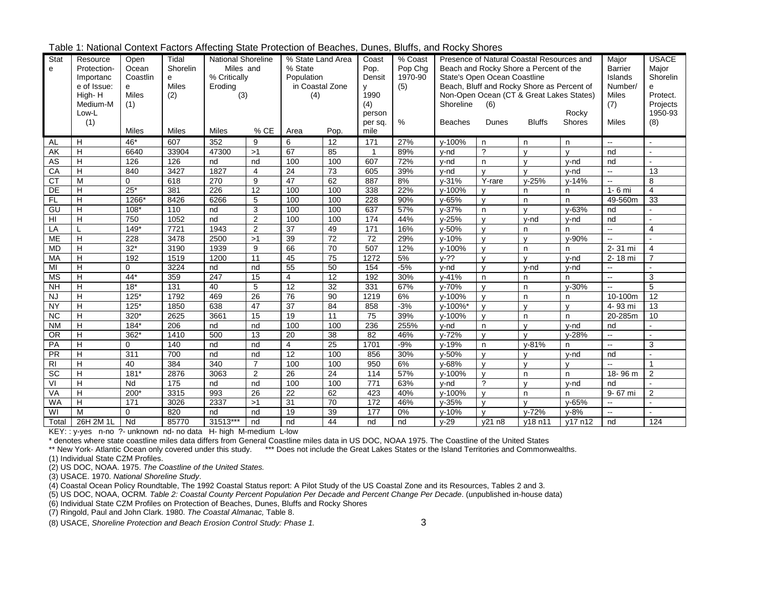Table 1: National Context Factors Affecting State Protection of Beaches, Dunes, Bluffs, and Rocky Shores

| State | Resource Protection-Importance of Issue: High- H Medium-M Low-L (1) | Open Ocean Coastline Miles (1) | Tidal Shoreline Miles (2) | National Shoreline Miles and % Critically Eroding (3) | | % State Land Area % State Population in Coastal Zone (4) | | Coast Pop. Density 1990 (4) person per sq. mile | % Coast Pop Chg 1970-90 (5) | Presence of Natural Coastal Resources and Beach and Rocky Shore a Percent of the State's Open Ocean Coastline Beach, Bluff and Rocky Shore as Percent of Non-Open Ocean (CT & Great Lakes States) Shoreline (6) | | | | Major Barrier Islands Number/ Miles (7) | USACE Major Shoreline Protect. Projects 1950-93 (8) |
|---|---|---|---|---|---|---|---|---|---|---|---|---|---|---|---|
| | | Miles | Miles | Miles | % CE | Area | Pop. | | % | Beaches | Dunes | Bluffs | Rocky Shores | Miles | |
| AL | H | 46* | 607 | 352 | 9 | 6 | 12 | 171 | 27% | y-100% | n | n | n | -- | - |
| AK | H | 6640 | 33904 | 47300 | >1 | 67 | 85 | 1 | 89% | y-nd | ? | y | y | nd | - |
| AS | H | 126 | 126 | nd | nd | 100 | 100 | 607 | 72% | y-nd | n | y | y-nd | nd | - |
| CA | H | 840 | 3427 | 1827 | 4 | 24 | 73 | 605 | 39% | y-nd | y | y | y-nd | -- | 13 |
| CT | M | 0 | 618 | 270 | 9 | 47 | 62 | 887 | 8% | y-31% | Y-rare | y-25% | y-14% | -- | 8 |
| DE | H | 25* | 381 | 226 | 12 | 100 | 100 | 338 | 22% | y-100% | y | n | n | 1- 6 mi | 4 |
| FL | H | 1266* | 8426 | 6266 | 5 | 100 | 100 | 228 | 90% | y-65% | y | n | n | 49-560m | 33 |
| GU | H | 108* | 110 | nd | 3 | 100 | 100 | 637 | 57% | y-37% | n | y | y-63% | nd | - |
| HI | H | 750 | 1052 | nd | 2 | 100 | 100 | 174 | 44% | y-25% | y | y-nd | y-nd | nd | - |
| LA | L | 149* | 7721 | 1943 | 2 | 37 | 49 | 171 | 16% | y-50% | y | n | n | -- | 4 |
| ME | H | 228 | 3478 | 2500 | >1 | 39 | 72 | 72 | 29% | y-10% | y | y | y-90% | -- | - |
| MD | H | 32* | 3190 | 1939 | 9 | 66 | 70 | 507 | 12% | y-100% | y | n | n | 2- 31 mi | 4 |
| MA | H | 192 | 1519 | 1200 | 11 | 45 | 75 | 1272 | 5% | y-?? | y | y | y-nd | 2- 18 mi | 7 |
| MI | H | 0 | 3224 | nd | nd | 55 | 50 | 154 | -5% | y-nd | y | y-nd | y-nd | -- | - |
| MS | H | 44* | 359 | 247 | 15 | 4 | 12 | 192 | 30% | y-41% | n | n | n | -- | 3 |
| NH | H | 18* | 131 | 40 | 5 | 12 | 32 | 331 | 67% | y-70% | y | n | y-30% | -- | 5 |
| NJ | H | 125* | 1792 | 469 | 26 | 76 | 90 | 1219 | 6% | y-100% | y | n | n | 10-100m | 12 |
| NY | H | 125* | 1850 | 638 | 47 | 37 | 84 | 858 | -3% | y-100%* | y | y | y | 4- 93 mi | 13 |
| NC | H | 320* | 2625 | 3661 | 15 | 19 | 11 | 75 | 39% | y-100% | y | n | n | 20-285m | 10 |
| NM | H | 184* | 206 | nd | nd | 100 | 100 | 236 | 255% | y-nd | n | y | y-nd | nd | - |
| OR | H | 362* | 1410 | 500 | 13 | 20 | 38 | 82 | 46% | y-72% | y | y | y-28% | -- | - |
| PA | H | 0 | 140 | nd | nd | 4 | 25 | 1701 | -9% | y-19% | n | y-81% | n | -- | 3 |
| PR | H | 311 | 700 | nd | nd | 12 | 100 | 856 | 30% | y-50% | y | y | y-nd | nd | - |
| RI | H | 40 | 384 | 340 | 7 | 100 | 100 | 950 | 6% | y-68% | y | y | y | -- | 1 |
| SC | H | 181* | 2876 | 3063 | 2 | 26 | 24 | 114 | 57% | y-100% | y | n | n | 18- 96 m | 2 |
| VI | H | Nd | 175 | nd | nd | 100 | 100 | 771 | 63% | y-nd | ? | y | y-nd | nd | - |
| VA | H | 200* | 3315 | 993 | 26 | 22 | 62 | 423 | 40% | y-100% | y | n | n | 9- 67 mi | 2 |
| WA | H | 171 | 3026 | 2337 | >1 | 31 | 70 | 172 | 46% | y-35% | y | y | y-65% | -- | - |
| WI | M | 0 | 820 | nd | nd | 19 | 39 | 177 | 0% | y-10% | y | y-72% | y-8% | -- | - |
| Total | 26H 2M 1L | Nd | 85770 | 31513*** | nd | nd | 44 | nd | nd | y-29 | y21 n8 | y18 n11 | y17 n12 | nd | 124 |

KEY: : y-yes n-no ?- unknown nd- no data H- high M-medium L-low

* denotes where state coastline miles data differs from General Coastline miles data in US DOC, NOAA 1975. The Coastline of the United States

** New York- Atlantic Ocean only covered under this study. *** Does not include the Great Lakes States or the Island Territories and Commonwealths.

(1) Individual State CZM Profiles.

(2) US DOC, NOAA. 1975. *The Coastline of the United States.*

(3) USACE. 1970. *National Shoreline Study*.

(4) Coastal Ocean Policy Roundtable, The 1992 Coastal Status report: A Pilot Study of the US Coastal Zone and its Resources, Tables 2 and 3.

(5) US DOC, NOAA, OCRM*. Table 2: Coastal County Percent Population Per Decade and Percent Change Per Decade*. (unpublished in-house data)

(6) Individual State CZM Profiles on Protection of Beaches, Dunes, Bluffs and Rocky Shores

(7) Ringold, Paul and John Clark. 1980. *The Coastal Almanac,* Table 8.

(8) USACE, *Shoreline Protection and Beach Erosion Control Study: Phase 1.*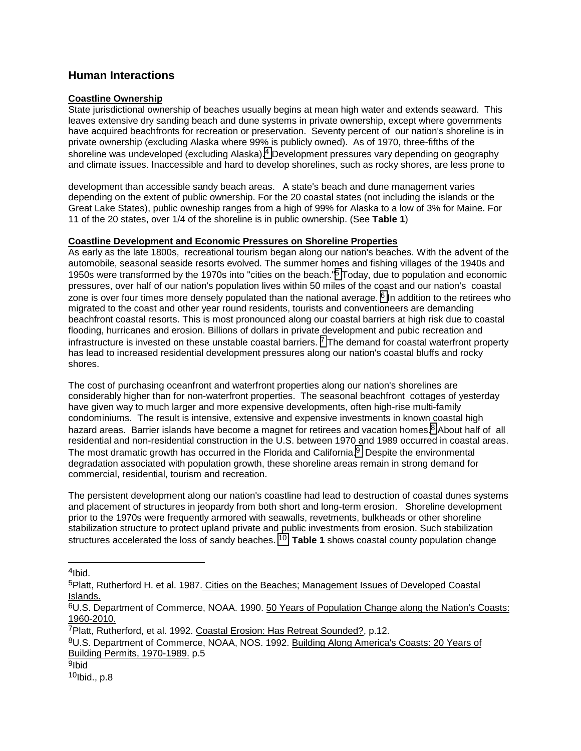## Human Interactions

**Coastline Ownership**

State jurisdictional ownership of beaches usually begins at mean high water and extends seaward. This leaves extensive dry sanding beach and dune systems in private ownership, except where governments have acquired beachfronts for recreation or preservation. Seventy percent of our nation's shoreline is in private ownership (excluding Alaska where 99% is publicly owned). As of 1970, three-fifths of the shoreline was undeveloped (excluding Alaska).[4] Development pressures vary depending on geography and climate issues. Inaccessible and hard to develop shorelines, such as rocky shores, are less prone to development than accessible sandy beach areas. A state's beach and dune management varies depending on the extent of public ownership. For the 20 coastal states (not including the islands or the Great Lake States), public owneship ranges from a high of 99% for Alaska to a low of 3% for Maine. For 11 of the 20 states, over 1/4 of the shoreline is in public ownership. (See **Table 1**)

**Coastline Development and Economic Pressures on Shoreline Properties**

As early as the late 1800s, recreational tourism began along our nation's beaches. With the advent of the automobile, seasonal seaside resorts evolved. The summer homes and fishing villages of the 1940s and 1950s were transformed by the 1970s into "cities on the beach."[5] Today, due to population and economic pressures, over half of our nation's population lives within 50 miles of the coast and our nation's coastal zone is over four times more densely populated than the national average. [6] In addition to the retirees who migrated to the coast and other year round residents, tourists and conventioneers are demanding beachfront coastal resorts. This is most pronounced along our coastal barriers at high risk due to coastal flooding, hurricanes and erosion. Billions of dollars in private development and pubic recreation and infrastructure is invested on these unstable coastal barriers. [7] The demand for coastal waterfront property has lead to increased residential development pressures along our nation's coastal bluffs and rocky shores.

The cost of purchasing oceanfront and waterfront properties along our nation's shorelines are considerably higher than for non-waterfront properties. The seasonal beachfront cottages of yesterday have given way to much larger and more expensive developments, often high-rise multi-family condominiums. The result is intensive, extensive and expensive investments in known coastal high hazard areas. Barrier islands have become a magnet for retirees and vacation homes.[8] About half of all residential and non-residential construction in the U.S. between 1970 and 1989 occurred in coastal areas. The most dramatic growth has occurred in the Florida and California.[9] Despite the environmental degradation associated with population growth, these shoreline areas remain in strong demand for commercial, residential, tourism and recreation.

The persistent development along our nation's coastline had lead to destruction of coastal dunes systems and placement of structures in jeopardy from both short and long-term erosion. Shoreline development prior to the 1970s were frequently armored with seawalls, revetments, bulkheads or other shoreline stabilization structure to protect upland private and public investments from erosion. Such stabilization structures accelerated the loss of sandy beaches. [10] **Table 1** shows coastal county population change

---

[4] Ibid.

[5] Platt, Rutherford H. et al. 1987. Cities on the Beaches; Management Issues of Developed Coastal Islands.

[6] U.S. Department of Commerce, NOAA. 1990. 50 Years of Population Change along the Nation's Coasts: 1960-2010.

[7] Platt, Rutherford, et al. 1992. Coastal Erosion: Has Retreat Sounded?, p.12.

[8] U.S. Department of Commerce, NOAA, NOS. 1992. Building Along America's Coasts: 20 Years of Building Permits, 1970-1989. p.5

[9] Ibid

[10] Ibid., p.8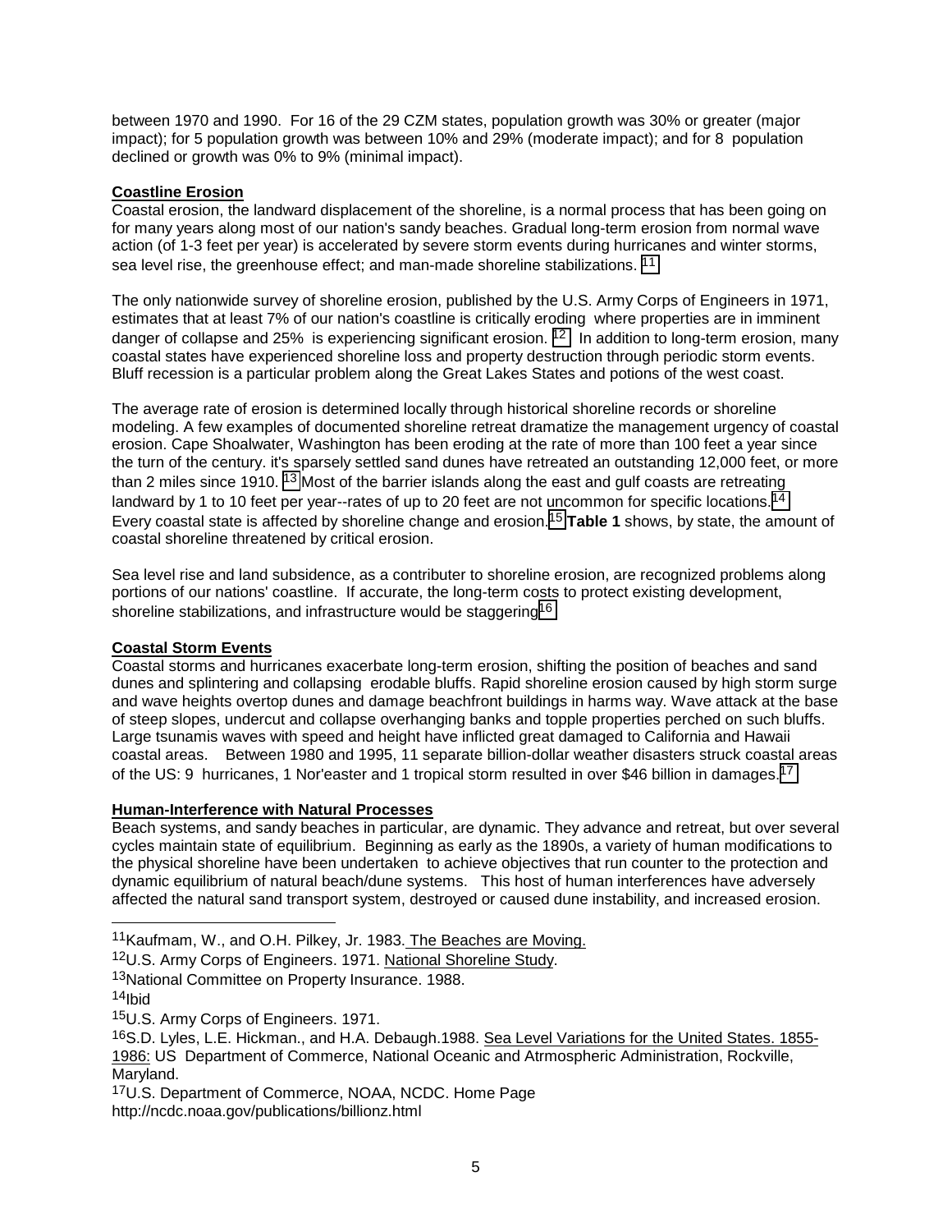between 1970 and 1990. For 16 of the 29 CZM states, population growth was 30% or greater (major impact); for 5 population growth was between 10% and 29% (moderate impact); and for 8 population declined or growth was 0% to 9% (minimal impact).

**Coastline Erosion**

Coastal erosion, the landward displacement of the shoreline, is a normal process that has been going on for many years along most of our nation's sandy beaches. Gradual long-term erosion from normal wave action (of 1-3 feet per year) is accelerated by severe storm events during hurricanes and winter storms, sea level rise, the greenhouse effect; and man-made shoreline stabilizations. [11]

The only nationwide survey of shoreline erosion, published by the U.S. Army Corps of Engineers in 1971, estimates that at least 7% of our nation's coastline is critically eroding where properties are in imminent danger of collapse and 25% is experiencing significant erosion. [12] In addition to long-term erosion, many coastal states have experienced shoreline loss and property destruction through periodic storm events. Bluff recession is a particular problem along the Great Lakes States and potions of the west coast.

The average rate of erosion is determined locally through historical shoreline records or shoreline modeling. A few examples of documented shoreline retreat dramatize the management urgency of coastal erosion. Cape Shoalwater, Washington has been eroding at the rate of more than 100 feet a year since the turn of the century. it's sparsely settled sand dunes have retreated an outstanding 12,000 feet, or more than 2 miles since 1910. [13] Most of the barrier islands along the east and gulf coasts are retreating landward by 1 to 10 feet per year--rates of up to 20 feet are not uncommon for specific locations.[14] Every coastal state is affected by shoreline change and erosion.[15] **Table 1** shows, by state, the amount of coastal shoreline threatened by critical erosion.

Sea level rise and land subsidence, as a contributer to shoreline erosion, are recognized problems along portions of our nations' coastline. If accurate, the long-term costs to protect existing development, shoreline stabilizations, and infrastructure would be staggering[16]

**Coastal Storm Events**

Coastal storms and hurricanes exacerbate long-term erosion, shifting the position of beaches and sand dunes and splintering and collapsing erodable bluffs. Rapid shoreline erosion caused by high storm surge and wave heights overtop dunes and damage beachfront buildings in harms way. Wave attack at the base of steep slopes, undercut and collapse overhanging banks and topple properties perched on such bluffs. Large tsunamis waves with speed and height have inflicted great damaged to California and Hawaii coastal areas. Between 1980 and 1995, 11 separate billion-dollar weather disasters struck coastal areas of the US: 9 hurricanes, 1 Nor'easter and 1 tropical storm resulted in over $46 billion in damages.[17]

**Human-Interference with Natural Processes**

Beach systems, and sandy beaches in particular, are dynamic. They advance and retreat, but over several cycles maintain state of equilibrium. Beginning as early as the 1890s, a variety of human modifications to the physical shoreline have been undertaken to achieve objectives that run counter to the protection and dynamic equilibrium of natural beach/dune systems. This host of human interferences have adversely affected the natural sand transport system, destroyed or caused dune instability, and increased erosion.

---

[11] Kaufmam, W., and O.H. Pilkey, Jr. 1983. The Beaches are Moving.

[12] U.S. Army Corps of Engineers. 1971. National Shoreline Study.

[13] National Committee on Property Insurance. 1988.

[14] Ibid

[15] U.S. Army Corps of Engineers. 1971.

[16] S.D. Lyles, L.E. Hickman., and H.A. Debaugh.1988. Sea Level Variations for the United States. 1855-1986: US Department of Commerce, National Oceanic and Atrmospheric Administration, Rockville, Maryland.

[17] U.S. Department of Commerce, NOAA, NCDC. Home Page http://ncdc.noaa.gov/publications/billionz.html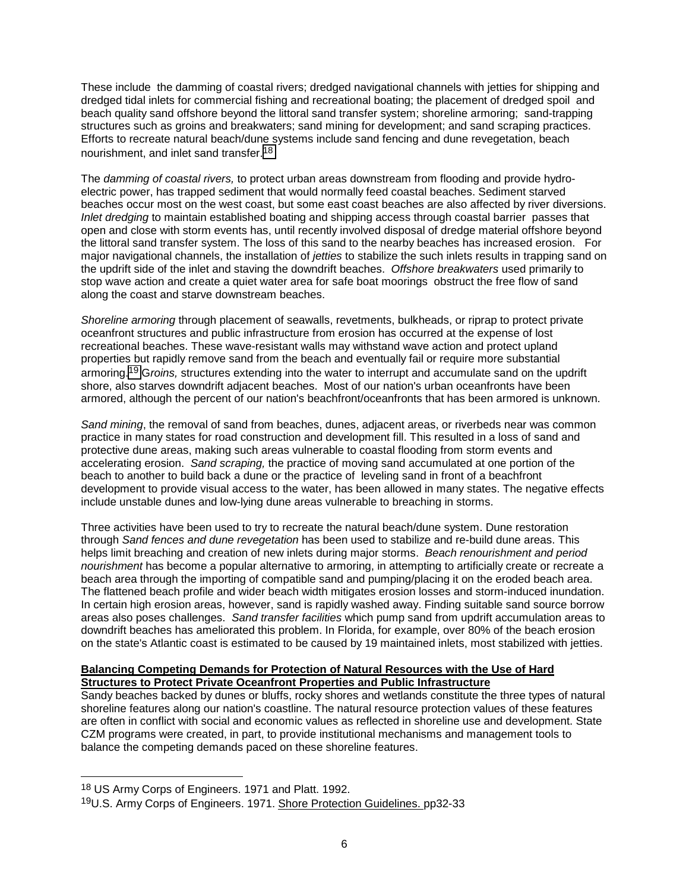These include the damming of coastal rivers; dredged navigational channels with jetties for shipping and dredged tidal inlets for commercial fishing and recreational boating; the placement of dredged spoil and beach quality sand offshore beyond the littoral sand transfer system; shoreline armoring; sand-trapping structures such as groins and breakwaters; sand mining for development; and sand scraping practices. Efforts to recreate natural beach/dune systems include sand fencing and dune revegetation, beach nourishment, and inlet sand transfer.[18]

The *damming of coastal rivers,* to protect urban areas downstream from flooding and provide hydro-electric power, has trapped sediment that would normally feed coastal beaches. Sediment starved beaches occur most on the west coast, but some east coast beaches are also affected by river diversions. *Inlet dredging* to maintain established boating and shipping access through coastal barrier passes that open and close with storm events has, until recently involved disposal of dredge material offshore beyond the littoral sand transfer system. The loss of this sand to the nearby beaches has increased erosion. For major navigational channels, the installation of *jetties* to stabilize the such inlets results in trapping sand on the updrift side of the inlet and staving the downdrift beaches. *Offshore breakwaters* used primarily to stop wave action and create a quiet water area for safe boat moorings obstruct the free flow of sand along the coast and starve downstream beaches.

*Shoreline armoring* through placement of seawalls, revetments, bulkheads, or riprap to protect private oceanfront structures and public infrastructure from erosion has occurred at the expense of lost recreational beaches. These wave-resistant walls may withstand wave action and protect upland properties but rapidly remove sand from the beach and eventually fail or require more substantial armoring.[19] G*roins,* structures extending into the water to interrupt and accumulate sand on the updrift shore, also starves downdrift adjacent beaches. Most of our nation's urban oceanfronts have been armored, although the percent of our nation's beachfront/oceanfronts that has been armored is unknown.

*Sand mining*, the removal of sand from beaches, dunes, adjacent areas, or riverbeds near was common practice in many states for road construction and development fill. This resulted in a loss of sand and protective dune areas, making such areas vulnerable to coastal flooding from storm events and accelerating erosion. *Sand scraping,* the practice of moving sand accumulated at one portion of the beach to another to build back a dune or the practice of leveling sand in front of a beachfront development to provide visual access to the water, has been allowed in many states. The negative effects include unstable dunes and low-lying dune areas vulnerable to breaching in storms.

Three activities have been used to try to recreate the natural beach/dune system. Dune restoration through *Sand fences and dune revegetation* has been used to stabilize and re-build dune areas. This helps limit breaching and creation of new inlets during major storms. *Beach renourishment and period nourishment* has become a popular alternative to armoring, in attempting to artificially create or recreate a beach area through the importing of compatible sand and pumping/placing it on the eroded beach area. The flattened beach profile and wider beach width mitigates erosion losses and storm-induced inundation. In certain high erosion areas, however, sand is rapidly washed away. Finding suitable sand source borrow areas also poses challenges. *Sand transfer facilities* which pump sand from updrift accumulation areas to downdrift beaches has ameliorated this problem. In Florida, for example, over 80% of the beach erosion on the state's Atlantic coast is estimated to be caused by 19 maintained inlets, most stabilized with jetties.

**Balancing Competing Demands for Protection of Natural Resources with the Use of Hard Structures to Protect Private Oceanfront Properties and Public Infrastructure**

Sandy beaches backed by dunes or bluffs, rocky shores and wetlands constitute the three types of natural shoreline features along our nation's coastline. The natural resource protection values of these features are often in conflict with social and economic values as reflected in shoreline use and development. State CZM programs were created, in part, to provide institutional mechanisms and management tools to balance the competing demands paced on these shoreline features.

---

[18] US Army Corps of Engineers. 1971 and Platt. 1992.

[19] U.S. Army Corps of Engineers. 1971. Shore Protection Guidelines. pp32-33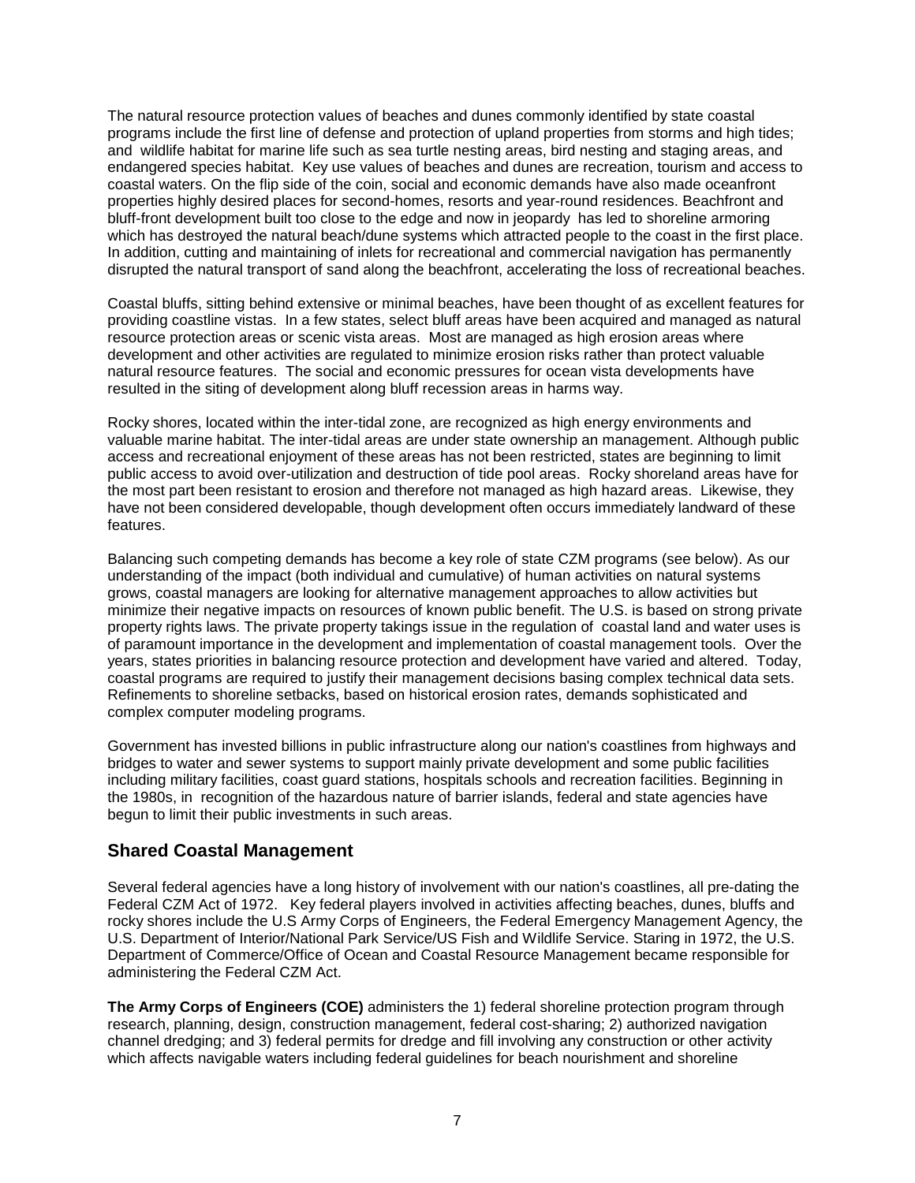The natural resource protection values of beaches and dunes commonly identified by state coastal programs include the first line of defense and protection of upland properties from storms and high tides; and wildlife habitat for marine life such as sea turtle nesting areas, bird nesting and staging areas, and endangered species habitat. Key use values of beaches and dunes are recreation, tourism and access to coastal waters. On the flip side of the coin, social and economic demands have also made oceanfront properties highly desired places for second-homes, resorts and year-round residences. Beachfront and bluff-front development built too close to the edge and now in jeopardy has led to shoreline armoring which has destroyed the natural beach/dune systems which attracted people to the coast in the first place. In addition, cutting and maintaining of inlets for recreational and commercial navigation has permanently disrupted the natural transport of sand along the beachfront, accelerating the loss of recreational beaches.

Coastal bluffs, sitting behind extensive or minimal beaches, have been thought of as excellent features for providing coastline vistas. In a few states, select bluff areas have been acquired and managed as natural resource protection areas or scenic vista areas. Most are managed as high erosion areas where development and other activities are regulated to minimize erosion risks rather than protect valuable natural resource features. The social and economic pressures for ocean vista developments have resulted in the siting of development along bluff recession areas in harms way.

Rocky shores, located within the inter-tidal zone, are recognized as high energy environments and valuable marine habitat. The inter-tidal areas are under state ownership an management. Although public access and recreational enjoyment of these areas has not been restricted, states are beginning to limit public access to avoid over-utilization and destruction of tide pool areas. Rocky shoreland areas have for the most part been resistant to erosion and therefore not managed as high hazard areas. Likewise, they have not been considered developable, though development often occurs immediately landward of these features.

Balancing such competing demands has become a key role of state CZM programs (see below). As our understanding of the impact (both individual and cumulative) of human activities on natural systems grows, coastal managers are looking for alternative management approaches to allow activities but minimize their negative impacts on resources of known public benefit. The U.S. is based on strong private property rights laws. The private property takings issue in the regulation of coastal land and water uses is of paramount importance in the development and implementation of coastal management tools. Over the years, states priorities in balancing resource protection and development have varied and altered. Today, coastal programs are required to justify their management decisions basing complex technical data sets. Refinements to shoreline setbacks, based on historical erosion rates, demands sophisticated and complex computer modeling programs.

Government has invested billions in public infrastructure along our nation's coastlines from highways and bridges to water and sewer systems to support mainly private development and some public facilities including military facilities, coast guard stations, hospitals schools and recreation facilities. Beginning in the 1980s, in recognition of the hazardous nature of barrier islands, federal and state agencies have begun to limit their public investments in such areas.

## Shared Coastal Management

Several federal agencies have a long history of involvement with our nation's coastlines, all pre-dating the Federal CZM Act of 1972. Key federal players involved in activities affecting beaches, dunes, bluffs and rocky shores include the U.S Army Corps of Engineers, the Federal Emergency Management Agency, the U.S. Department of Interior/National Park Service/US Fish and Wildlife Service. Staring in 1972, the U.S. Department of Commerce/Office of Ocean and Coastal Resource Management became responsible for administering the Federal CZM Act.

**The Army Corps of Engineers (COE)** administers the 1) federal shoreline protection program through research, planning, design, construction management, federal cost-sharing; 2) authorized navigation channel dredging; and 3) federal permits for dredge and fill involving any construction or other activity which affects navigable waters including federal guidelines for beach nourishment and shoreline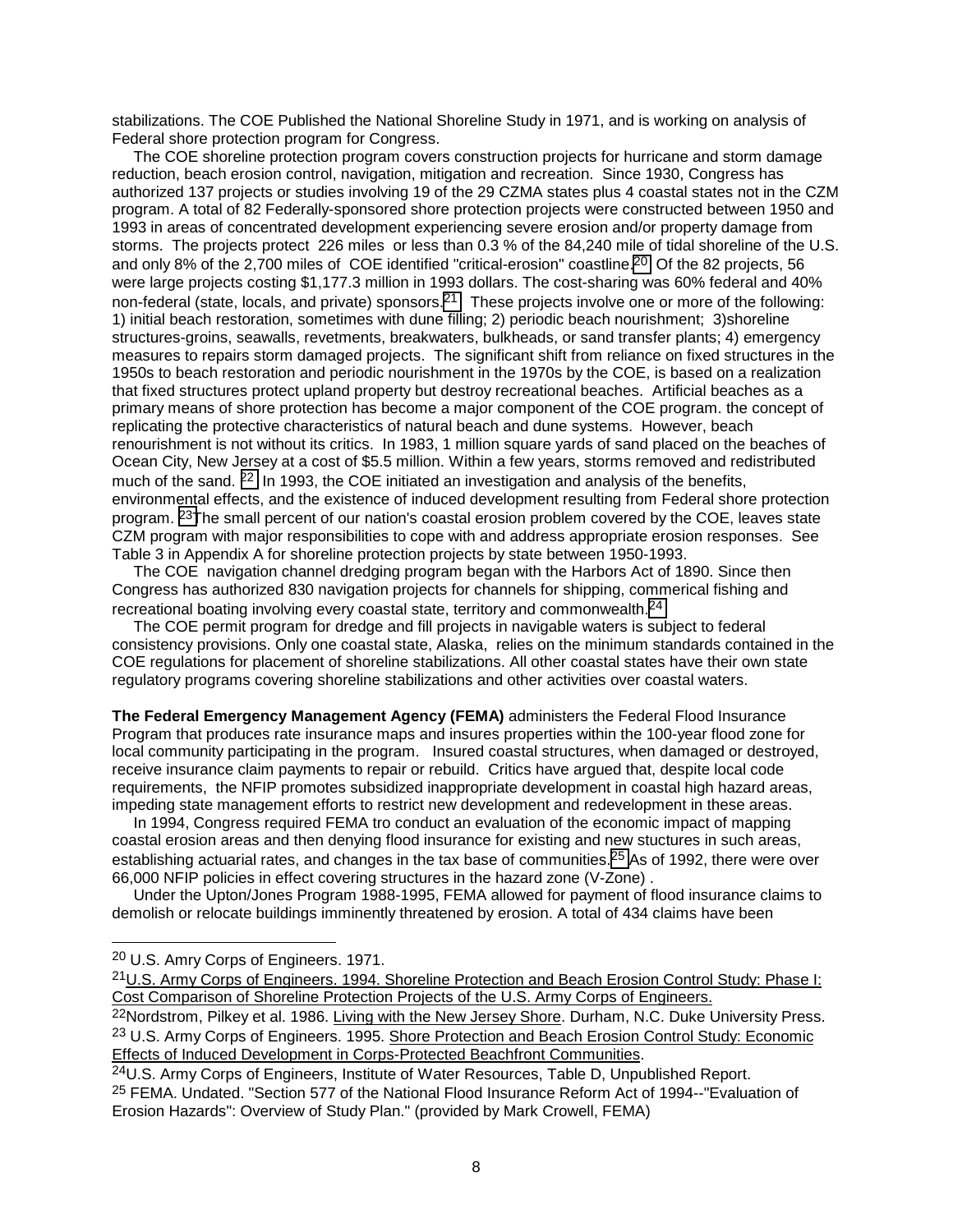stabilizations. The COE Published the National Shoreline Study in 1971, and is working on analysis of Federal shore protection program for Congress.

The COE shoreline protection program covers construction projects for hurricane and storm damage reduction, beach erosion control, navigation, mitigation and recreation. Since 1930, Congress has authorized 137 projects or studies involving 19 of the 29 CZMA states plus 4 coastal states not in the CZM program. A total of 82 Federally-sponsored shore protection projects were constructed between 1950 and 1993 in areas of concentrated development experiencing severe erosion and/or property damage from storms. The projects protect 226 miles or less than 0.3 % of the 84,240 mile of tidal shoreline of the U.S. and only 8% of the 2,700 miles of COE identified "critical-erosion" coastline.[20] Of the 82 projects, 56 were large projects costing $1,177.3 million in 1993 dollars. The cost-sharing was 60% federal and 40% non-federal (state, locals, and private) sponsors.[21] These projects involve one or more of the following: 1) initial beach restoration, sometimes with dune filling; 2) periodic beach nourishment; 3)shoreline structures-groins, seawalls, revetments, breakwaters, bulkheads, or sand transfer plants; 4) emergency measures to repairs storm damaged projects. The significant shift from reliance on fixed structures in the 1950s to beach restoration and periodic nourishment in the 1970s by the COE, is based on a realization that fixed structures protect upland property but destroy recreational beaches. Artificial beaches as a primary means of shore protection has become a major component of the COE program. the concept of replicating the protective characteristics of natural beach and dune systems. However, beach renourishment is not without its critics. In 1983, 1 million square yards of sand placed on the beaches of Ocean City, New Jersey at a cost of $5.5 million. Within a few years, storms removed and redistributed much of the sand. [22] In 1993, the COE initiated an investigation and analysis of the benefits, environmental effects, and the existence of induced development resulting from Federal shore protection program. [23]The small percent of our nation's coastal erosion problem covered by the COE, leaves state CZM program with major responsibilities to cope with and address appropriate erosion responses. See Table 3 in Appendix A for shoreline protection projects by state between 1950-1993.

The COE navigation channel dredging program began with the Harbors Act of 1890. Since then Congress has authorized 830 navigation projects for channels for shipping, commerical fishing and recreational boating involving every coastal state, territory and commonwealth.[24]

The COE permit program for dredge and fill projects in navigable waters is subject to federal consistency provisions. Only one coastal state, Alaska, relies on the minimum standards contained in the COE regulations for placement of shoreline stabilizations. All other coastal states have their own state regulatory programs covering shoreline stabilizations and other activities over coastal waters.

**The Federal Emergency Management Agency (FEMA)** administers the Federal Flood Insurance Program that produces rate insurance maps and insures properties within the 100-year flood zone for local community participating in the program. Insured coastal structures, when damaged or destroyed, receive insurance claim payments to repair or rebuild. Critics have argued that, despite local code requirements, the NFIP promotes subsidized inappropriate development in coastal high hazard areas, impeding state management efforts to restrict new development and redevelopment in these areas.

In 1994, Congress required FEMA tro conduct an evaluation of the economic impact of mapping coastal erosion areas and then denying flood insurance for existing and new stuctures in such areas, establishing actuarial rates, and changes in the tax base of communities.[25] As of 1992, there were over 66,000 NFIP policies in effect covering structures in the hazard zone (V-Zone) .

Under the Upton/Jones Program 1988-1995, FEMA allowed for payment of flood insurance claims to demolish or relocate buildings imminently threatened by erosion. A total of 434 claims have been

---

[20] U.S. Amry Corps of Engineers. 1971.

[21] U.S. Army Corps of Engineers. 1994. Shoreline Protection and Beach Erosion Control Study: Phase I: Cost Comparison of Shoreline Protection Projects of the U.S. Army Corps of Engineers.

[22] Nordstrom, Pilkey et al. 1986. Living with the New Jersey Shore. Durham, N.C. Duke University Press.

[23] U.S. Army Corps of Engineers. 1995. Shore Protection and Beach Erosion Control Study: Economic Effects of Induced Development in Corps-Protected Beachfront Communities.

[24] U.S. Army Corps of Engineers, Institute of Water Resources, Table D, Unpublished Report.

[25] FEMA. Undated. "Section 577 of the National Flood Insurance Reform Act of 1994--"Evaluation of Erosion Hazards": Overview of Study Plan." (provided by Mark Crowell, FEMA)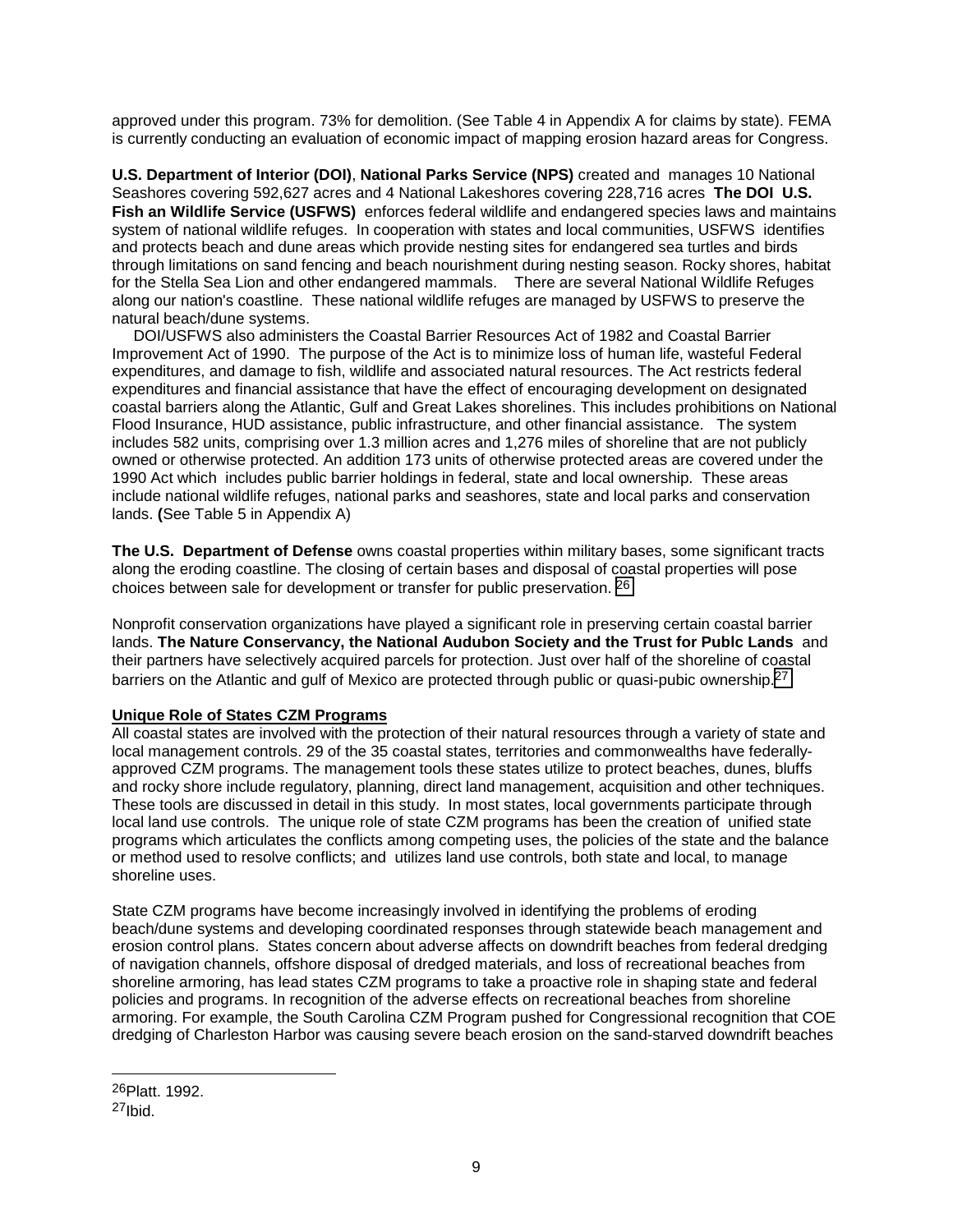approved under this program. 73% for demolition. (See Table 4 in Appendix A for claims by state). FEMA is currently conducting an evaluation of economic impact of mapping erosion hazard areas for Congress.

**U.S. Department of Interior (DOI)**, **National Parks Service (NPS)** created and manages 10 National Seashores covering 592,627 acres and 4 National Lakeshores covering 228,716 acres **The DOI U.S. Fish an Wildlife Service (USFWS)** enforces federal wildlife and endangered species laws and maintains system of national wildlife refuges. In cooperation with states and local communities, USFWS identifies and protects beach and dune areas which provide nesting sites for endangered sea turtles and birds through limitations on sand fencing and beach nourishment during nesting season. Rocky shores, habitat for the Stella Sea Lion and other endangered mammals. There are several National Wildlife Refuges along our nation's coastline. These national wildlife refuges are managed by USFWS to preserve the natural beach/dune systems.

DOI/USFWS also administers the Coastal Barrier Resources Act of 1982 and Coastal Barrier Improvement Act of 1990. The purpose of the Act is to minimize loss of human life, wasteful Federal expenditures, and damage to fish, wildlife and associated natural resources. The Act restricts federal expenditures and financial assistance that have the effect of encouraging development on designated coastal barriers along the Atlantic, Gulf and Great Lakes shorelines. This includes prohibitions on National Flood Insurance, HUD assistance, public infrastructure, and other financial assistance. The system includes 582 units, comprising over 1.3 million acres and 1,276 miles of shoreline that are not publicly owned or otherwise protected. An addition 173 units of otherwise protected areas are covered under the 1990 Act which includes public barrier holdings in federal, state and local ownership. These areas include national wildlife refuges, national parks and seashores, state and local parks and conservation lands. **(**See Table 5 in Appendix A)

**The U.S. Department of Defense** owns coastal properties within military bases, some significant tracts along the eroding coastline. The closing of certain bases and disposal of coastal properties will pose choices between sale for development or transfer for public preservation. [26]

Nonprofit conservation organizations have played a significant role in preserving certain coastal barrier lands. **The Nature Conservancy, the National Audubon Society and the Trust for Publc Lands** and their partners have selectively acquired parcels for protection. Just over half of the shoreline of coastal barriers on the Atlantic and gulf of Mexico are protected through public or quasi-pubic ownership.[27]

**Unique Role of States CZM Programs**

All coastal states are involved with the protection of their natural resources through a variety of state and local management controls. 29 of the 35 coastal states, territories and commonwealths have federally-approved CZM programs. The management tools these states utilize to protect beaches, dunes, bluffs and rocky shore include regulatory, planning, direct land management, acquisition and other techniques. These tools are discussed in detail in this study. In most states, local governments participate through local land use controls. The unique role of state CZM programs has been the creation of unified state programs which articulates the conflicts among competing uses, the policies of the state and the balance or method used to resolve conflicts; and utilizes land use controls, both state and local, to manage shoreline uses.

State CZM programs have become increasingly involved in identifying the problems of eroding beach/dune systems and developing coordinated responses through statewide beach management and erosion control plans. States concern about adverse affects on downdrift beaches from federal dredging of navigation channels, offshore disposal of dredged materials, and loss of recreational beaches from shoreline armoring, has lead states CZM programs to take a proactive role in shaping state and federal policies and programs. In recognition of the adverse effects on recreational beaches from shoreline armoring. For example, the South Carolina CZM Program pushed for Congressional recognition that COE dredging of Charleston Harbor was causing severe beach erosion on the sand-starved downdrift beaches

[26] Platt. 1992.
[27] Ibid.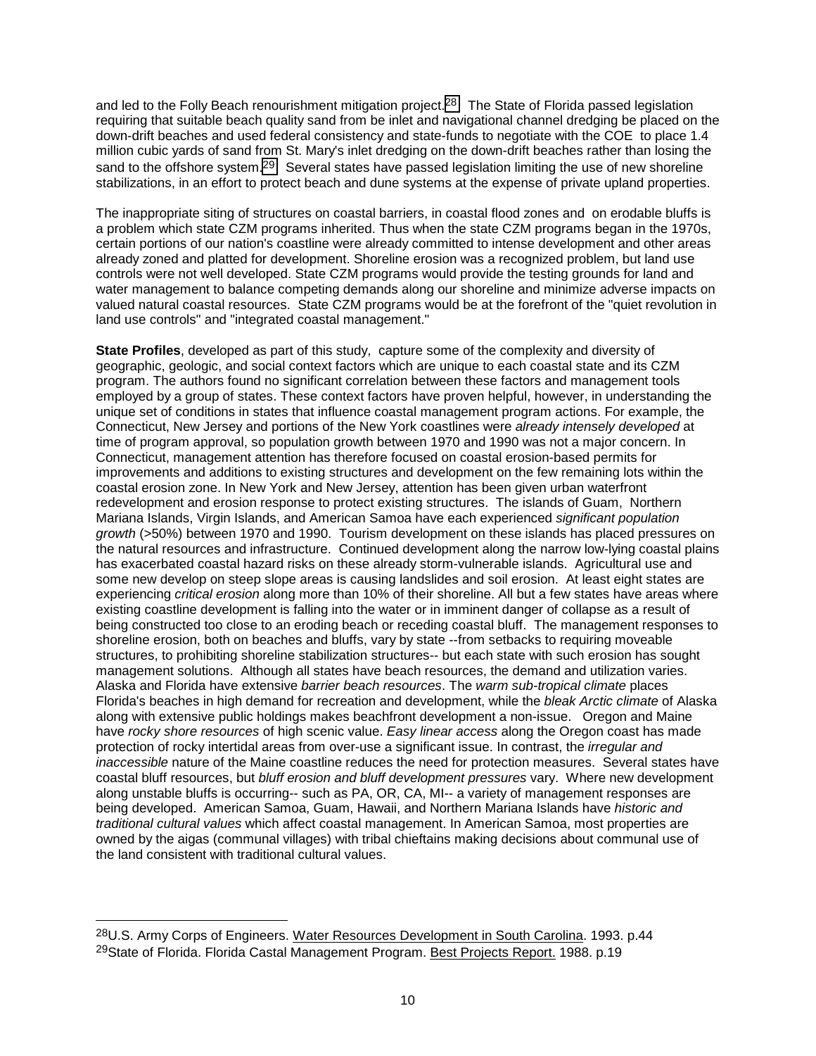and led to the Folly Beach renourishment mitigation project.[28] The State of Florida passed legislation requiring that suitable beach quality sand from be inlet and navigational channel dredging be placed on the down-drift beaches and used federal consistency and state-funds to negotiate with the COE to place 1.4 million cubic yards of sand from St. Mary's inlet dredging on the down-drift beaches rather than losing the sand to the offshore system.[29] Several states have passed legislation limiting the use of new shoreline stabilizations, in an effort to protect beach and dune systems at the expense of private upland properties.

The inappropriate siting of structures on coastal barriers, in coastal flood zones and on erodable bluffs is a problem which state CZM programs inherited. Thus when the state CZM programs began in the 1970s, certain portions of our nation's coastline were already committed to intense development and other areas already zoned and platted for development. Shoreline erosion was a recognized problem, but land use controls were not well developed. State CZM programs would provide the testing grounds for land and water management to balance competing demands along our shoreline and minimize adverse impacts on valued natural coastal resources. State CZM programs would be at the forefront of the "quiet revolution in land use controls" and "integrated coastal management."

**State Profiles**, developed as part of this study, capture some of the complexity and diversity of geographic, geologic, and social context factors which are unique to each coastal state and its CZM program. The authors found no significant correlation between these factors and management tools employed by a group of states. These context factors have proven helpful, however, in understanding the unique set of conditions in states that influence coastal management program actions. For example, the Connecticut, New Jersey and portions of the New York coastlines were *already intensely developed* at time of program approval, so population growth between 1970 and 1990 was not a major concern. In Connecticut, management attention has therefore focused on coastal erosion-based permits for improvements and additions to existing structures and development on the few remaining lots within the coastal erosion zone. In New York and New Jersey, attention has been given urban waterfront redevelopment and erosion response to protect existing structures. The islands of Guam, Northern Mariana Islands, Virgin Islands, and American Samoa have each experienced *significant population growth* (>50%) between 1970 and 1990. Tourism development on these islands has placed pressures on the natural resources and infrastructure. Continued development along the narrow low-lying coastal plains has exacerbated coastal hazard risks on these already storm-vulnerable islands. Agricultural use and some new develop on steep slope areas is causing landslides and soil erosion. At least eight states are experiencing *critical erosion* along more than 10% of their shoreline. All but a few states have areas where existing coastline development is falling into the water or in imminent danger of collapse as a result of being constructed too close to an eroding beach or receding coastal bluff. The management responses to shoreline erosion, both on beaches and bluffs, vary by state --from setbacks to requiring moveable structures, to prohibiting shoreline stabilization structures-- but each state with such erosion has sought management solutions. Although all states have beach resources, the demand and utilization varies. Alaska and Florida have extensive *barrier beach resources*. The *warm sub-tropical climate* places Florida's beaches in high demand for recreation and development, while the *bleak Arctic climate* of Alaska along with extensive public holdings makes beachfront development a non-issue. Oregon and Maine have *rocky shore resources* of high scenic value. *Easy linear access* along the Oregon coast has made protection of rocky intertidal areas from over-use a significant issue. In contrast, the *irregular and inaccessible* nature of the Maine coastline reduces the need for protection measures. Several states have coastal bluff resources, but *bluff erosion and bluff development pressures* vary. Where new development along unstable bluffs is occurring-- such as PA, OR, CA, MI-- a variety of management responses are being developed. American Samoa, Guam, Hawaii, and Northern Mariana Islands have *historic and traditional cultural values* which affect coastal management. In American Samoa, most properties are owned by the aigas (communal villages) with tribal chieftains making decisions about communal use of the land consistent with traditional cultural values.

---

[28] U.S. Army Corps of Engineers. Water Resources Development in South Carolina. 1993. p.44

[29] State of Florida. Florida Castal Management Program. Best Projects Report. 1988. p.19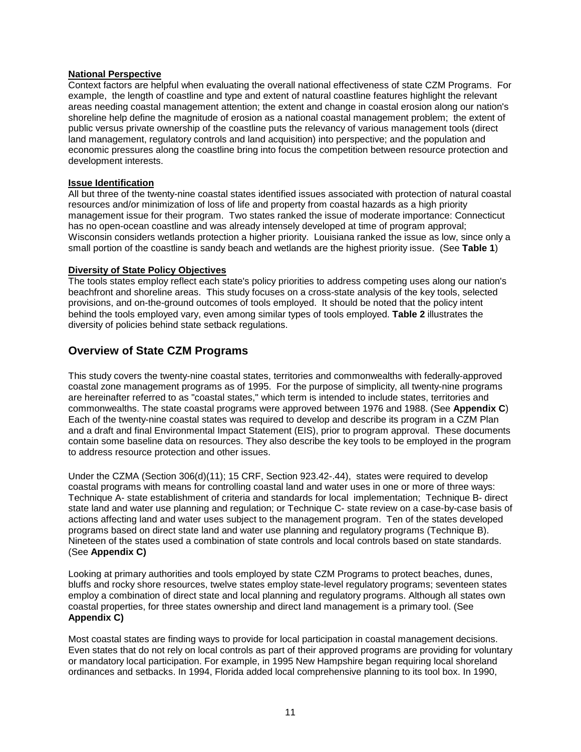**National Perspective**

Context factors are helpful when evaluating the overall national effectiveness of state CZM Programs. For example, the length of coastline and type and extent of natural coastline features highlight the relevant areas needing coastal management attention; the extent and change in coastal erosion along our nation's shoreline help define the magnitude of erosion as a national coastal management problem; the extent of public versus private ownership of the coastline puts the relevancy of various management tools (direct land management, regulatory controls and land acquisition) into perspective; and the population and economic pressures along the coastline bring into focus the competition between resource protection and development interests.

**Issue Identification**

All but three of the twenty-nine coastal states identified issues associated with protection of natural coastal resources and/or minimization of loss of life and property from coastal hazards as a high priority management issue for their program. Two states ranked the issue of moderate importance: Connecticut has no open-ocean coastline and was already intensely developed at time of program approval; Wisconsin considers wetlands protection a higher priority. Louisiana ranked the issue as low, since only a small portion of the coastline is sandy beach and wetlands are the highest priority issue. (See **Table 1**)

**Diversity of State Policy Objectives**

The tools states employ reflect each state's policy priorities to address competing uses along our nation's beachfront and shoreline areas. This study focuses on a cross-state analysis of the key tools, selected provisions, and on-the-ground outcomes of tools employed. It should be noted that the policy intent behind the tools employed vary, even among similar types of tools employed. **Table 2** illustrates the diversity of policies behind state setback regulations.

## Overview of State CZM Programs

This study covers the twenty-nine coastal states, territories and commonwealths with federally-approved coastal zone management programs as of 1995. For the purpose of simplicity, all twenty-nine programs are hereinafter referred to as "coastal states," which term is intended to include states, territories and commonwealths. The state coastal programs were approved between 1976 and 1988. (See **Appendix C**) Each of the twenty-nine coastal states was required to develop and describe its program in a CZM Plan and a draft and final Environmental Impact Statement (EIS), prior to program approval. These documents contain some baseline data on resources. They also describe the key tools to be employed in the program to address resource protection and other issues.

Under the CZMA (Section 306(d)(11); 15 CRF, Section 923.42-.44), states were required to develop coastal programs with means for controlling coastal land and water uses in one or more of three ways: Technique A- state establishment of criteria and standards for local implementation; Technique B- direct state land and water use planning and regulation; or Technique C- state review on a case-by-case basis of actions affecting land and water uses subject to the management program. Ten of the states developed programs based on direct state land and water use planning and regulatory programs (Technique B). Nineteen of the states used a combination of state controls and local controls based on state standards. (See **Appendix C)**

Looking at primary authorities and tools employed by state CZM Programs to protect beaches, dunes, bluffs and rocky shore resources, twelve states employ state-level regulatory programs; seventeen states employ a combination of direct state and local planning and regulatory programs. Although all states own coastal properties, for three states ownership and direct land management is a primary tool. (See **Appendix C)**

Most coastal states are finding ways to provide for local participation in coastal management decisions. Even states that do not rely on local controls as part of their approved programs are providing for voluntary or mandatory local participation. For example, in 1995 New Hampshire began requiring local shoreland ordinances and setbacks. In 1994, Florida added local comprehensive planning to its tool box. In 1990,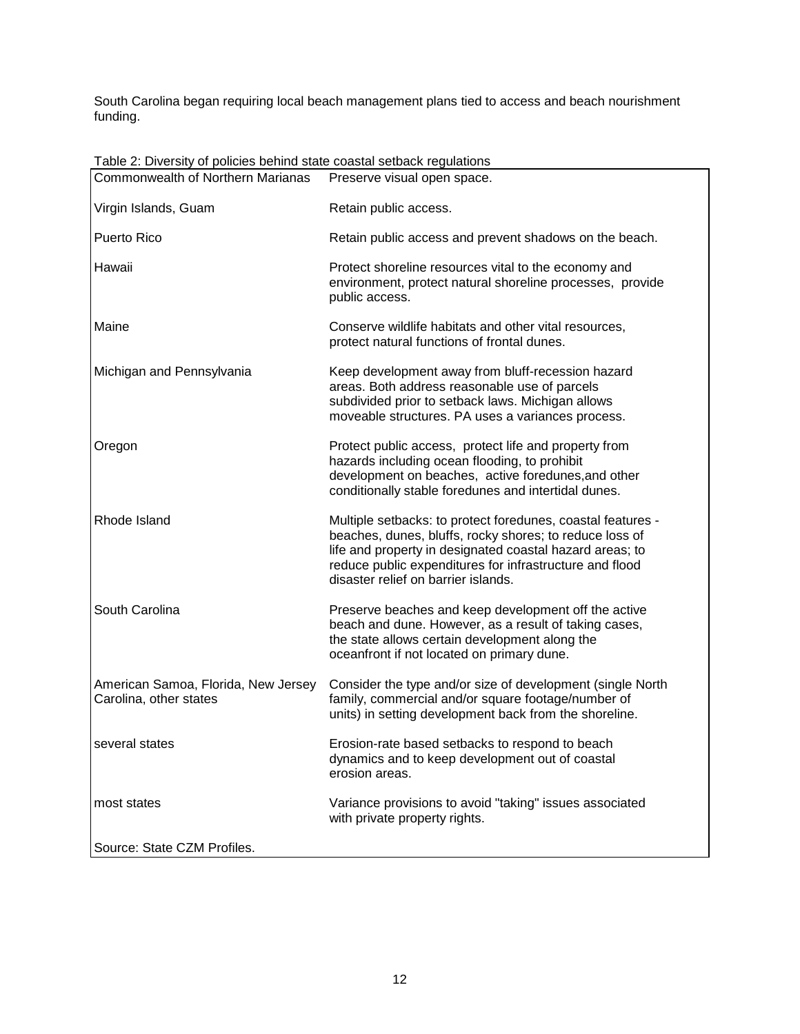South Carolina began requiring local beach management plans tied to access and beach nourishment funding.

Table 2: Diversity of policies behind state coastal setback regulations

| | |
|---|---|
| Commonwealth of Northern Marianas | Preserve visual open space. |
| Virgin Islands, Guam | Retain public access. |
| Puerto Rico | Retain public access and prevent shadows on the beach. |
| Hawaii | Protect shoreline resources vital to the economy and environment, protect natural shoreline processes, provide public access. |
| Maine | Conserve wildlife habitats and other vital resources, protect natural functions of frontal dunes. |
| Michigan and Pennsylvania | Keep development away from bluff-recession hazard areas. Both address reasonable use of parcels subdivided prior to setback laws. Michigan allows moveable structures. PA uses a variances process. |
| Oregon | Protect public access, protect life and property from hazards including ocean flooding, to prohibit development on beaches, active foredunes,and other conditionally stable foredunes and intertidal dunes. |
| Rhode Island | Multiple setbacks: to protect foredunes, coastal features - beaches, dunes, bluffs, rocky shores; to reduce loss of life and property in designated coastal hazard areas; to reduce public expenditures for infrastructure and flood disaster relief on barrier islands. |
| South Carolina | Preserve beaches and keep development off the active beach and dune. However, as a result of taking cases, the state allows certain development along the oceanfront if not located on primary dune. |
| American Samoa, Florida, New Jersey North Carolina, other states | Consider the type and/or size of development (single family, commercial and/or square footage/number of units) in setting development back from the shoreline. |
| several states | Erosion-rate based setbacks to respond to beach dynamics and to keep development out of coastal erosion areas. |
| most states | Variance provisions to avoid "taking" issues associated with private property rights. |

Source: State CZM Profiles.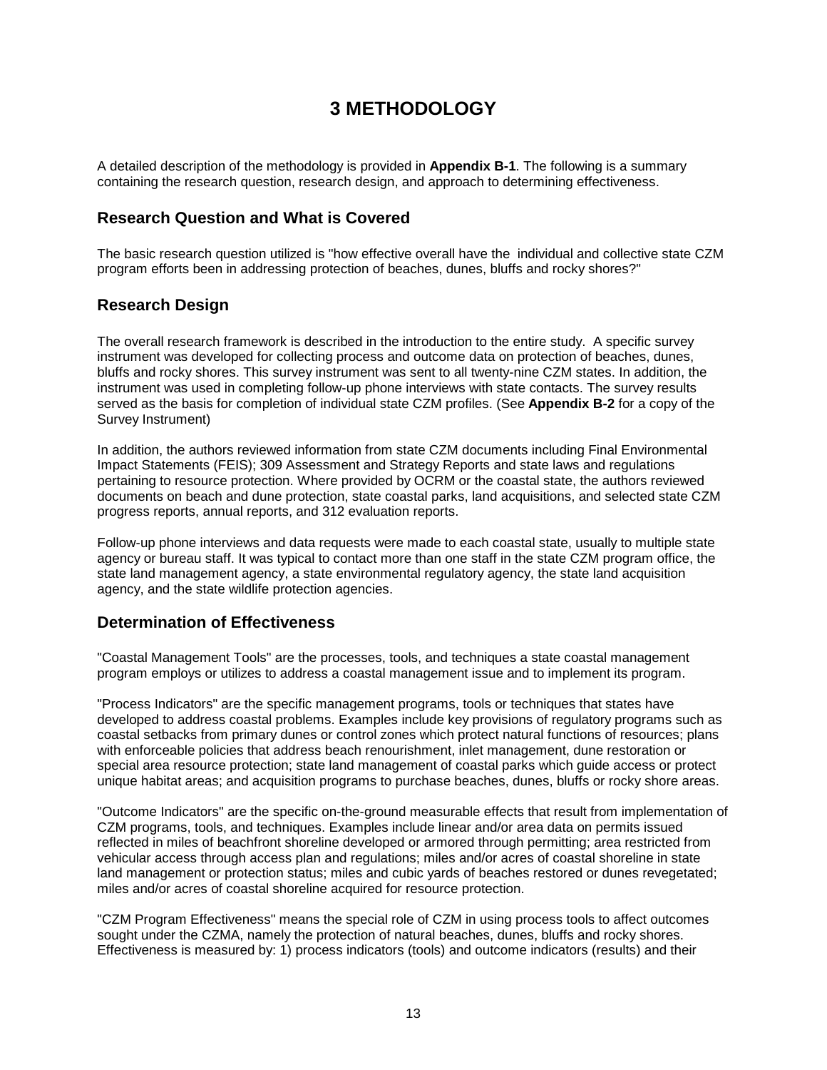# 3 METHODOLOGY

A detailed description of the methodology is provided in **Appendix B-1**. The following is a summary containing the research question, research design, and approach to determining effectiveness.

## Research Question and What is Covered

The basic research question utilized is "how effective overall have the individual and collective state CZM program efforts been in addressing protection of beaches, dunes, bluffs and rocky shores?"

## Research Design

The overall research framework is described in the introduction to the entire study. A specific survey instrument was developed for collecting process and outcome data on protection of beaches, dunes, bluffs and rocky shores. This survey instrument was sent to all twenty-nine CZM states. In addition, the instrument was used in completing follow-up phone interviews with state contacts. The survey results served as the basis for completion of individual state CZM profiles. (See **Appendix B-2** for a copy of the Survey Instrument)

In addition, the authors reviewed information from state CZM documents including Final Environmental Impact Statements (FEIS); 309 Assessment and Strategy Reports and state laws and regulations pertaining to resource protection. Where provided by OCRM or the coastal state, the authors reviewed documents on beach and dune protection, state coastal parks, land acquisitions, and selected state CZM progress reports, annual reports, and 312 evaluation reports.

Follow-up phone interviews and data requests were made to each coastal state, usually to multiple state agency or bureau staff. It was typical to contact more than one staff in the state CZM program office, the state land management agency, a state environmental regulatory agency, the state land acquisition agency, and the state wildlife protection agencies.

## Determination of Effectiveness

"Coastal Management Tools" are the processes, tools, and techniques a state coastal management program employs or utilizes to address a coastal management issue and to implement its program.

"Process Indicators" are the specific management programs, tools or techniques that states have developed to address coastal problems. Examples include key provisions of regulatory programs such as coastal setbacks from primary dunes or control zones which protect natural functions of resources; plans with enforceable policies that address beach renourishment, inlet management, dune restoration or special area resource protection; state land management of coastal parks which guide access or protect unique habitat areas; and acquisition programs to purchase beaches, dunes, bluffs or rocky shore areas.

"Outcome Indicators" are the specific on-the-ground measurable effects that result from implementation of CZM programs, tools, and techniques. Examples include linear and/or area data on permits issued reflected in miles of beachfront shoreline developed or armored through permitting; area restricted from vehicular access through access plan and regulations; miles and/or acres of coastal shoreline in state land management or protection status; miles and cubic yards of beaches restored or dunes revegetated; miles and/or acres of coastal shoreline acquired for resource protection.

"CZM Program Effectiveness" means the special role of CZM in using process tools to affect outcomes sought under the CZMA, namely the protection of natural beaches, dunes, bluffs and rocky shores. Effectiveness is measured by: 1) process indicators (tools) and outcome indicators (results) and their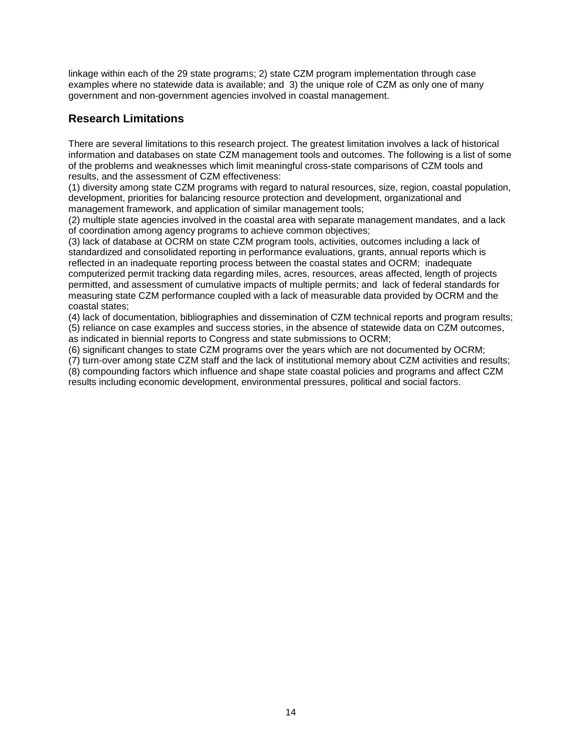linkage within each of the 29 state programs; 2) state CZM program implementation through case examples where no statewide data is available; and 3) the unique role of CZM as only one of many government and non-government agencies involved in coastal management.

## Research Limitations

There are several limitations to this research project. The greatest limitation involves a lack of historical information and databases on state CZM management tools and outcomes. The following is a list of some of the problems and weaknesses which limit meaningful cross-state comparisons of CZM tools and results, and the assessment of CZM effectiveness:

(1) diversity among state CZM programs with regard to natural resources, size, region, coastal population, development, priorities for balancing resource protection and development, organizational and management framework, and application of similar management tools;

(2) multiple state agencies involved in the coastal area with separate management mandates, and a lack of coordination among agency programs to achieve common objectives;

(3) lack of database at OCRM on state CZM program tools, activities, outcomes including a lack of standardized and consolidated reporting in performance evaluations, grants, annual reports which is reflected in an inadequate reporting process between the coastal states and OCRM; inadequate computerized permit tracking data regarding miles, acres, resources, areas affected, length of projects permitted, and assessment of cumulative impacts of multiple permits; and lack of federal standards for measuring state CZM performance coupled with a lack of measurable data provided by OCRM and the coastal states;

(4) lack of documentation, bibliographies and dissemination of CZM technical reports and program results;

(5) reliance on case examples and success stories, in the absence of statewide data on CZM outcomes, as indicated in biennial reports to Congress and state submissions to OCRM;

(6) significant changes to state CZM programs over the years which are not documented by OCRM;

(7) turn-over among state CZM staff and the lack of institutional memory about CZM activities and results;

(8) compounding factors which influence and shape state coastal policies and programs and affect CZM results including economic development, environmental pressures, political and social factors.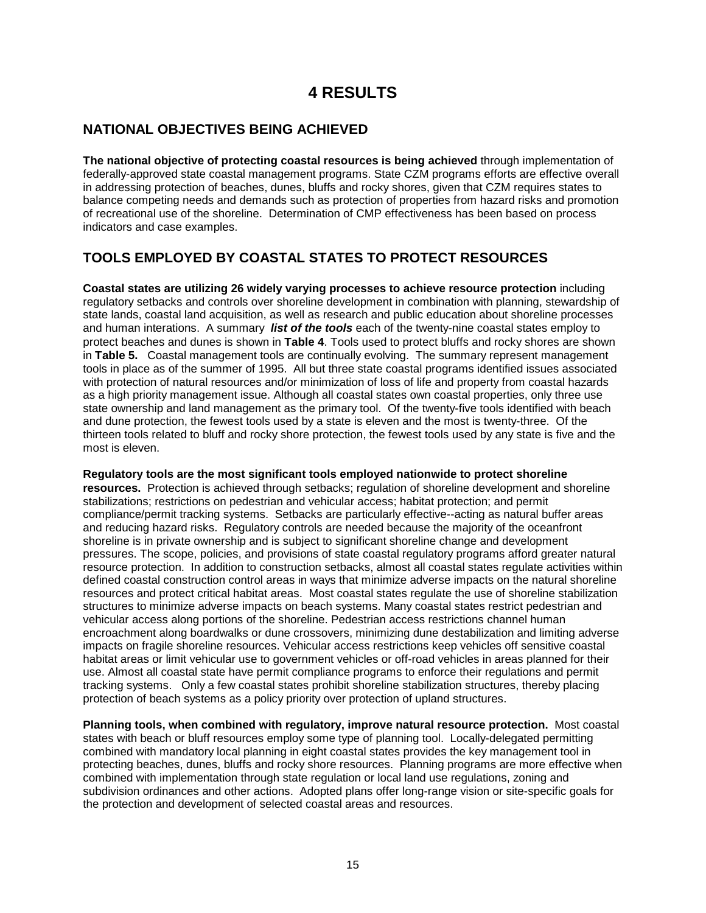# 4 RESULTS

## NATIONAL OBJECTIVES BEING ACHIEVED

**The national objective of protecting coastal resources is being achieved** through implementation of federally-approved state coastal management programs. State CZM programs efforts are effective overall in addressing protection of beaches, dunes, bluffs and rocky shores, given that CZM requires states to balance competing needs and demands such as protection of properties from hazard risks and promotion of recreational use of the shoreline. Determination of CMP effectiveness has been based on process indicators and case examples.

## TOOLS EMPLOYED BY COASTAL STATES TO PROTECT RESOURCES

**Coastal states are utilizing 26 widely varying processes to achieve resource protection** including regulatory setbacks and controls over shoreline development in combination with planning, stewardship of state lands, coastal land acquisition, as well as research and public education about shoreline processes and human interations. A summary ***list of the tools*** each of the twenty-nine coastal states employ to protect beaches and dunes is shown in **Table 4**. Tools used to protect bluffs and rocky shores are shown in **Table 5.** Coastal management tools are continually evolving. The summary represent management tools in place as of the summer of 1995. All but three state coastal programs identified issues associated with protection of natural resources and/or minimization of loss of life and property from coastal hazards as a high priority management issue. Although all coastal states own coastal properties, only three use state ownership and land management as the primary tool. Of the twenty-five tools identified with beach and dune protection, the fewest tools used by a state is eleven and the most is twenty-three. Of the thirteen tools related to bluff and rocky shore protection, the fewest tools used by any state is five and the most is eleven.

**Regulatory tools are the most significant tools employed nationwide to protect shoreline resources.** Protection is achieved through setbacks; regulation of shoreline development and shoreline stabilizations; restrictions on pedestrian and vehicular access; habitat protection; and permit compliance/permit tracking systems. Setbacks are particularly effective--acting as natural buffer areas and reducing hazard risks. Regulatory controls are needed because the majority of the oceanfront shoreline is in private ownership and is subject to significant shoreline change and development pressures. The scope, policies, and provisions of state coastal regulatory programs afford greater natural resource protection. In addition to construction setbacks, almost all coastal states regulate activities within defined coastal construction control areas in ways that minimize adverse impacts on the natural shoreline resources and protect critical habitat areas. Most coastal states regulate the use of shoreline stabilization structures to minimize adverse impacts on beach systems. Many coastal states restrict pedestrian and vehicular access along portions of the shoreline. Pedestrian access restrictions channel human encroachment along boardwalks or dune crossovers, minimizing dune destabilization and limiting adverse impacts on fragile shoreline resources. Vehicular access restrictions keep vehicles off sensitive coastal habitat areas or limit vehicular use to government vehicles or off-road vehicles in areas planned for their use. Almost all coastal state have permit compliance programs to enforce their regulations and permit tracking systems. Only a few coastal states prohibit shoreline stabilization structures, thereby placing protection of beach systems as a policy priority over protection of upland structures.

**Planning tools, when combined with regulatory, improve natural resource protection.** Most coastal states with beach or bluff resources employ some type of planning tool. Locally-delegated permitting combined with mandatory local planning in eight coastal states provides the key management tool in protecting beaches, dunes, bluffs and rocky shore resources. Planning programs are more effective when combined with implementation through state regulation or local land use regulations, zoning and subdivision ordinances and other actions. Adopted plans offer long-range vision or site-specific goals for the protection and development of selected coastal areas and resources.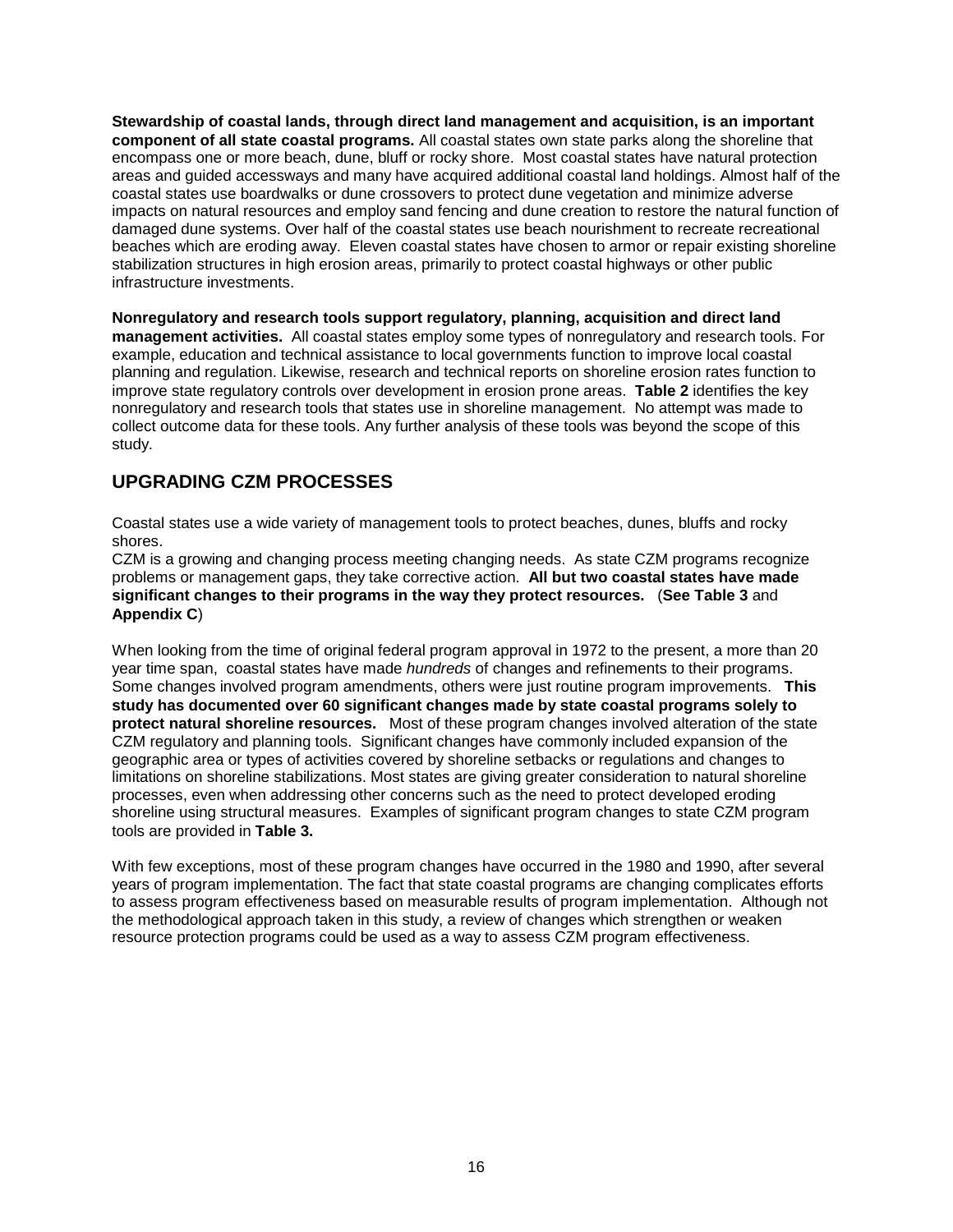**Stewardship of coastal lands, through direct land management and acquisition, is an important component of all state coastal programs.** All coastal states own state parks along the shoreline that encompass one or more beach, dune, bluff or rocky shore. Most coastal states have natural protection areas and guided accessways and many have acquired additional coastal land holdings. Almost half of the coastal states use boardwalks or dune crossovers to protect dune vegetation and minimize adverse impacts on natural resources and employ sand fencing and dune creation to restore the natural function of damaged dune systems. Over half of the coastal states use beach nourishment to recreate recreational beaches which are eroding away. Eleven coastal states have chosen to armor or repair existing shoreline stabilization structures in high erosion areas, primarily to protect coastal highways or other public infrastructure investments.

**Nonregulatory and research tools support regulatory, planning, acquisition and direct land management activities.** All coastal states employ some types of nonregulatory and research tools. For example, education and technical assistance to local governments function to improve local coastal planning and regulation. Likewise, research and technical reports on shoreline erosion rates function to improve state regulatory controls over development in erosion prone areas. **Table 2** identifies the key nonregulatory and research tools that states use in shoreline management. No attempt was made to collect outcome data for these tools. Any further analysis of these tools was beyond the scope of this study.

## UPGRADING CZM PROCESSES

Coastal states use a wide variety of management tools to protect beaches, dunes, bluffs and rocky shores.

CZM is a growing and changing process meeting changing needs. As state CZM programs recognize problems or management gaps, they take corrective action. **All but two coastal states have made significant changes to their programs in the way they protect resources.** (**See Table 3** and **Appendix C**)

When looking from the time of original federal program approval in 1972 to the present, a more than 20 year time span, coastal states have made *hundreds* of changes and refinements to their programs. Some changes involved program amendments, others were just routine program improvements. **This study has documented over 60 significant changes made by state coastal programs solely to protect natural shoreline resources.** Most of these program changes involved alteration of the state CZM regulatory and planning tools. Significant changes have commonly included expansion of the geographic area or types of activities covered by shoreline setbacks or regulations and changes to limitations on shoreline stabilizations. Most states are giving greater consideration to natural shoreline processes, even when addressing other concerns such as the need to protect developed eroding shoreline using structural measures. Examples of significant program changes to state CZM program tools are provided in **Table 3.**

With few exceptions, most of these program changes have occurred in the 1980 and 1990, after several years of program implementation. The fact that state coastal programs are changing complicates efforts to assess program effectiveness based on measurable results of program implementation. Although not the methodological approach taken in this study, a review of changes which strengthen or weaken resource protection programs could be used as a way to assess CZM program effectiveness.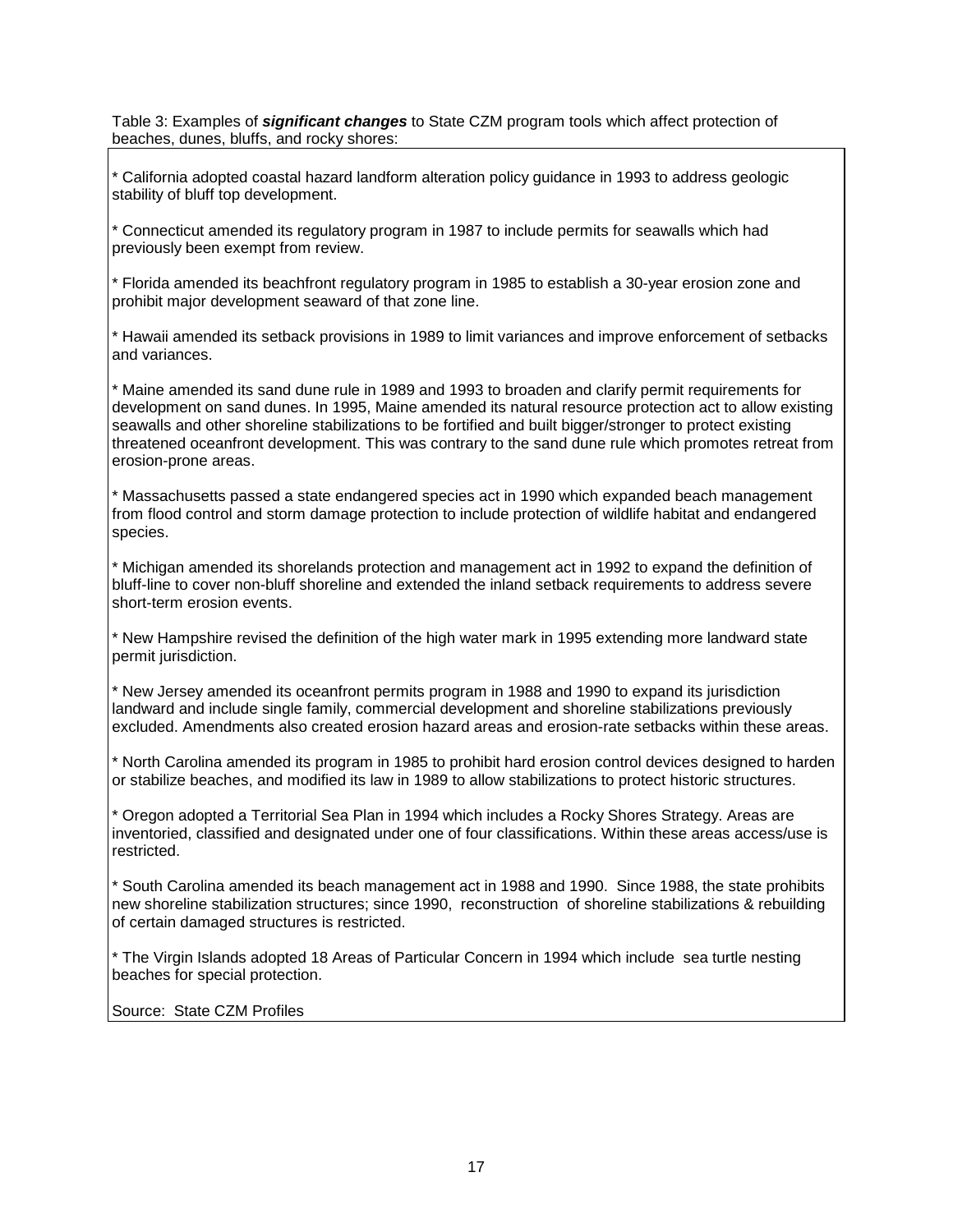Table 3: Examples of ***significant changes*** to State CZM program tools which affect protection of beaches, dunes, bluffs, and rocky shores:

* California adopted coastal hazard landform alteration policy guidance in 1993 to address geologic stability of bluff top development.

* Connecticut amended its regulatory program in 1987 to include permits for seawalls which had previously been exempt from review.

* Florida amended its beachfront regulatory program in 1985 to establish a 30-year erosion zone and prohibit major development seaward of that zone line.

* Hawaii amended its setback provisions in 1989 to limit variances and improve enforcement of setbacks and variances.

* Maine amended its sand dune rule in 1989 and 1993 to broaden and clarify permit requirements for development on sand dunes. In 1995, Maine amended its natural resource protection act to allow existing seawalls and other shoreline stabilizations to be fortified and built bigger/stronger to protect existing threatened oceanfront development. This was contrary to the sand dune rule which promotes retreat from erosion-prone areas.

* Massachusetts passed a state endangered species act in 1990 which expanded beach management from flood control and storm damage protection to include protection of wildlife habitat and endangered species.

* Michigan amended its shorelands protection and management act in 1992 to expand the definition of bluff-line to cover non-bluff shoreline and extended the inland setback requirements to address severe short-term erosion events.

* New Hampshire revised the definition of the high water mark in 1995 extending more landward state permit jurisdiction.

* New Jersey amended its oceanfront permits program in 1988 and 1990 to expand its jurisdiction landward and include single family, commercial development and shoreline stabilizations previously excluded. Amendments also created erosion hazard areas and erosion-rate setbacks within these areas.

* North Carolina amended its program in 1985 to prohibit hard erosion control devices designed to harden or stabilize beaches, and modified its law in 1989 to allow stabilizations to protect historic structures.

* Oregon adopted a Territorial Sea Plan in 1994 which includes a Rocky Shores Strategy. Areas are inventoried, classified and designated under one of four classifications. Within these areas access/use is restricted.

* South Carolina amended its beach management act in 1988 and 1990. Since 1988, the state prohibits new shoreline stabilization structures; since 1990, reconstruction of shoreline stabilizations & rebuilding of certain damaged structures is restricted.

* The Virgin Islands adopted 18 Areas of Particular Concern in 1994 which include sea turtle nesting beaches for special protection.

Source: State CZM Profiles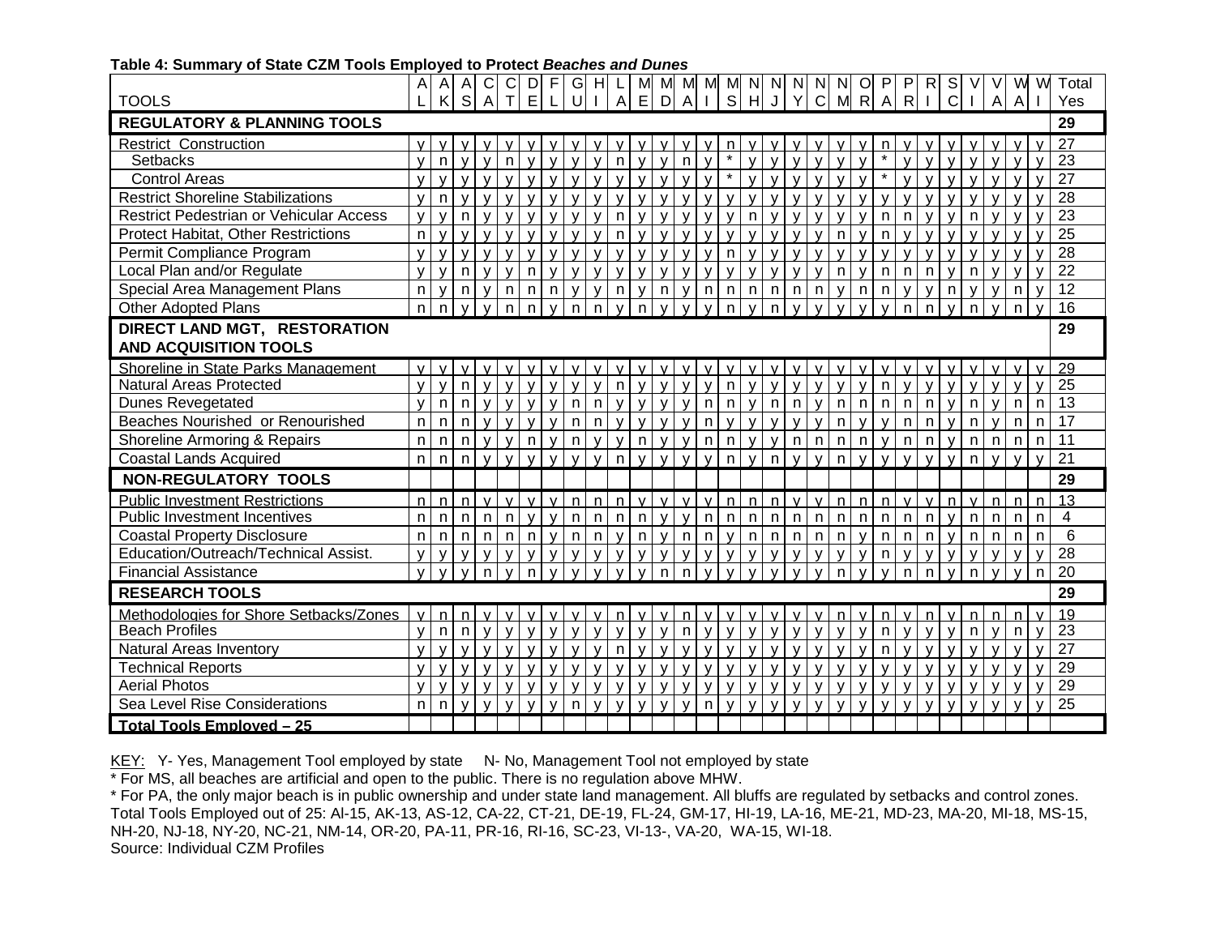**Table 4: Summary of State CZM Tools Employed to Protect *Beaches and Dunes***

| TOOLS | AL | AK | AS | CA | CT | DE | FL | GU | HI | LA | ME | MD | MA | MI | MS | NH | NJ | NY | NC | NM | OR | PA | PR | RI | SC | VI | VA | WA | WI | Total Yes |
|---|---|---|---|---|---|---|---|---|---|---|---|---|---|---|---|---|---|---|---|---|---|---|---|---|---|---|---|---|---|---|
| **REGULATORY & PLANNING TOOLS** | | | | | | | | | | | | | | | | | | | | | | | | | | | | | | **29** |
| Restrict Construction | y | y | y | y | y | y | y | y | y | y | y | y | y | y | n | y | y | y | y | y | y | n | y | y | y | y | y | y | y | 27 |
| Setbacks | y | n | y | y | n | y | y | y | y | n | y | y | n | y | * | y | y | y | y | y | y | * | y | y | y | y | y | y | y | 23 |
| Control Areas | y | y | y | y | y | y | y | y | y | y | y | y | y | y | * | y | y | y | y | y | y | * | y | y | y | y | y | y | y | 27 |
| Restrict Shoreline Stabilizations | y | n | y | y | y | y | y | y | y | y | y | y | y | y | y | y | y | y | y | y | y | y | y | y | y | y | y | y | y | 28 |
| Restrict Pedestrian or Vehicular Access | y | y | n | y | y | y | y | y | y | n | y | y | y | y | y | n | y | y | y | y | y | n | n | y | y | n | y | y | y | 23 |
| Protect Habitat, Other Restrictions | n | y | y | y | y | y | y | y | y | n | y | y | y | y | y | y | y | y | y | n | y | n | y | y | y | y | y | y | y | 25 |
| Permit Compliance Program | y | y | y | y | y | y | y | y | y | y | y | y | y | y | n | y | y | y | y | y | y | y | y | y | y | y | y | y | y | 28 |
| Local Plan and/or Regulate | y | y | n | y | y | n | y | y | y | y | y | y | y | y | y | y | y | y | y | n | y | n | n | n | y | n | y | y | y | 22 |
| Special Area Management Plans | n | y | n | y | n | n | n | y | y | n | y | n | y | n | n | n | n | n | n | y | n | n | y | y | n | y | y | n | y | 12 |
| Other Adopted Plans | n | n | y | y | n | n | y | n | n | y | n | y | y | y | n | y | n | y | y | y | y | y | n | n | y | n | y | n | y | 16 |
| **DIRECT LAND MGT, RESTORATION AND ACQUISITION TOOLS** | | | | | | | | | | | | | | | | | | | | | | | | | | | | | | **29** |
| Shoreline in State Parks Management | y | y | y | y | y | y | y | y | y | y | y | y | y | y | y | y | y | y | y | y | y | y | y | y | y | y | y | y | y | 29 |
| Natural Areas Protected | y | y | n | y | y | y | y | y | y | n | y | y | y | y | n | y | y | y | y | y | y | n | y | y | y | y | y | y | y | 25 |
| Dunes Revegetated | y | n | n | y | y | y | y | n | n | y | y | y | y | n | n | y | n | n | y | n | n | n | n | n | y | n | y | n | n | 13 |
| Beaches Nourished or Renourished | n | n | n | y | y | y | y | n | n | y | y | y | y | n | y | y | y | y | y | n | y | y | n | n | y | n | y | n | n | 17 |
| Shoreline Armoring & Repairs | n | n | n | y | y | n | y | n | y | y | n | y | y | n | n | y | y | n | n | n | n | y | n | n | y | n | n | n | n | 11 |
| Coastal Lands Acquired | n | n | n | y | y | y | y | y | y | n | y | y | y | y | n | y | n | y | y | n | y | y | y | y | y | n | y | y | y | 21 |
| **NON-REGULATORY TOOLS** | | | | | | | | | | | | | | | | | | | | | | | | | | | | | | **29** |
| Public Investment Restrictions | n | n | n | y | y | y | y | n | n | n | y | y | y | y | n | n | n | y | y | n | n | n | y | y | n | y | n | n | n | 13 |
| Public Investment Incentives | n | n | n | n | n | y | y | n | n | n | n | y | y | n | n | n | n | n | n | n | n | n | n | n | y | n | n | n | n | 4 |
| Coastal Property Disclosure | n | n | n | n | n | n | y | n | n | y | n | y | n | n | y | n | n | n | n | n | y | n | n | n | y | n | n | n | n | 6 |
| Education/Outreach/Technical Assist. | y | y | y | y | y | y | y | y | y | y | y | y | y | y | y | y | y | y | y | y | y | n | y | y | y | y | y | y | y | 28 |
| Financial Assistance | y | y | y | n | y | n | y | y | y | y | y | n | n | y | y | y | y | y | y | n | y | y | n | n | y | n | y | y | n | 20 |
| **RESEARCH TOOLS** | | | | | | | | | | | | | | | | | | | | | | | | | | | | | | **29** |
| Methodologies for Shore Setbacks/Zones | y | n | n | y | y | y | y | y | y | n | y | y | n | y | y | y | y | y | y | n | y | n | y | n | y | n | n | n | y | 19 |
| Beach Profiles | y | n | n | y | y | y | y | y | y | y | y | y | y | n | y | y | y | y | y | y | y | n | y | y | y | n | y | n | y | 23 |
| Natural Areas Inventory | y | y | y | y | y | y | y | y | y | n | y | y | y | y | y | y | y | y | y | y | y | n | y | y | y | y | y | y | y | 27 |
| Technical Reports | y | y | y | y | y | y | y | y | y | y | y | y | y | y | y | y | y | y | y | y | y | y | y | y | y | y | y | y | y | 29 |
| Aerial Photos | y | y | y | y | y | y | y | y | y | y | y | y | y | y | y | y | y | y | y | y | y | y | y | y | y | y | y | y | y | 29 |
| Sea Level Rise Considerations | n | n | y | y | y | y | y | n | y | y | y | y | y | y | n | y | y | y | y | y | y | y | y | y | y | y | y | y | y | 25 |
| **Total Tools Employed – 25** | | | | | | | | | | | | | | | | | | | | | | | | | | | | | | |

KEY: Y- Yes, Management Tool employed by state N- No, Management Tool not employed by state

* For MS, all beaches are artificial and open to the public. There is no regulation above MHW.

* For PA, the only major beach is in public ownership and under state land management. All bluffs are regulated by setbacks and control zones.

Total Tools Employed out of 25: Al-15, AK-13, AS-12, CA-22, CT-21, DE-19, FL-24, GM-17, HI-19, LA-16, ME-21, MD-23, MA-20, MI-18, MS-15, NH-20, NJ-18, NY-20, NC-21, NM-14, OR-20, PA-11, PR-16, RI-16, SC-23, VI-13-, VA-20, WA-15, WI-18.

Source: Individual CZM Profiles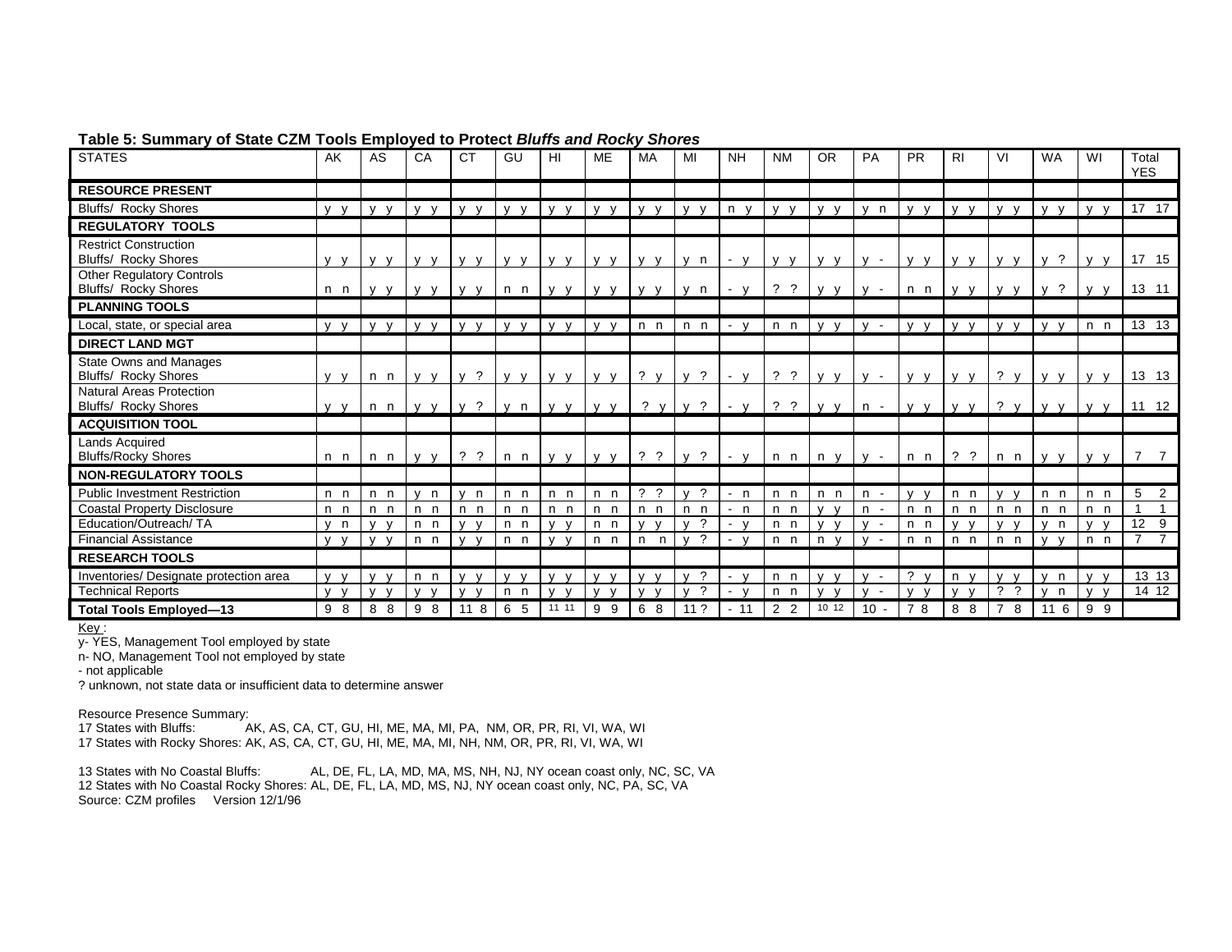**Table 5: Summary of State CZM Tools Employed to Protect *Bluffs and Rocky Shores***

| STATES | AK | AS | CA | CT | GU | HI | ME | MA | MI | NH | NM | OR | PA | PR | RI | VI | WA | WI | Total YES |
|---|---|---|---|---|---|---|---|---|---|---|---|---|---|---|---|---|---|---|---|
| **RESOURCE PRESENT** | | | | | | | | | | | | | | | | | | | |
| Bluffs/ Rocky Shores | y y | y y | y y | y y | y y | y y | y y | y y | y y | n y | y y | y y | y n | y y | y y | y y | y y | y y | 17 17 |
| **REGULATORY TOOLS** | | | | | | | | | | | | | | | | | | | |
| Restrict Construction Bluffs/ Rocky Shores | y y | y y | y y | y y | y y | y y | y y | y y | y n | - y | y y | y y | y - | y y | y y | y y | y ? | y y | 17 15 |
| Other Regulatory Controls Bluffs/ Rocky Shores | n n | y y | y y | y y | n n | y y | y y | y y | y n | - y | ? ? | y y | y - | n n | y y | y y | y ? | y y | 13 11 |
| **PLANNING TOOLS** | | | | | | | | | | | | | | | | | | | |
| Local, state, or special area | y y | y y | y y | y y | y y | y y | y y | n n | n n | - y | n n | y y | y - | y y | y y | y y | y y | n n | 13 13 |
| **DIRECT LAND MGT** | | | | | | | | | | | | | | | | | | | |
| State Owns and Manages Bluffs/ Rocky Shores | y y | n n | y y | y ? | y y | y y | y y | ? y | y ? | - y | ? ? | y y | y - | y y | y y | ? y | y y | y y | 13 13 |
| Natural Areas Protection Bluffs/ Rocky Shores | y y | n n | y y | y ? | y n | y y | y y | ? y | y ? | - y | ? ? | y y | n - | y y | y y | ? y | y y | y y | 11 12 |
| **ACQUISITION TOOL** | | | | | | | | | | | | | | | | | | | |
| Lands Acquired Bluffs/Rocky Shores | n n | n n | y y | ? ? | n n | y y | y y | ? ? | y ? | - y | n n | n y | y - | n n | ? ? | n n | y y | y y | 7 7 |
| **NON-REGULATORY TOOLS** | | | | | | | | | | | | | | | | | | | |
| Public Investment Restriction | n n | n n | y n | y n | n n | n n | n n | ? ? | y ? | - n | n n | n n | n - | y y | n n | y y | n n | n n | 5 2 |
| Coastal Property Disclosure | n n | n n | n n | n n | n n | n n | n n | n n | n n | - n | n n | y y | n - | n n | n n | n n | n n | n n | 1 1 |
| Education/Outreach/ TA | y n | y y | n n | y y | n n | y y | n n | y y | y ? | - y | n n | y y | y - | n n | y y | y y | y n | y y | 12 9 |
| Financial Assistance | y y | y y | n n | y y | n n | y y | n n | n n | y ? | - y | n n | n y | y - | n n | n n | n n | y y | n n | 7 7 |
| **RESEARCH TOOLS** | | | | | | | | | | | | | | | | | | | |
| Inventories/ Designate protection area | y y | y y | n n | y y | y y | y y | y y | y y | y ? | - y | n n | y y | y - | ? y | n y | y y | y n | y y | 13 13 |
| Technical Reports | y y | y y | y y | y y | n n | y y | y y | y y | y ? | - y | n n | y y | y - | y y | y y | ? ? | y n | y y | 14 12 |
| **Total Tools Employed—13** | 9 8 | 8 8 | 9 8 | 11 8 | 6 5 | 11 11 | 9 9 | 6 8 | 11 ? | - 11 | 2 2 | 10 12 | 10 - | 7 8 | 8 8 | 7 8 | 11 6 | 9 9 | |

Key :
y- YES, Management Tool employed by state
n- NO, Management Tool not employed by state
- not applicable
? unknown, not state data or insufficient data to determine answer

Resource Presence Summary:
17 States with Bluffs: AK, AS, CA, CT, GU, HI, ME, MA, MI, PA, NM, OR, PR, RI, VI, WA, WI
17 States with Rocky Shores: AK, AS, CA, CT, GU, HI, ME, MA, MI, NH, NM, OR, PR, RI, VI, WA, WI

13 States with No Coastal Bluffs: AL, DE, FL, LA, MD, MA, MS, NH, NJ, NY ocean coast only, NC, SC, VA
12 States with No Coastal Rocky Shores: AL, DE, FL, LA, MD, MS, NJ, NY ocean coast only, NC, PA, SC, VA
Source: CZM profiles Version 12/1/96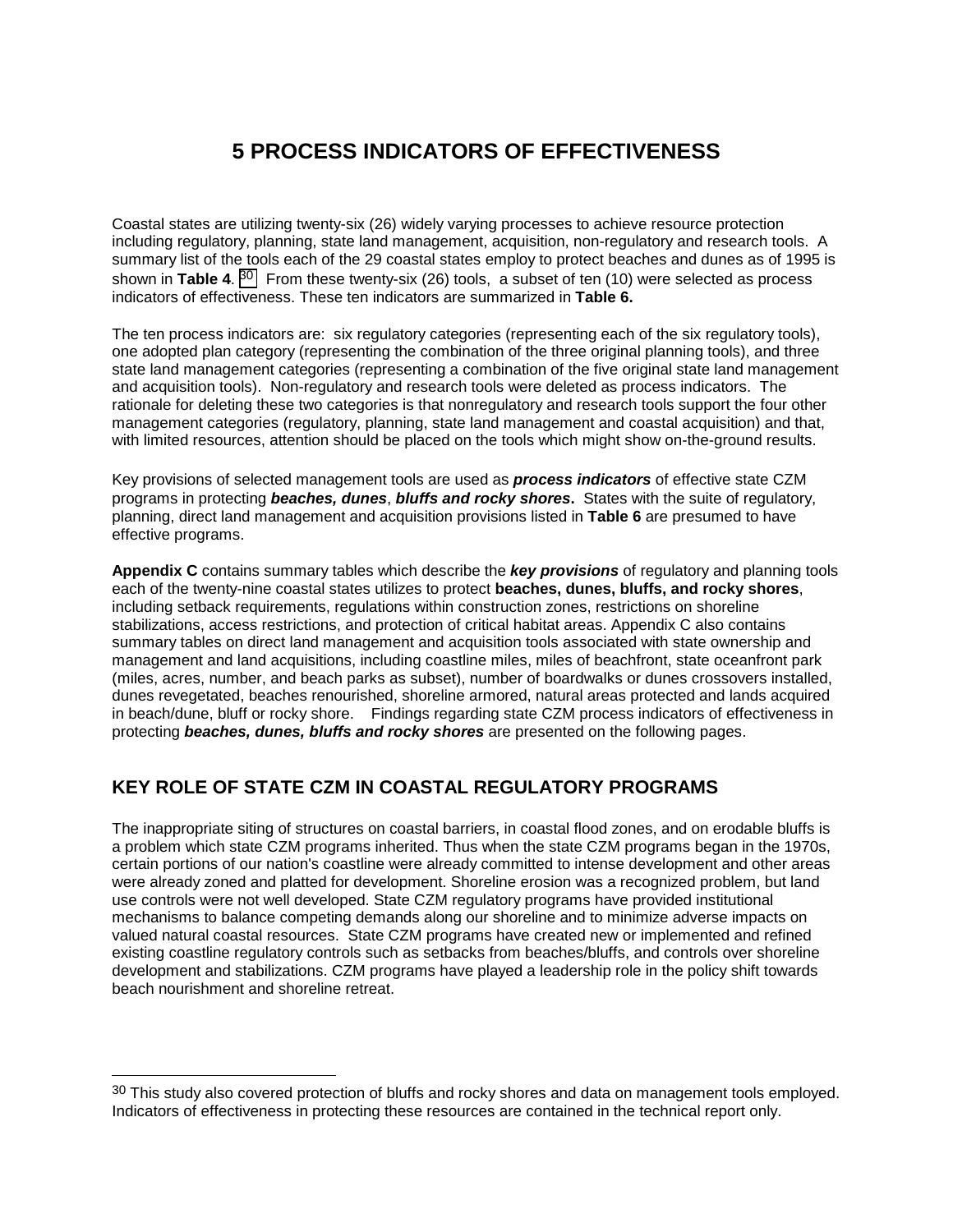# 5 PROCESS INDICATORS OF EFFECTIVENESS

Coastal states are utilizing twenty-six (26) widely varying processes to achieve resource protection including regulatory, planning, state land management, acquisition, non-regulatory and research tools. A summary list of the tools each of the 29 coastal states employ to protect beaches and dunes as of 1995 is shown in **Table 4**.[30] From these twenty-six (26) tools, a subset of ten (10) were selected as process indicators of effectiveness. These ten indicators are summarized in **Table 6.**

The ten process indicators are: six regulatory categories (representing each of the six regulatory tools), one adopted plan category (representing the combination of the three original planning tools), and three state land management categories (representing a combination of the five original state land management and acquisition tools). Non-regulatory and research tools were deleted as process indicators. The rationale for deleting these two categories is that nonregulatory and research tools support the four other management categories (regulatory, planning, state land management and coastal acquisition) and that, with limited resources, attention should be placed on the tools which might show on-the-ground results.

Key provisions of selected management tools are used as ***process indicators*** of effective state CZM programs in protecting ***beaches, dunes***, ***bluffs and rocky shores*****.** States with the suite of regulatory, planning, direct land management and acquisition provisions listed in **Table 6** are presumed to have effective programs.

**Appendix C** contains summary tables which describe the ***key provisions*** of regulatory and planning tools each of the twenty-nine coastal states utilizes to protect **beaches, dunes, bluffs, and rocky shores**, including setback requirements, regulations within construction zones, restrictions on shoreline stabilizations, access restrictions, and protection of critical habitat areas. Appendix C also contains summary tables on direct land management and acquisition tools associated with state ownership and management and land acquisitions, including coastline miles, miles of beachfront, state oceanfront park (miles, acres, number, and beach parks as subset), number of boardwalks or dunes crossovers installed, dunes revegetated, beaches renourished, shoreline armored, natural areas protected and lands acquired in beach/dune, bluff or rocky shore. Findings regarding state CZM process indicators of effectiveness in protecting ***beaches, dunes, bluffs and rocky shores*** are presented on the following pages.

## KEY ROLE OF STATE CZM IN COASTAL REGULATORY PROGRAMS

The inappropriate siting of structures on coastal barriers, in coastal flood zones, and on erodable bluffs is a problem which state CZM programs inherited. Thus when the state CZM programs began in the 1970s, certain portions of our nation's coastline were already committed to intense development and other areas were already zoned and platted for development. Shoreline erosion was a recognized problem, but land use controls were not well developed. State CZM regulatory programs have provided institutional mechanisms to balance competing demands along our shoreline and to minimize adverse impacts on valued natural coastal resources. State CZM programs have created new or implemented and refined existing coastline regulatory controls such as setbacks from beaches/bluffs, and controls over shoreline development and stabilizations. CZM programs have played a leadership role in the policy shift towards beach nourishment and shoreline retreat.

[30] This study also covered protection of bluffs and rocky shores and data on management tools employed. Indicators of effectiveness in protecting these resources are contained in the technical report only.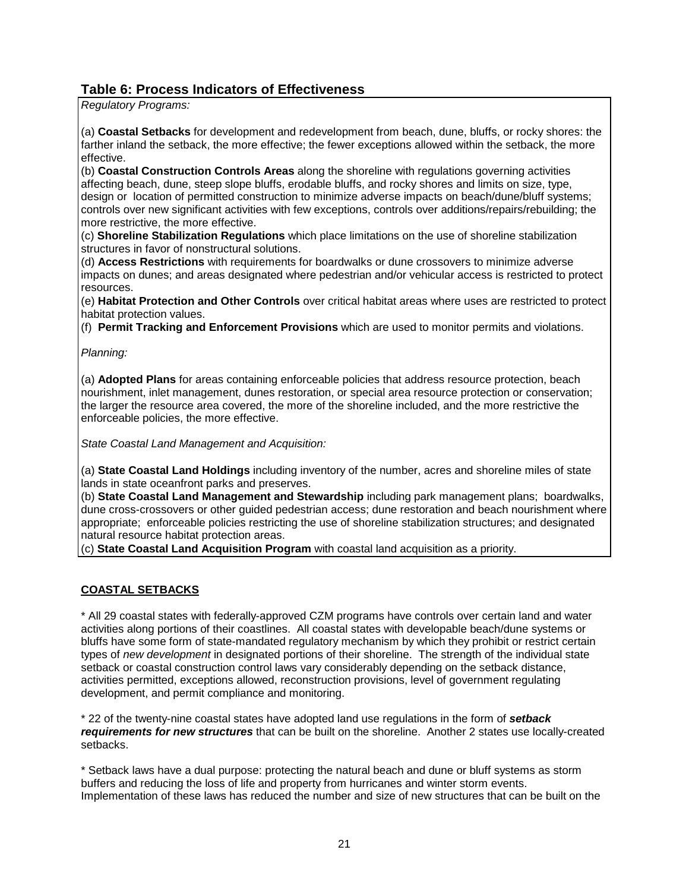## Table 6: Process Indicators of Effectiveness

*Regulatory Programs:*

(a) **Coastal Setbacks** for development and redevelopment from beach, dune, bluffs, or rocky shores: the farther inland the setback, the more effective; the fewer exceptions allowed within the setback, the more effective.

(b) **Coastal Construction Controls Areas** along the shoreline with regulations governing activities affecting beach, dune, steep slope bluffs, erodable bluffs, and rocky shores and limits on size, type, design or location of permitted construction to minimize adverse impacts on beach/dune/bluff systems; controls over new significant activities with few exceptions, controls over additions/repairs/rebuilding; the more restrictive, the more effective.

(c) **Shoreline Stabilization Regulations** which place limitations on the use of shoreline stabilization structures in favor of nonstructural solutions.

(d) **Access Restrictions** with requirements for boardwalks or dune crossovers to minimize adverse impacts on dunes; and areas designated where pedestrian and/or vehicular access is restricted to protect resources.

(e) **Habitat Protection and Other Controls** over critical habitat areas where uses are restricted to protect habitat protection values.

(f) **Permit Tracking and Enforcement Provisions** which are used to monitor permits and violations.

*Planning:*

(a) **Adopted Plans** for areas containing enforceable policies that address resource protection, beach nourishment, inlet management, dunes restoration, or special area resource protection or conservation; the larger the resource area covered, the more of the shoreline included, and the more restrictive the enforceable policies, the more effective.

*State Coastal Land Management and Acquisition:*

(a) **State Coastal Land Holdings** including inventory of the number, acres and shoreline miles of state lands in state oceanfront parks and preserves.

(b) **State Coastal Land Management and Stewardship** including park management plans; boardwalks, dune cross-crossovers or other guided pedestrian access; dune restoration and beach nourishment where appropriate; enforceable policies restricting the use of shoreline stabilization structures; and designated natural resource habitat protection areas.

(c) **State Coastal Land Acquisition Program** with coastal land acquisition as a priority.

### COASTAL SETBACKS

* All 29 coastal states with federally-approved CZM programs have controls over certain land and water activities along portions of their coastlines. All coastal states with developable beach/dune systems or bluffs have some form of state-mandated regulatory mechanism by which they prohibit or restrict certain types of *new development* in designated portions of their shoreline. The strength of the individual state setback or coastal construction control laws vary considerably depending on the setback distance, activities permitted, exceptions allowed, reconstruction provisions, level of government regulating development, and permit compliance and monitoring.

* 22 of the twenty-nine coastal states have adopted land use regulations in the form of ***setback requirements for new structures*** that can be built on the shoreline. Another 2 states use locally-created setbacks.

* Setback laws have a dual purpose: protecting the natural beach and dune or bluff systems as storm buffers and reducing the loss of life and property from hurricanes and winter storm events. Implementation of these laws has reduced the number and size of new structures that can be built on the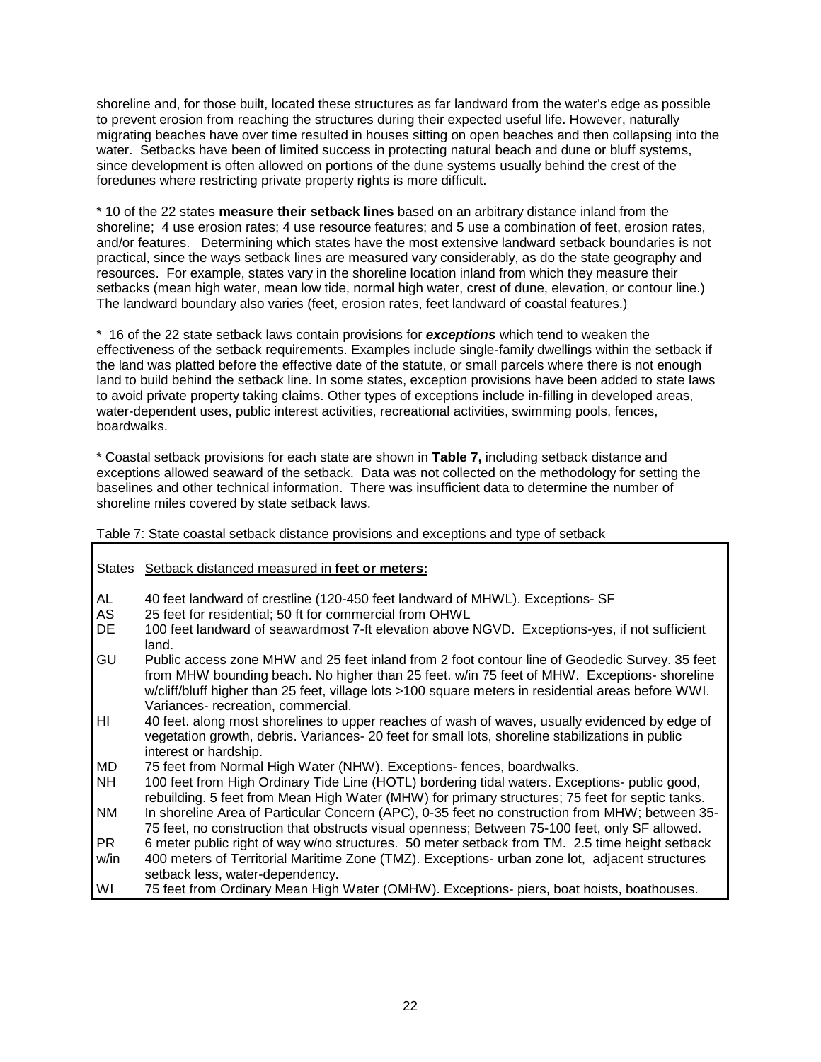shoreline and, for those built, located these structures as far landward from the water's edge as possible to prevent erosion from reaching the structures during their expected useful life. However, naturally migrating beaches have over time resulted in houses sitting on open beaches and then collapsing into the water. Setbacks have been of limited success in protecting natural beach and dune or bluff systems, since development is often allowed on portions of the dune systems usually behind the crest of the foredunes where restricting private property rights is more difficult.

* 10 of the 22 states **measure their setback lines** based on an arbitrary distance inland from the shoreline; 4 use erosion rates; 4 use resource features; and 5 use a combination of feet, erosion rates, and/or features. Determining which states have the most extensive landward setback boundaries is not practical, since the ways setback lines are measured vary considerably, as do the state geography and resources. For example, states vary in the shoreline location inland from which they measure their setbacks (mean high water, mean low tide, normal high water, crest of dune, elevation, or contour line.) The landward boundary also varies (feet, erosion rates, feet landward of coastal features.)

* 16 of the 22 state setback laws contain provisions for ***exceptions*** which tend to weaken the effectiveness of the setback requirements. Examples include single-family dwellings within the setback if the land was platted before the effective date of the statute, or small parcels where there is not enough land to build behind the setback line. In some states, exception provisions have been added to state laws to avoid private property taking claims. Other types of exceptions include in-filling in developed areas, water-dependent uses, public interest activities, recreational activities, swimming pools, fences, boardwalks.

* Coastal setback provisions for each state are shown in **Table 7,** including setback distance and exceptions allowed seaward of the setback. Data was not collected on the methodology for setting the baselines and other technical information. There was insufficient data to determine the number of shoreline miles covered by state setback laws.

Table 7: State coastal setback distance provisions and exceptions and type of setback

| States | Setback distanced measured in **feet or meters:** |
|---|---|
| AL | 40 feet landward of crestline (120-450 feet landward of MHWL). Exceptions- SF |
| AS | 25 feet for residential; 50 ft for commercial from OHWL |
| DE | 100 feet landward of seawardmost 7-ft elevation above NGVD. Exceptions-yes, if not sufficient land. |
| GU | Public access zone MHW and 25 feet inland from 2 foot contour line of Geodedic Survey. 35 feet from MHW bounding beach. No higher than 25 feet. w/in 75 feet of MHW. Exceptions- shoreline w/cliff/bluff higher than 25 feet, village lots >100 square meters in residential areas before WWI. Variances- recreation, commercial. |
| HI | 40 feet. along most shorelines to upper reaches of wash of waves, usually evidenced by edge of vegetation growth, debris. Variances- 20 feet for small lots, shoreline stabilizations in public interest or hardship. |
| MD | 75 feet from Normal High Water (NHW). Exceptions- fences, boardwalks. |
| NH | 100 feet from High Ordinary Tide Line (HOTL) bordering tidal waters. Exceptions- public good, rebuilding. 5 feet from Mean High Water (MHW) for primary structures; 75 feet for septic tanks. |
| NM | In shoreline Area of Particular Concern (APC), 0-35 feet no construction from MHW; between 35-75 feet, no construction that obstructs visual openness; Between 75-100 feet, only SF allowed. |
| PR | 6 meter public right of way w/no structures. 50 meter setback from TM. 2.5 time height setback |
| w/in | 400 meters of Territorial Maritime Zone (TMZ). Exceptions- urban zone lot, adjacent structures setback less, water-dependency. |
| WI | 75 feet from Ordinary Mean High Water (OMHW). Exceptions- piers, boat hoists, boathouses. |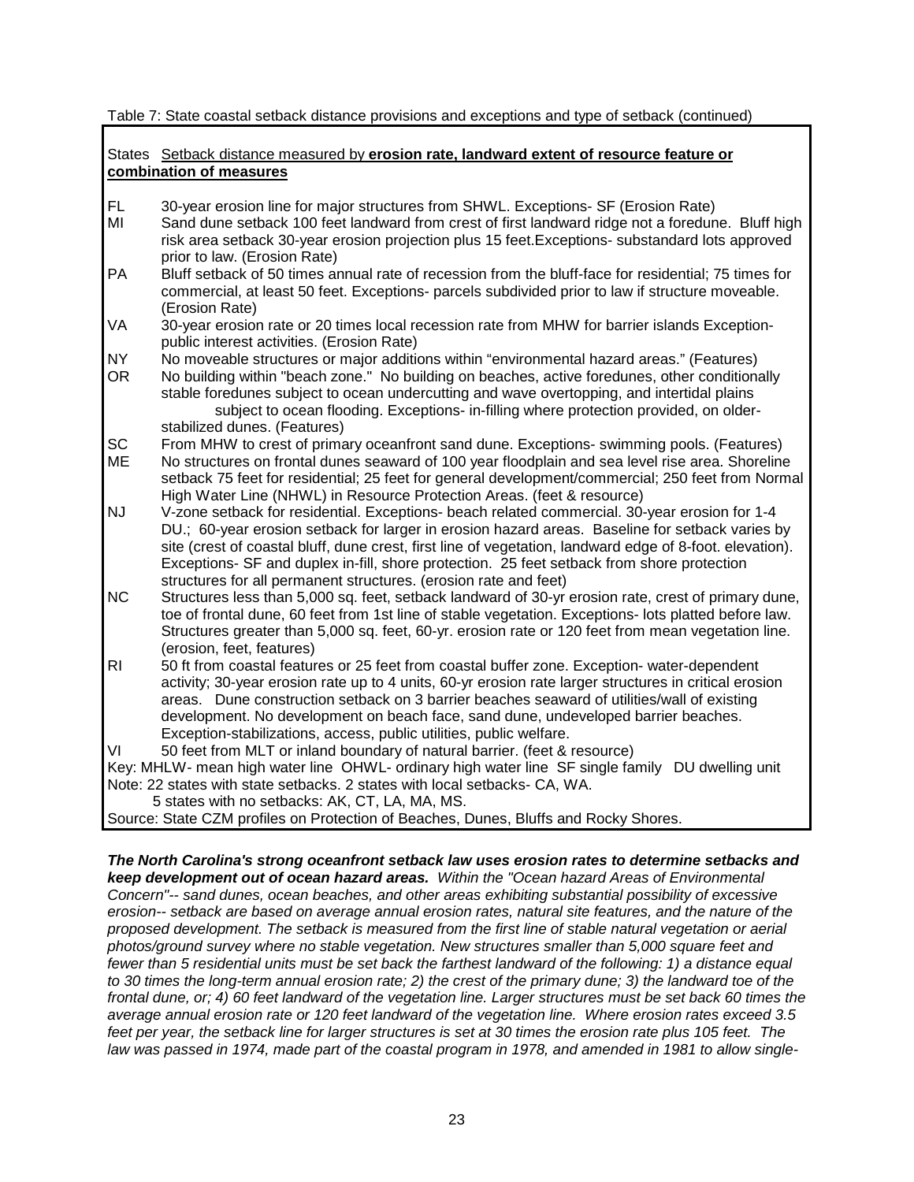Table 7: State coastal setback distance provisions and exceptions and type of setback (continued)

| States | Setback distance measured by **erosion rate, landward extent of resource feature or combination of measures** |
|---|---|
| FL | 30-year erosion line for major structures from SHWL. Exceptions- SF (Erosion Rate) |
| MI | Sand dune setback 100 feet landward from crest of first landward ridge not a foredune. Bluff high risk area setback 30-year erosion projection plus 15 feet.Exceptions- substandard lots approved prior to law. (Erosion Rate) |
| PA | Bluff setback of 50 times annual rate of recession from the bluff-face for residential; 75 times for commercial, at least 50 feet. Exceptions- parcels subdivided prior to law if structure moveable. (Erosion Rate) |
| VA | 30-year erosion rate or 20 times local recession rate from MHW for barrier islands Exception- public interest activities. (Erosion Rate) |
| NY | No moveable structures or major additions within "environmental hazard areas." (Features) |
| OR | No building within "beach zone." No building on beaches, active foredunes, other conditionally stable foredunes subject to ocean undercutting and wave overtopping, and intertidal plains subject to ocean flooding. Exceptions- in-filling where protection provided, on older-stabilized dunes. (Features) |
| SC | From MHW to crest of primary oceanfront sand dune. Exceptions- swimming pools. (Features) |
| ME | No structures on frontal dunes seaward of 100 year floodplain and sea level rise area. Shoreline setback 75 feet for residential; 25 feet for general development/commercial; 250 feet from Normal High Water Line (NHWL) in Resource Protection Areas. (feet & resource) |
| NJ | V-zone setback for residential. Exceptions- beach related commercial. 30-year erosion for 1-4 DU.; 60-year erosion setback for larger in erosion hazard areas. Baseline for setback varies by site (crest of coastal bluff, dune crest, first line of vegetation, landward edge of 8-foot. elevation). Exceptions- SF and duplex in-fill, shore protection. 25 feet setback from shore protection structures for all permanent structures. (erosion rate and feet) |
| NC | Structures less than 5,000 sq. feet, setback landward of 30-yr erosion rate, crest of primary dune, toe of frontal dune, 60 feet from 1st line of stable vegetation. Exceptions- lots platted before law. Structures greater than 5,000 sq. feet, 60-yr. erosion rate or 120 feet from mean vegetation line. (erosion, feet, features) |
| RI | 50 ft from coastal features or 25 feet from coastal buffer zone. Exception- water-dependent activity; 30-year erosion rate up to 4 units, 60-yr erosion rate larger structures in critical erosion areas. Dune construction setback on 3 barrier beaches seaward of utilities/wall of existing development. No development on beach face, sand dune, undeveloped barrier beaches. Exception-stabilizations, access, public utilities, public welfare. |
| VI | 50 feet from MLT or inland boundary of natural barrier. (feet & resource) |

Key: MHLW- mean high water line OHWL- ordinary high water line SF single family DU dwelling unit
Note: 22 states with state setbacks. 2 states with local setbacks- CA, WA.
5 states with no setbacks: AK, CT, LA, MA, MS.
Source: State CZM profiles on Protection of Beaches, Dunes, Bluffs and Rocky Shores.

***The North Carolina's strong oceanfront setback law uses erosion rates to determine setbacks and keep development out of ocean hazard areas.*** *Within the "Ocean hazard Areas of Environmental Concern"-- sand dunes, ocean beaches, and other areas exhibiting substantial possibility of excessive erosion-- setback are based on average annual erosion rates, natural site features, and the nature of the proposed development. The setback is measured from the first line of stable natural vegetation or aerial photos/ground survey where no stable vegetation. New structures smaller than 5,000 square feet and fewer than 5 residential units must be set back the farthest landward of the following: 1) a distance equal to 30 times the long-term annual erosion rate; 2) the crest of the primary dune; 3) the landward toe of the frontal dune, or; 4) 60 feet landward of the vegetation line. Larger structures must be set back 60 times the average annual erosion rate or 120 feet landward of the vegetation line. Where erosion rates exceed 3.5 feet per year, the setback line for larger structures is set at 30 times the erosion rate plus 105 feet. The law was passed in 1974, made part of the coastal program in 1978, and amended in 1981 to allow single-*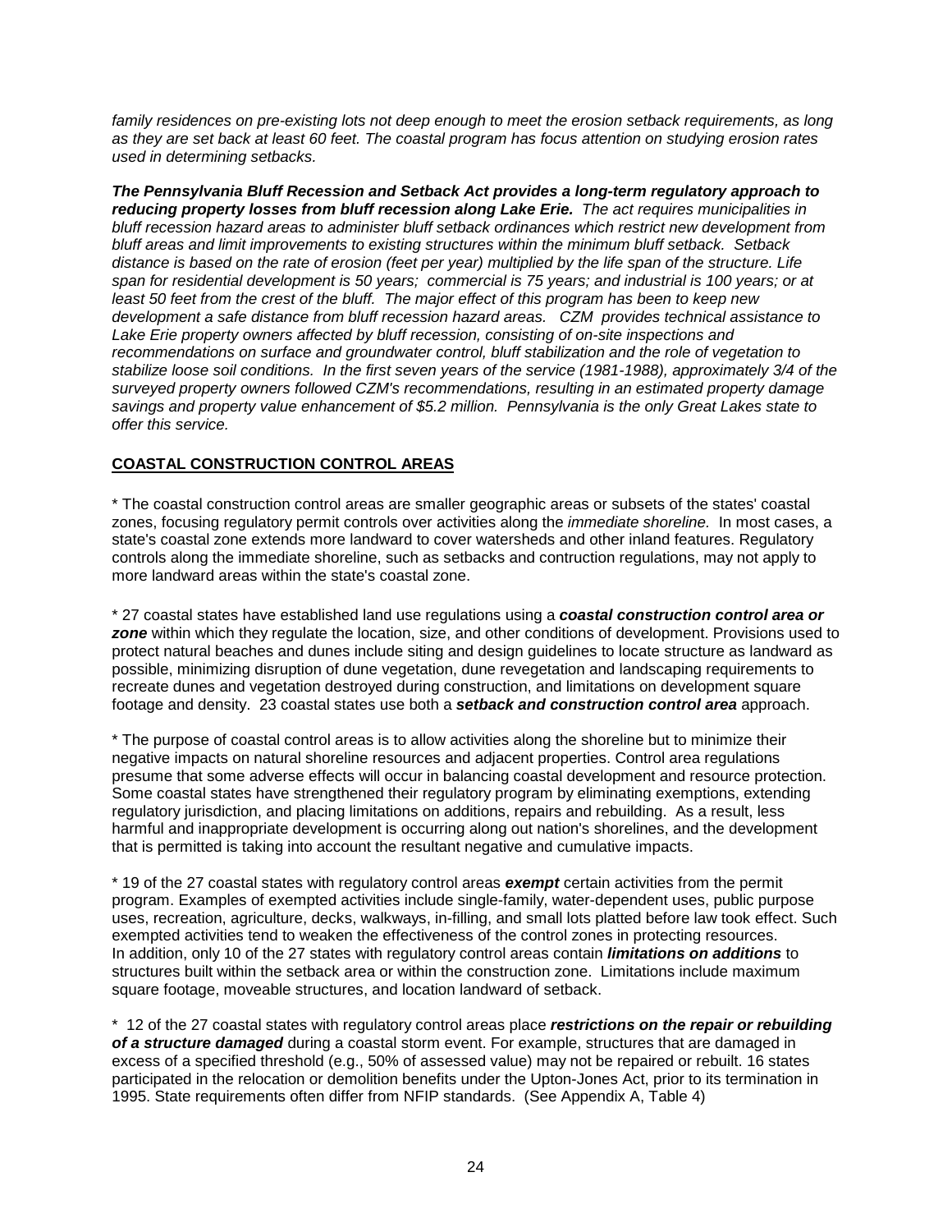*family residences on pre-existing lots not deep enough to meet the erosion setback requirements, as long as they are set back at least 60 feet. The coastal program has focus attention on studying erosion rates used in determining setbacks.*

***The Pennsylvania Bluff Recession and Setback Act provides a long-term regulatory approach to reducing property losses from bluff recession along Lake Erie.*** *The act requires municipalities in bluff recession hazard areas to administer bluff setback ordinances which restrict new development from bluff areas and limit improvements to existing structures within the minimum bluff setback. Setback distance is based on the rate of erosion (feet per year) multiplied by the life span of the structure. Life span for residential development is 50 years; commercial is 75 years; and industrial is 100 years; or at least 50 feet from the crest of the bluff. The major effect of this program has been to keep new development a safe distance from bluff recession hazard areas. CZM provides technical assistance to Lake Erie property owners affected by bluff recession, consisting of on-site inspections and recommendations on surface and groundwater control, bluff stabilization and the role of vegetation to stabilize loose soil conditions. In the first seven years of the service (1981-1988), approximately 3/4 of the surveyed property owners followed CZM's recommendations, resulting in an estimated property damage savings and property value enhancement of $5.2 million. Pennsylvania is the only Great Lakes state to offer this service.*

## COASTAL CONSTRUCTION CONTROL AREAS

* The coastal construction control areas are smaller geographic areas or subsets of the states' coastal zones, focusing regulatory permit controls over activities along the *immediate shoreline.* In most cases, a state's coastal zone extends more landward to cover watersheds and other inland features. Regulatory controls along the immediate shoreline, such as setbacks and contruction regulations, may not apply to more landward areas within the state's coastal zone.

* 27 coastal states have established land use regulations using a ***coastal construction control area or zone*** within which they regulate the location, size, and other conditions of development. Provisions used to protect natural beaches and dunes include siting and design guidelines to locate structure as landward as possible, minimizing disruption of dune vegetation, dune revegetation and landscaping requirements to recreate dunes and vegetation destroyed during construction, and limitations on development square footage and density. 23 coastal states use both a ***setback and construction control area*** approach.

* The purpose of coastal control areas is to allow activities along the shoreline but to minimize their negative impacts on natural shoreline resources and adjacent properties. Control area regulations presume that some adverse effects will occur in balancing coastal development and resource protection. Some coastal states have strengthened their regulatory program by eliminating exemptions, extending regulatory jurisdiction, and placing limitations on additions, repairs and rebuilding. As a result, less harmful and inappropriate development is occurring along out nation's shorelines, and the development that is permitted is taking into account the resultant negative and cumulative impacts.

* 19 of the 27 coastal states with regulatory control areas ***exempt*** certain activities from the permit program. Examples of exempted activities include single-family, water-dependent uses, public purpose uses, recreation, agriculture, decks, walkways, in-filling, and small lots platted before law took effect. Such exempted activities tend to weaken the effectiveness of the control zones in protecting resources. In addition, only 10 of the 27 states with regulatory control areas contain ***limitations on additions*** to structures built within the setback area or within the construction zone. Limitations include maximum square footage, moveable structures, and location landward of setback.

* 12 of the 27 coastal states with regulatory control areas place ***restrictions on the repair or rebuilding of a structure damaged*** during a coastal storm event. For example, structures that are damaged in excess of a specified threshold (e.g., 50% of assessed value) may not be repaired or rebuilt. 16 states participated in the relocation or demolition benefits under the Upton-Jones Act, prior to its termination in 1995. State requirements often differ from NFIP standards. (See Appendix A, Table 4)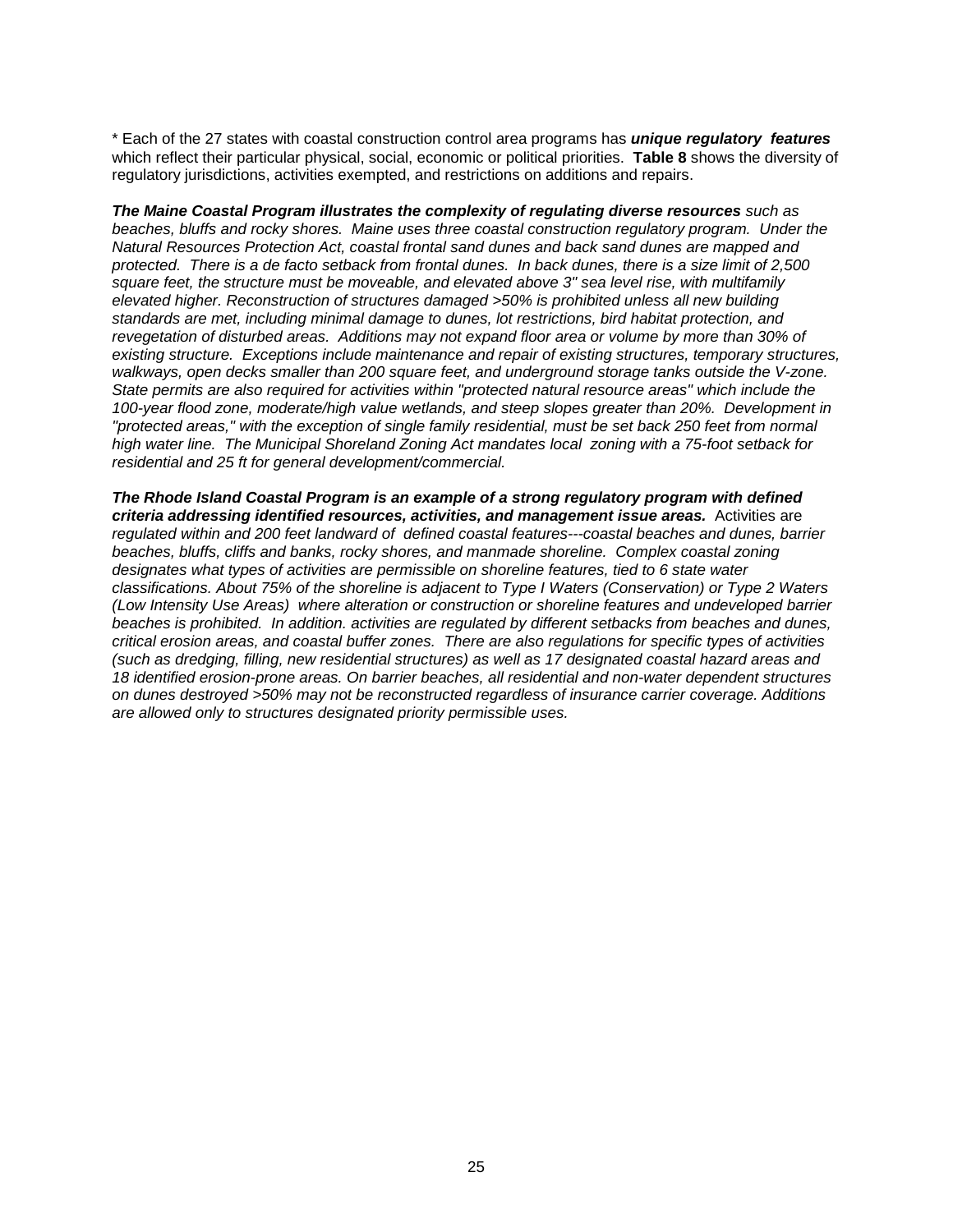* Each of the 27 states with coastal construction control area programs has ***unique regulatory features*** which reflect their particular physical, social, economic or political priorities. **Table 8** shows the diversity of regulatory jurisdictions, activities exempted, and restrictions on additions and repairs.

***The Maine Coastal Program illustrates the complexity of regulating diverse resources*** *such as beaches, bluffs and rocky shores. Maine uses three coastal construction regulatory program. Under the Natural Resources Protection Act, coastal frontal sand dunes and back sand dunes are mapped and protected. There is a de facto setback from frontal dunes. In back dunes, there is a size limit of 2,500 square feet, the structure must be moveable, and elevated above 3" sea level rise, with multifamily elevated higher. Reconstruction of structures damaged >50% is prohibited unless all new building standards are met, including minimal damage to dunes, lot restrictions, bird habitat protection, and revegetation of disturbed areas. Additions may not expand floor area or volume by more than 30% of existing structure. Exceptions include maintenance and repair of existing structures, temporary structures, walkways, open decks smaller than 200 square feet, and underground storage tanks outside the V-zone. State permits are also required for activities within "protected natural resource areas" which include the 100-year flood zone, moderate/high value wetlands, and steep slopes greater than 20%. Development in "protected areas," with the exception of single family residential, must be set back 250 feet from normal high water line. The Municipal Shoreland Zoning Act mandates local zoning with a 75-foot setback for residential and 25 ft for general development/commercial.*

***The Rhode Island Coastal Program is an example of a strong regulatory program with defined criteria addressing identified resources, activities, and management issue areas.*** Activities are *regulated within and 200 feet landward of defined coastal features---coastal beaches and dunes, barrier beaches, bluffs, cliffs and banks, rocky shores, and manmade shoreline. Complex coastal zoning designates what types of activities are permissible on shoreline features, tied to 6 state water classifications. About 75% of the shoreline is adjacent to Type I Waters (Conservation) or Type 2 Waters (Low Intensity Use Areas) where alteration or construction or shoreline features and undeveloped barrier beaches is prohibited. In addition. activities are regulated by different setbacks from beaches and dunes, critical erosion areas, and coastal buffer zones. There are also regulations for specific types of activities (such as dredging, filling, new residential structures) as well as 17 designated coastal hazard areas and 18 identified erosion-prone areas. On barrier beaches, all residential and non-water dependent structures on dunes destroyed >50% may not be reconstructed regardless of insurance carrier coverage. Additions are allowed only to structures designated priority permissible uses.*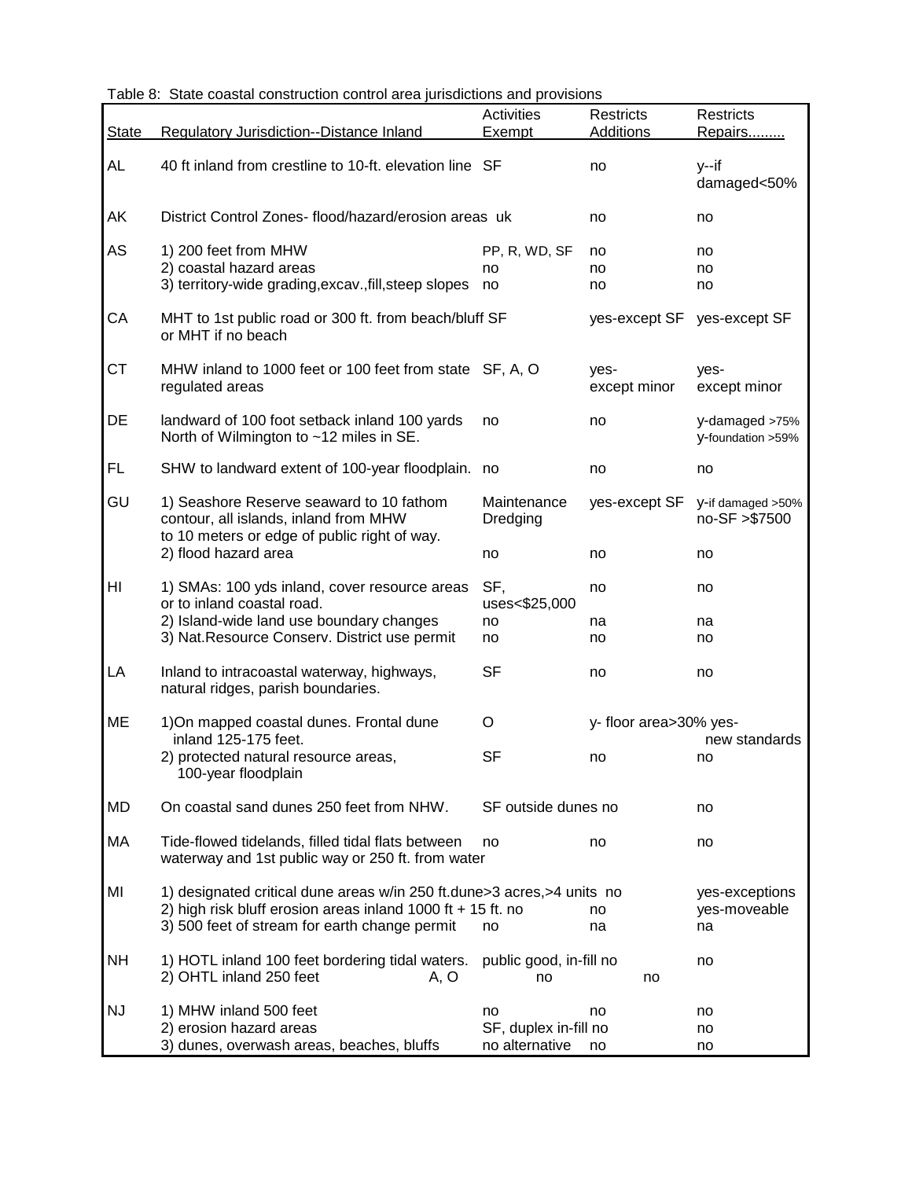Table 8: State coastal construction control area jurisdictions and provisions

| State | Regulatory Jurisdiction--Distance Inland | Activities Exempt | Restricts Additions | Restricts Repairs......... |
|---|---|---|---|---|
| AL | 40 ft inland from crestline to 10-ft. elevation line | SF | no | y--if damaged<50% |
| AK | District Control Zones- flood/hazard/erosion areas | uk | no | no |
| AS | 1) 200 feet from MHW | PP, R, WD, SF | no | no |
| | 2) coastal hazard areas | no | no | no |
| | 3) territory-wide grading,excav.,fill,steep slopes | no | no | no |
| CA | MHT to 1st public road or 300 ft. from beach/bluff or MHT if no beach | SF | yes-except SF | yes-except SF |
| CT | MHW inland to 1000 feet or 100 feet from state regulated areas | SF, A, O | yes- except minor | yes- except minor |
| DE | landward of 100 foot setback inland 100 yards North of Wilmington to ~12 miles in SE. | no | no | y-damaged >75% y-foundation >59% |
| FL | SHW to landward extent of 100-year floodplain. | no | no | no |
| GU | 1) Seashore Reserve seaward to 10 fathom contour, all islands, inland from MHW to 10 meters or edge of public right of way. | Maintenance Dredging | yes-except SF | y-if damaged >50% no-SF >$7500 |
| | 2) flood hazard area | no | no | no |
| HI | 1) SMAs: 100 yds inland, cover resource areas or to inland coastal road. | SF, uses<$25,000 | no | no |
| | 2) Island-wide land use boundary changes | no | na | na |
| | 3) Nat.Resource Conserv. District use permit | no | no | no |
| LA | Inland to intracoastal waterway, highways, natural ridges, parish boundaries. | SF | no | no |
| ME | 1)On mapped coastal dunes. Frontal dune inland 125-175 feet. | O | y- floor area>30% | yes- new standards |
| | 2) protected natural resource areas, 100-year floodplain | SF | no | no |
| MD | On coastal sand dunes 250 feet from NHW. | SF outside dunes | no | no |
| MA | Tide-flowed tidelands, filled tidal flats between waterway and 1st public way or 250 ft. from water | no | no | no |
| MI | 1) designated critical dune areas w/in 250 ft.dune>3 acres,>4 units | no | | yes-exceptions |
| | 2) high risk bluff erosion areas inland 1000 ft + 15 ft. | no | no | yes-moveable |
| | 3) 500 feet of stream for earth change permit | no | na | na |
| NH | 1) HOTL inland 100 feet bordering tidal waters. | public good, in-fill | no | no |
| | 2) OHTL inland 250 feet | A, O | no | no |
| NJ | 1) MHW inland 500 feet | no | no | no |
| | 2) erosion hazard areas | SF, duplex in-fill | no | no |
| | 3) dunes, overwash areas, beaches, bluffs | no alternative | no | no |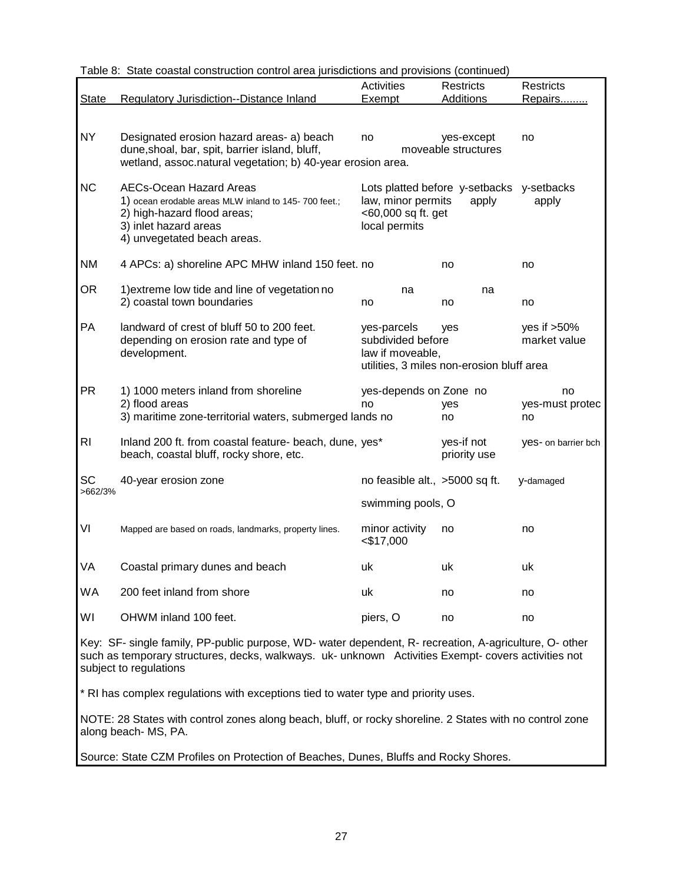Table 8: State coastal construction control area jurisdictions and provisions (continued)

| State | Regulatory Jurisdiction--Distance Inland | Activities Exempt | Restricts Additions | Restricts Repairs......... |
|---|---|---|---|---|
| NY | Designated erosion hazard areas- a) beach dune,shoal, bar, spit, barrier island, bluff, wetland, assoc.natural vegetation; b) 40-year erosion area. | no | yes-except moveable structures | no |
| NC | AECs-Ocean Hazard Areas<br>1) ocean erodable areas MLW inland to 145- 700 feet.;<br>2) high-hazard flood areas;<br>3) inlet hazard areas<br>4) unvegetated beach areas. | Lots platted before law, minor permits <60,000 sq ft. get local permits | y-setbacks apply | y-setbacks apply |
| NM | 4 APCs: a) shoreline APC MHW inland 150 feet. | no | no | no |
| OR | 1)extreme low tide and line of vegetation | no | na | na |
| | 2) coastal town boundaries | no | no | no |
| PA | landward of crest of bluff 50 to 200 feet. depending on erosion rate and type of development. | yes-parcels subdivided before law if moveable, utilities, 3 miles non-erosion bluff area | yes | yes if >50% market value |
| PR | 1) 1000 meters inland from shoreline | yes-depends on Zone | no | no |
| | 2) flood areas | no | yes | yes-must protec |
| | 3) maritime zone-territorial waters, submerged lands | no | no | no |
| RI | Inland 200 ft. from coastal feature- beach, dune, beach, coastal bluff, rocky shore, etc. | yes* | yes-if not priority use | yes- on barrier bch |
| SC >662/3% | 40-year erosion zone | no feasible alt., >5000 sq ft. swimming pools, O | | y-damaged |
| VI | Mapped are based on roads, landmarks, property lines. | minor activity <$17,000 | no | no |
| VA | Coastal primary dunes and beach | uk | uk | uk |
| WA | 200 feet inland from shore | uk | no | no |
| WI | OHWM inland 100 feet. | piers, O | no | no |

Key: SF- single family, PP-public purpose, WD- water dependent, R- recreation, A-agriculture, O- other such as temporary structures, decks, walkways. uk- unknown Activities Exempt- covers activities not subject to regulations

* RI has complex regulations with exceptions tied to water type and priority uses.

NOTE: 28 States with control zones along beach, bluff, or rocky shoreline. 2 States with no control zone along beach- MS, PA.

Source: State CZM Profiles on Protection of Beaches, Dunes, Bluffs and Rocky Shores.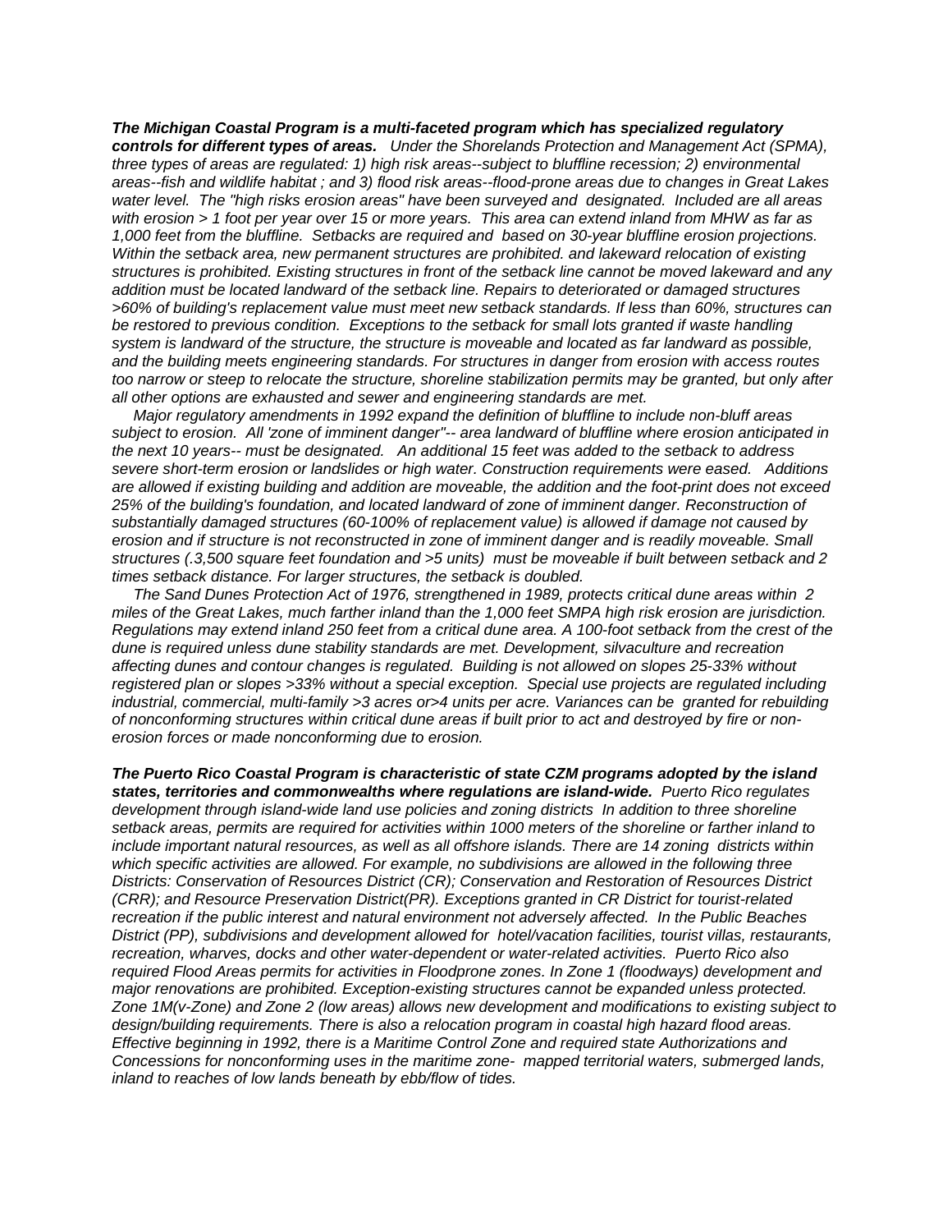***The Michigan Coastal Program is a multi-faceted program which has specialized regulatory controls for different types of areas.*** *Under the Shorelands Protection and Management Act (SPMA), three types of areas are regulated: 1) high risk areas--subject to bluffline recession; 2) environmental areas--fish and wildlife habitat ; and 3) flood risk areas--flood-prone areas due to changes in Great Lakes water level. The "high risks erosion areas" have been surveyed and designated. Included are all areas with erosion > 1 foot per year over 15 or more years. This area can extend inland from MHW as far as 1,000 feet from the bluffline. Setbacks are required and based on 30-year bluffline erosion projections. Within the setback area, new permanent structures are prohibited. and lakeward relocation of existing structures is prohibited. Existing structures in front of the setback line cannot be moved lakeward and any addition must be located landward of the setback line. Repairs to deteriorated or damaged structures >60% of building's replacement value must meet new setback standards. If less than 60%, structures can be restored to previous condition. Exceptions to the setback for small lots granted if waste handling system is landward of the structure, the structure is moveable and located as far landward as possible, and the building meets engineering standards. For structures in danger from erosion with access routes too narrow or steep to relocate the structure, shoreline stabilization permits may be granted, but only after all other options are exhausted and sewer and engineering standards are met.*

*Major regulatory amendments in 1992 expand the definition of bluffline to include non-bluff areas subject to erosion. All 'zone of imminent danger"-- area landward of bluffline where erosion anticipated in the next 10 years-- must be designated. An additional 15 feet was added to the setback to address severe short-term erosion or landslides or high water. Construction requirements were eased. Additions are allowed if existing building and addition are moveable, the addition and the foot-print does not exceed 25% of the building's foundation, and located landward of zone of imminent danger. Reconstruction of substantially damaged structures (60-100% of replacement value) is allowed if damage not caused by erosion and if structure is not reconstructed in zone of imminent danger and is readily moveable. Small structures (.3,500 square feet foundation and >5 units) must be moveable if built between setback and 2 times setback distance. For larger structures, the setback is doubled.*

*The Sand Dunes Protection Act of 1976, strengthened in 1989, protects critical dune areas within 2 miles of the Great Lakes, much farther inland than the 1,000 feet SMPA high risk erosion are jurisdiction. Regulations may extend inland 250 feet from a critical dune area. A 100-foot setback from the crest of the dune is required unless dune stability standards are met. Development, silvaculture and recreation affecting dunes and contour changes is regulated. Building is not allowed on slopes 25-33% without registered plan or slopes >33% without a special exception. Special use projects are regulated including industrial, commercial, multi-family >3 acres or>4 units per acre. Variances can be granted for rebuilding of nonconforming structures within critical dune areas if built prior to act and destroyed by fire or non-erosion forces or made nonconforming due to erosion.*

***The Puerto Rico Coastal Program is characteristic of state CZM programs adopted by the island states, territories and commonwealths where regulations are island-wide.*** *Puerto Rico regulates development through island-wide land use policies and zoning districts In addition to three shoreline setback areas, permits are required for activities within 1000 meters of the shoreline or farther inland to include important natural resources, as well as all offshore islands. There are 14 zoning districts within which specific activities are allowed. For example, no subdivisions are allowed in the following three Districts: Conservation of Resources District (CR); Conservation and Restoration of Resources District (CRR); and Resource Preservation District(PR). Exceptions granted in CR District for tourist-related recreation if the public interest and natural environment not adversely affected. In the Public Beaches District (PP), subdivisions and development allowed for hotel/vacation facilities, tourist villas, restaurants, recreation, wharves, docks and other water-dependent or water-related activities. Puerto Rico also required Flood Areas permits for activities in Floodprone zones. In Zone 1 (floodways) development and major renovations are prohibited. Exception-existing structures cannot be expanded unless protected. Zone 1M(v-Zone) and Zone 2 (low areas) allows new development and modifications to existing subject to design/building requirements. There is also a relocation program in coastal high hazard flood areas. Effective beginning in 1992, there is a Maritime Control Zone and required state Authorizations and Concessions for nonconforming uses in the maritime zone- mapped territorial waters, submerged lands, inland to reaches of low lands beneath by ebb/flow of tides.*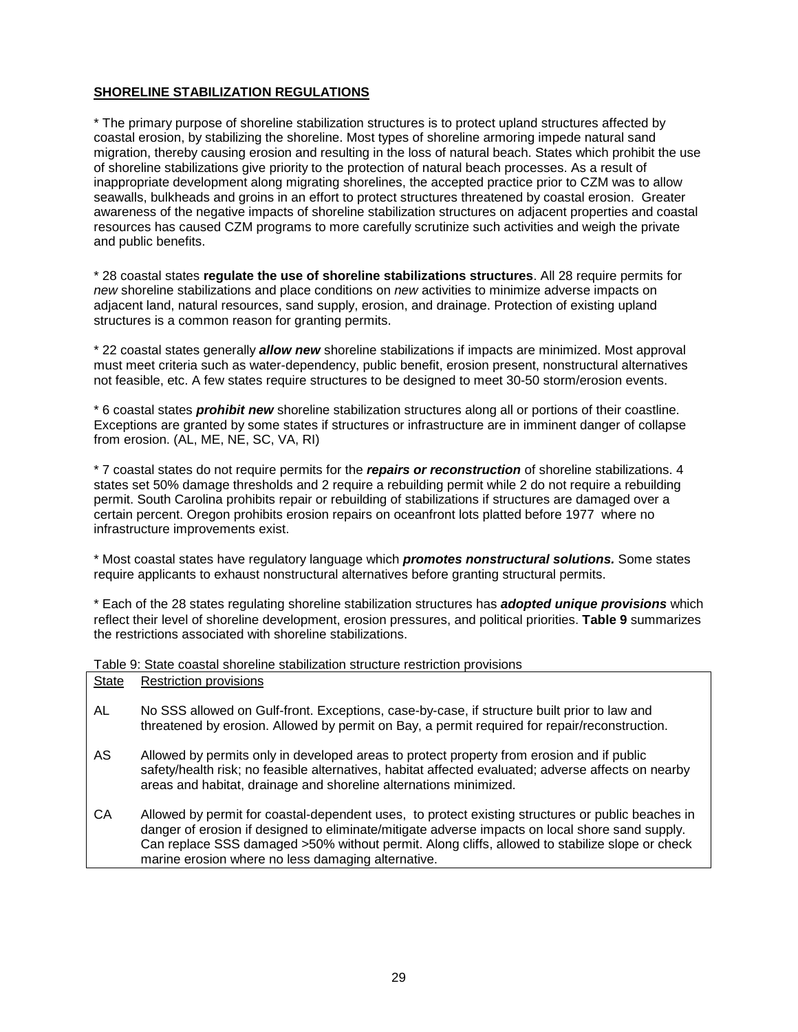## SHORELINE STABILIZATION REGULATIONS

* The primary purpose of shoreline stabilization structures is to protect upland structures affected by coastal erosion, by stabilizing the shoreline. Most types of shoreline armoring impede natural sand migration, thereby causing erosion and resulting in the loss of natural beach. States which prohibit the use of shoreline stabilizations give priority to the protection of natural beach processes. As a result of inappropriate development along migrating shorelines, the accepted practice prior to CZM was to allow seawalls, bulkheads and groins in an effort to protect structures threatened by coastal erosion. Greater awareness of the negative impacts of shoreline stabilization structures on adjacent properties and coastal resources has caused CZM programs to more carefully scrutinize such activities and weigh the private and public benefits.

* 28 coastal states **regulate the use of shoreline stabilizations structures**. All 28 require permits for *new* shoreline stabilizations and place conditions on *new* activities to minimize adverse impacts on adjacent land, natural resources, sand supply, erosion, and drainage. Protection of existing upland structures is a common reason for granting permits.

* 22 coastal states generally ***allow new*** shoreline stabilizations if impacts are minimized. Most approval must meet criteria such as water-dependency, public benefit, erosion present, nonstructural alternatives not feasible, etc. A few states require structures to be designed to meet 30-50 storm/erosion events.

* 6 coastal states ***prohibit new*** shoreline stabilization structures along all or portions of their coastline. Exceptions are granted by some states if structures or infrastructure are in imminent danger of collapse from erosion. (AL, ME, NE, SC, VA, RI)

* 7 coastal states do not require permits for the ***repairs or reconstruction*** of shoreline stabilizations. 4 states set 50% damage thresholds and 2 require a rebuilding permit while 2 do not require a rebuilding permit. South Carolina prohibits repair or rebuilding of stabilizations if structures are damaged over a certain percent. Oregon prohibits erosion repairs on oceanfront lots platted before 1977 where no infrastructure improvements exist.

* Most coastal states have regulatory language which ***promotes nonstructural solutions.*** Some states require applicants to exhaust nonstructural alternatives before granting structural permits.

* Each of the 28 states regulating shoreline stabilization structures has ***adopted unique provisions*** which reflect their level of shoreline development, erosion pressures, and political priorities. **Table 9** summarizes the restrictions associated with shoreline stabilizations.

Table 9: State coastal shoreline stabilization structure restriction provisions

| State | Restriction provisions |
|---|---|
| AL | No SSS allowed on Gulf-front. Exceptions, case-by-case, if structure built prior to law and threatened by erosion. Allowed by permit on Bay, a permit required for repair/reconstruction. |
| AS | Allowed by permits only in developed areas to protect property from erosion and if public safety/health risk; no feasible alternatives, habitat affected evaluated; adverse affects on nearby areas and habitat, drainage and shoreline alternations minimized. |
| CA | Allowed by permit for coastal-dependent uses, to protect existing structures or public beaches in danger of erosion if designed to eliminate/mitigate adverse impacts on local shore sand supply. Can replace SSS damaged >50% without permit. Along cliffs, allowed to stabilize slope or check marine erosion where no less damaging alternative. |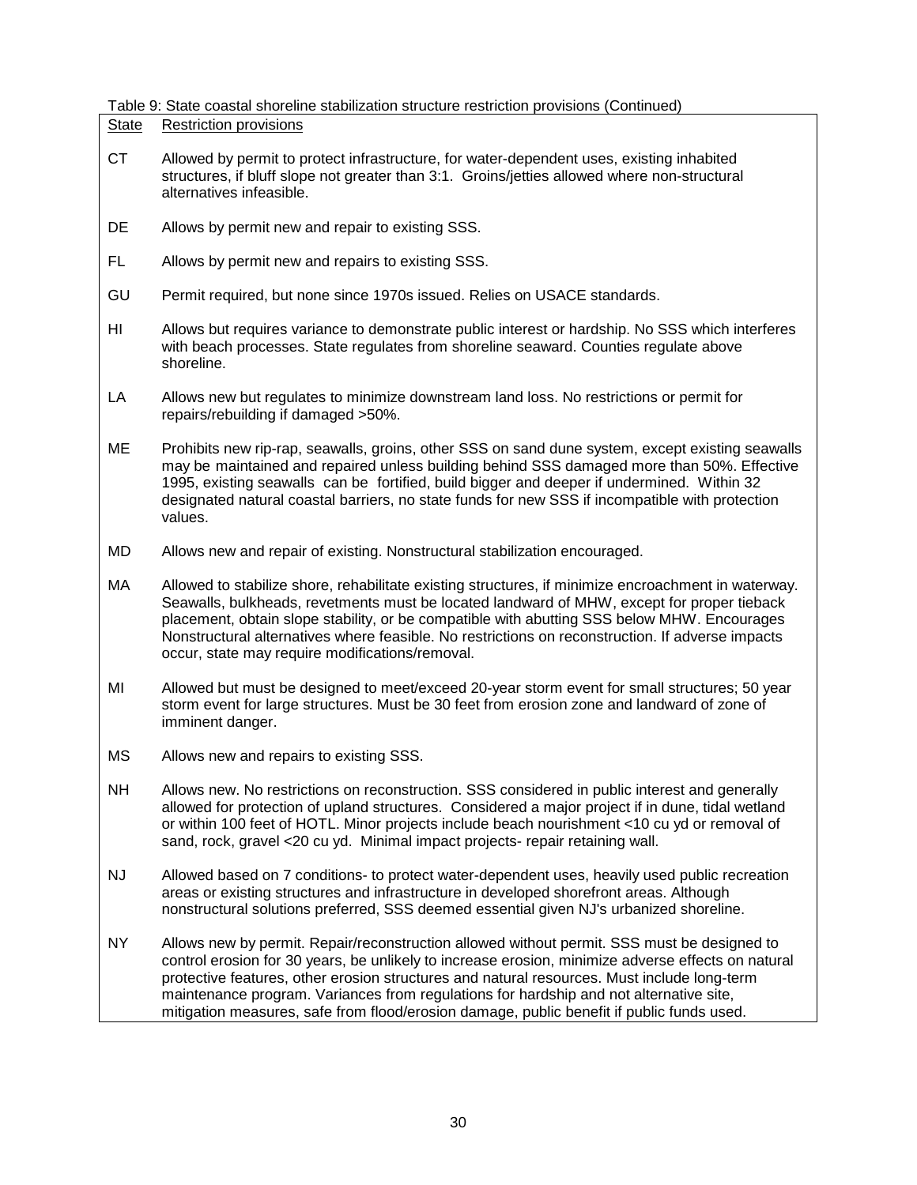Table 9: State coastal shoreline stabilization structure restriction provisions (Continued)

| State | Restriction provisions |
|---|---|
| CT | Allowed by permit to protect infrastructure, for water-dependent uses, existing inhabited structures, if bluff slope not greater than 3:1. Groins/jetties allowed where non-structural alternatives infeasible. |
| DE | Allows by permit new and repair to existing SSS. |
| FL | Allows by permit new and repairs to existing SSS. |
| GU | Permit required, but none since 1970s issued. Relies on USACE standards. |
| HI | Allows but requires variance to demonstrate public interest or hardship. No SSS which interferes with beach processes. State regulates from shoreline seaward. Counties regulate above shoreline. |
| LA | Allows new but regulates to minimize downstream land loss. No restrictions or permit for repairs/rebuilding if damaged >50%. |
| ME | Prohibits new rip-rap, seawalls, groins, other SSS on sand dune system, except existing seawalls may be maintained and repaired unless building behind SSS damaged more than 50%. Effective 1995, existing seawalls can be fortified, build bigger and deeper if undermined. Within 32 designated natural coastal barriers, no state funds for new SSS if incompatible with protection values. |
| MD | Allows new and repair of existing. Nonstructural stabilization encouraged. |
| MA | Allowed to stabilize shore, rehabilitate existing structures, if minimize encroachment in waterway. Seawalls, bulkheads, revetments must be located landward of MHW, except for proper tieback placement, obtain slope stability, or be compatible with abutting SSS below MHW. Encourages Nonstructural alternatives where feasible. No restrictions on reconstruction. If adverse impacts occur, state may require modifications/removal. |
| MI | Allowed but must be designed to meet/exceed 20-year storm event for small structures; 50 year storm event for large structures. Must be 30 feet from erosion zone and landward of zone of imminent danger. |
| MS | Allows new and repairs to existing SSS. |
| NH | Allows new. No restrictions on reconstruction. SSS considered in public interest and generally allowed for protection of upland structures. Considered a major project if in dune, tidal wetland or within 100 feet of HOTL. Minor projects include beach nourishment <10 cu yd or removal of sand, rock, gravel <20 cu yd. Minimal impact projects- repair retaining wall. |
| NJ | Allowed based on 7 conditions- to protect water-dependent uses, heavily used public recreation areas or existing structures and infrastructure in developed shorefront areas. Although nonstructural solutions preferred, SSS deemed essential given NJ's urbanized shoreline. |
| NY | Allows new by permit. Repair/reconstruction allowed without permit. SSS must be designed to control erosion for 30 years, be unlikely to increase erosion, minimize adverse effects on natural protective features, other erosion structures and natural resources. Must include long-term maintenance program. Variances from regulations for hardship and not alternative site, mitigation measures, safe from flood/erosion damage, public benefit if public funds used. |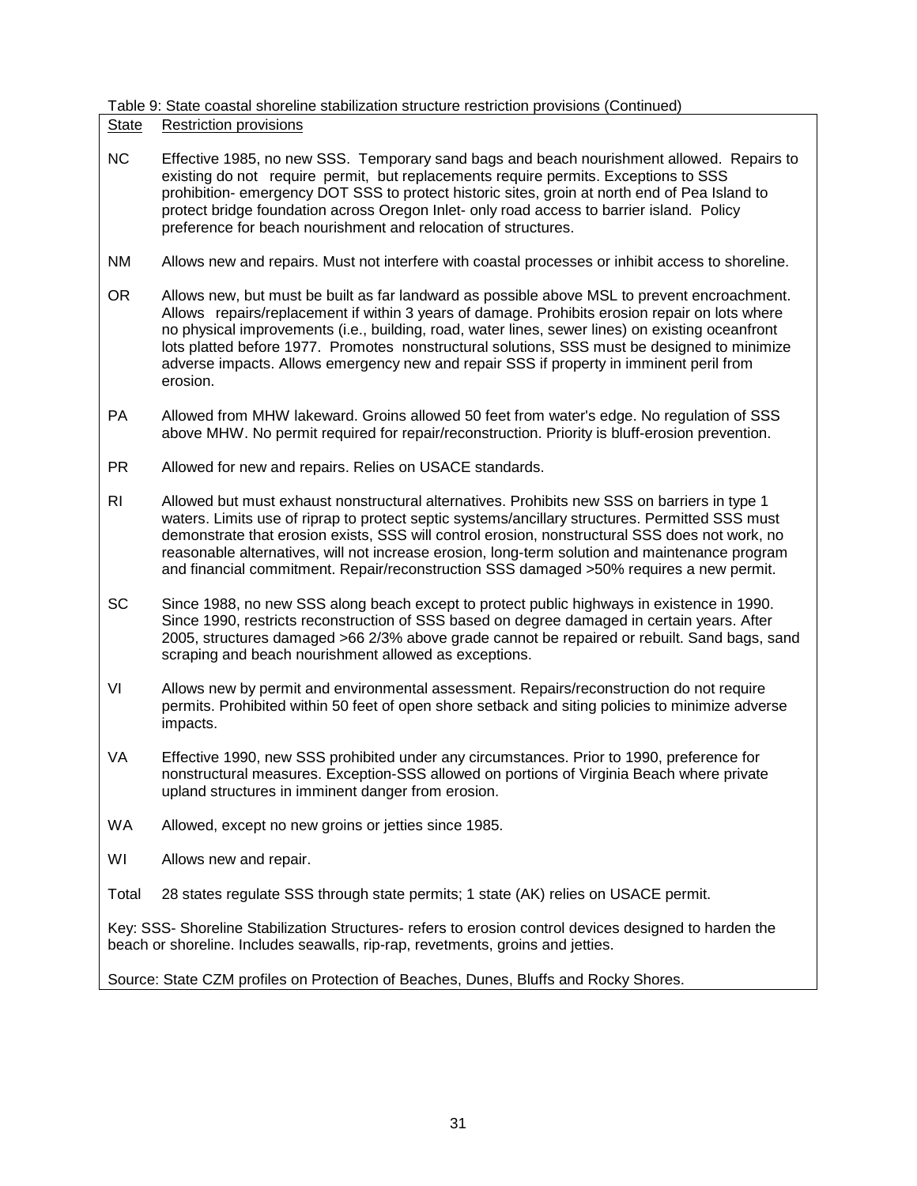Table 9: State coastal shoreline stabilization structure restriction provisions (Continued)

| State | Restriction provisions |
|---|---|
| NC | Effective 1985, no new SSS. Temporary sand bags and beach nourishment allowed. Repairs to existing do not require permit, but replacements require permits. Exceptions to SSS prohibition- emergency DOT SSS to protect historic sites, groin at north end of Pea Island to protect bridge foundation across Oregon Inlet- only road access to barrier island. Policy preference for beach nourishment and relocation of structures. |
| NM | Allows new and repairs. Must not interfere with coastal processes or inhibit access to shoreline. |
| OR | Allows new, but must be built as far landward as possible above MSL to prevent encroachment. Allows repairs/replacement if within 3 years of damage. Prohibits erosion repair on lots where no physical improvements (i.e., building, road, water lines, sewer lines) on existing oceanfront lots platted before 1977. Promotes nonstructural solutions, SSS must be designed to minimize adverse impacts. Allows emergency new and repair SSS if property in imminent peril from erosion. |
| PA | Allowed from MHW lakeward. Groins allowed 50 feet from water's edge. No regulation of SSS above MHW. No permit required for repair/reconstruction. Priority is bluff-erosion prevention. |
| PR | Allowed for new and repairs. Relies on USACE standards. |
| RI | Allowed but must exhaust nonstructural alternatives. Prohibits new SSS on barriers in type 1 waters. Limits use of riprap to protect septic systems/ancillary structures. Permitted SSS must demonstrate that erosion exists, SSS will control erosion, nonstructural SSS does not work, no reasonable alternatives, will not increase erosion, long-term solution and maintenance program and financial commitment. Repair/reconstruction SSS damaged >50% requires a new permit. |
| SC | Since 1988, no new SSS along beach except to protect public highways in existence in 1990. Since 1990, restricts reconstruction of SSS based on degree damaged in certain years. After 2005, structures damaged >66 2/3% above grade cannot be repaired or rebuilt. Sand bags, sand scraping and beach nourishment allowed as exceptions. |
| VI | Allows new by permit and environmental assessment. Repairs/reconstruction do not require permits. Prohibited within 50 feet of open shore setback and siting policies to minimize adverse impacts. |
| VA | Effective 1990, new SSS prohibited under any circumstances. Prior to 1990, preference for nonstructural measures. Exception-SSS allowed on portions of Virginia Beach where private upland structures in imminent danger from erosion. |
| WA | Allowed, except no new groins or jetties since 1985. |
| WI | Allows new and repair. |
| Total | 28 states regulate SSS through state permits; 1 state (AK) relies on USACE permit. |

Key: SSS- Shoreline Stabilization Structures- refers to erosion control devices designed to harden the beach or shoreline. Includes seawalls, rip-rap, revetments, groins and jetties.

Source: State CZM profiles on Protection of Beaches, Dunes, Bluffs and Rocky Shores.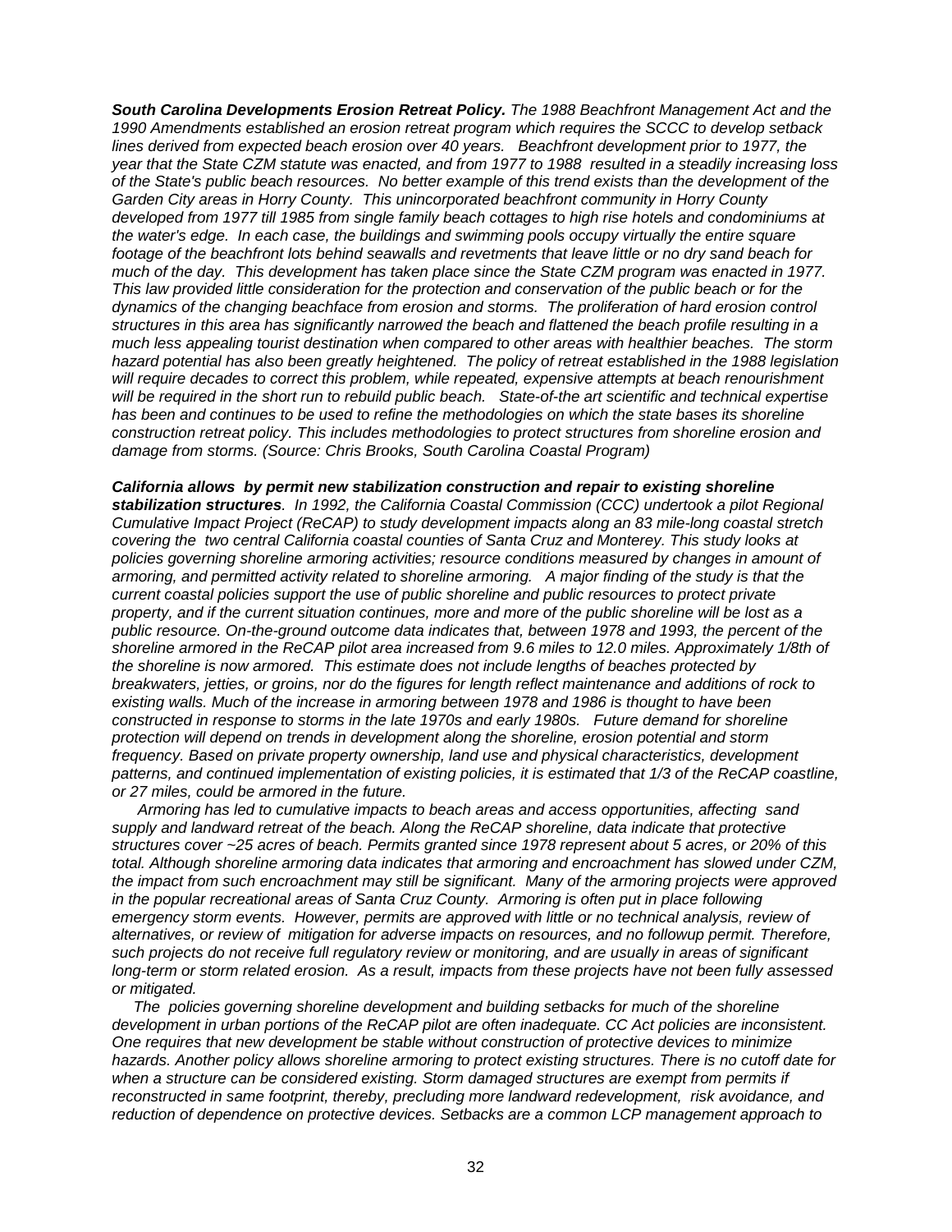***South Carolina Developments Erosion Retreat Policy.*** *The 1988 Beachfront Management Act and the 1990 Amendments established an erosion retreat program which requires the SCCC to develop setback lines derived from expected beach erosion over 40 years. Beachfront development prior to 1977, the year that the State CZM statute was enacted, and from 1977 to 1988 resulted in a steadily increasing loss of the State's public beach resources. No better example of this trend exists than the development of the Garden City areas in Horry County. This unincorporated beachfront community in Horry County developed from 1977 till 1985 from single family beach cottages to high rise hotels and condominiums at the water's edge. In each case, the buildings and swimming pools occupy virtually the entire square footage of the beachfront lots behind seawalls and revetments that leave little or no dry sand beach for much of the day. This development has taken place since the State CZM program was enacted in 1977. This law provided little consideration for the protection and conservation of the public beach or for the dynamics of the changing beachface from erosion and storms. The proliferation of hard erosion control structures in this area has significantly narrowed the beach and flattened the beach profile resulting in a much less appealing tourist destination when compared to other areas with healthier beaches. The storm hazard potential has also been greatly heightened. The policy of retreat established in the 1988 legislation will require decades to correct this problem, while repeated, expensive attempts at beach renourishment will be required in the short run to rebuild public beach. State-of-the art scientific and technical expertise has been and continues to be used to refine the methodologies on which the state bases its shoreline construction retreat policy. This includes methodologies to protect structures from shoreline erosion and damage from storms. (Source: Chris Brooks, South Carolina Coastal Program)*

***California allows by permit new stabilization construction and repair to existing shoreline stabilization structures***. *In 1992, the California Coastal Commission (CCC) undertook a pilot Regional Cumulative Impact Project (ReCAP) to study development impacts along an 83 mile-long coastal stretch covering the two central California coastal counties of Santa Cruz and Monterey. This study looks at policies governing shoreline armoring activities; resource conditions measured by changes in amount of armoring, and permitted activity related to shoreline armoring. A major finding of the study is that the current coastal policies support the use of public shoreline and public resources to protect private property, and if the current situation continues, more and more of the public shoreline will be lost as a public resource. On-the-ground outcome data indicates that, between 1978 and 1993, the percent of the shoreline armored in the ReCAP pilot area increased from 9.6 miles to 12.0 miles. Approximately 1/8th of the shoreline is now armored. This estimate does not include lengths of beaches protected by breakwaters, jetties, or groins, nor do the figures for length reflect maintenance and additions of rock to existing walls. Much of the increase in armoring between 1978 and 1986 is thought to have been constructed in response to storms in the late 1970s and early 1980s. Future demand for shoreline protection will depend on trends in development along the shoreline, erosion potential and storm frequency. Based on private property ownership, land use and physical characteristics, development patterns, and continued implementation of existing policies, it is estimated that 1/3 of the ReCAP coastline, or 27 miles, could be armored in the future.*

*Armoring has led to cumulative impacts to beach areas and access opportunities, affecting sand supply and landward retreat of the beach. Along the ReCAP shoreline, data indicate that protective structures cover ~25 acres of beach. Permits granted since 1978 represent about 5 acres, or 20% of this total. Although shoreline armoring data indicates that armoring and encroachment has slowed under CZM, the impact from such encroachment may still be significant. Many of the armoring projects were approved in the popular recreational areas of Santa Cruz County. Armoring is often put in place following emergency storm events. However, permits are approved with little or no technical analysis, review of alternatives, or review of mitigation for adverse impacts on resources, and no followup permit. Therefore, such projects do not receive full regulatory review or monitoring, and are usually in areas of significant long-term or storm related erosion. As a result, impacts from these projects have not been fully assessed or mitigated.*

*The policies governing shoreline development and building setbacks for much of the shoreline development in urban portions of the ReCAP pilot are often inadequate. CC Act policies are inconsistent. One requires that new development be stable without construction of protective devices to minimize hazards. Another policy allows shoreline armoring to protect existing structures. There is no cutoff date for when a structure can be considered existing. Storm damaged structures are exempt from permits if reconstructed in same footprint, thereby, precluding more landward redevelopment, risk avoidance, and reduction of dependence on protective devices. Setbacks are a common LCP management approach to*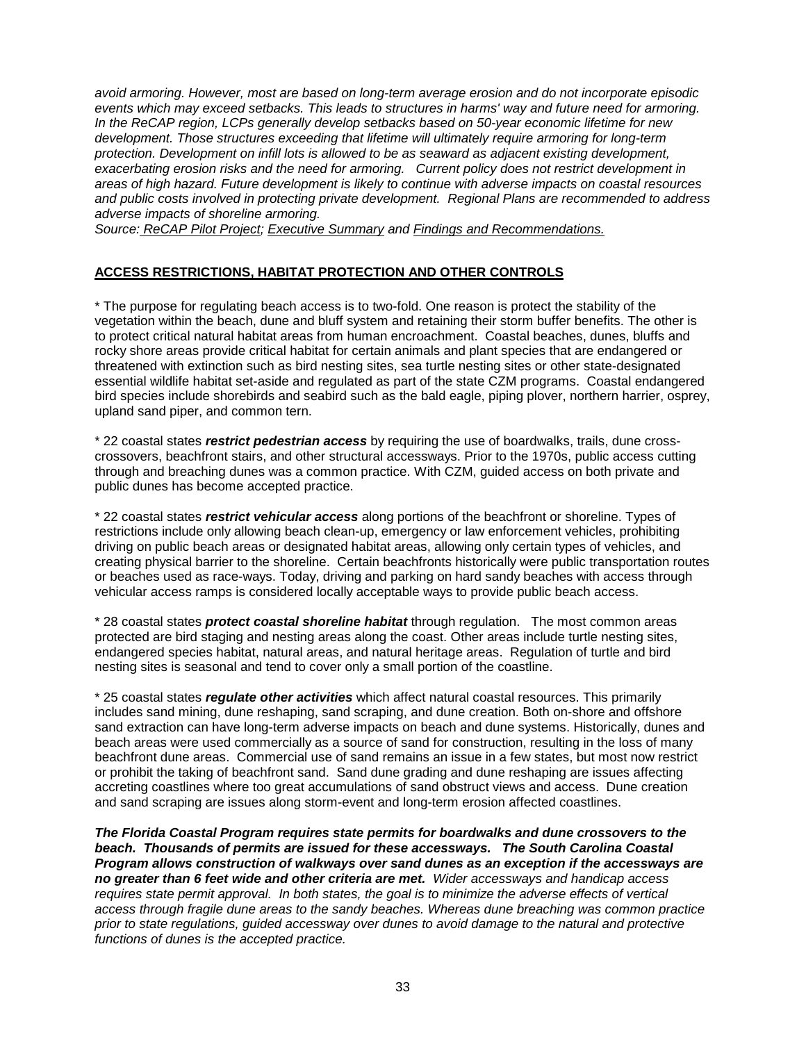*avoid armoring. However, most are based on long-term average erosion and do not incorporate episodic events which may exceed setbacks. This leads to structures in harms' way and future need for armoring. In the ReCAP region, LCPs generally develop setbacks based on 50-year economic lifetime for new development. Those structures exceeding that lifetime will ultimately require armoring for long-term protection. Development on infill lots is allowed to be as seaward as adjacent existing development, exacerbating erosion risks and the need for armoring. Current policy does not restrict development in areas of high hazard. Future development is likely to continue with adverse impacts on coastal resources and public costs involved in protecting private development. Regional Plans are recommended to address adverse impacts of shoreline armoring.*
*Source: ReCAP Pilot Project; Executive Summary and Findings and Recommendations.*

## ACCESS RESTRICTIONS, HABITAT PROTECTION AND OTHER CONTROLS

* The purpose for regulating beach access is to two-fold. One reason is protect the stability of the vegetation within the beach, dune and bluff system and retaining their storm buffer benefits. The other is to protect critical natural habitat areas from human encroachment. Coastal beaches, dunes, bluffs and rocky shore areas provide critical habitat for certain animals and plant species that are endangered or threatened with extinction such as bird nesting sites, sea turtle nesting sites or other state-designated essential wildlife habitat set-aside and regulated as part of the state CZM programs. Coastal endangered bird species include shorebirds and seabird such as the bald eagle, piping plover, northern harrier, osprey, upland sand piper, and common tern.

* 22 coastal states ***restrict pedestrian access*** by requiring the use of boardwalks, trails, dune cross-crossovers, beachfront stairs, and other structural accessways. Prior to the 1970s, public access cutting through and breaching dunes was a common practice. With CZM, guided access on both private and public dunes has become accepted practice.

* 22 coastal states ***restrict vehicular access*** along portions of the beachfront or shoreline. Types of restrictions include only allowing beach clean-up, emergency or law enforcement vehicles, prohibiting driving on public beach areas or designated habitat areas, allowing only certain types of vehicles, and creating physical barrier to the shoreline. Certain beachfronts historically were public transportation routes or beaches used as race-ways. Today, driving and parking on hard sandy beaches with access through vehicular access ramps is considered locally acceptable ways to provide public beach access.

* 28 coastal states ***protect coastal shoreline habitat*** through regulation. The most common areas protected are bird staging and nesting areas along the coast. Other areas include turtle nesting sites, endangered species habitat, natural areas, and natural heritage areas. Regulation of turtle and bird nesting sites is seasonal and tend to cover only a small portion of the coastline.

* 25 coastal states ***regulate other activities*** which affect natural coastal resources. This primarily includes sand mining, dune reshaping, sand scraping, and dune creation. Both on-shore and offshore sand extraction can have long-term adverse impacts on beach and dune systems. Historically, dunes and beach areas were used commercially as a source of sand for construction, resulting in the loss of many beachfront dune areas. Commercial use of sand remains an issue in a few states, but most now restrict or prohibit the taking of beachfront sand. Sand dune grading and dune reshaping are issues affecting accreting coastlines where too great accumulations of sand obstruct views and access. Dune creation and sand scraping are issues along storm-event and long-term erosion affected coastlines.

***The Florida Coastal Program requires state permits for boardwalks and dune crossovers to the beach. Thousands of permits are issued for these accessways. The South Carolina Coastal Program allows construction of walkways over sand dunes as an exception if the accessways are no greater than 6 feet wide and other criteria are met.*** *Wider accessways and handicap access requires state permit approval. In both states, the goal is to minimize the adverse effects of vertical access through fragile dune areas to the sandy beaches. Whereas dune breaching was common practice prior to state regulations, guided accessway over dunes to avoid damage to the natural and protective functions of dunes is the accepted practice.*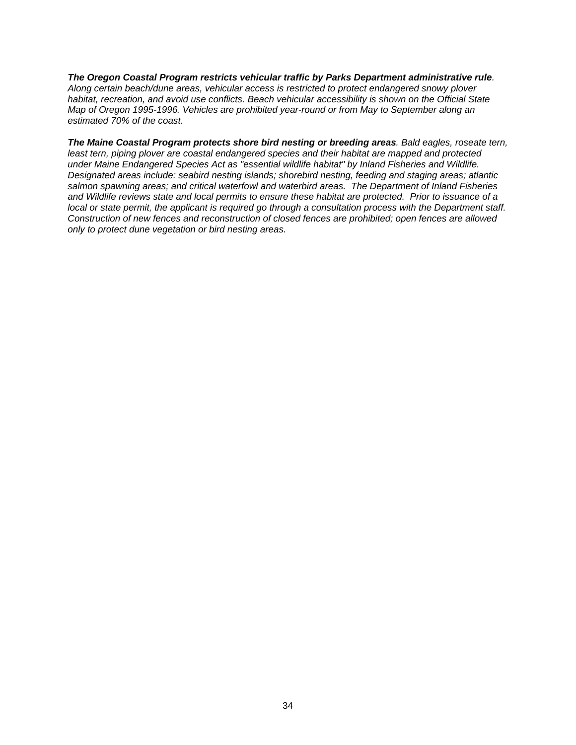***The Oregon Coastal Program restricts vehicular traffic by Parks Department administrative rule****.* *Along certain beach/dune areas, vehicular access is restricted to protect endangered snowy plover habitat, recreation, and avoid use conflicts. Beach vehicular accessibility is shown on the Official State Map of Oregon 1995-1996. Vehicles are prohibited year-round or from May to September along an estimated 70% of the coast.*

***The Maine Coastal Program protects shore bird nesting or breeding areas****. Bald eagles, roseate tern, least tern, piping plover are coastal endangered species and their habitat are mapped and protected under Maine Endangered Species Act as "essential wildlife habitat" by Inland Fisheries and Wildlife. Designated areas include: seabird nesting islands; shorebird nesting, feeding and staging areas; atlantic salmon spawning areas; and critical waterfowl and waterbird areas. The Department of Inland Fisheries and Wildlife reviews state and local permits to ensure these habitat are protected. Prior to issuance of a local or state permit, the applicant is required go through a consultation process with the Department staff. Construction of new fences and reconstruction of closed fences are prohibited; open fences are allowed only to protect dune vegetation or bird nesting areas.*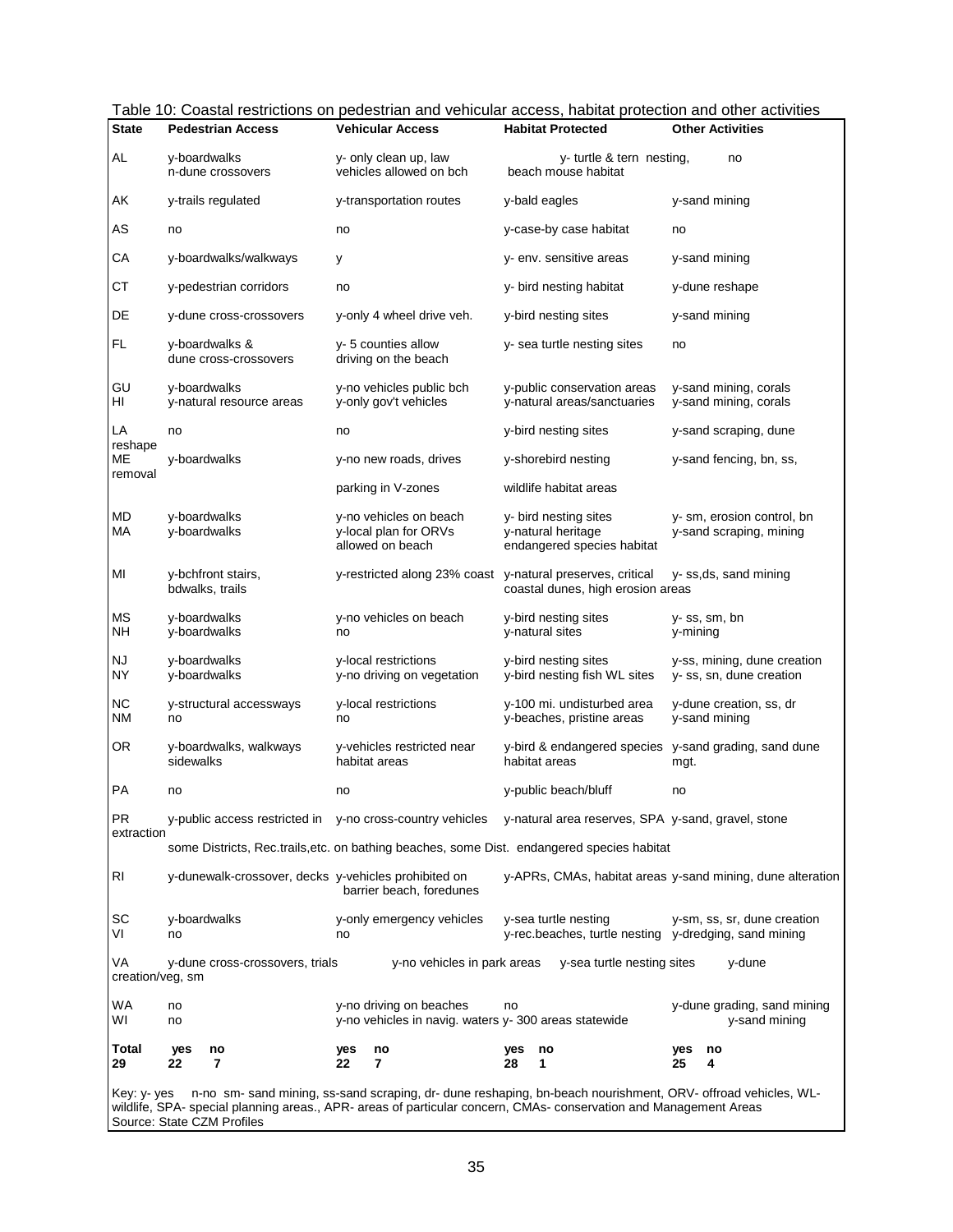Table 10: Coastal restrictions on pedestrian and vehicular access, habitat protection and other activities

| State | Pedestrian Access | Vehicular Access | Habitat Protected | Other Activities |
|---|---|---|---|---|
| AL | y-boardwalks n-dune crossovers | y- only clean up, law vehicles allowed on bch | y- turtle & tern nesting, beach mouse habitat | no |
| AK | y-trails regulated | y-transportation routes | y-bald eagles | y-sand mining |
| AS | no | no | y-case-by case habitat | no |
| CA | y-boardwalks/walkways | y | y- env. sensitive areas | y-sand mining |
| CT | y-pedestrian corridors | no | y- bird nesting habitat | y-dune reshape |
| DE | y-dune cross-crossovers | y-only 4 wheel drive veh. | y-bird nesting sites | y-sand mining |
| FL | y-boardwalks & dune cross-crossovers | y- 5 counties allow driving on the beach | y- sea turtle nesting sites | no |
| GU | y-boardwalks | y-no vehicles public bch | y-public conservation areas | y-sand mining, corals |
| HI | y-natural resource areas | y-only gov't vehicles | y-natural areas/sanctuaries | y-sand mining, corals |
| LA | no | no | y-bird nesting sites | y-sand scraping, dune reshape |
| ME | y-boardwalks | y-no new roads, drives parking in V-zones | y-shorebird nesting wildlife habitat areas | y-sand fencing, bn, ss, removal |
| MD | y-boardwalks | y-no vehicles on beach | y- bird nesting sites | y- sm, erosion control, bn |
| MA | y-boardwalks | y-local plan for ORVs allowed on beach | y-natural heritage endangered species habitat | y-sand scraping, mining |
| MI | y-bchfront stairs, bdwalks, trails | y-restricted along 23% coast | y-natural preserves, critical coastal dunes, high erosion areas | y- ss,ds, sand mining |
| MS | y-boardwalks | y-no vehicles on beach | y-bird nesting sites | y- ss, sm, bn |
| NH | y-boardwalks | no | y-natural sites | y-mining |
| NJ | y-boardwalks | y-local restrictions | y-bird nesting sites | y-ss, mining, dune creation |
| NY | y-boardwalks | y-no driving on vegetation | y-bird nesting fish WL sites | y- ss, sn, dune creation |
| NC | y-structural accessways | y-local restrictions | y-100 mi. undisturbed area | y-dune creation, ss, dr |
| NM | no | no | y-beaches, pristine areas | y-sand mining |
| OR | y-boardwalks, walkways sidewalks | y-vehicles restricted near habitat areas | y-bird & endangered species habitat areas | y-sand grading, sand dune mgt. |
| PA | no | no | y-public beach/bluff | no |
| PR | y-public access restricted in some Districts, Rec.trails,etc. on bathing beaches, some Dist. | y-no cross-country vehicles | y-natural area reserves, SPA endangered species habitat | y-sand, gravel, stone extraction |
| RI | y-dunewalk-crossover, decks | y-vehicles prohibited on barrier beach, foredunes | y-APRs, CMAs, habitat areas | y-sand mining, dune alteration |
| SC | y-boardwalks | y-only emergency vehicles | y-sea turtle nesting | y-sm, ss, sr, dune creation |
| VI | no | no | y-rec.beaches, turtle nesting | y-dredging, sand mining |
| VA | y-dune cross-crossovers, trials | y-no vehicles in park areas | y-sea turtle nesting sites | y-dune creation/veg, sm |
| WA | no | y-no driving on beaches | no | y-dune grading, sand mining |
| WI | no | y-no vehicles in navig. waters | y- 300 areas statewide | y-sand mining |
| **Total 29** | **yes 22 no 7** | **yes 22 no 7** | **yes 28 no 1** | **yes 25 no 4** |

Key: y- yes n-no sm- sand mining, ss-sand scraping, dr- dune reshaping, bn-beach nourishment, ORV- offroad vehicles, WL- wildlife, SPA- special planning areas., APR- areas of particular concern, CMAs- conservation and Management Areas

Source: State CZM Profiles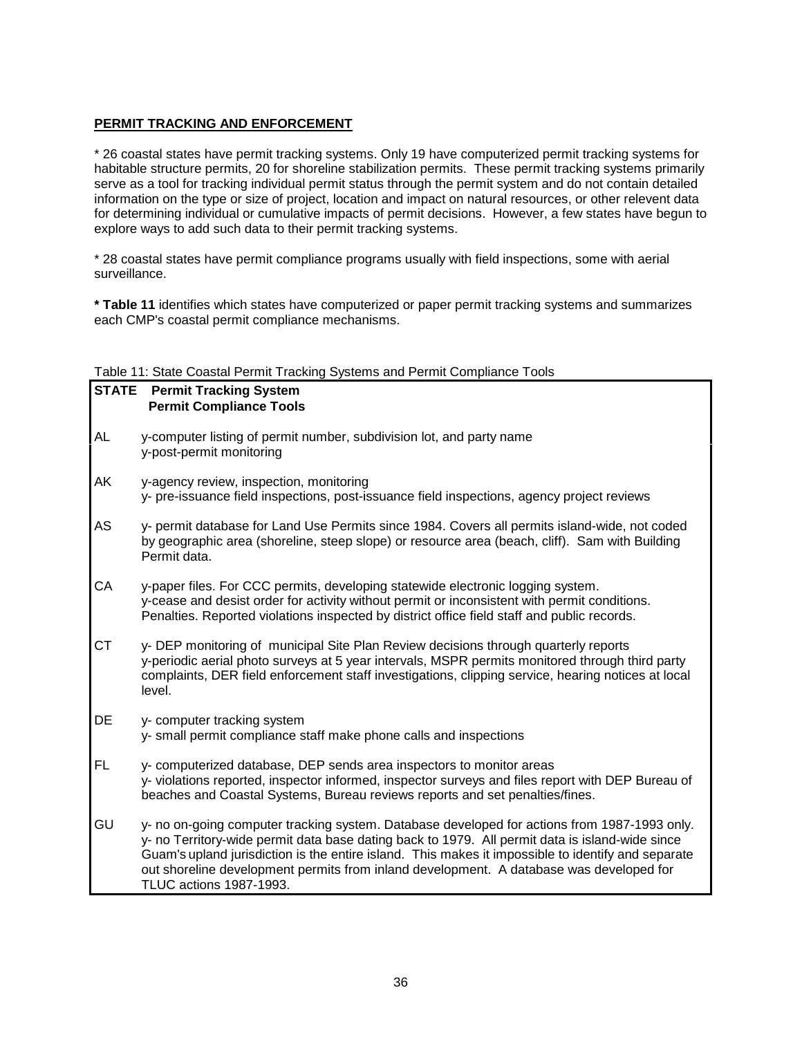**PERMIT TRACKING AND ENFORCEMENT**

* 26 coastal states have permit tracking systems. Only 19 have computerized permit tracking systems for habitable structure permits, 20 for shoreline stabilization permits. These permit tracking systems primarily serve as a tool for tracking individual permit status through the permit system and do not contain detailed information on the type or size of project, location and impact on natural resources, or other relevent data for determining individual or cumulative impacts of permit decisions. However, a few states have begun to explore ways to add such data to their permit tracking systems.

* 28 coastal states have permit compliance programs usually with field inspections, some with aerial surveillance.

**\* Table 11** identifies which states have computerized or paper permit tracking systems and summarizes each CMP's coastal permit compliance mechanisms.

Table 11: State Coastal Permit Tracking Systems and Permit Compliance Tools

| STATE | Permit Tracking System<br>Permit Compliance Tools |
|---|---|
| AL | y-computer listing of permit number, subdivision lot, and party name<br>y-post-permit monitoring |
| AK | y-agency review, inspection, monitoring<br>y- pre-issuance field inspections, post-issuance field inspections, agency project reviews |
| AS | y- permit database for Land Use Permits since 1984. Covers all permits island-wide, not coded by geographic area (shoreline, steep slope) or resource area (beach, cliff). Sam with Building Permit data. |
| CA | y-paper files. For CCC permits, developing statewide electronic logging system.<br>y-cease and desist order for activity without permit or inconsistent with permit conditions. Penalties. Reported violations inspected by district office field staff and public records. |
| CT | y- DEP monitoring of municipal Site Plan Review decisions through quarterly reports<br>y-periodic aerial photo surveys at 5 year intervals, MSPR permits monitored through third party complaints, DER field enforcement staff investigations, clipping service, hearing notices at local level. |
| DE | y- computer tracking system<br>y- small permit compliance staff make phone calls and inspections |
| FL | y- computerized database, DEP sends area inspectors to monitor areas<br>y- violations reported, inspector informed, inspector surveys and files report with DEP Bureau of beaches and Coastal Systems, Bureau reviews reports and set penalties/fines. |
| GU | y- no on-going computer tracking system. Database developed for actions from 1987-1993 only.<br>y- no Territory-wide permit data base dating back to 1979. All permit data is island-wide since Guam's upland jurisdiction is the entire island. This makes it impossible to identify and separate out shoreline development permits from inland development. A database was developed for TLUC actions 1987-1993. |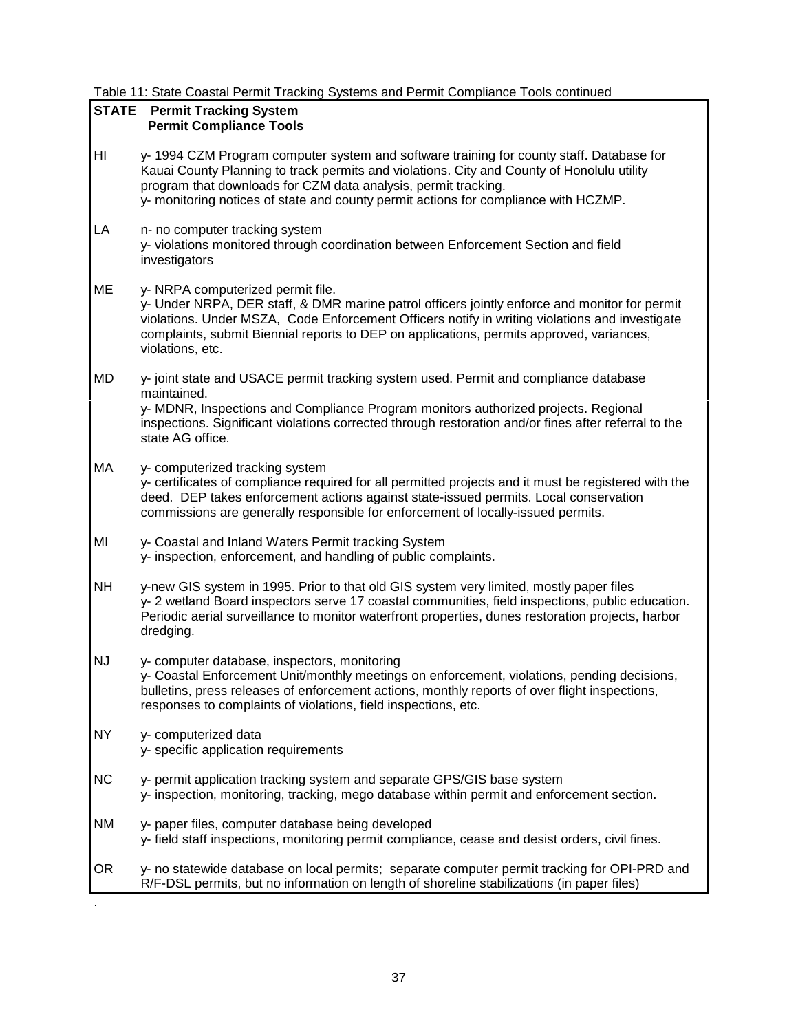Table 11: State Coastal Permit Tracking Systems and Permit Compliance Tools continued

| STATE | Permit Tracking System<br>Permit Compliance Tools |
|---|---|
| HI | y- 1994 CZM Program computer system and software training for county staff. Database for Kauai County Planning to track permits and violations. City and County of Honolulu utility program that downloads for CZM data analysis, permit tracking.<br>y- monitoring notices of state and county permit actions for compliance with HCZMP. |
| LA | n- no computer tracking system<br>y- violations monitored through coordination between Enforcement Section and field investigators |
| ME | y- NRPA computerized permit file.<br>y- Under NRPA, DER staff, & DMR marine patrol officers jointly enforce and monitor for permit violations. Under MSZA, Code Enforcement Officers notify in writing violations and investigate complaints, submit Biennial reports to DEP on applications, permits approved, variances, violations, etc. |
| MD | y- joint state and USACE permit tracking system used. Permit and compliance database maintained.<br>y- MDNR, Inspections and Compliance Program monitors authorized projects. Regional inspections. Significant violations corrected through restoration and/or fines after referral to the state AG office. |
| MA | y- computerized tracking system<br>y- certificates of compliance required for all permitted projects and it must be registered with the deed. DEP takes enforcement actions against state-issued permits. Local conservation commissions are generally responsible for enforcement of locally-issued permits. |
| MI | y- Coastal and Inland Waters Permit tracking System<br>y- inspection, enforcement, and handling of public complaints. |
| NH | y-new GIS system in 1995. Prior to that old GIS system very limited, mostly paper files<br>y- 2 wetland Board inspectors serve 17 coastal communities, field inspections, public education. Periodic aerial surveillance to monitor waterfront properties, dunes restoration projects, harbor dredging. |
| NJ | y- computer database, inspectors, monitoring<br>y- Coastal Enforcement Unit/monthly meetings on enforcement, violations, pending decisions, bulletins, press releases of enforcement actions, monthly reports of over flight inspections, responses to complaints of violations, field inspections, etc. |
| NY | y- computerized data<br>y- specific application requirements |
| NC | y- permit application tracking system and separate GPS/GIS base system<br>y- inspection, monitoring, tracking, mego database within permit and enforcement section. |
| NM | y- paper files, computer database being developed<br>y- field staff inspections, monitoring permit compliance, cease and desist orders, civil fines. |
| OR | y- no statewide database on local permits; separate computer permit tracking for OPI-PRD and R/F-DSL permits, but no information on length of shoreline stabilizations (in paper files) |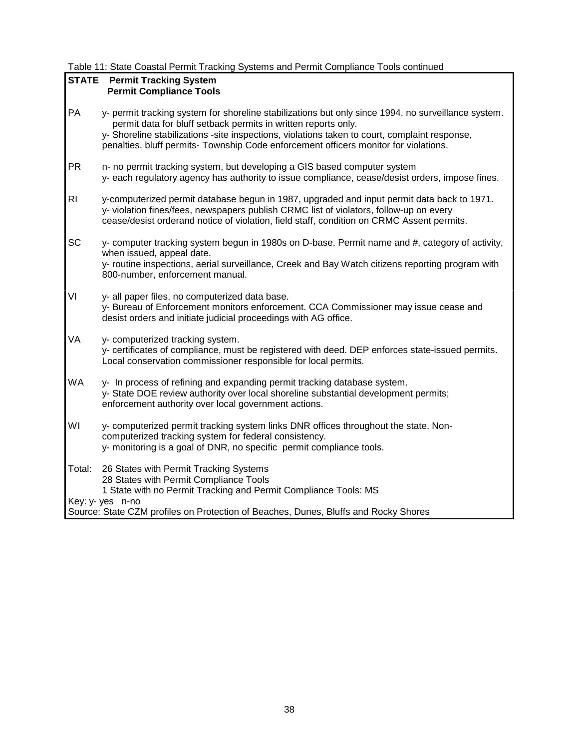Table 11: State Coastal Permit Tracking Systems and Permit Compliance Tools continued

| STATE | Permit Tracking System<br>Permit Compliance Tools |
|---|---|
| PA | y- permit tracking system for shoreline stabilizations but only since 1994. no surveillance system. permit data for bluff setback permits in written reports only.<br>y- Shoreline stabilizations -site inspections, violations taken to court, complaint response, penalties. bluff permits- Township Code enforcement officers monitor for violations. |
| PR | n- no permit tracking system, but developing a GIS based computer system<br>y- each regulatory agency has authority to issue compliance, cease/desist orders, impose fines. |
| RI | y-computerized permit database begun in 1987, upgraded and input permit data back to 1971.<br>y- violation fines/fees, newspapers publish CRMC list of violators, follow-up on every cease/desist orderand notice of violation, field staff, condition on CRMC Assent permits. |
| SC | y- computer tracking system begun in 1980s on D-base. Permit name and #, category of activity, when issued, appeal date.<br>y- routine inspections, aerial surveillance, Creek and Bay Watch citizens reporting program with 800-number, enforcement manual. |
| VI | y- all paper files, no computerized data base.<br>y- Bureau of Enforcement monitors enforcement. CCA Commissioner may issue cease and desist orders and initiate judicial proceedings with AG office. |
| VA | y- computerized tracking system.<br>y- certificates of compliance, must be registered with deed. DEP enforces state-issued permits. Local conservation commissioner responsible for local permits. |
| WA | y- In process of refining and expanding permit tracking database system.<br>y- State DOE review authority over local shoreline substantial development permits; enforcement authority over local government actions. |
| WI | y- computerized permit tracking system links DNR offices throughout the state. Non-computerized tracking system for federal consistency.<br>y- monitoring is a goal of DNR, no specific permit compliance tools. |
| Total: | 26 States with Permit Tracking Systems<br>28 States with Permit Compliance Tools<br>1 State with no Permit Tracking and Permit Compliance Tools: MS |

Key: y- yes n-no

Source: State CZM profiles on Protection of Beaches, Dunes, Bluffs and Rocky Shores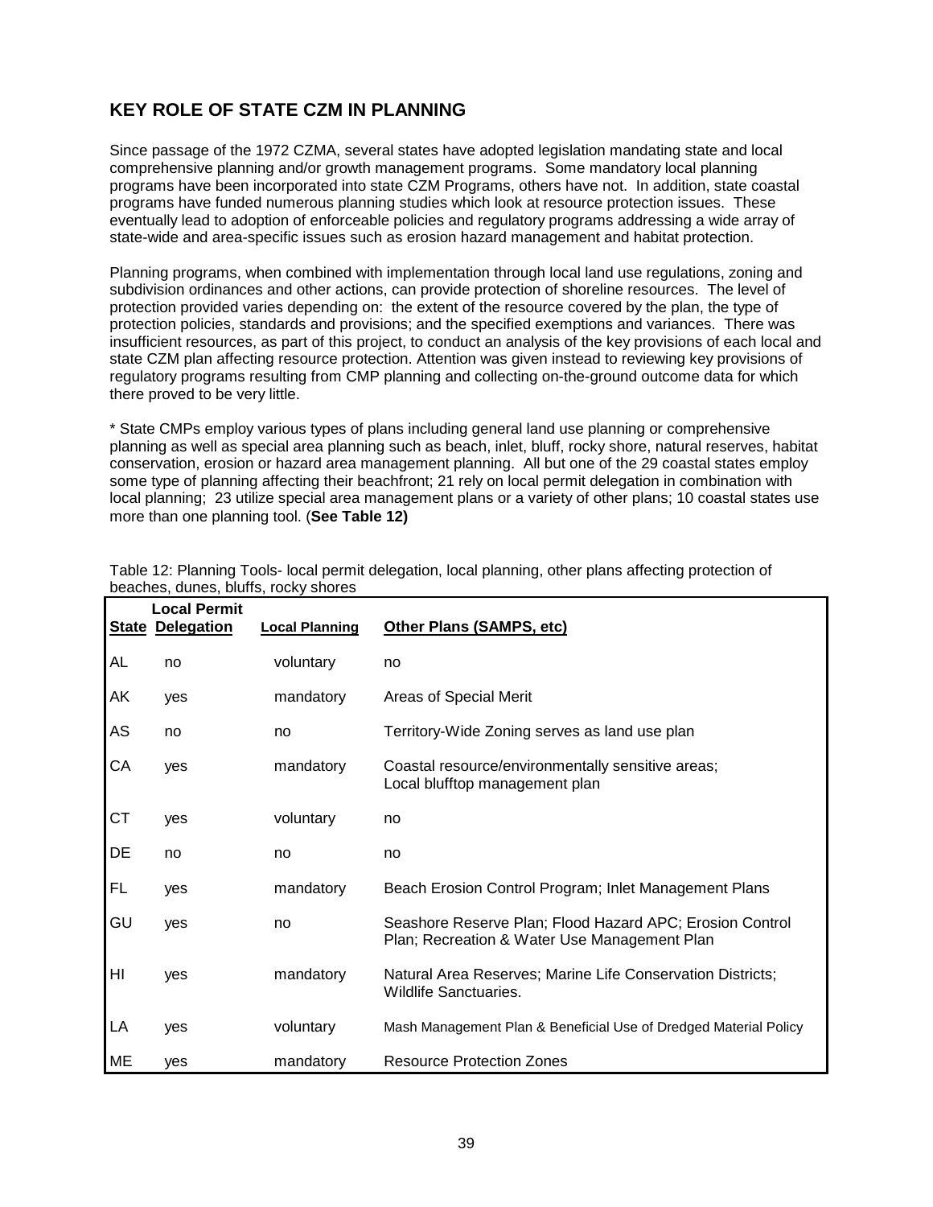## KEY ROLE OF STATE CZM IN PLANNING

Since passage of the 1972 CZMA, several states have adopted legislation mandating state and local comprehensive planning and/or growth management programs. Some mandatory local planning programs have been incorporated into state CZM Programs, others have not. In addition, state coastal programs have funded numerous planning studies which look at resource protection issues. These eventually lead to adoption of enforceable policies and regulatory programs addressing a wide array of state-wide and area-specific issues such as erosion hazard management and habitat protection.

Planning programs, when combined with implementation through local land use regulations, zoning and subdivision ordinances and other actions, can provide protection of shoreline resources. The level of protection provided varies depending on: the extent of the resource covered by the plan, the type of protection policies, standards and provisions; and the specified exemptions and variances. There was insufficient resources, as part of this project, to conduct an analysis of the key provisions of each local and state CZM plan affecting resource protection. Attention was given instead to reviewing key provisions of regulatory programs resulting from CMP planning and collecting on-the-ground outcome data for which there proved to be very little.

* State CMPs employ various types of plans including general land use planning or comprehensive planning as well as special area planning such as beach, inlet, bluff, rocky shore, natural reserves, habitat conservation, erosion or hazard area management planning. All but one of the 29 coastal states employ some type of planning affecting their beachfront; 21 rely on local permit delegation in combination with local planning; 23 utilize special area management plans or a variety of other plans; 10 coastal states use more than one planning tool. (**See Table 12)**

Table 12: Planning Tools- local permit delegation, local planning, other plans affecting protection of beaches, dunes, bluffs, rocky shores

| State | Local Permit Delegation | Local Planning | Other Plans (SAMPS, etc) |
|---|---|---|---|
| AL | no | voluntary | no |
| AK | yes | mandatory | Areas of Special Merit |
| AS | no | no | Territory-Wide Zoning serves as land use plan |
| CA | yes | mandatory | Coastal resource/environmentally sensitive areas; Local blufftop management plan |
| CT | yes | voluntary | no |
| DE | no | no | no |
| FL | yes | mandatory | Beach Erosion Control Program; Inlet Management Plans |
| GU | yes | no | Seashore Reserve Plan; Flood Hazard APC; Erosion Control Plan; Recreation & Water Use Management Plan |
| HI | yes | mandatory | Natural Area Reserves; Marine Life Conservation Districts; Wildlife Sanctuaries. |
| LA | yes | voluntary | Mash Management Plan & Beneficial Use of Dredged Material Policy |
| ME | yes | mandatory | Resource Protection Zones |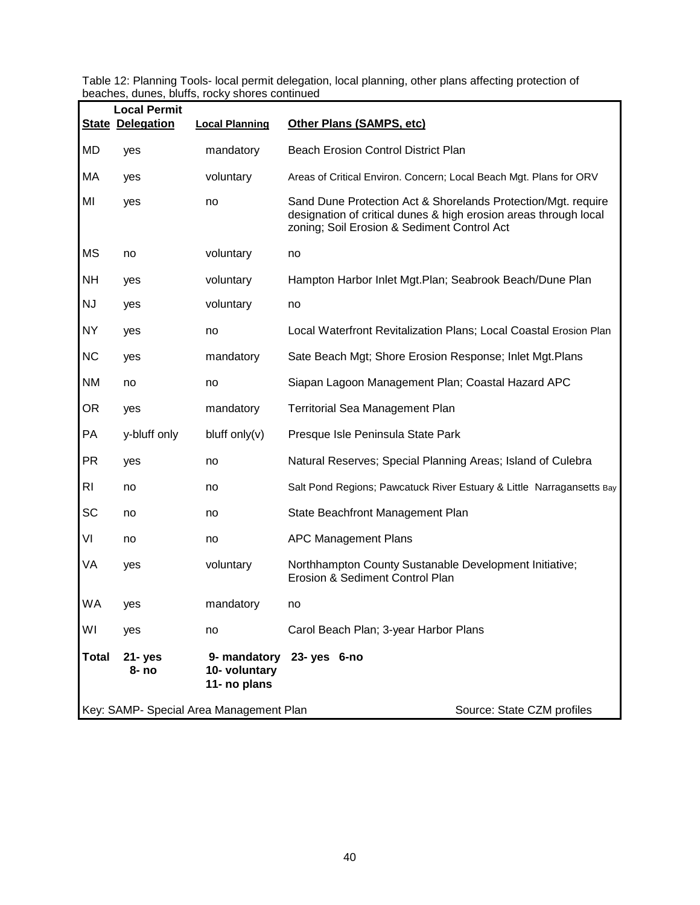Table 12: Planning Tools- local permit delegation, local planning, other plans affecting protection of beaches, dunes, bluffs, rocky shores continued

| State | Local Permit Delegation | Local Planning | Other Plans (SAMPS, etc) |
|---|---|---|---|
| MD | yes | mandatory | Beach Erosion Control District Plan |
| MA | yes | voluntary | Areas of Critical Environ. Concern; Local Beach Mgt. Plans for ORV |
| MI | yes | no | Sand Dune Protection Act & Shorelands Protection/Mgt. require designation of critical dunes & high erosion areas through local zoning; Soil Erosion & Sediment Control Act |
| MS | no | voluntary | no |
| NH | yes | voluntary | Hampton Harbor Inlet Mgt.Plan; Seabrook Beach/Dune Plan |
| NJ | yes | voluntary | no |
| NY | yes | no | Local Waterfront Revitalization Plans; Local Coastal Erosion Plan |
| NC | yes | mandatory | Sate Beach Mgt; Shore Erosion Response; Inlet Mgt.Plans |
| NM | no | no | Siapan Lagoon Management Plan; Coastal Hazard APC |
| OR | yes | mandatory | Territorial Sea Management Plan |
| PA | y-bluff only | bluff only(v) | Presque Isle Peninsula State Park |
| PR | yes | no | Natural Reserves; Special Planning Areas; Island of Culebra |
| RI | no | no | Salt Pond Regions; Pawcatuck River Estuary & Little Narragansetts Bay |
| SC | no | no | State Beachfront Management Plan |
| VI | no | no | APC Management Plans |
| VA | yes | voluntary | Northhampton County Sustanable Development Initiative; Erosion & Sediment Control Plan |
| WA | yes | mandatory | no |
| WI | yes | no | Carol Beach Plan; 3-year Harbor Plans |
| **Total** | **21- yes 8- no** | **9- mandatory 10- voluntary 11- no plans** | **23- yes 6-no** |

Key: SAMP- Special Area Management Plan

Source: State CZM profiles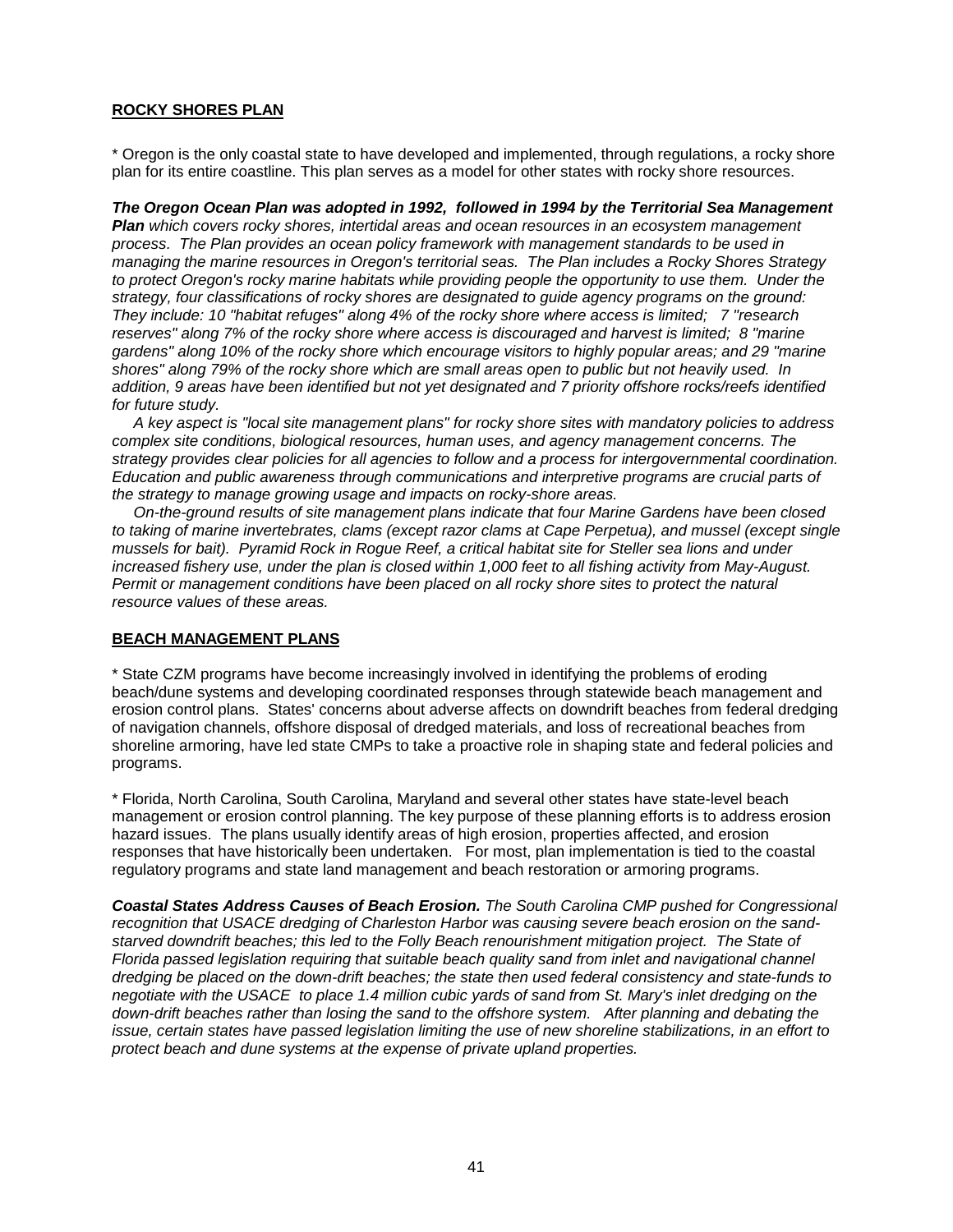## ROCKY SHORES PLAN

* Oregon is the only coastal state to have developed and implemented, through regulations, a rocky shore plan for its entire coastline. This plan serves as a model for other states with rocky shore resources.

***The Oregon Ocean Plan was adopted in 1992, followed in 1994 by the Territorial Sea Management Plan*** *which covers rocky shores, intertidal areas and ocean resources in an ecosystem management process. The Plan provides an ocean policy framework with management standards to be used in managing the marine resources in Oregon's territorial seas. The Plan includes a Rocky Shores Strategy to protect Oregon's rocky marine habitats while providing people the opportunity to use them. Under the strategy, four classifications of rocky shores are designated to guide agency programs on the ground: They include: 10 "habitat refuges" along 4% of the rocky shore where access is limited; 7 "research reserves" along 7% of the rocky shore where access is discouraged and harvest is limited; 8 "marine gardens" along 10% of the rocky shore which encourage visitors to highly popular areas; and 29 "marine shores" along 79% of the rocky shore which are small areas open to public but not heavily used. In addition, 9 areas have been identified but not yet designated and 7 priority offshore rocks/reefs identified for future study.*

*A key aspect is "local site management plans" for rocky shore sites with mandatory policies to address complex site conditions, biological resources, human uses, and agency management concerns. The strategy provides clear policies for all agencies to follow and a process for intergovernmental coordination. Education and public awareness through communications and interpretive programs are crucial parts of the strategy to manage growing usage and impacts on rocky-shore areas.*

*On-the-ground results of site management plans indicate that four Marine Gardens have been closed to taking of marine invertebrates, clams (except razor clams at Cape Perpetua), and mussel (except single mussels for bait). Pyramid Rock in Rogue Reef, a critical habitat site for Steller sea lions and under increased fishery use, under the plan is closed within 1,000 feet to all fishing activity from May-August. Permit or management conditions have been placed on all rocky shore sites to protect the natural resource values of these areas.*

## BEACH MANAGEMENT PLANS

* State CZM programs have become increasingly involved in identifying the problems of eroding beach/dune systems and developing coordinated responses through statewide beach management and erosion control plans. States' concerns about adverse affects on downdrift beaches from federal dredging of navigation channels, offshore disposal of dredged materials, and loss of recreational beaches from shoreline armoring, have led state CMPs to take a proactive role in shaping state and federal policies and programs.

* Florida, North Carolina, South Carolina, Maryland and several other states have state-level beach management or erosion control planning. The key purpose of these planning efforts is to address erosion hazard issues. The plans usually identify areas of high erosion, properties affected, and erosion responses that have historically been undertaken. For most, plan implementation is tied to the coastal regulatory programs and state land management and beach restoration or armoring programs.

***Coastal States Address Causes of Beach Erosion.*** *The South Carolina CMP pushed for Congressional recognition that USACE dredging of Charleston Harbor was causing severe beach erosion on the sand-starved downdrift beaches; this led to the Folly Beach renourishment mitigation project. The State of Florida passed legislation requiring that suitable beach quality sand from inlet and navigational channel dredging be placed on the down-drift beaches; the state then used federal consistency and state-funds to negotiate with the USACE to place 1.4 million cubic yards of sand from St. Mary's inlet dredging on the down-drift beaches rather than losing the sand to the offshore system. After planning and debating the issue, certain states have passed legislation limiting the use of new shoreline stabilizations, in an effort to protect beach and dune systems at the expense of private upland properties.*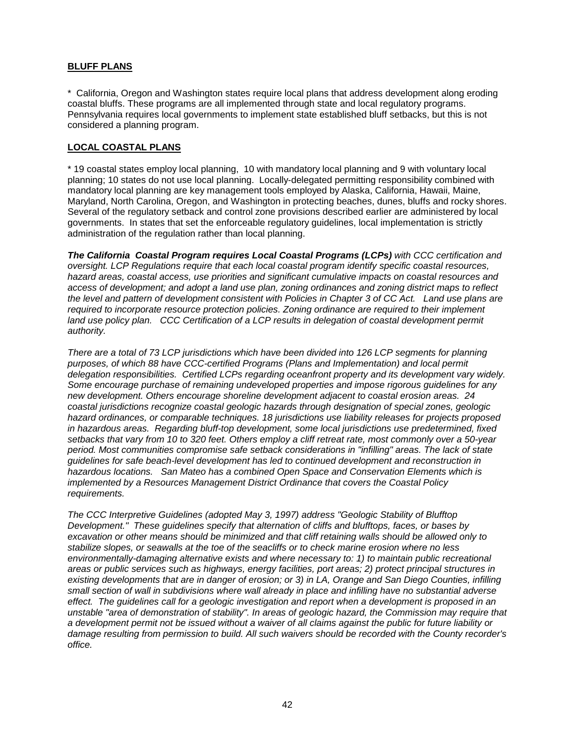**BLUFF PLANS**

* California, Oregon and Washington states require local plans that address development along eroding coastal bluffs. These programs are all implemented through state and local regulatory programs. Pennsylvania requires local governments to implement state established bluff setbacks, but this is not considered a planning program.

**LOCAL COASTAL PLANS**

* 19 coastal states employ local planning, 10 with mandatory local planning and 9 with voluntary local planning; 10 states do not use local planning. Locally-delegated permitting responsibility combined with mandatory local planning are key management tools employed by Alaska, California, Hawaii, Maine, Maryland, North Carolina, Oregon, and Washington in protecting beaches, dunes, bluffs and rocky shores. Several of the regulatory setback and control zone provisions described earlier are administered by local governments. In states that set the enforceable regulatory guidelines, local implementation is strictly administration of the regulation rather than local planning.

***The California Coastal Program requires Local Coastal Programs (LCPs)*** *with CCC certification and oversight. LCP Regulations require that each local coastal program identify specific coastal resources, hazard areas, coastal access, use priorities and significant cumulative impacts on coastal resources and access of development; and adopt a land use plan, zoning ordinances and zoning district maps to reflect the level and pattern of development consistent with Policies in Chapter 3 of CC Act. Land use plans are required to incorporate resource protection policies. Zoning ordinance are required to their implement land use policy plan. CCC Certification of a LCP results in delegation of coastal development permit authority.*

*There are a total of 73 LCP jurisdictions which have been divided into 126 LCP segments for planning purposes, of which 88 have CCC-certified Programs (Plans and Implementation) and local permit delegation responsibilities. Certified LCPs regarding oceanfront property and its development vary widely. Some encourage purchase of remaining undeveloped properties and impose rigorous guidelines for any new development. Others encourage shoreline development adjacent to coastal erosion areas. 24 coastal jurisdictions recognize coastal geologic hazards through designation of special zones, geologic hazard ordinances, or comparable techniques. 18 jurisdictions use liability releases for projects proposed in hazardous areas. Regarding bluff-top development, some local jurisdictions use predetermined, fixed setbacks that vary from 10 to 320 feet. Others employ a cliff retreat rate, most commonly over a 50-year period. Most communities compromise safe setback considerations in "infilling" areas. The lack of state guidelines for safe beach-level development has led to continued development and reconstruction in hazardous locations. San Mateo has a combined Open Space and Conservation Elements which is implemented by a Resources Management District Ordinance that covers the Coastal Policy requirements.*

*The CCC Interpretive Guidelines (adopted May 3, 1997) address "Geologic Stability of Blufftop Development." These guidelines specify that alternation of cliffs and blufftops, faces, or bases by excavation or other means should be minimized and that cliff retaining walls should be allowed only to stabilize slopes, or seawalls at the toe of the seacliffs or to check marine erosion where no less environmentally-damaging alternative exists and where necessary to: 1) to maintain public recreational areas or public services such as highways, energy facilities, port areas; 2) protect principal structures in existing developments that are in danger of erosion; or 3) in LA, Orange and San Diego Counties, infilling small section of wall in subdivisions where wall already in place and infilling have no substantial adverse effect. The guidelines call for a geologic investigation and report when a development is proposed in an unstable "area of demonstration of stability". In areas of geologic hazard, the Commission may require that a development permit not be issued without a waiver of all claims against the public for future liability or damage resulting from permission to build. All such waivers should be recorded with the County recorder's office.*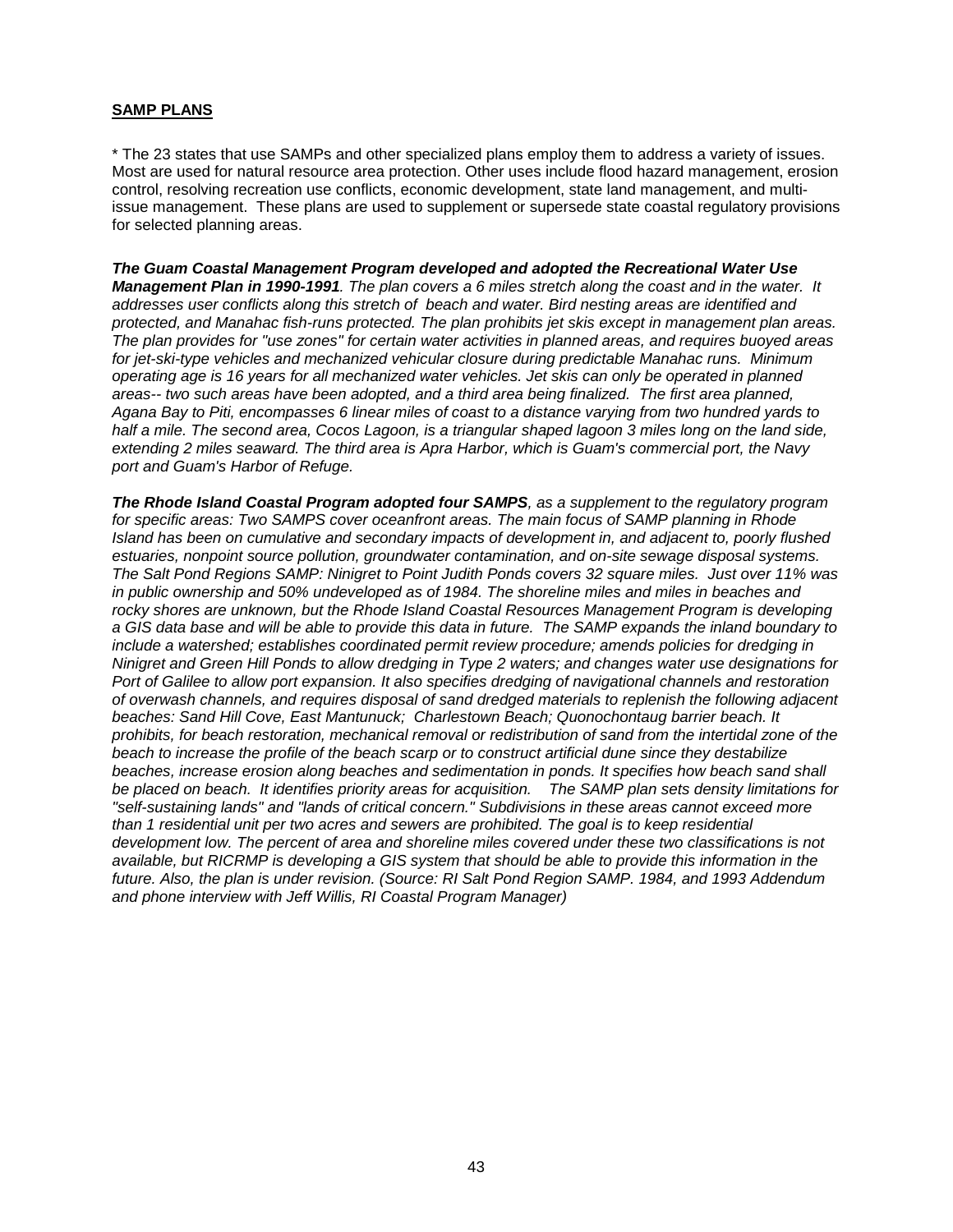**SAMP PLANS**

* The 23 states that use SAMPs and other specialized plans employ them to address a variety of issues. Most are used for natural resource area protection. Other uses include flood hazard management, erosion control, resolving recreation use conflicts, economic development, state land management, and multi-issue management. These plans are used to supplement or supersede state coastal regulatory provisions for selected planning areas.

***The Guam Coastal Management Program developed and adopted the Recreational Water Use Management Plan in 1990-1991****. The plan covers a 6 miles stretch along the coast and in the water. It addresses user conflicts along this stretch of beach and water. Bird nesting areas are identified and protected, and Manahac fish-runs protected. The plan prohibits jet skis except in management plan areas. The plan provides for "use zones" for certain water activities in planned areas, and requires buoyed areas for jet-ski-type vehicles and mechanized vehicular closure during predictable Manahac runs. Minimum operating age is 16 years for all mechanized water vehicles. Jet skis can only be operated in planned areas-- two such areas have been adopted, and a third area being finalized. The first area planned, Agana Bay to Piti, encompasses 6 linear miles of coast to a distance varying from two hundred yards to half a mile. The second area, Cocos Lagoon, is a triangular shaped lagoon 3 miles long on the land side, extending 2 miles seaward. The third area is Apra Harbor, which is Guam's commercial port, the Navy port and Guam's Harbor of Refuge.*

***The Rhode Island Coastal Program adopted four SAMPS****, as a supplement to the regulatory program for specific areas: Two SAMPS cover oceanfront areas. The main focus of SAMP planning in Rhode Island has been on cumulative and secondary impacts of development in, and adjacent to, poorly flushed estuaries, nonpoint source pollution, groundwater contamination, and on-site sewage disposal systems. The Salt Pond Regions SAMP: Ninigret to Point Judith Ponds covers 32 square miles. Just over 11% was in public ownership and 50% undeveloped as of 1984. The shoreline miles and miles in beaches and rocky shores are unknown, but the Rhode Island Coastal Resources Management Program is developing a GIS data base and will be able to provide this data in future. The SAMP expands the inland boundary to include a watershed; establishes coordinated permit review procedure; amends policies for dredging in Ninigret and Green Hill Ponds to allow dredging in Type 2 waters; and changes water use designations for Port of Galilee to allow port expansion. It also specifies dredging of navigational channels and restoration of overwash channels, and requires disposal of sand dredged materials to replenish the following adjacent beaches: Sand Hill Cove, East Mantunuck; Charlestown Beach; Quonochontaug barrier beach. It prohibits, for beach restoration, mechanical removal or redistribution of sand from the intertidal zone of the beach to increase the profile of the beach scarp or to construct artificial dune since they destabilize beaches, increase erosion along beaches and sedimentation in ponds. It specifies how beach sand shall be placed on beach. It identifies priority areas for acquisition. The SAMP plan sets density limitations for "self-sustaining lands" and "lands of critical concern." Subdivisions in these areas cannot exceed more than 1 residential unit per two acres and sewers are prohibited. The goal is to keep residential development low. The percent of area and shoreline miles covered under these two classifications is not available, but RICRMP is developing a GIS system that should be able to provide this information in the future. Also, the plan is under revision. (Source: RI Salt Pond Region SAMP. 1984, and 1993 Addendum and phone interview with Jeff Willis, RI Coastal Program Manager)*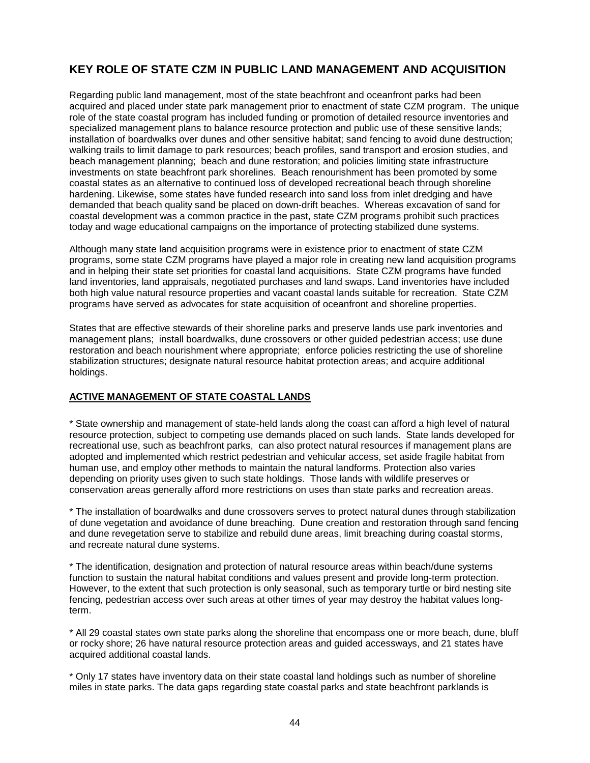## KEY ROLE OF STATE CZM IN PUBLIC LAND MANAGEMENT AND ACQUISITION

Regarding public land management, most of the state beachfront and oceanfront parks had been acquired and placed under state park management prior to enactment of state CZM program. The unique role of the state coastal program has included funding or promotion of detailed resource inventories and specialized management plans to balance resource protection and public use of these sensitive lands; installation of boardwalks over dunes and other sensitive habitat; sand fencing to avoid dune destruction; walking trails to limit damage to park resources; beach profiles, sand transport and erosion studies, and beach management planning; beach and dune restoration; and policies limiting state infrastructure investments on state beachfront park shorelines. Beach renourishment has been promoted by some coastal states as an alternative to continued loss of developed recreational beach through shoreline hardening. Likewise, some states have funded research into sand loss from inlet dredging and have demanded that beach quality sand be placed on down-drift beaches. Whereas excavation of sand for coastal development was a common practice in the past, state CZM programs prohibit such practices today and wage educational campaigns on the importance of protecting stabilized dune systems.

Although many state land acquisition programs were in existence prior to enactment of state CZM programs, some state CZM programs have played a major role in creating new land acquisition programs and in helping their state set priorities for coastal land acquisitions. State CZM programs have funded land inventories, land appraisals, negotiated purchases and land swaps. Land inventories have included both high value natural resource properties and vacant coastal lands suitable for recreation. State CZM programs have served as advocates for state acquisition of oceanfront and shoreline properties.

States that are effective stewards of their shoreline parks and preserve lands use park inventories and management plans; install boardwalks, dune crossovers or other guided pedestrian access; use dune restoration and beach nourishment where appropriate; enforce policies restricting the use of shoreline stabilization structures; designate natural resource habitat protection areas; and acquire additional holdings.

**ACTIVE MANAGEMENT OF STATE COASTAL LANDS**

* State ownership and management of state-held lands along the coast can afford a high level of natural resource protection, subject to competing use demands placed on such lands. State lands developed for recreational use, such as beachfront parks, can also protect natural resources if management plans are adopted and implemented which restrict pedestrian and vehicular access, set aside fragile habitat from human use, and employ other methods to maintain the natural landforms. Protection also varies depending on priority uses given to such state holdings. Those lands with wildlife preserves or conservation areas generally afford more restrictions on uses than state parks and recreation areas.

* The installation of boardwalks and dune crossovers serves to protect natural dunes through stabilization of dune vegetation and avoidance of dune breaching. Dune creation and restoration through sand fencing and dune revegetation serve to stabilize and rebuild dune areas, limit breaching during coastal storms, and recreate natural dune systems.

* The identification, designation and protection of natural resource areas within beach/dune systems function to sustain the natural habitat conditions and values present and provide long-term protection. However, to the extent that such protection is only seasonal, such as temporary turtle or bird nesting site fencing, pedestrian access over such areas at other times of year may destroy the habitat values long-term.

* All 29 coastal states own state parks along the shoreline that encompass one or more beach, dune, bluff or rocky shore; 26 have natural resource protection areas and guided accessways, and 21 states have acquired additional coastal lands.

* Only 17 states have inventory data on their state coastal land holdings such as number of shoreline miles in state parks. The data gaps regarding state coastal parks and state beachfront parklands is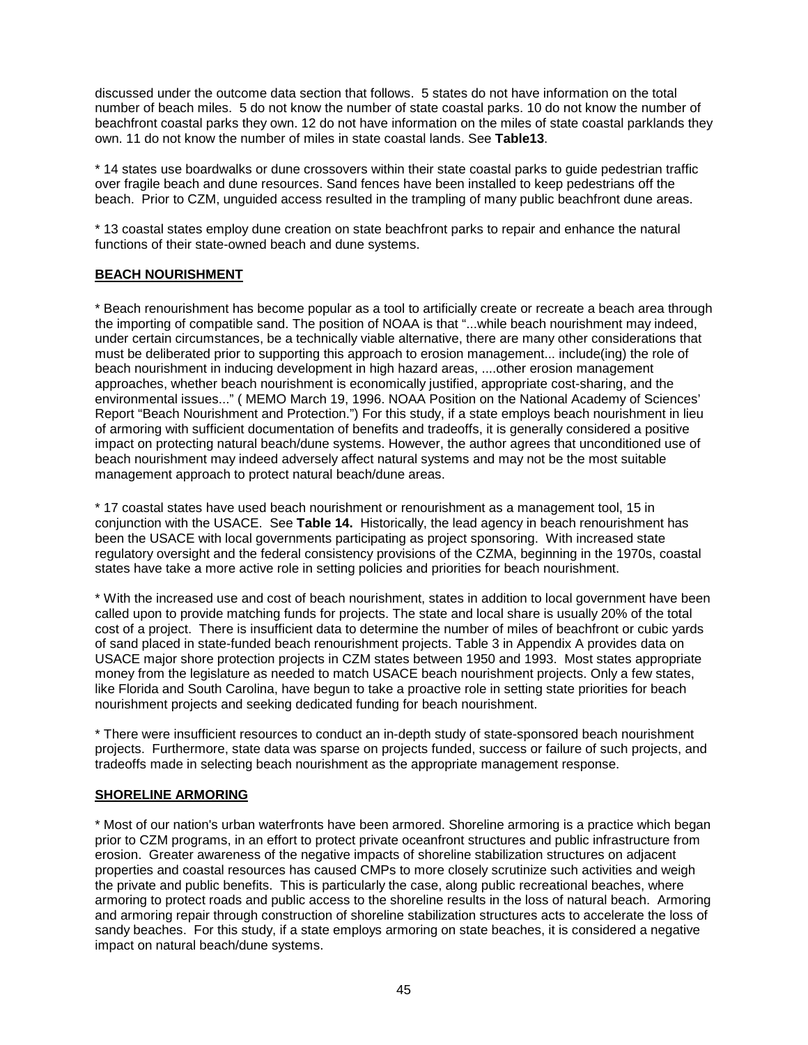discussed under the outcome data section that follows. 5 states do not have information on the total number of beach miles. 5 do not know the number of state coastal parks. 10 do not know the number of beachfront coastal parks they own. 12 do not have information on the miles of state coastal parklands they own. 11 do not know the number of miles in state coastal lands. See **Table13**.

* 14 states use boardwalks or dune crossovers within their state coastal parks to guide pedestrian traffic over fragile beach and dune resources. Sand fences have been installed to keep pedestrians off the beach. Prior to CZM, unguided access resulted in the trampling of many public beachfront dune areas.

* 13 coastal states employ dune creation on state beachfront parks to repair and enhance the natural functions of their state-owned beach and dune systems.

**BEACH NOURISHMENT**

* Beach renourishment has become popular as a tool to artificially create or recreate a beach area through the importing of compatible sand. The position of NOAA is that "...while beach nourishment may indeed, under certain circumstances, be a technically viable alternative, there are many other considerations that must be deliberated prior to supporting this approach to erosion management... include(ing) the role of beach nourishment in inducing development in high hazard areas, ....other erosion management approaches, whether beach nourishment is economically justified, appropriate cost-sharing, and the environmental issues..." ( MEMO March 19, 1996. NOAA Position on the National Academy of Sciences' Report "Beach Nourishment and Protection.") For this study, if a state employs beach nourishment in lieu of armoring with sufficient documentation of benefits and tradeoffs, it is generally considered a positive impact on protecting natural beach/dune systems. However, the author agrees that unconditioned use of beach nourishment may indeed adversely affect natural systems and may not be the most suitable management approach to protect natural beach/dune areas.

* 17 coastal states have used beach nourishment or renourishment as a management tool, 15 in conjunction with the USACE. See **Table 14.** Historically, the lead agency in beach renourishment has been the USACE with local governments participating as project sponsoring. With increased state regulatory oversight and the federal consistency provisions of the CZMA, beginning in the 1970s, coastal states have take a more active role in setting policies and priorities for beach nourishment.

* With the increased use and cost of beach nourishment, states in addition to local government have been called upon to provide matching funds for projects. The state and local share is usually 20% of the total cost of a project. There is insufficient data to determine the number of miles of beachfront or cubic yards of sand placed in state-funded beach renourishment projects. Table 3 in Appendix A provides data on USACE major shore protection projects in CZM states between 1950 and 1993. Most states appropriate money from the legislature as needed to match USACE beach nourishment projects. Only a few states, like Florida and South Carolina, have begun to take a proactive role in setting state priorities for beach nourishment projects and seeking dedicated funding for beach nourishment.

* There were insufficient resources to conduct an in-depth study of state-sponsored beach nourishment projects. Furthermore, state data was sparse on projects funded, success or failure of such projects, and tradeoffs made in selecting beach nourishment as the appropriate management response.

**SHORELINE ARMORING**

* Most of our nation's urban waterfronts have been armored. Shoreline armoring is a practice which began prior to CZM programs, in an effort to protect private oceanfront structures and public infrastructure from erosion. Greater awareness of the negative impacts of shoreline stabilization structures on adjacent properties and coastal resources has caused CMPs to more closely scrutinize such activities and weigh the private and public benefits. This is particularly the case, along public recreational beaches, where armoring to protect roads and public access to the shoreline results in the loss of natural beach. Armoring and armoring repair through construction of shoreline stabilization structures acts to accelerate the loss of sandy beaches. For this study, if a state employs armoring on state beaches, it is considered a negative impact on natural beach/dune systems.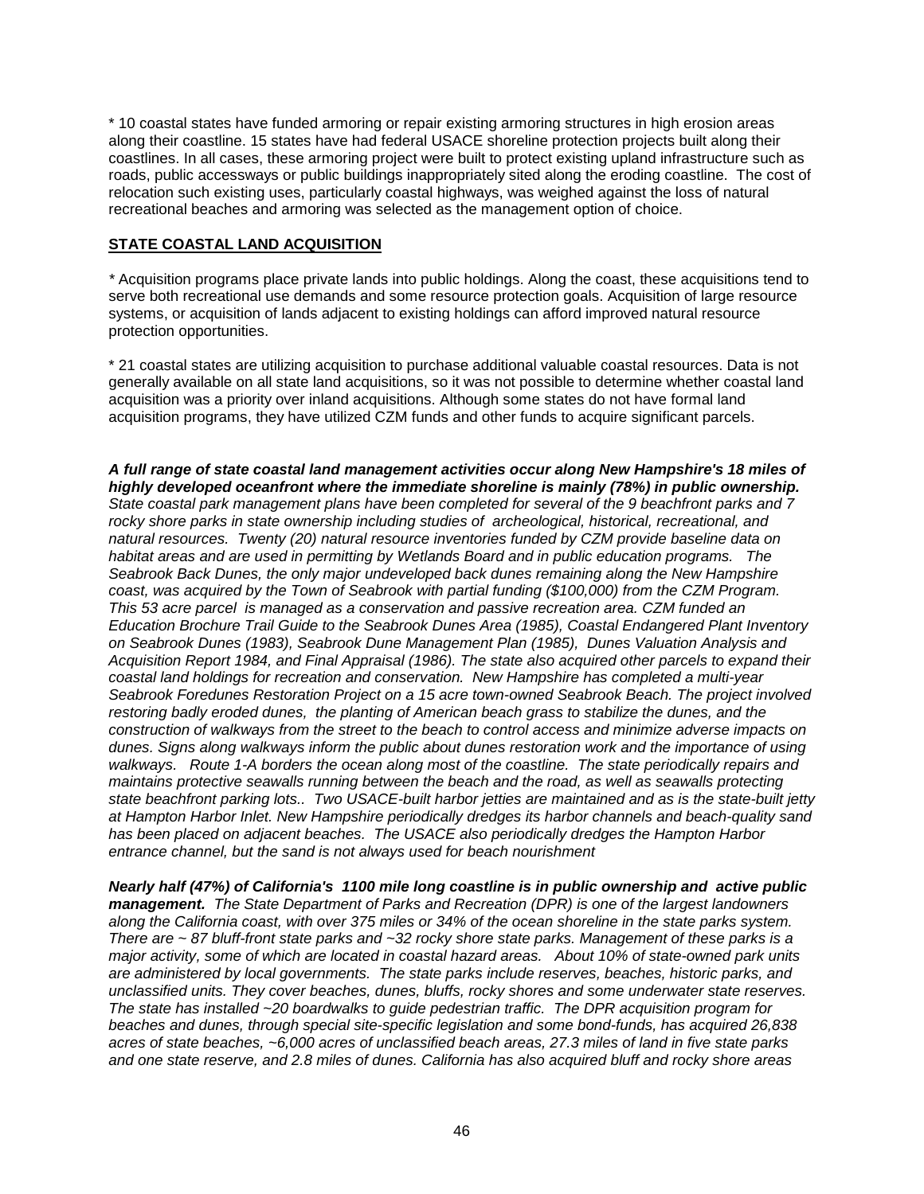* 10 coastal states have funded armoring or repair existing armoring structures in high erosion areas along their coastline. 15 states have had federal USACE shoreline protection projects built along their coastlines. In all cases, these armoring project were built to protect existing upland infrastructure such as roads, public accessways or public buildings inappropriately sited along the eroding coastline. The cost of relocation such existing uses, particularly coastal highways, was weighed against the loss of natural recreational beaches and armoring was selected as the management option of choice.

**STATE COASTAL LAND ACQUISITION**

* Acquisition programs place private lands into public holdings. Along the coast, these acquisitions tend to serve both recreational use demands and some resource protection goals. Acquisition of large resource systems, or acquisition of lands adjacent to existing holdings can afford improved natural resource protection opportunities.

* 21 coastal states are utilizing acquisition to purchase additional valuable coastal resources. Data is not generally available on all state land acquisitions, so it was not possible to determine whether coastal land acquisition was a priority over inland acquisitions. Although some states do not have formal land acquisition programs, they have utilized CZM funds and other funds to acquire significant parcels.

***A full range of state coastal land management activities occur along New Hampshire's 18 miles of highly developed oceanfront where the immediate shoreline is mainly (78%) in public ownership.*** *State coastal park management plans have been completed for several of the 9 beachfront parks and 7 rocky shore parks in state ownership including studies of archeological, historical, recreational, and natural resources. Twenty (20) natural resource inventories funded by CZM provide baseline data on habitat areas and are used in permitting by Wetlands Board and in public education programs. The Seabrook Back Dunes, the only major undeveloped back dunes remaining along the New Hampshire coast, was acquired by the Town of Seabrook with partial funding ($100,000) from the CZM Program. This 53 acre parcel is managed as a conservation and passive recreation area. CZM funded an Education Brochure Trail Guide to the Seabrook Dunes Area (1985), Coastal Endangered Plant Inventory on Seabrook Dunes (1983), Seabrook Dune Management Plan (1985), Dunes Valuation Analysis and Acquisition Report 1984, and Final Appraisal (1986). The state also acquired other parcels to expand their coastal land holdings for recreation and conservation. New Hampshire has completed a multi-year Seabrook Foredunes Restoration Project on a 15 acre town-owned Seabrook Beach. The project involved restoring badly eroded dunes, the planting of American beach grass to stabilize the dunes, and the construction of walkways from the street to the beach to control access and minimize adverse impacts on dunes. Signs along walkways inform the public about dunes restoration work and the importance of using walkways. Route 1-A borders the ocean along most of the coastline. The state periodically repairs and maintains protective seawalls running between the beach and the road, as well as seawalls protecting state beachfront parking lots.. Two USACE-built harbor jetties are maintained and as is the state-built jetty at Hampton Harbor Inlet. New Hampshire periodically dredges its harbor channels and beach-quality sand has been placed on adjacent beaches. The USACE also periodically dredges the Hampton Harbor entrance channel, but the sand is not always used for beach nourishment*

***Nearly half (47%) of California's 1100 mile long coastline is in public ownership and active public management.*** *The State Department of Parks and Recreation (DPR) is one of the largest landowners along the California coast, with over 375 miles or 34% of the ocean shoreline in the state parks system. There are ~ 87 bluff-front state parks and ~32 rocky shore state parks. Management of these parks is a major activity, some of which are located in coastal hazard areas. About 10% of state-owned park units are administered by local governments. The state parks include reserves, beaches, historic parks, and unclassified units. They cover beaches, dunes, bluffs, rocky shores and some underwater state reserves. The state has installed ~20 boardwalks to guide pedestrian traffic. The DPR acquisition program for beaches and dunes, through special site-specific legislation and some bond-funds, has acquired 26,838 acres of state beaches, ~6,000 acres of unclassified beach areas, 27.3 miles of land in five state parks and one state reserve, and 2.8 miles of dunes. California has also acquired bluff and rocky shore areas*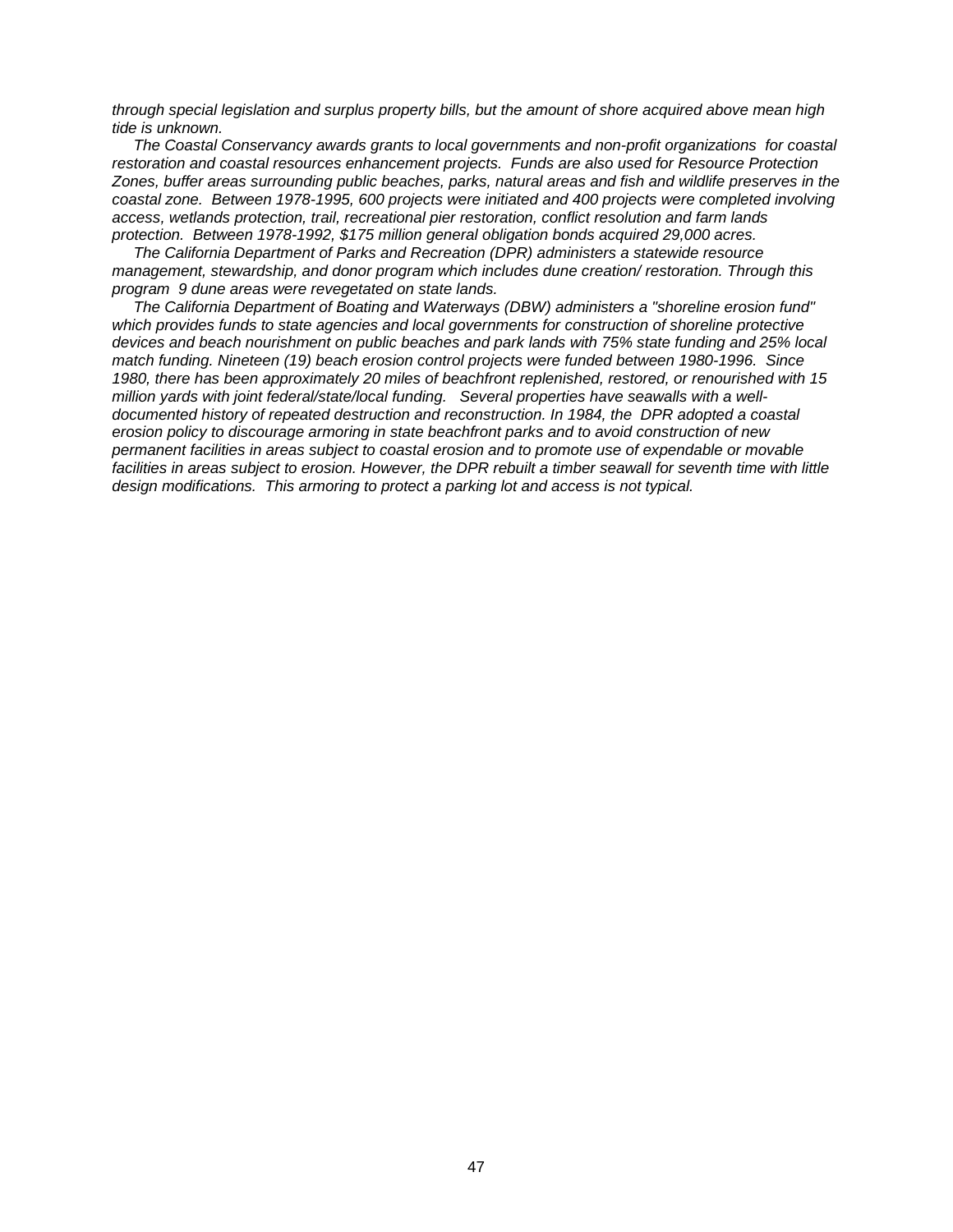*through special legislation and surplus property bills, but the amount of shore acquired above mean high tide is unknown.*

*The Coastal Conservancy awards grants to local governments and non-profit organizations for coastal restoration and coastal resources enhancement projects. Funds are also used for Resource Protection Zones, buffer areas surrounding public beaches, parks, natural areas and fish and wildlife preserves in the coastal zone. Between 1978-1995, 600 projects were initiated and 400 projects were completed involving access, wetlands protection, trail, recreational pier restoration, conflict resolution and farm lands protection. Between 1978-1992, $175 million general obligation bonds acquired 29,000 acres.*

*The California Department of Parks and Recreation (DPR) administers a statewide resource management, stewardship, and donor program which includes dune creation/ restoration. Through this program 9 dune areas were revegetated on state lands.*

*The California Department of Boating and Waterways (DBW) administers a "shoreline erosion fund" which provides funds to state agencies and local governments for construction of shoreline protective devices and beach nourishment on public beaches and park lands with 75% state funding and 25% local match funding. Nineteen (19) beach erosion control projects were funded between 1980-1996. Since 1980, there has been approximately 20 miles of beachfront replenished, restored, or renourished with 15 million yards with joint federal/state/local funding. Several properties have seawalls with a well-documented history of repeated destruction and reconstruction. In 1984, the DPR adopted a coastal erosion policy to discourage armoring in state beachfront parks and to avoid construction of new permanent facilities in areas subject to coastal erosion and to promote use of expendable or movable facilities in areas subject to erosion. However, the DPR rebuilt a timber seawall for seventh time with little design modifications. This armoring to protect a parking lot and access is not typical.*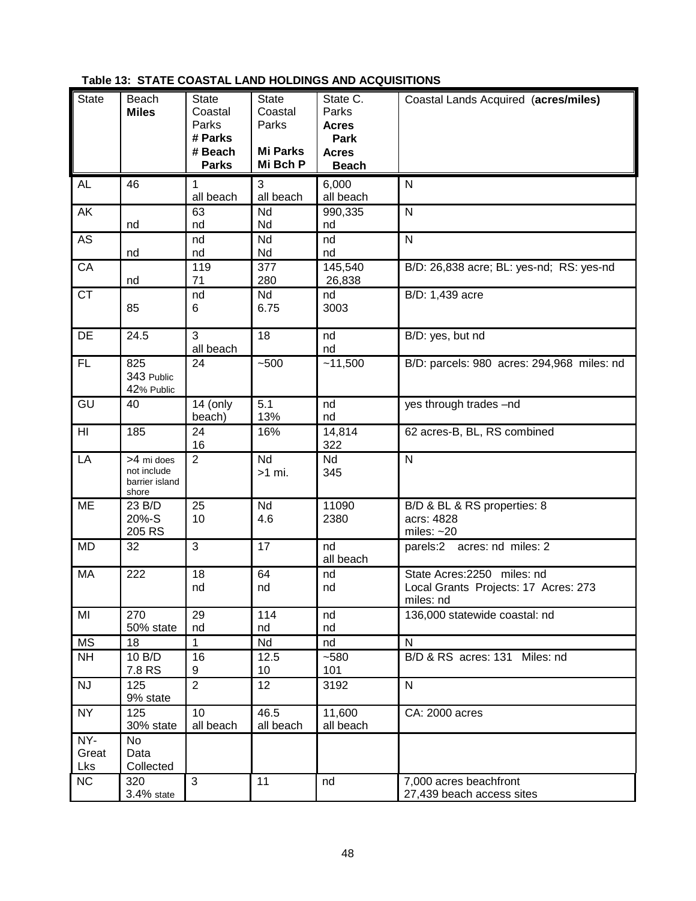**Table 13: STATE COASTAL LAND HOLDINGS AND ACQUISITIONS**

| State | Beach **Miles** | State Coastal Parks **# Parks** **# Beach Parks** | State Coastal Parks **Mi Parks** **Mi Bch P** | State C. Parks **Acres** **Park Acres Beach** | Coastal Lands Acquired (**acres/miles**) |
|---|---|---|---|---|---|
| AL | 46 | 1<br>all beach | 3<br>all beach | 6,000<br>all beach | N |
| AK | nd | 63<br>nd | Nd<br>Nd | 990,335<br>nd | N |
| AS | nd | nd<br>nd | Nd<br>Nd | nd<br>nd | N |
| CA | nd | 119<br>71 | 377<br>280 | 145,540<br>26,838 | B/D: 26,838 acre; BL: yes-nd; RS: yes-nd |
| CT | 85 | nd<br>6 | Nd<br>6.75 | nd<br>3003 | B/D: 1,439 acre |
| DE | 24.5 | 3<br>all beach | 18 | nd<br>nd | B/D: yes, but nd |
| FL | 825<br>343 Public<br>42% Public | 24 | ~500 | ~11,500 | B/D: parcels: 980 acres: 294,968 miles: nd |
| GU | 40 | 14 (only beach) | 5.1<br>13% | nd<br>nd | yes through trades –nd |
| HI | 185 | 24<br>16 | 16% | 14,814<br>322 | 62 acres-B, BL, RS combined |
| LA | >4 mi does not include barrier island shore | 2 | Nd<br>>1 mi. | Nd<br>345 | N |
| ME | 23 B/D<br>20%-S<br>205 RS | 25<br>10 | Nd<br>4.6 | 11090<br>2380 | B/D & BL & RS properties: 8<br>acrs: 4828<br>miles: ~20 |
| MD | 32 | 3 | 17 | nd<br>all beach | parels:2 acres: nd miles: 2 |
| MA | 222 | 18<br>nd | 64<br>nd | nd<br>nd | State Acres:2250 miles: nd<br>Local Grants Projects: 17 Acres: 273 miles: nd |
| MI | 270<br>50% state | 29<br>nd | 114<br>nd | nd<br>nd | 136,000 statewide coastal: nd |
| MS | 18 | 1 | Nd | nd | N |
| NH | 10 B/D<br>7.8 RS | 16<br>9 | 12.5<br>10 | ~580<br>101 | B/D & RS acres: 131 Miles: nd |
| NJ | 125<br>9% state | 2 | 12 | 3192 | N |
| NY | 125<br>30% state | 10<br>all beach | 46.5<br>all beach | 11,600<br>all beach | CA: 2000 acres |
| NY-Great Lks | No Data Collected | | | | |
| NC | 320<br>3.4% state | 3 | 11 | nd | 7,000 acres beachfront<br>27,439 beach access sites |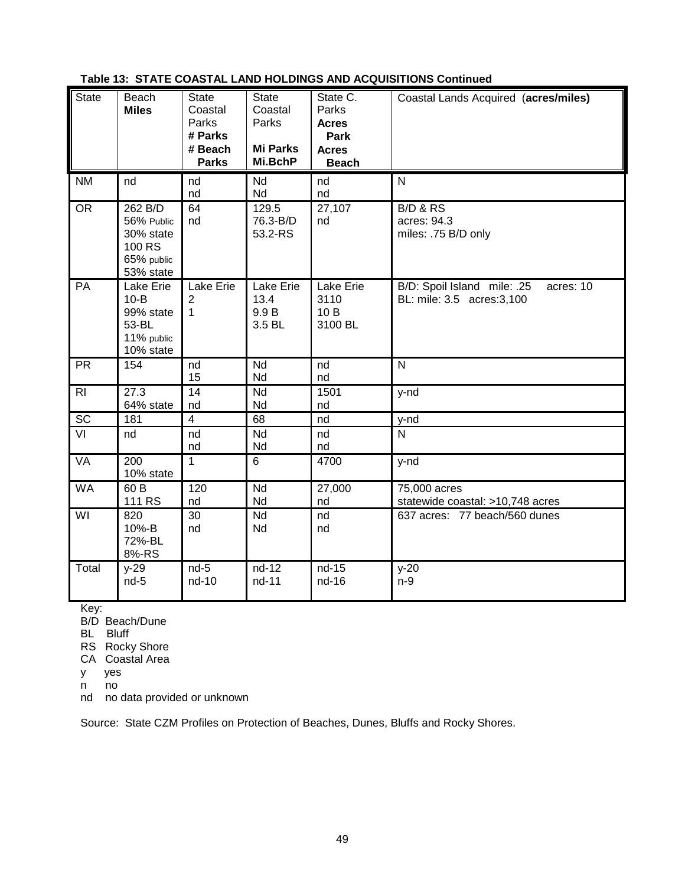**Table 13: STATE COASTAL LAND HOLDINGS AND ACQUISITIONS Continued**

| State | Beach **Miles** | State Coastal Parks **# Parks** **# Beach Parks** | State Coastal Parks **Mi Parks** **Mi.BchP** | State C. Parks **Acres Park** **Acres Beach** | Coastal Lands Acquired (**acres/miles)** |
|---|---|---|---|---|---|
| NM | nd | nd<br>nd | Nd<br>Nd | nd<br>nd | N |
| OR | 262 B/D<br>56% Public<br>30% state<br>100 RS<br>65% public<br>53% state | 64<br>nd | 129.5<br>76.3-B/D<br>53.2-RS | 27,107<br>nd | B/D & RS<br>acres: 94.3<br>miles: .75 B/D only |
| PA | Lake Erie<br>10-B<br>99% state<br>53-BL<br>11% public<br>10% state | Lake Erie<br>2<br>1 | Lake Erie<br>13.4<br>9.9 B<br>3.5 BL | Lake Erie<br>3110<br>10 B<br>3100 BL | B/D: Spoil Island mile: .25 acres: 10<br>BL: mile: 3.5 acres:3,100 |
| PR | 154 | nd<br>15 | Nd<br>Nd | nd<br>nd | N |
| RI | 27.3<br>64% state | 14<br>nd | Nd<br>Nd | 1501<br>nd | y-nd |
| SC | 181 | 4 | 68 | nd | y-nd |
| VI | nd | nd<br>nd | Nd<br>Nd | nd<br>nd | N |
| VA | 200<br>10% state | 1 | 6 | 4700 | y-nd |
| WA | 60 B<br>111 RS | 120<br>nd | Nd<br>Nd | 27,000<br>nd | 75,000 acres<br>statewide coastal: >10,748 acres |
| WI | 820<br>10%-B<br>72%-BL<br>8%-RS | 30<br>nd | Nd<br>Nd | nd<br>nd | 637 acres: 77 beach/560 dunes |
| Total | y-29<br>nd-5 | nd-5<br>nd-10 | nd-12<br>nd-11 | nd-15<br>nd-16 | y-20<br>n-9 |

Key:
B/D Beach/Dune
BL Bluff
RS Rocky Shore
CA Coastal Area
y yes
n no
nd no data provided or unknown

Source: State CZM Profiles on Protection of Beaches, Dunes, Bluffs and Rocky Shores.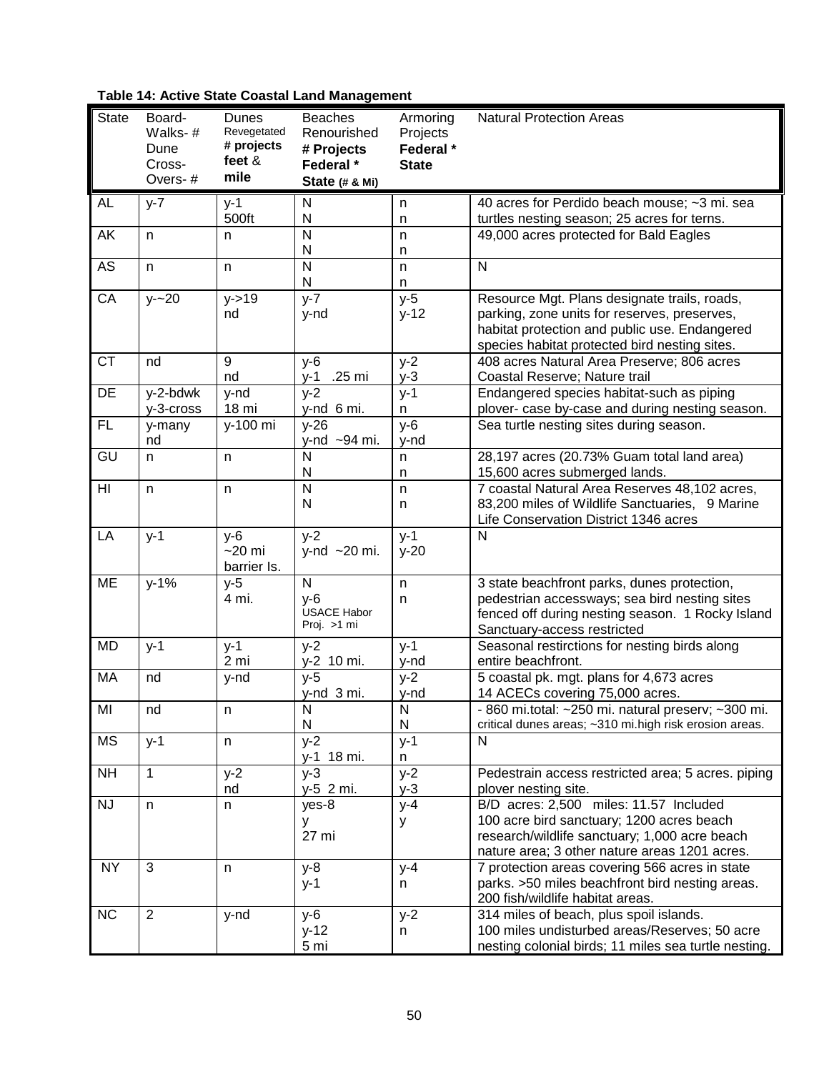**Table 14: Active State Coastal Land Management**

| State | Board-Walks- # Dune Cross-Overs- # | Dunes Revegetated # projects feet & mile | Beaches Renourished # Projects Federal * State (# & Mi) | Armoring Projects Federal * State | Natural Protection Areas |
|---|---|---|---|---|---|
| AL | y-7 | y-1 500ft | N N | n n | 40 acres for Perdido beach mouse; ~3 mi. sea turtles nesting season; 25 acres for terns. |
| AK | n | n | N N | n n | 49,000 acres protected for Bald Eagles |
| AS | n | n | N N | n n | N |
| CA | y-~20 | y->19 nd | y-7 y-nd | y-5 y-12 | Resource Mgt. Plans designate trails, roads, parking, zone units for reserves, preserves, habitat protection and public use. Endangered species habitat protected bird nesting sites. |
| CT | nd | 9 nd | y-6 y-1 .25 mi | y-2 y-3 | 408 acres Natural Area Preserve; 806 acres Coastal Reserve; Nature trail |
| DE | y-2-bdwk y-3-cross | y-nd 18 mi | y-2 y-nd 6 mi. | y-1 n | Endangered species habitat-such as piping plover- case by-case and during nesting season. |
| FL | y-many nd | y-100 mi | y-26 y-nd ~94 mi. | y-6 y-nd | Sea turtle nesting sites during season. |
| GU | n | n | N N | n n | 28,197 acres (20.73% Guam total land area) 15,600 acres submerged lands. |
| HI | n | n | N N | n n | 7 coastal Natural Area Reserves 48,102 acres, 83,200 miles of Wildlife Sanctuaries, 9 Marine Life Conservation District 1346 acres |
| LA | y-1 | y-6 ~20 mi barrier Is. | y-2 y-nd ~20 mi. | y-1 y-20 | N |
| ME | y-1% | y-5 4 mi. | N y-6 USACE Habor Proj. >1 mi | n n | 3 state beachfront parks, dunes protection, pedestrian accessways; sea bird nesting sites fenced off during nesting season. 1 Rocky Island Sanctuary-access restricted |
| MD | y-1 | y-1 2 mi | y-2 y-2 10 mi. | y-1 y-nd | Seasonal restirctions for nesting birds along entire beachfront. |
| MA | nd | y-nd | y-5 y-nd 3 mi. | y-2 y-nd | 5 coastal pk. mgt. plans for 4,673 acres 14 ACECs covering 75,000 acres. |
| MI | nd | n | N N | N N | - 860 mi.total: ~250 mi. natural preserv; ~300 mi. critical dunes areas; ~310 mi.high risk erosion areas. |
| MS | y-1 | n | y-2 y-1 18 mi. | y-1 n | N |
| NH | 1 | y-2 nd | y-3 y-5 2 mi. | y-2 y-3 | Pedestrain access restricted area; 5 acres. piping plover nesting site. |
| NJ | n | n | yes-8 y 27 mi | y-4 y | B/D acres: 2,500 miles: 11.57 Included 100 acre bird sanctuary; 1200 acres beach research/wildlife sanctuary; 1,000 acre beach nature area; 3 other nature areas 1201 acres. |
| NY | 3 | n | y-8 y-1 | y-4 n | 7 protection areas covering 566 acres in state parks. >50 miles beachfront bird nesting areas. 200 fish/wildlife habitat areas. |
| NC | 2 | y-nd | y-6 y-12 5 mi | y-2 n | 314 miles of beach, plus spoil islands. 100 miles undisturbed areas/Reserves; 50 acre nesting colonial birds; 11 miles sea turtle nesting. |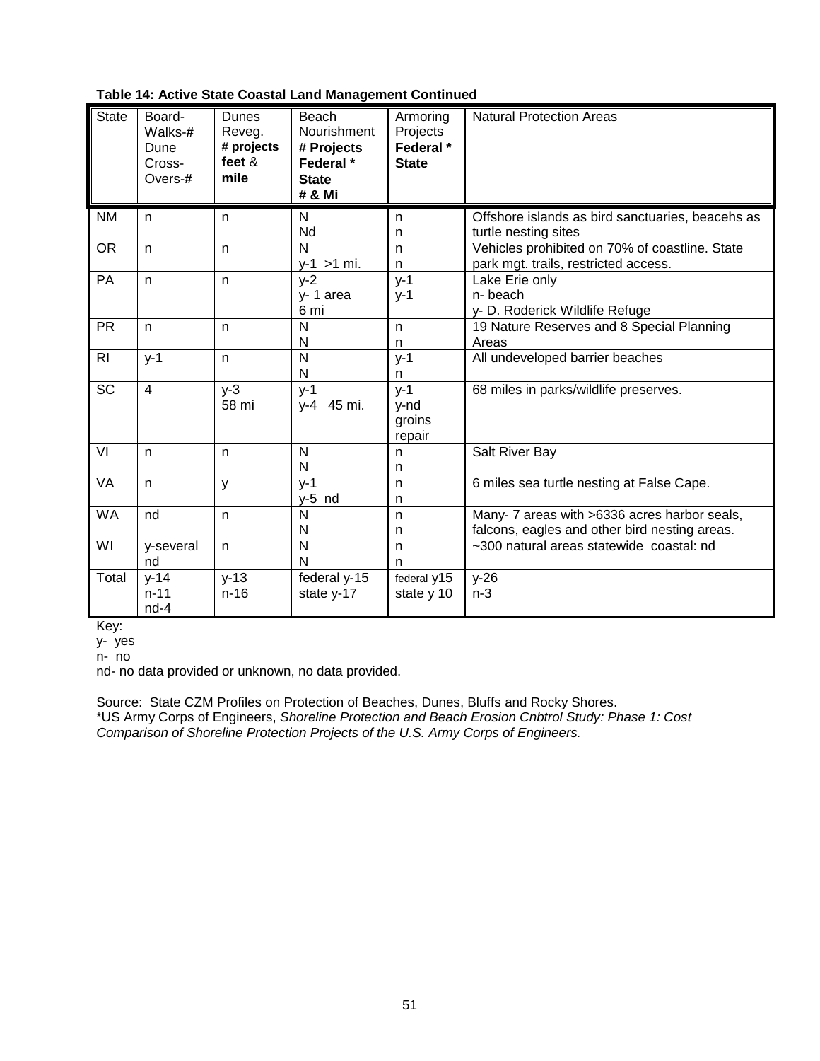**Table 14: Active State Coastal Land Management Continued**

| State | Board-Walks-# Dune Cross-Overs-# | Dunes Reveg. # projects feet & mile | Beach Nourishment # Projects Federal * State # & Mi | Armoring Projects Federal * State | Natural Protection Areas |
|---|---|---|---|---|---|
| NM | n | n | N<br>Nd | n<br>n | Offshore islands as bird sanctuaries, beacehs as turtle nesting sites |
| OR | n | n | N<br>y-1 >1 mi. | n<br>n | Vehicles prohibited on 70% of coastline. State park mgt. trails, restricted access. |
| PA | n | n | y-2<br>y- 1 area<br>6 mi | y-1<br>y-1 | Lake Erie only<br>n- beach<br>y- D. Roderick Wildlife Refuge |
| PR | n | n | N<br>N | n<br>n | 19 Nature Reserves and 8 Special Planning Areas |
| RI | y-1 | n | N<br>N | y-1<br>n | All undeveloped barrier beaches |
| SC | 4 | y-3<br>58 mi | y-1<br>y-4 45 mi. | y-1<br>y-nd<br>groins<br>repair | 68 miles in parks/wildlife preserves. |
| VI | n | n | N<br>N | n<br>n | Salt River Bay |
| VA | n | y | y-1<br>y-5 nd | n<br>n | 6 miles sea turtle nesting at False Cape. |
| WA | nd | n | N<br>N | n<br>n | Many- 7 areas with >6336 acres harbor seals, falcons, eagles and other bird nesting areas. |
| WI | y-several<br>nd | n | N<br>N | n<br>n | ~300 natural areas statewide coastal: nd |
| Total | y-14<br>n-11<br>nd-4 | y-13<br>n-16 | federal y-15<br>state y-17 | federal y15<br>state y 10 | y-26<br>n-3 |

Key:
y- yes
n- no
nd- no data provided or unknown, no data provided.

Source: State CZM Profiles on Protection of Beaches, Dunes, Bluffs and Rocky Shores.
*US Army Corps of Engineers, *Shoreline Protection and Beach Erosion Cnbtrol Study: Phase 1: Cost Comparison of Shoreline Protection Projects of the U.S. Army Corps of Engineers.*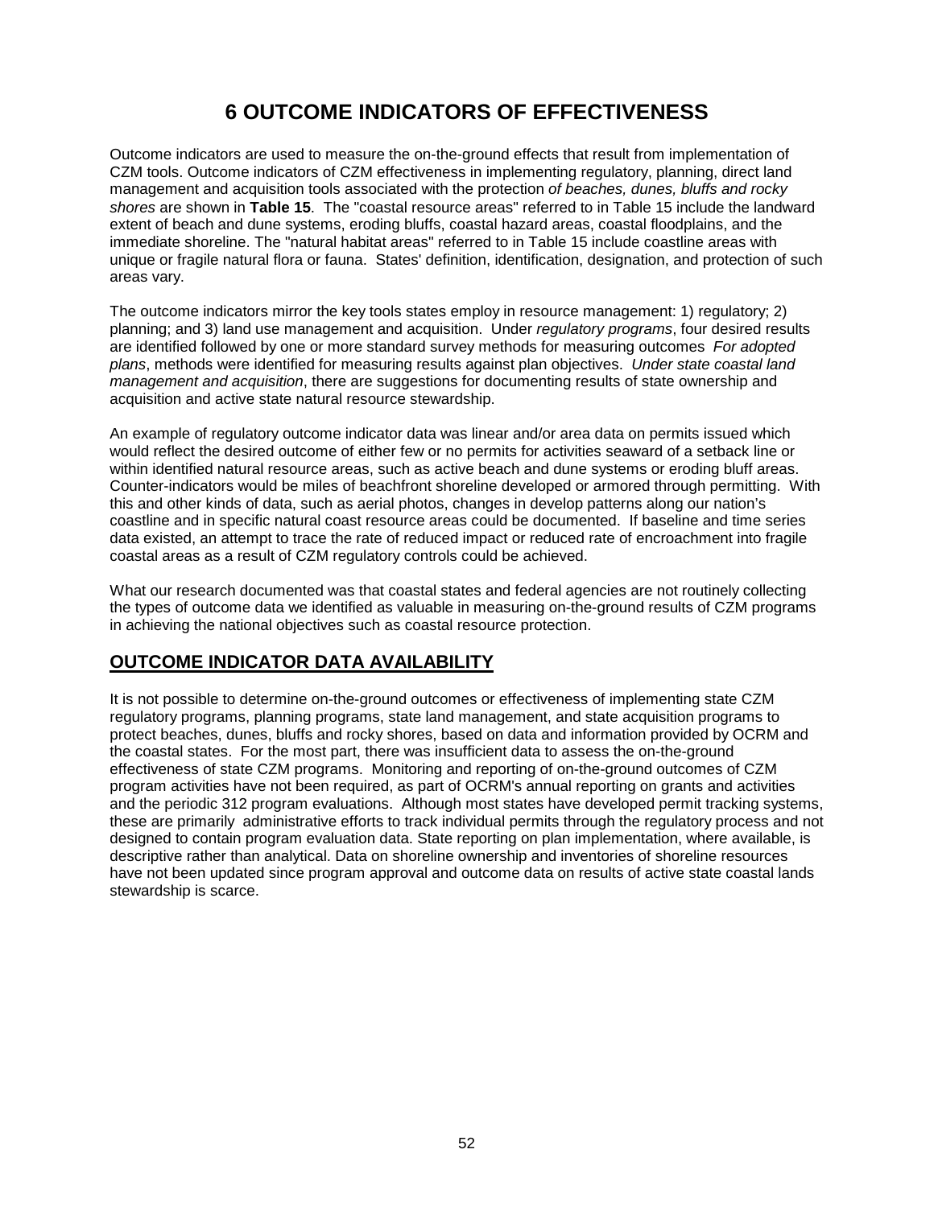# 6 OUTCOME INDICATORS OF EFFECTIVENESS

Outcome indicators are used to measure the on-the-ground effects that result from implementation of CZM tools. Outcome indicators of CZM effectiveness in implementing regulatory, planning, direct land management and acquisition tools associated with the protection *of beaches, dunes, bluffs and rocky shores* are shown in **Table 15**. The "coastal resource areas" referred to in Table 15 include the landward extent of beach and dune systems, eroding bluffs, coastal hazard areas, coastal floodplains, and the immediate shoreline. The "natural habitat areas" referred to in Table 15 include coastline areas with unique or fragile natural flora or fauna. States' definition, identification, designation, and protection of such areas vary.

The outcome indicators mirror the key tools states employ in resource management: 1) regulatory; 2) planning; and 3) land use management and acquisition. Under *regulatory programs*, four desired results are identified followed by one or more standard survey methods for measuring outcomes *For adopted plans*, methods were identified for measuring results against plan objectives. *Under state coastal land management and acquisition*, there are suggestions for documenting results of state ownership and acquisition and active state natural resource stewardship.

An example of regulatory outcome indicator data was linear and/or area data on permits issued which would reflect the desired outcome of either few or no permits for activities seaward of a setback line or within identified natural resource areas, such as active beach and dune systems or eroding bluff areas. Counter-indicators would be miles of beachfront shoreline developed or armored through permitting. With this and other kinds of data, such as aerial photos, changes in develop patterns along our nation's coastline and in specific natural coast resource areas could be documented. If baseline and time series data existed, an attempt to trace the rate of reduced impact or reduced rate of encroachment into fragile coastal areas as a result of CZM regulatory controls could be achieved.

What our research documented was that coastal states and federal agencies are not routinely collecting the types of outcome data we identified as valuable in measuring on-the-ground results of CZM programs in achieving the national objectives such as coastal resource protection.

## OUTCOME INDICATOR DATA AVAILABILITY

It is not possible to determine on-the-ground outcomes or effectiveness of implementing state CZM regulatory programs, planning programs, state land management, and state acquisition programs to protect beaches, dunes, bluffs and rocky shores, based on data and information provided by OCRM and the coastal states. For the most part, there was insufficient data to assess the on-the-ground effectiveness of state CZM programs. Monitoring and reporting of on-the-ground outcomes of CZM program activities have not been required, as part of OCRM's annual reporting on grants and activities and the periodic 312 program evaluations. Although most states have developed permit tracking systems, these are primarily administrative efforts to track individual permits through the regulatory process and not designed to contain program evaluation data. State reporting on plan implementation, where available, is descriptive rather than analytical. Data on shoreline ownership and inventories of shoreline resources have not been updated since program approval and outcome data on results of active state coastal lands stewardship is scarce.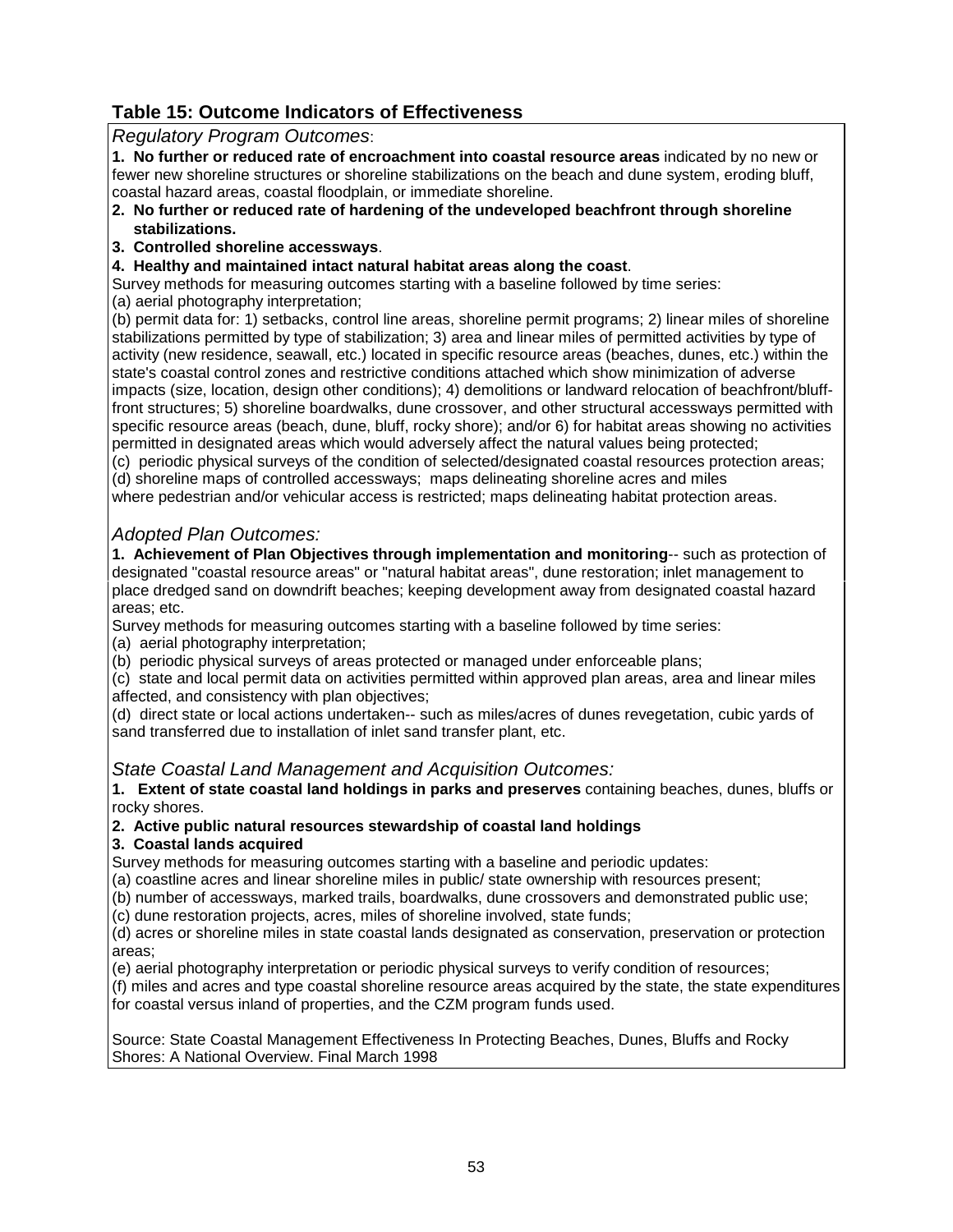## Table 15: Outcome Indicators of Effectiveness

*Regulatory Program Outcomes*:

**1. No further or reduced rate of encroachment into coastal resource areas** indicated by no new or fewer new shoreline structures or shoreline stabilizations on the beach and dune system, eroding bluff, coastal hazard areas, coastal floodplain, or immediate shoreline.

**2. No further or reduced rate of hardening of the undeveloped beachfront through shoreline stabilizations.**

**3. Controlled shoreline accessways**.

**4. Healthy and maintained intact natural habitat areas along the coast**.

Survey methods for measuring outcomes starting with a baseline followed by time series:

(a) aerial photography interpretation;

(b) permit data for: 1) setbacks, control line areas, shoreline permit programs; 2) linear miles of shoreline stabilizations permitted by type of stabilization; 3) area and linear miles of permitted activities by type of activity (new residence, seawall, etc.) located in specific resource areas (beaches, dunes, etc.) within the state's coastal control zones and restrictive conditions attached which show minimization of adverse impacts (size, location, design other conditions); 4) demolitions or landward relocation of beachfront/bluff-front structures; 5) shoreline boardwalks, dune crossover, and other structural accessways permitted with specific resource areas (beach, dune, bluff, rocky shore); and/or 6) for habitat areas showing no activities permitted in designated areas which would adversely affect the natural values being protected;

(c) periodic physical surveys of the condition of selected/designated coastal resources protection areas;

(d) shoreline maps of controlled accessways; maps delineating shoreline acres and miles where pedestrian and/or vehicular access is restricted; maps delineating habitat protection areas.

*Adopted Plan Outcomes:*

**1. Achievement of Plan Objectives through implementation and monitoring**-- such as protection of designated "coastal resource areas" or "natural habitat areas", dune restoration; inlet management to place dredged sand on downdrift beaches; keeping development away from designated coastal hazard areas; etc.

Survey methods for measuring outcomes starting with a baseline followed by time series:

(a) aerial photography interpretation;

(b) periodic physical surveys of areas protected or managed under enforceable plans;

(c) state and local permit data on activities permitted within approved plan areas, area and linear miles affected, and consistency with plan objectives;

(d) direct state or local actions undertaken-- such as miles/acres of dunes revegetation, cubic yards of sand transferred due to installation of inlet sand transfer plant, etc.

*State Coastal Land Management and Acquisition Outcomes:*

**1. Extent of state coastal land holdings in parks and preserves** containing beaches, dunes, bluffs or rocky shores.

**2. Active public natural resources stewardship of coastal land holdings**

**3. Coastal lands acquired**

Survey methods for measuring outcomes starting with a baseline and periodic updates:

(a) coastline acres and linear shoreline miles in public/ state ownership with resources present;

(b) number of accessways, marked trails, boardwalks, dune crossovers and demonstrated public use;

(c) dune restoration projects, acres, miles of shoreline involved, state funds;

(d) acres or shoreline miles in state coastal lands designated as conservation, preservation or protection areas;

(e) aerial photography interpretation or periodic physical surveys to verify condition of resources;

(f) miles and acres and type coastal shoreline resource areas acquired by the state, the state expenditures for coastal versus inland of properties, and the CZM program funds used.

Source: State Coastal Management Effectiveness In Protecting Beaches, Dunes, Bluffs and Rocky Shores: A National Overview. Final March 1998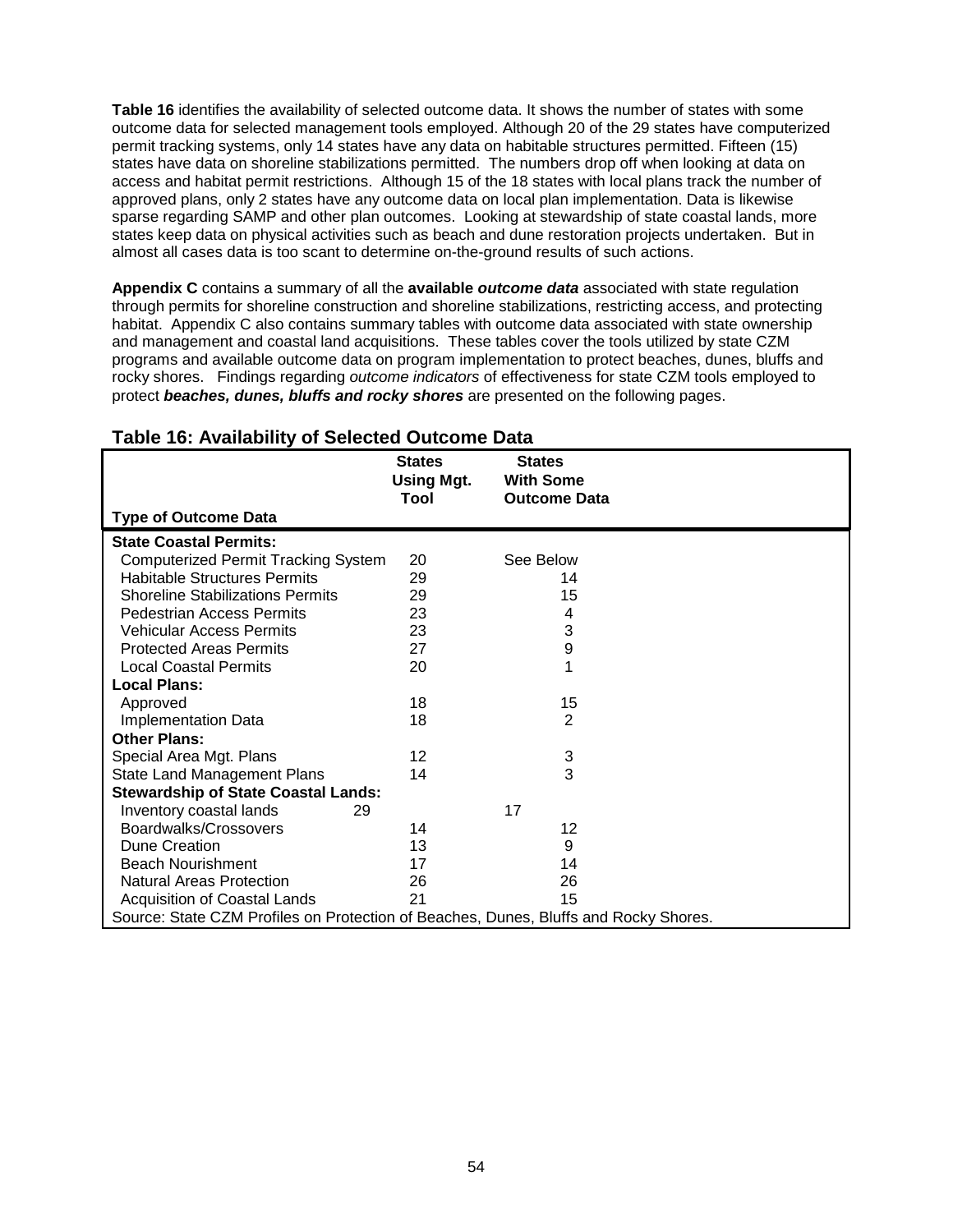**Table 16** identifies the availability of selected outcome data. It shows the number of states with some outcome data for selected management tools employed. Although 20 of the 29 states have computerized permit tracking systems, only 14 states have any data on habitable structures permitted. Fifteen (15) states have data on shoreline stabilizations permitted. The numbers drop off when looking at data on access and habitat permit restrictions. Although 15 of the 18 states with local plans track the number of approved plans, only 2 states have any outcome data on local plan implementation. Data is likewise sparse regarding SAMP and other plan outcomes. Looking at stewardship of state coastal lands, more states keep data on physical activities such as beach and dune restoration projects undertaken. But in almost all cases data is too scant to determine on-the-ground results of such actions.

**Appendix C** contains a summary of all the **available *outcome data*** associated with state regulation through permits for shoreline construction and shoreline stabilizations, restricting access, and protecting habitat. Appendix C also contains summary tables with outcome data associated with state ownership and management and coastal land acquisitions. These tables cover the tools utilized by state CZM programs and available outcome data on program implementation to protect beaches, dunes, bluffs and rocky shores. Findings regarding *outcome indicators* of effectiveness for state CZM tools employed to protect ***beaches, dunes, bluffs and rocky shores*** are presented on the following pages.

## Table 16: Availability of Selected Outcome Data

| Type of Outcome Data | States Using Mgt. Tool | States With Some Outcome Data |
|---|---|---|
| **State Coastal Permits:** | | |
| Computerized Permit Tracking System | 20 | See Below |
| Habitable Structures Permits | 29 | 14 |
| Shoreline Stabilizations Permits | 29 | 15 |
| Pedestrian Access Permits | 23 | 4 |
| Vehicular Access Permits | 23 | 3 |
| Protected Areas Permits | 27 | 9 |
| Local Coastal Permits | 20 | 1 |
| **Local Plans:** | | |
| Approved | 18 | 15 |
| Implementation Data | 18 | 2 |
| **Other Plans:** | | |
| Special Area Mgt. Plans | 12 | 3 |
| State Land Management Plans | 14 | 3 |
| **Stewardship of State Coastal Lands:** | | |
| Inventory coastal lands | 29 | 17 |
| Boardwalks/Crossovers | 14 | 12 |
| Dune Creation | 13 | 9 |
| Beach Nourishment | 17 | 14 |
| Natural Areas Protection | 26 | 26 |
| Acquisition of Coastal Lands | 21 | 15 |

Source: State CZM Profiles on Protection of Beaches, Dunes, Bluffs and Rocky Shores.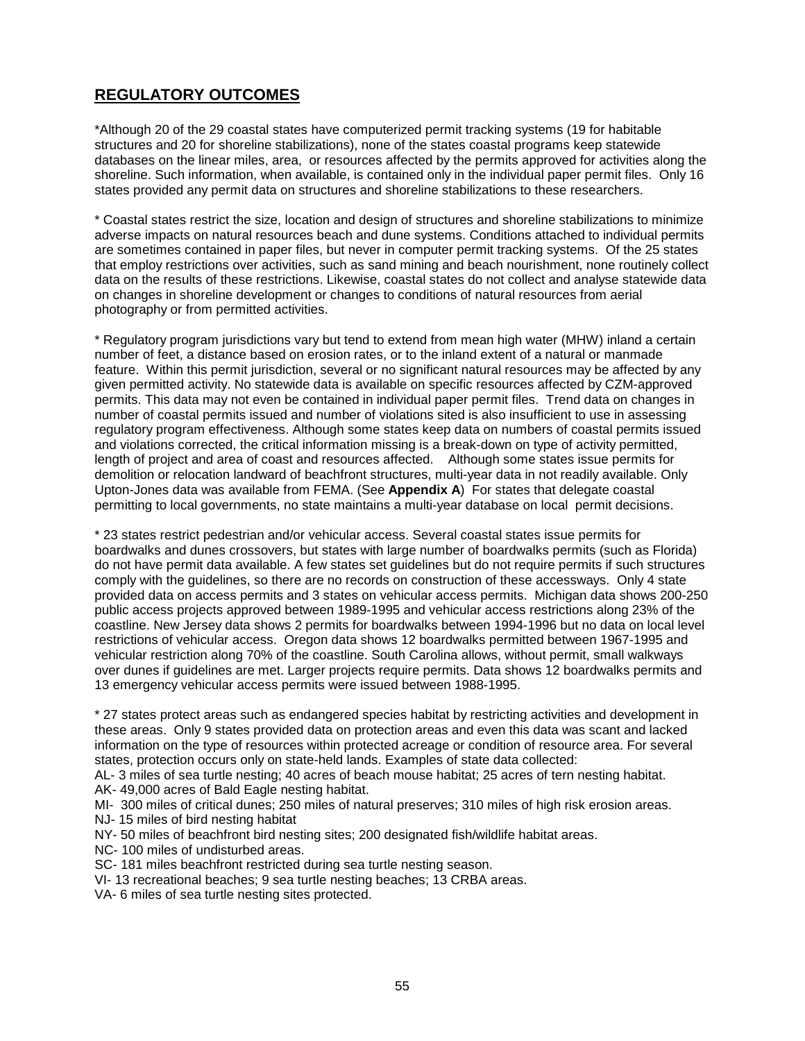## REGULATORY OUTCOMES

*Although 20 of the 29 coastal states have computerized permit tracking systems (19 for habitable structures and 20 for shoreline stabilizations), none of the states coastal programs keep statewide databases on the linear miles, area, or resources affected by the permits approved for activities along the shoreline. Such information, when available, is contained only in the individual paper permit files. Only 16 states provided any permit data on structures and shoreline stabilizations to these researchers.

* Coastal states restrict the size, location and design of structures and shoreline stabilizations to minimize adverse impacts on natural resources beach and dune systems. Conditions attached to individual permits are sometimes contained in paper files, but never in computer permit tracking systems. Of the 25 states that employ restrictions over activities, such as sand mining and beach nourishment, none routinely collect data on the results of these restrictions. Likewise, coastal states do not collect and analyse statewide data on changes in shoreline development or changes to conditions of natural resources from aerial photography or from permitted activities.

* Regulatory program jurisdictions vary but tend to extend from mean high water (MHW) inland a certain number of feet, a distance based on erosion rates, or to the inland extent of a natural or manmade feature. Within this permit jurisdiction, several or no significant natural resources may be affected by any given permitted activity. No statewide data is available on specific resources affected by CZM-approved permits. This data may not even be contained in individual paper permit files. Trend data on changes in number of coastal permits issued and number of violations sited is also insufficient to use in assessing regulatory program effectiveness. Although some states keep data on numbers of coastal permits issued and violations corrected, the critical information missing is a break-down on type of activity permitted, length of project and area of coast and resources affected. Although some states issue permits for demolition or relocation landward of beachfront structures, multi-year data in not readily available. Only Upton-Jones data was available from FEMA. (See **Appendix A**) For states that delegate coastal permitting to local governments, no state maintains a multi-year database on local permit decisions.

* 23 states restrict pedestrian and/or vehicular access. Several coastal states issue permits for boardwalks and dunes crossovers, but states with large number of boardwalks permits (such as Florida) do not have permit data available. A few states set guidelines but do not require permits if such structures comply with the guidelines, so there are no records on construction of these accessways. Only 4 state provided data on access permits and 3 states on vehicular access permits. Michigan data shows 200-250 public access projects approved between 1989-1995 and vehicular access restrictions along 23% of the coastline. New Jersey data shows 2 permits for boardwalks between 1994-1996 but no data on local level restrictions of vehicular access. Oregon data shows 12 boardwalks permitted between 1967-1995 and vehicular restriction along 70% of the coastline. South Carolina allows, without permit, small walkways over dunes if guidelines are met. Larger projects require permits. Data shows 12 boardwalks permits and 13 emergency vehicular access permits were issued between 1988-1995.

* 27 states protect areas such as endangered species habitat by restricting activities and development in these areas. Only 9 states provided data on protection areas and even this data was scant and lacked information on the type of resources within protected acreage or condition of resource area. For several states, protection occurs only on state-held lands. Examples of state data collected:

AL- 3 miles of sea turtle nesting; 40 acres of beach mouse habitat; 25 acres of tern nesting habitat.
AK- 49,000 acres of Bald Eagle nesting habitat.
MI- 300 miles of critical dunes; 250 miles of natural preserves; 310 miles of high risk erosion areas.
NJ- 15 miles of bird nesting habitat
NY- 50 miles of beachfront bird nesting sites; 200 designated fish/wildlife habitat areas.
NC- 100 miles of undisturbed areas.
SC- 181 miles beachfront restricted during sea turtle nesting season.
VI- 13 recreational beaches; 9 sea turtle nesting beaches; 13 CRBA areas.
VA- 6 miles of sea turtle nesting sites protected.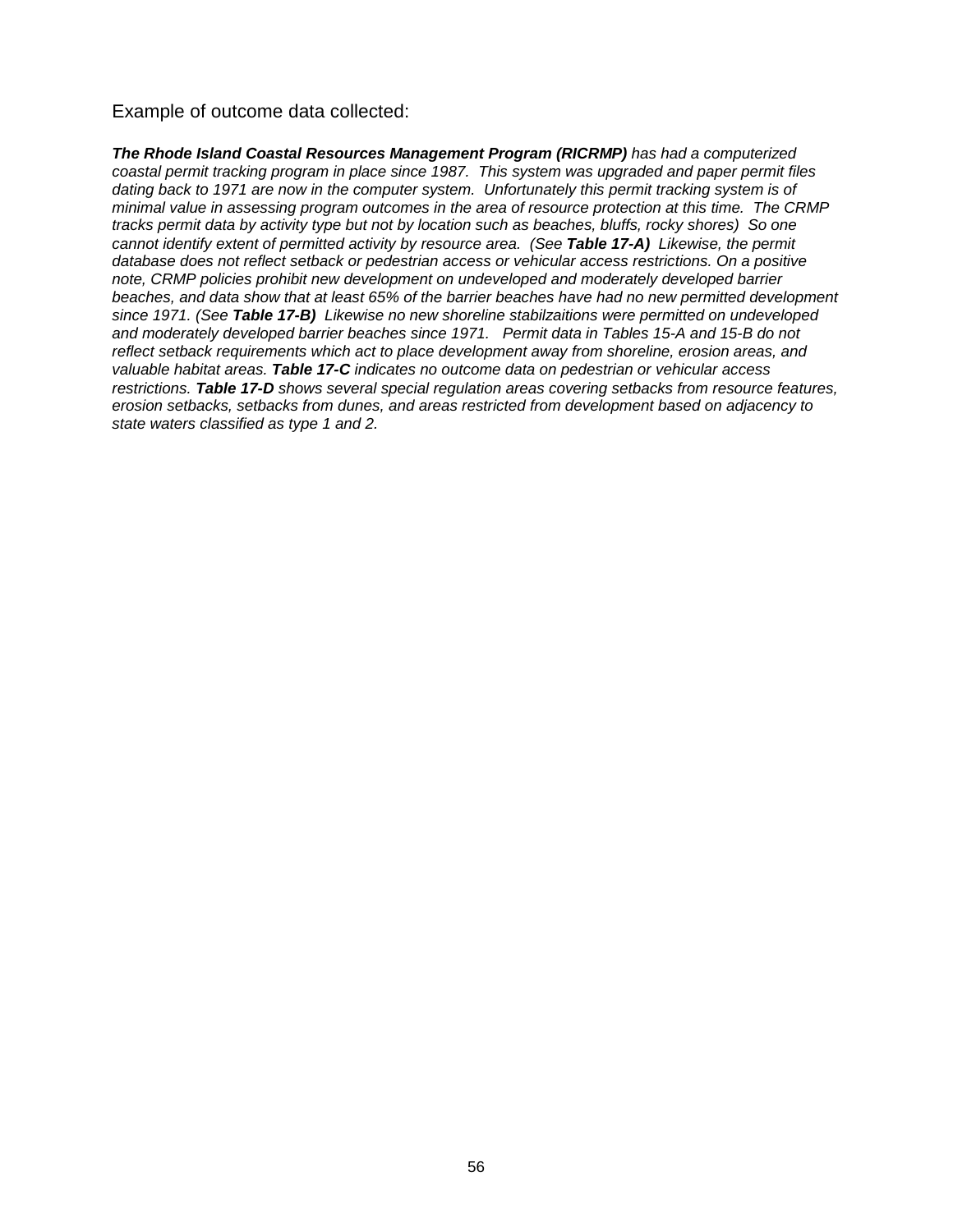Example of outcome data collected:

***The Rhode Island Coastal Resources Management Program (RICRMP)*** *has had a computerized coastal permit tracking program in place since 1987. This system was upgraded and paper permit files dating back to 1971 are now in the computer system. Unfortunately this permit tracking system is of minimal value in assessing program outcomes in the area of resource protection at this time. The CRMP tracks permit data by activity type but not by location such as beaches, bluffs, rocky shores) So one cannot identify extent of permitted activity by resource area. (See* ***Table 17-A)*** *Likewise, the permit database does not reflect setback or pedestrian access or vehicular access restrictions. On a positive note, CRMP policies prohibit new development on undeveloped and moderately developed barrier beaches, and data show that at least 65% of the barrier beaches have had no new permitted development since 1971. (See* ***Table 17-B)*** *Likewise no new shoreline stabilzaitions were permitted on undeveloped and moderately developed barrier beaches since 1971. Permit data in Tables 15-A and 15-B do not reflect setback requirements which act to place development away from shoreline, erosion areas, and valuable habitat areas.* ***Table 17-C*** *indicates no outcome data on pedestrian or vehicular access restrictions.* ***Table 17-D*** *shows several special regulation areas covering setbacks from resource features, erosion setbacks, setbacks from dunes, and areas restricted from development based on adjacency to state waters classified as type 1 and 2.*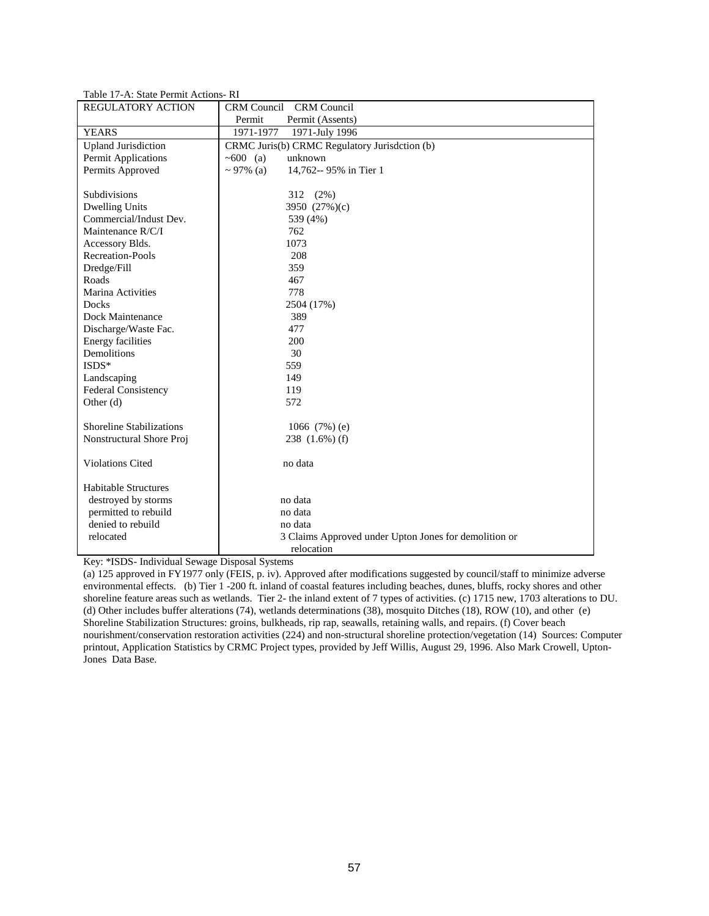Table 17-A: State Permit Actions- RI

| REGULATORY ACTION | CRM Council Permit | CRM Council Permit (Assents) |
|---|---|---|
| YEARS | 1971-1977 | 1971-July 1996 |
| Upland Jurisdiction | CRMC Juris(b) | CRMC Regulatory Jurisdction (b) |
| Permit Applications | ~600 (a) | unknown |
| Permits Approved | ~ 97% (a) | 14,762-- 95% in Tier 1 |
| | | |
| Subdivisions | | 312 (2%) |
| Dwelling Units | | 3950 (27%)(c) |
| Commercial/Indust Dev. | | 539 (4%) |
| Maintenance R/C/I | | 762 |
| Accessory Blds. | | 1073 |
| Recreation-Pools | | 208 |
| Dredge/Fill | | 359 |
| Roads | | 467 |
| Marina Activities | | 778 |
| Docks | | 2504 (17%) |
| Dock Maintenance | | 389 |
| Discharge/Waste Fac. | | 477 |
| Energy facilities | | 200 |
| Demolitions | | 30 |
| ISDS* | | 559 |
| Landscaping | | 149 |
| Federal Consistency | | 119 |
| Other (d) | | 572 |
| | | |
| Shoreline Stabilizations | | 1066 (7%) (e) |
| Nonstructural Shore Proj | | 238 (1.6%) (f) |
| | | |
| Violations Cited | | no data |
| | | |
| Habitable Structures | | |
| destroyed by storms | | no data |
| permitted to rebuild | | no data |
| denied to rebuild | | no data |
| relocated | | 3 Claims Approved under Upton Jones for demolition or relocation |

Key: *ISDS- Individual Sewage Disposal Systems

(a) 125 approved in FY1977 only (FEIS, p. iv). Approved after modifications suggested by council/staff to minimize adverse environmental effects. (b) Tier 1 -200 ft. inland of coastal features including beaches, dunes, bluffs, rocky shores and other shoreline feature areas such as wetlands. Tier 2- the inland extent of 7 types of activities. (c) 1715 new, 1703 alterations to DU. (d) Other includes buffer alterations (74), wetlands determinations (38), mosquito Ditches (18), ROW (10), and other (e) Shoreline Stabilization Structures: groins, bulkheads, rip rap, seawalls, retaining walls, and repairs. (f) Cover beach nourishment/conservation restoration activities (224) and non-structural shoreline protection/vegetation (14) Sources: Computer printout, Application Statistics by CRMC Project types, provided by Jeff Willis, August 29, 1996. Also Mark Crowell, Upton-Jones Data Base.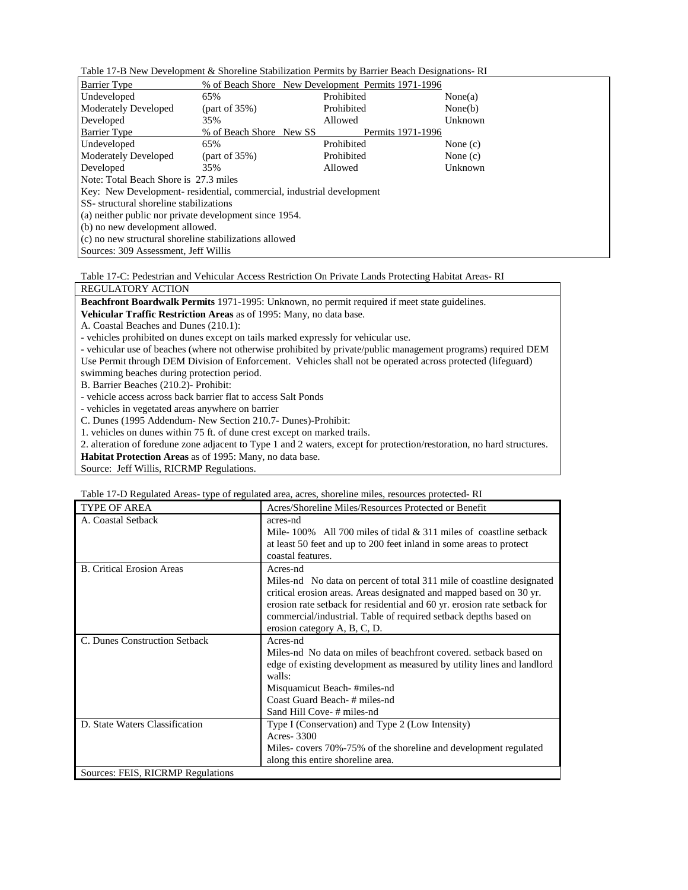Table 17-B New Development & Shoreline Stabilization Permits by Barrier Beach Designations- RI

| Barrier Type | % of Beach Shore | New Development | Permits 1971-1996 |
|---|---|---|---|
| Undeveloped | 65% | Prohibited | None(a) |
| Moderately Developed | (part of 35%) | Prohibited | None(b) |
| Developed | 35% | Allowed | Unknown |
| **Barrier Type** | **% of Beach Shore** | **New SS** | **Permits 1971-1996** |
| Undeveloped | 65% | Prohibited | None (c) |
| Moderately Developed | (part of 35%) | Prohibited | None (c) |
| Developed | 35% | Allowed | Unknown |

Note: Total Beach Shore is 27.3 miles

Key: New Development- residential, commercial, industrial development

SS- structural shoreline stabilizations

(a) neither public nor private development since 1954.

(b) no new development allowed.

(c) no new structural shoreline stabilizations allowed

Sources: 309 Assessment, Jeff Willis

Table 17-C: Pedestrian and Vehicular Access Restriction On Private Lands Protecting Habitat Areas- RI

| REGULATORY ACTION |
|---|
| **Beachfront Boardwalk Permits** 1971-1995: Unknown, no permit required if meet state guidelines. |
| **Vehicular Traffic Restriction Areas** as of 1995: Many, no data base. |
| A. Coastal Beaches and Dunes (210.1): |
| - vehicles prohibited on dunes except on tails marked expressly for vehicular use. |
| - vehicular use of beaches (where not otherwise prohibited by private/public management programs) required DEM Use Permit through DEM Division of Enforcement. Vehicles shall not be operated across protected (lifeguard) swimming beaches during protection period. |
| B. Barrier Beaches (210.2)- Prohibit: |
| - vehicle access across back barrier flat to access Salt Ponds |
| - vehicles in vegetated areas anywhere on barrier |
| C. Dunes (1995 Addendum- New Section 210.7- Dunes)-Prohibit: |
| 1. vehicles on dunes within 75 ft. of dune crest except on marked trails. |
| 2. alteration of foredune zone adjacent to Type 1 and 2 waters, except for protection/restoration, no hard structures. |
| **Habitat Protection Areas** as of 1995: Many, no data base. |
| Source: Jeff Willis, RICRMP Regulations. |

Table 17-D Regulated Areas- type of regulated area, acres, shoreline miles, resources protected- RI

| TYPE OF AREA | Acres/Shoreline Miles/Resources Protected or Benefit |
|---|---|
| A. Coastal Setback | acres-nd<br>Mile- 100% All 700 miles of tidal & 311 miles of coastline setback at least 50 feet and up to 200 feet inland in some areas to protect coastal features. |
| B. Critical Erosion Areas | Acres-nd<br>Miles-nd No data on percent of total 311 mile of coastline designated critical erosion areas. Areas designated and mapped based on 30 yr. erosion rate setback for residential and 60 yr. erosion rate setback for commercial/industrial. Table of required setback depths based on erosion category A, B, C, D. |
| C. Dunes Construction Setback | Acres-nd<br>Miles-nd No data on miles of beachfront covered. setback based on edge of existing development as measured by utility lines and landlord walls:<br>Misquamicut Beach- #miles-nd<br>Coast Guard Beach- # miles-nd<br>Sand Hill Cove- # miles-nd |
| D. State Waters Classification | Type I (Conservation) and Type 2 (Low Intensity)<br>Acres- 3300<br>Miles- covers 70%-75% of the shoreline and development regulated along this entire shoreline area. |
| Sources: FEIS, RICRMP Regulations | |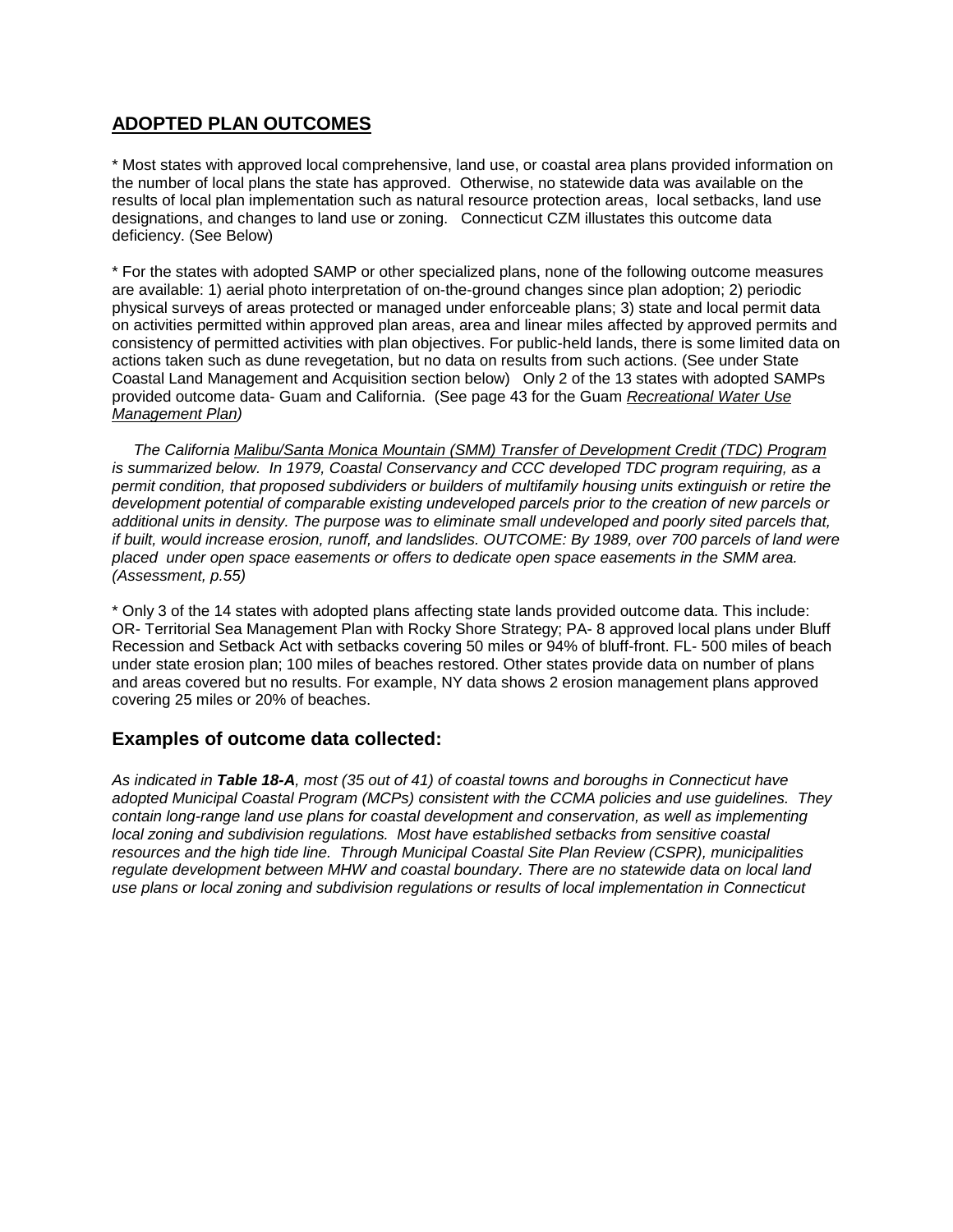## ADOPTED PLAN OUTCOMES

* Most states with approved local comprehensive, land use, or coastal area plans provided information on the number of local plans the state has approved. Otherwise, no statewide data was available on the results of local plan implementation such as natural resource protection areas, local setbacks, land use designations, and changes to land use or zoning. Connecticut CZM illustates this outcome data deficiency. (See Below)

* For the states with adopted SAMP or other specialized plans, none of the following outcome measures are available: 1) aerial photo interpretation of on-the-ground changes since plan adoption; 2) periodic physical surveys of areas protected or managed under enforceable plans; 3) state and local permit data on activities permitted within approved plan areas, area and linear miles affected by approved permits and consistency of permitted activities with plan objectives. For public-held lands, there is some limited data on actions taken such as dune revegetation, but no data on results from such actions. (See under State Coastal Land Management and Acquisition section below) Only 2 of the 13 states with adopted SAMPs provided outcome data- Guam and California. (See page 43 for the Guam <u>Recreational Water Use Management Plan</u>)

*The California <u>Malibu/Santa Monica Mountain (SMM) Transfer of Development Credit (TDC) Program</u> is summarized below. In 1979, Coastal Conservancy and CCC developed TDC program requiring, as a permit condition, that proposed subdividers or builders of multifamily housing units extinguish or retire the development potential of comparable existing undeveloped parcels prior to the creation of new parcels or additional units in density. The purpose was to eliminate small undeveloped and poorly sited parcels that, if built, would increase erosion, runoff, and landslides. OUTCOME: By 1989, over 700 parcels of land were placed under open space easements or offers to dedicate open space easements in the SMM area. (Assessment, p.55)*

* Only 3 of the 14 states with adopted plans affecting state lands provided outcome data. This include: OR- Territorial Sea Management Plan with Rocky Shore Strategy; PA- 8 approved local plans under Bluff Recession and Setback Act with setbacks covering 50 miles or 94% of bluff-front. FL- 500 miles of beach under state erosion plan; 100 miles of beaches restored. Other states provide data on number of plans and areas covered but no results. For example, NY data shows 2 erosion management plans approved covering 25 miles or 20% of beaches.

### Examples of outcome data collected:

*As indicated in **Table 18-A**, most (35 out of 41) of coastal towns and boroughs in Connecticut have adopted Municipal Coastal Program (MCPs) consistent with the CCMA policies and use guidelines. They contain long-range land use plans for coastal development and conservation, as well as implementing local zoning and subdivision regulations. Most have established setbacks from sensitive coastal resources and the high tide line. Through Municipal Coastal Site Plan Review (CSPR), municipalities regulate development between MHW and coastal boundary. There are no statewide data on local land use plans or local zoning and subdivision regulations or results of local implementation in Connecticut*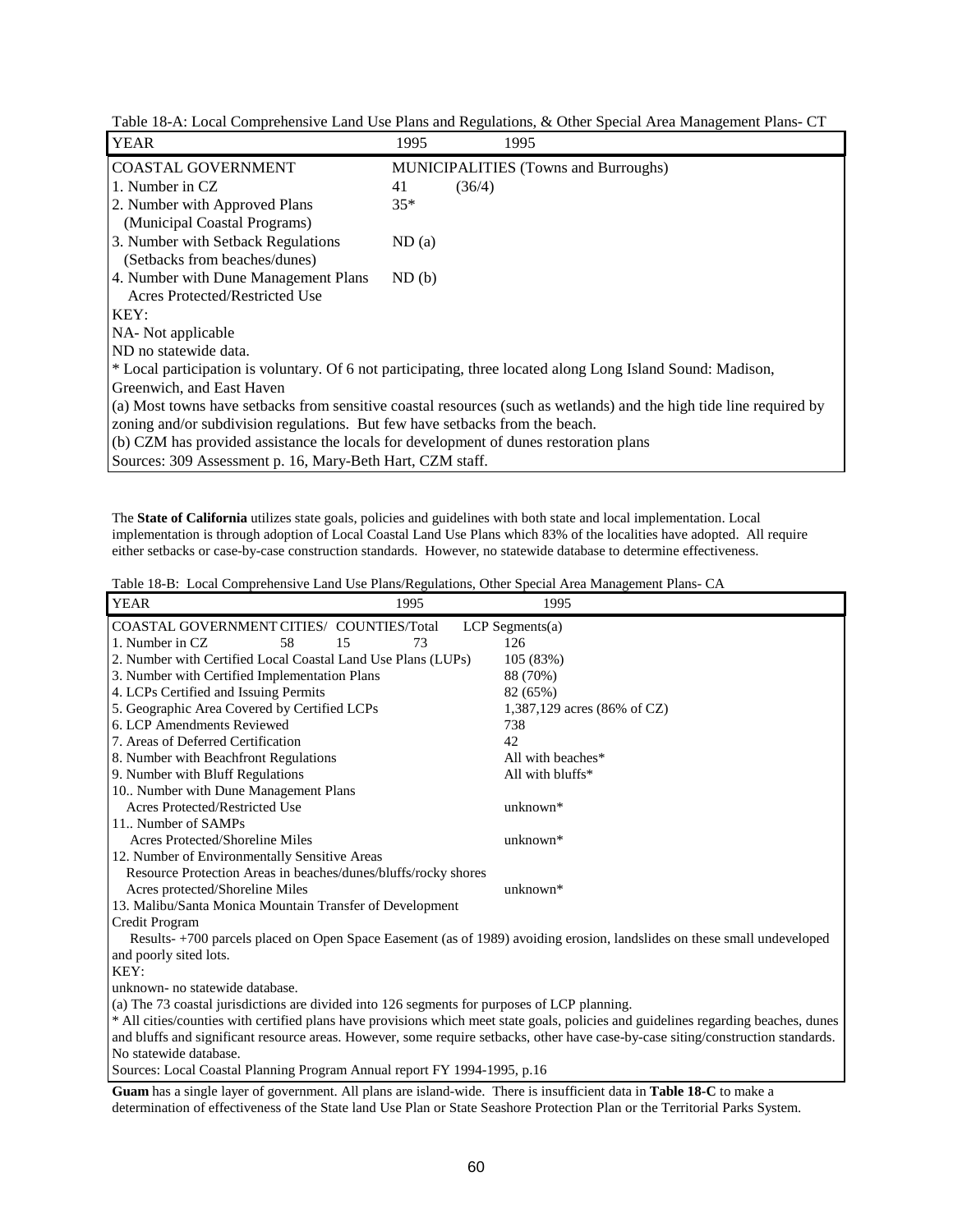Table 18-A: Local Comprehensive Land Use Plans and Regulations, & Other Special Area Management Plans- CT

| YEAR | 1995 | 1995 |
|---|---|---|
| COASTAL GOVERNMENT | MUNICIPALITIES (Towns and Burroughs) | |
| 1. Number in CZ | 41 | (36/4) |
| 2. Number with Approved Plans (Municipal Coastal Programs) | 35* | |
| 3. Number with Setback Regulations (Setbacks from beaches/dunes) | ND (a) | |
| 4. Number with Dune Management Plans Acres Protected/Restricted Use | ND (b) | |

KEY:
NA- Not applicable
ND no statewide data.
* Local participation is voluntary. Of 6 not participating, three located along Long Island Sound: Madison, Greenwich, and East Haven
(a) Most towns have setbacks from sensitive coastal resources (such as wetlands) and the high tide line required by zoning and/or subdivision regulations. But few have setbacks from the beach.
(b) CZM has provided assistance the locals for development of dunes restoration plans
Sources: 309 Assessment p. 16, Mary-Beth Hart, CZM staff.

The **State of California** utilizes state goals, policies and guidelines with both state and local implementation. Local implementation is through adoption of Local Coastal Land Use Plans which 83% of the localities have adopted. All require either setbacks or case-by-case construction standards. However, no statewide database to determine effectiveness.

Table 18-B: Local Comprehensive Land Use Plans/Regulations, Other Special Area Management Plans- CA

| YEAR | | | 1995 | 1995 |
|---|---|---|---|---|
| COASTAL GOVERNMENT | CITIES/ | COUNTIES/ | Total | LCP Segments(a) |
| 1. Number in CZ | 58 | 15 | 73 | 126 |
| 2. Number with Certified Local Coastal Land Use Plans (LUPs) | | | | 105 (83%) |
| 3. Number with Certified Implementation Plans | | | | 88 (70%) |
| 4. LCPs Certified and Issuing Permits | | | | 82 (65%) |
| 5. Geographic Area Covered by Certified LCPs | | | | 1,387,129 acres (86% of CZ) |
| 6. LCP Amendments Reviewed | | | | 738 |
| 7. Areas of Deferred Certification | | | | 42 |
| 8. Number with Beachfront Regulations | | | | All with beaches* |
| 9. Number with Bluff Regulations | | | | All with bluffs* |
| 10.. Number with Dune Management Plans Acres Protected/Restricted Use | | | | unknown* |
| 11.. Number of SAMPs Acres Protected/Shoreline Miles | | | | unknown* |
| 12. Number of Environmentally Sensitive Areas Resource Protection Areas in beaches/dunes/bluffs/rocky shores Acres protected/Shoreline Miles | | | | unknown* |
| 13. Malibu/Santa Monica Mountain Transfer of Development Credit Program | | | | |

Results- +700 parcels placed on Open Space Easement (as of 1989) avoiding erosion, landslides on these small undeveloped and poorly sited lots.

KEY:
unknown- no statewide database.
(a) The 73 coastal jurisdictions are divided into 126 segments for purposes of LCP planning.
* All cities/counties with certified plans have provisions which meet state goals, policies and guidelines regarding beaches, dunes and bluffs and significant resource areas. However, some require setbacks, other have case-by-case siting/construction standards. No statewide database.
Sources: Local Coastal Planning Program Annual report FY 1994-1995, p.16

**Guam** has a single layer of government. All plans are island-wide. There is insufficient data in **Table 18-C** to make a determination of effectiveness of the State land Use Plan or State Seashore Protection Plan or the Territorial Parks System.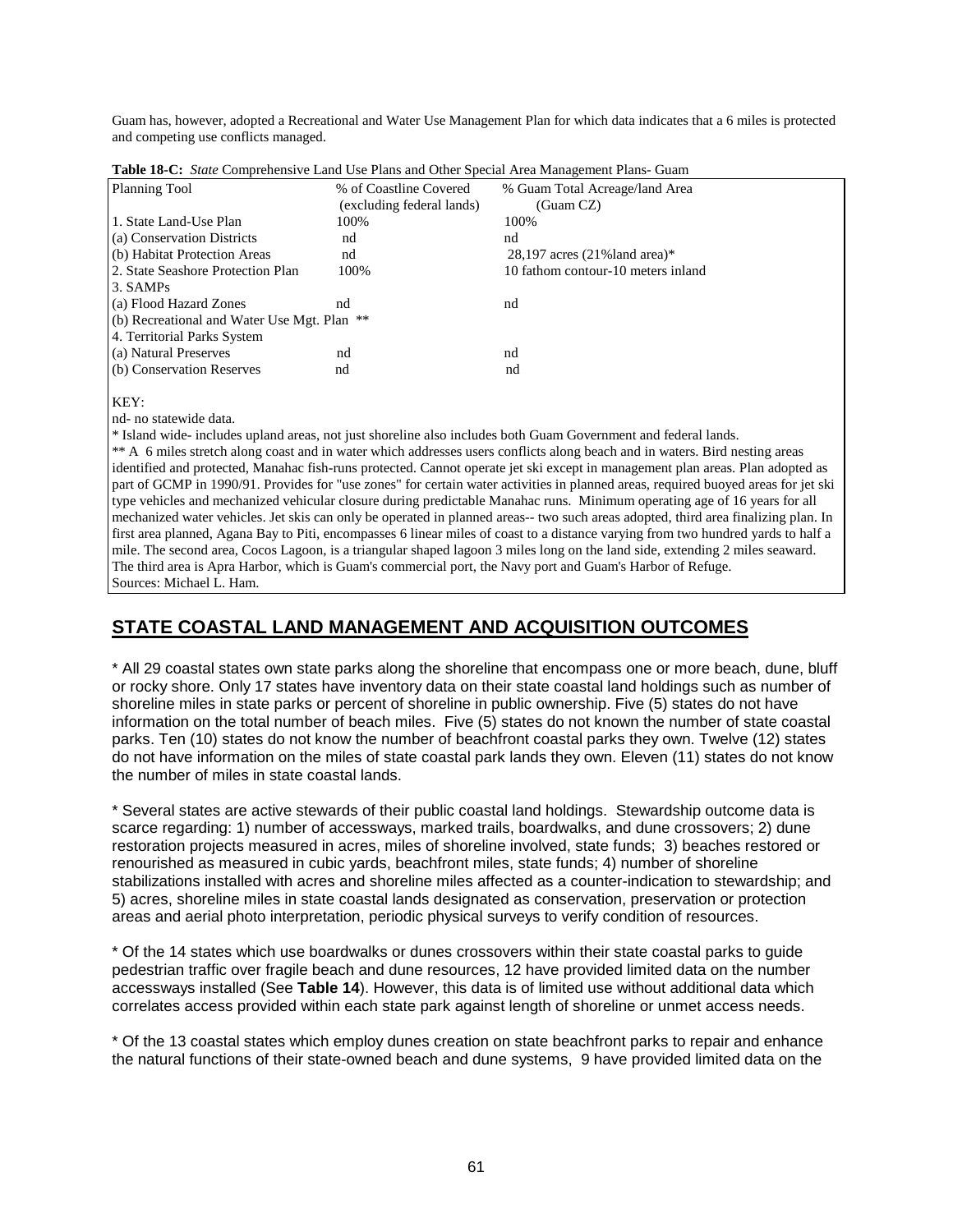Guam has, however, adopted a Recreational and Water Use Management Plan for which data indicates that a 6 miles is protected and competing use conflicts managed.

**Table 18-C:** *State* Comprehensive Land Use Plans and Other Special Area Management Plans- Guam

| Planning Tool | % of Coastline Covered (excluding federal lands) | % Guam Total Acreage/land Area (Guam CZ) |
|---|---|---|
| 1. State Land-Use Plan | 100% | 100% |
| (a) Conservation Districts | nd | nd |
| (b) Habitat Protection Areas | nd | 28,197 acres (21%land area)* |
| 2. State Seashore Protection Plan | 100% | 10 fathom contour-10 meters inland |
| 3. SAMPs | | |
| (a) Flood Hazard Zones | nd | nd |
| (b) Recreational and Water Use Mgt. Plan | ** | |
| 4. Territorial Parks System | | |
| (a) Natural Preserves | nd | nd |
| (b) Conservation Reserves | nd | nd |

KEY:

nd- no statewide data.

* Island wide- includes upland areas, not just shoreline also includes both Guam Government and federal lands.

** A 6 miles stretch along coast and in water which addresses users conflicts along beach and in waters. Bird nesting areas identified and protected, Manahac fish-runs protected. Cannot operate jet ski except in management plan areas. Plan adopted as part of GCMP in 1990/91. Provides for "use zones" for certain water activities in planned areas, required buoyed areas for jet ski type vehicles and mechanized vehicular closure during predictable Manahac runs. Minimum operating age of 16 years for all mechanized water vehicles. Jet skis can only be operated in planned areas-- two such areas adopted, third area finalizing plan. In first area planned, Agana Bay to Piti, encompasses 6 linear miles of coast to a distance varying from two hundred yards to half a mile. The second area, Cocos Lagoon, is a triangular shaped lagoon 3 miles long on the land side, extending 2 miles seaward. The third area is Apra Harbor, which is Guam's commercial port, the Navy port and Guam's Harbor of Refuge.

Sources: Michael L. Ham.

## STATE COASTAL LAND MANAGEMENT AND ACQUISITION OUTCOMES

* All 29 coastal states own state parks along the shoreline that encompass one or more beach, dune, bluff or rocky shore. Only 17 states have inventory data on their state coastal land holdings such as number of shoreline miles in state parks or percent of shoreline in public ownership. Five (5) states do not have information on the total number of beach miles. Five (5) states do not known the number of state coastal parks. Ten (10) states do not know the number of beachfront coastal parks they own. Twelve (12) states do not have information on the miles of state coastal park lands they own. Eleven (11) states do not know the number of miles in state coastal lands.

* Several states are active stewards of their public coastal land holdings. Stewardship outcome data is scarce regarding: 1) number of accessways, marked trails, boardwalks, and dune crossovers; 2) dune restoration projects measured in acres, miles of shoreline involved, state funds; 3) beaches restored or renourished as measured in cubic yards, beachfront miles, state funds; 4) number of shoreline stabilizations installed with acres and shoreline miles affected as a counter-indication to stewardship; and 5) acres, shoreline miles in state coastal lands designated as conservation, preservation or protection areas and aerial photo interpretation, periodic physical surveys to verify condition of resources.

* Of the 14 states which use boardwalks or dunes crossovers within their state coastal parks to guide pedestrian traffic over fragile beach and dune resources, 12 have provided limited data on the number accessways installed (See **Table 14**). However, this data is of limited use without additional data which correlates access provided within each state park against length of shoreline or unmet access needs.

* Of the 13 coastal states which employ dunes creation on state beachfront parks to repair and enhance the natural functions of their state-owned beach and dune systems, 9 have provided limited data on the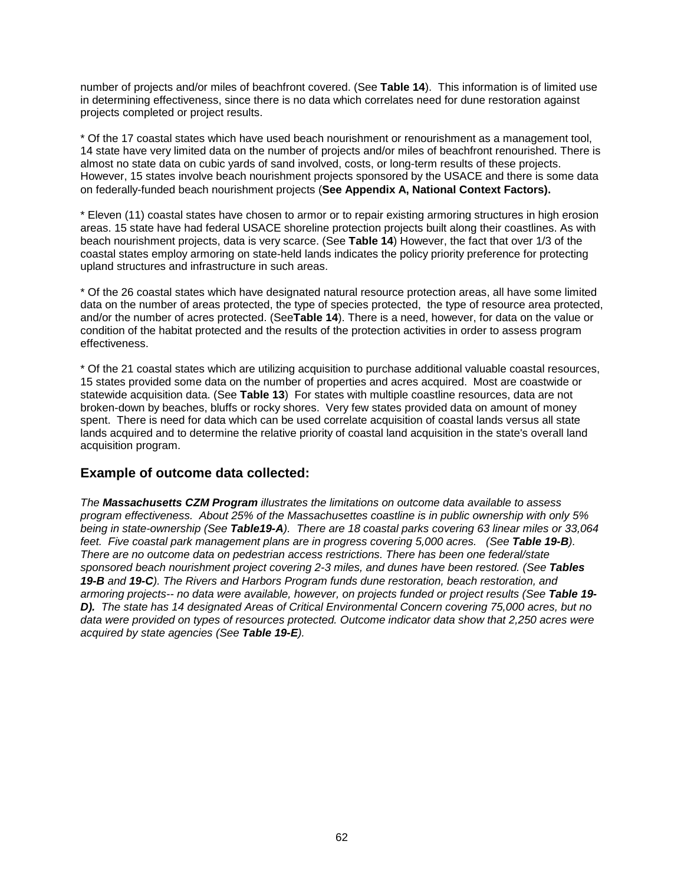number of projects and/or miles of beachfront covered. (See **Table 14**). This information is of limited use in determining effectiveness, since there is no data which correlates need for dune restoration against projects completed or project results.

* Of the 17 coastal states which have used beach nourishment or renourishment as a management tool, 14 state have very limited data on the number of projects and/or miles of beachfront renourished. There is almost no state data on cubic yards of sand involved, costs, or long-term results of these projects. However, 15 states involve beach nourishment projects sponsored by the USACE and there is some data on federally-funded beach nourishment projects (**See Appendix A, National Context Factors).**

* Eleven (11) coastal states have chosen to armor or to repair existing armoring structures in high erosion areas. 15 state have had federal USACE shoreline protection projects built along their coastlines. As with beach nourishment projects, data is very scarce. (See **Table 14**) However, the fact that over 1/3 of the coastal states employ armoring on state-held lands indicates the policy priority preference for protecting upland structures and infrastructure in such areas.

* Of the 26 coastal states which have designated natural resource protection areas, all have some limited data on the number of areas protected, the type of species protected, the type of resource area protected, and/or the number of acres protected. (See**Table 14**). There is a need, however, for data on the value or condition of the habitat protected and the results of the protection activities in order to assess program effectiveness.

* Of the 21 coastal states which are utilizing acquisition to purchase additional valuable coastal resources, 15 states provided some data on the number of properties and acres acquired. Most are coastwide or statewide acquisition data. (See **Table 13**) For states with multiple coastline resources, data are not broken-down by beaches, bluffs or rocky shores. Very few states provided data on amount of money spent. There is need for data which can be used correlate acquisition of coastal lands versus all state lands acquired and to determine the relative priority of coastal land acquisition in the state's overall land acquisition program.

## Example of outcome data collected:

*The **Massachusetts CZM Program** illustrates the limitations on outcome data available to assess program effectiveness. About 25% of the Massachusetts coastline is in public ownership with only 5% being in state-ownership (See **Table19-A**). There are 18 coastal parks covering 63 linear miles or 33,064 feet. Five coastal park management plans are in progress covering 5,000 acres. (See **Table 19-B**). There are no outcome data on pedestrian access restrictions. There has been one federal/state sponsored beach nourishment project covering 2-3 miles, and dunes have been restored. (See **Tables 19-B** and **19-C**). The Rivers and Harbors Program funds dune restoration, beach restoration, and armoring projects-- no data were available, however, on projects funded or project results (See **Table 19-D**). The state has 14 designated Areas of Critical Environmental Concern covering 75,000 acres, but no data were provided on types of resources protected. Outcome indicator data show that 2,250 acres were acquired by state agencies (See **Table 19-E**).*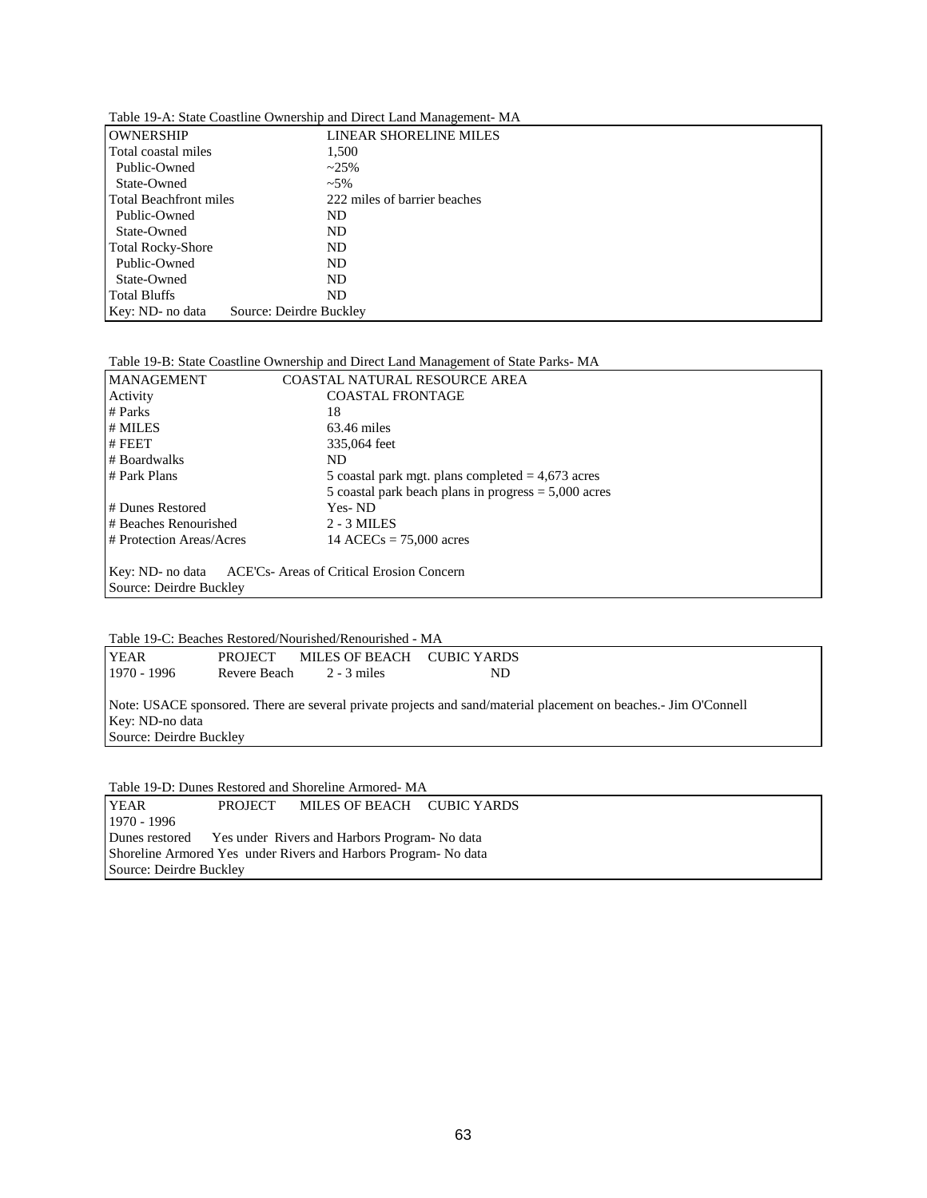Table 19-A: State Coastline Ownership and Direct Land Management- MA

| OWNERSHIP | LINEAR SHORELINE MILES |
|---|---|
| Total coastal miles | 1,500 |
| Public-Owned | ~25% |
| State-Owned | ~5% |
| Total Beachfront miles | 222 miles of barrier beaches |
| Public-Owned | ND |
| State-Owned | ND |
| Total Rocky-Shore | ND |
| Public-Owned | ND |
| State-Owned | ND |
| Total Bluffs | ND |
| Key: ND- no data | Source: Deirdre Buckley |

Table 19-B: State Coastline Ownership and Direct Land Management of State Parks- MA

| MANAGEMENT | COASTAL NATURAL RESOURCE AREA |
|---|---|
| Activity | COASTAL FRONTAGE |
| # Parks | 18 |
| # MILES | 63.46 miles |
| # FEET | 335,064 feet |
| # Boardwalks | ND |
| # Park Plans | 5 coastal park mgt. plans completed = 4,673 acres |
| | 5 coastal park beach plans in progress = 5,000 acres |
| # Dunes Restored | Yes- ND |
| # Beaches Renourished | 2 - 3 MILES |
| # Protection Areas/Acres | 14 ACECs = 75,000 acres |

Key: ND- no data ACE'Cs- Areas of Critical Erosion Concern
Source: Deirdre Buckley

Table 19-C: Beaches Restored/Nourished/Renourished - MA

| YEAR | PROJECT | MILES OF BEACH | CUBIC YARDS |
|---|---|---|---|
| 1970 - 1996 | Revere Beach | 2 - 3 miles | ND |

Note: USACE sponsored. There are several private projects and sand/material placement on beaches.- Jim O'Connell
Key: ND-no data
Source: Deirdre Buckley

Table 19-D: Dunes Restored and Shoreline Armored- MA

| YEAR | PROJECT | MILES OF BEACH | CUBIC YARDS |
|---|---|---|---|
| 1970 - 1996 | | | |

Dunes restored Yes under Rivers and Harbors Program- No data
Shoreline Armored Yes under Rivers and Harbors Program- No data
Source: Deirdre Buckley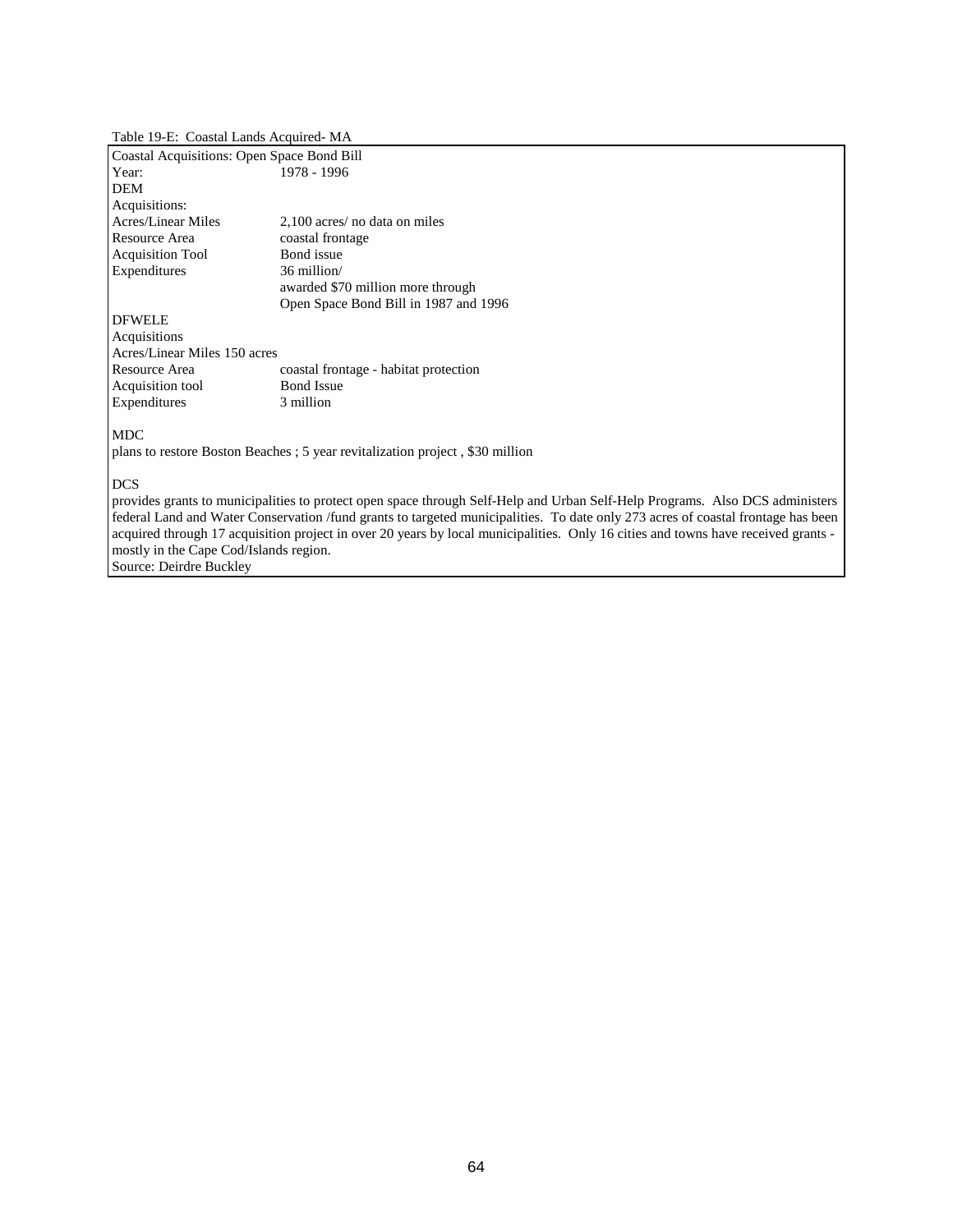Table 19-E: Coastal Lands Acquired- MA

| | |
|---|---|
| Coastal Acquisitions: Open Space Bond Bill | |
| Year: | 1978 - 1996 |
| DEM | |
| Acquisitions: | |
| Acres/Linear Miles | 2,100 acres/ no data on miles |
| Resource Area | coastal frontage |
| Acquisition Tool | Bond issue |
| Expenditures | 36 million/ awarded $70 million more through Open Space Bond Bill in 1987 and 1996 |
| DFWELE | |
| Acquisitions | |
| Acres/Linear Miles 150 acres | |
| Resource Area | coastal frontage - habitat protection |
| Acquisition tool | Bond Issue |
| Expenditures | 3 million |

MDC

plans to restore Boston Beaches ; 5 year revitalization project , $30 million

DCS

provides grants to municipalities to protect open space through Self-Help and Urban Self-Help Programs. Also DCS administers federal Land and Water Conservation /fund grants to targeted municipalities. To date only 273 acres of coastal frontage has been acquired through 17 acquisition project in over 20 years by local municipalities. Only 16 cities and towns have received grants - mostly in the Cape Cod/Islands region.

Source: Deirdre Buckley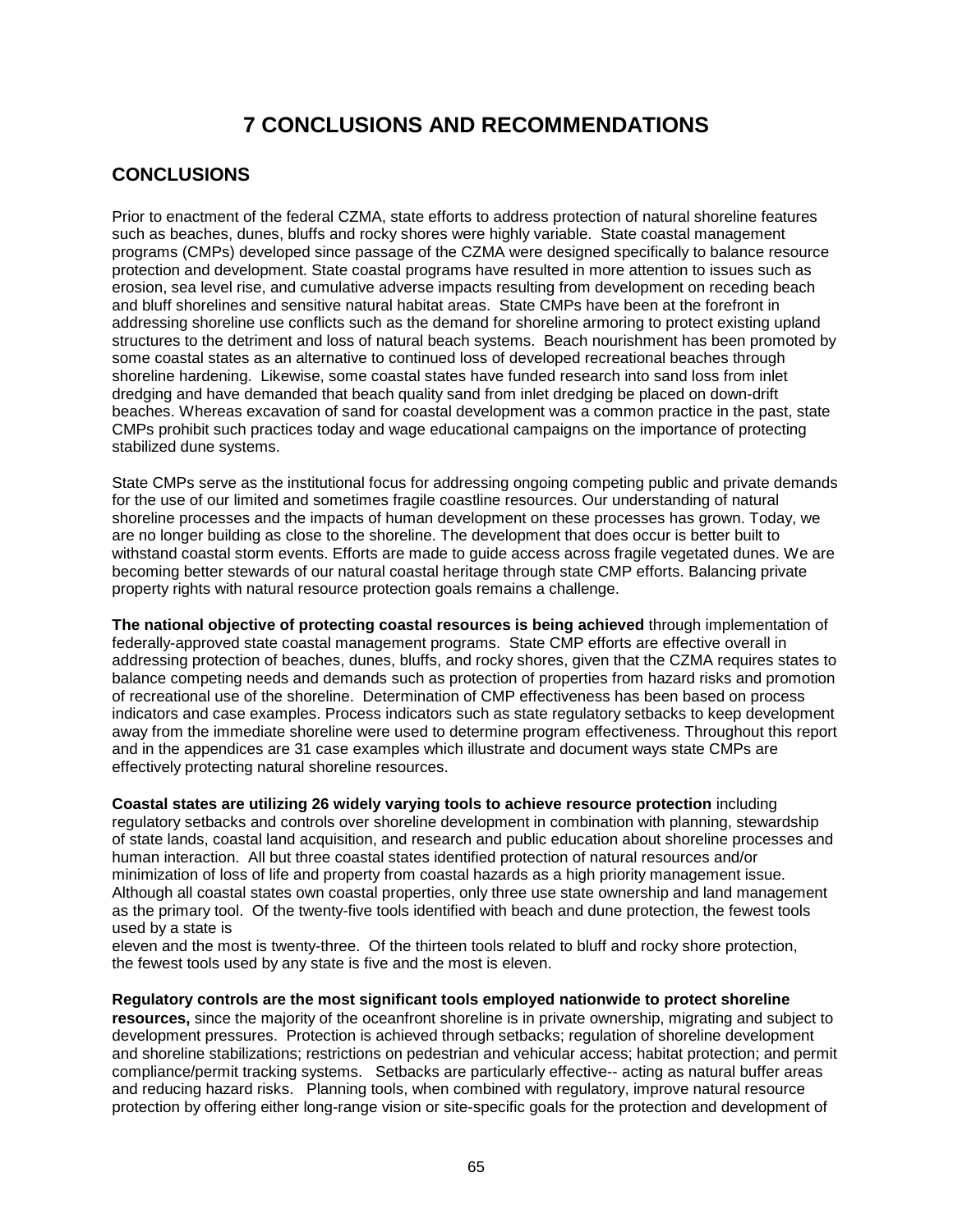# 7 CONCLUSIONS AND RECOMMENDATIONS

## CONCLUSIONS

Prior to enactment of the federal CZMA, state efforts to address protection of natural shoreline features such as beaches, dunes, bluffs and rocky shores were highly variable. State coastal management programs (CMPs) developed since passage of the CZMA were designed specifically to balance resource protection and development. State coastal programs have resulted in more attention to issues such as erosion, sea level rise, and cumulative adverse impacts resulting from development on receding beach and bluff shorelines and sensitive natural habitat areas. State CMPs have been at the forefront in addressing shoreline use conflicts such as the demand for shoreline armoring to protect existing upland structures to the detriment and loss of natural beach systems. Beach nourishment has been promoted by some coastal states as an alternative to continued loss of developed recreational beaches through shoreline hardening. Likewise, some coastal states have funded research into sand loss from inlet dredging and have demanded that beach quality sand from inlet dredging be placed on down-drift beaches. Whereas excavation of sand for coastal development was a common practice in the past, state CMPs prohibit such practices today and wage educational campaigns on the importance of protecting stabilized dune systems.

State CMPs serve as the institutional focus for addressing ongoing competing public and private demands for the use of our limited and sometimes fragile coastline resources. Our understanding of natural shoreline processes and the impacts of human development on these processes has grown. Today, we are no longer building as close to the shoreline. The development that does occur is better built to withstand coastal storm events. Efforts are made to guide access across fragile vegetated dunes. We are becoming better stewards of our natural coastal heritage through state CMP efforts. Balancing private property rights with natural resource protection goals remains a challenge.

**The national objective of protecting coastal resources is being achieved** through implementation of federally-approved state coastal management programs. State CMP efforts are effective overall in addressing protection of beaches, dunes, bluffs, and rocky shores, given that the CZMA requires states to balance competing needs and demands such as protection of properties from hazard risks and promotion of recreational use of the shoreline. Determination of CMP effectiveness has been based on process indicators and case examples. Process indicators such as state regulatory setbacks to keep development away from the immediate shoreline were used to determine program effectiveness. Throughout this report and in the appendices are 31 case examples which illustrate and document ways state CMPs are effectively protecting natural shoreline resources.

**Coastal states are utilizing 26 widely varying tools to achieve resource protection** including regulatory setbacks and controls over shoreline development in combination with planning, stewardship of state lands, coastal land acquisition, and research and public education about shoreline processes and human interaction. All but three coastal states identified protection of natural resources and/or minimization of loss of life and property from coastal hazards as a high priority management issue. Although all coastal states own coastal properties, only three use state ownership and land management as the primary tool. Of the twenty-five tools identified with beach and dune protection, the fewest tools used by a state is eleven and the most is twenty-three. Of the thirteen tools related to bluff and rocky shore protection, the fewest tools used by any state is five and the most is eleven.

**Regulatory controls are the most significant tools employed nationwide to protect shoreline resources,** since the majority of the oceanfront shoreline is in private ownership, migrating and subject to development pressures. Protection is achieved through setbacks; regulation of shoreline development and shoreline stabilizations; restrictions on pedestrian and vehicular access; habitat protection; and permit compliance/permit tracking systems. Setbacks are particularly effective-- acting as natural buffer areas and reducing hazard risks. Planning tools, when combined with regulatory, improve natural resource protection by offering either long-range vision or site-specific goals for the protection and development of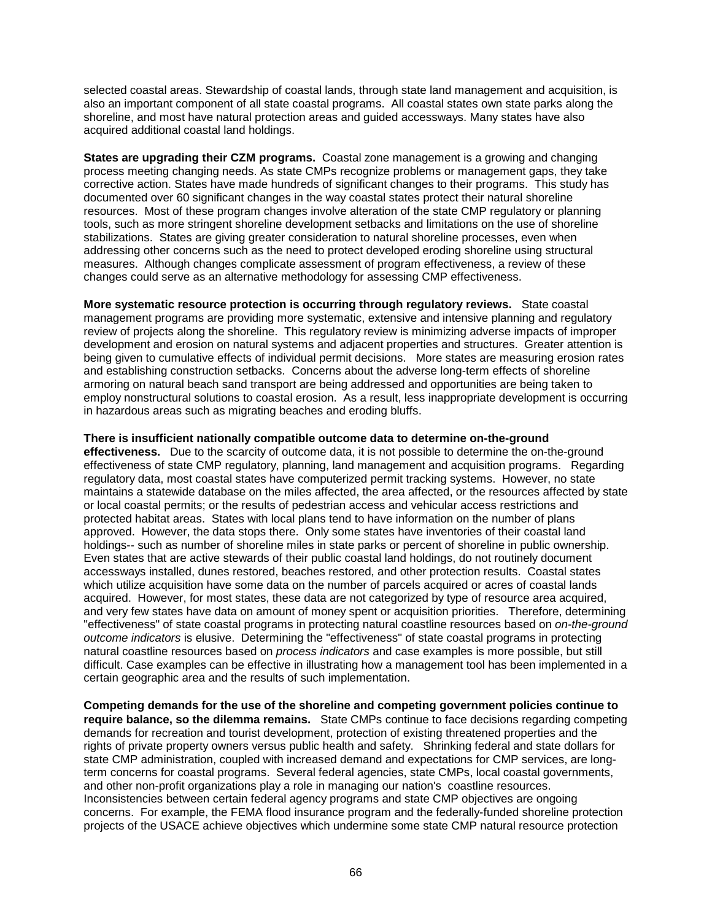selected coastal areas. Stewardship of coastal lands, through state land management and acquisition, is also an important component of all state coastal programs. All coastal states own state parks along the shoreline, and most have natural protection areas and guided accessways. Many states have also acquired additional coastal land holdings.

**States are upgrading their CZM programs.** Coastal zone management is a growing and changing process meeting changing needs. As state CMPs recognize problems or management gaps, they take corrective action. States have made hundreds of significant changes to their programs. This study has documented over 60 significant changes in the way coastal states protect their natural shoreline resources. Most of these program changes involve alteration of the state CMP regulatory or planning tools, such as more stringent shoreline development setbacks and limitations on the use of shoreline stabilizations. States are giving greater consideration to natural shoreline processes, even when addressing other concerns such as the need to protect developed eroding shoreline using structural measures. Although changes complicate assessment of program effectiveness, a review of these changes could serve as an alternative methodology for assessing CMP effectiveness.

**More systematic resource protection is occurring through regulatory reviews.** State coastal management programs are providing more systematic, extensive and intensive planning and regulatory review of projects along the shoreline. This regulatory review is minimizing adverse impacts of improper development and erosion on natural systems and adjacent properties and structures. Greater attention is being given to cumulative effects of individual permit decisions. More states are measuring erosion rates and establishing construction setbacks. Concerns about the adverse long-term effects of shoreline armoring on natural beach sand transport are being addressed and opportunities are being taken to employ nonstructural solutions to coastal erosion. As a result, less inappropriate development is occurring in hazardous areas such as migrating beaches and eroding bluffs.

**There is insufficient nationally compatible outcome data to determine on-the-ground effectiveness.** Due to the scarcity of outcome data, it is not possible to determine the on-the-ground effectiveness of state CMP regulatory, planning, land management and acquisition programs. Regarding regulatory data, most coastal states have computerized permit tracking systems. However, no state maintains a statewide database on the miles affected, the area affected, or the resources affected by state or local coastal permits; or the results of pedestrian access and vehicular access restrictions and protected habitat areas. States with local plans tend to have information on the number of plans approved. However, the data stops there. Only some states have inventories of their coastal land holdings-- such as number of shoreline miles in state parks or percent of shoreline in public ownership. Even states that are active stewards of their public coastal land holdings, do not routinely document accessways installed, dunes restored, beaches restored, and other protection results. Coastal states which utilize acquisition have some data on the number of parcels acquired or acres of coastal lands acquired. However, for most states, these data are not categorized by type of resource area acquired, and very few states have data on amount of money spent or acquisition priorities. Therefore, determining "effectiveness" of state coastal programs in protecting natural coastline resources based on *on-the-ground outcome indicators* is elusive. Determining the "effectiveness" of state coastal programs in protecting natural coastline resources based on *process indicators* and case examples is more possible, but still difficult. Case examples can be effective in illustrating how a management tool has been implemented in a certain geographic area and the results of such implementation.

**Competing demands for the use of the shoreline and competing government policies continue to require balance, so the dilemma remains.** State CMPs continue to face decisions regarding competing demands for recreation and tourist development, protection of existing threatened properties and the rights of private property owners versus public health and safety. Shrinking federal and state dollars for state CMP administration, coupled with increased demand and expectations for CMP services, are long-term concerns for coastal programs. Several federal agencies, state CMPs, local coastal governments, and other non-profit organizations play a role in managing our nation's coastline resources. Inconsistencies between certain federal agency programs and state CMP objectives are ongoing concerns. For example, the FEMA flood insurance program and the federally-funded shoreline protection projects of the USACE achieve objectives which undermine some state CMP natural resource protection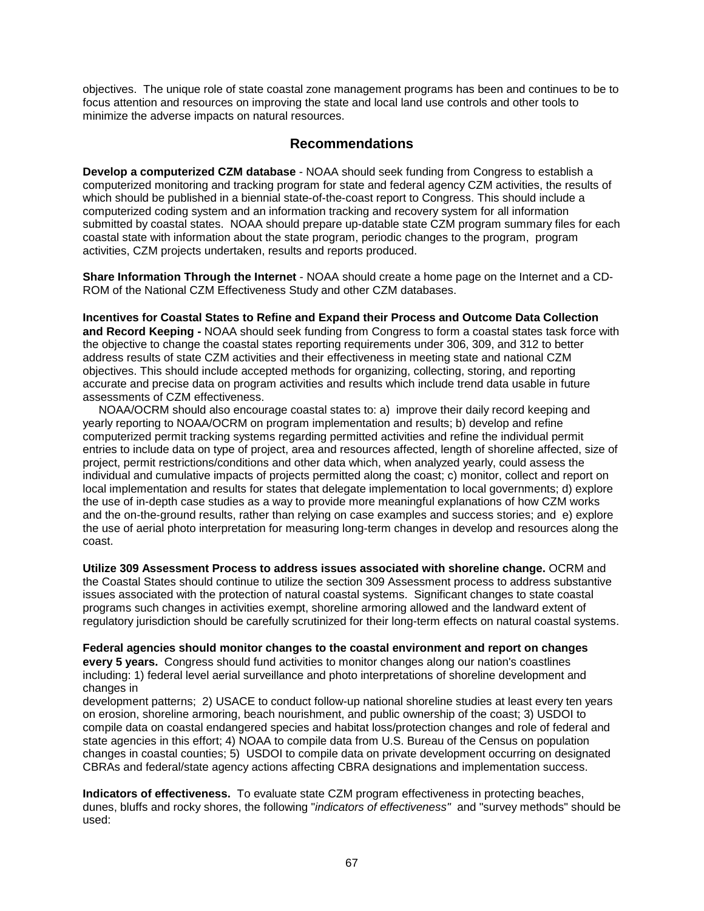objectives. The unique role of state coastal zone management programs has been and continues to be to focus attention and resources on improving the state and local land use controls and other tools to minimize the adverse impacts on natural resources.

## Recommendations

**Develop a computerized CZM database** - NOAA should seek funding from Congress to establish a computerized monitoring and tracking program for state and federal agency CZM activities, the results of which should be published in a biennial state-of-the-coast report to Congress. This should include a computerized coding system and an information tracking and recovery system for all information submitted by coastal states. NOAA should prepare up-datable state CZM program summary files for each coastal state with information about the state program, periodic changes to the program, program activities, CZM projects undertaken, results and reports produced.

**Share Information Through the Internet** - NOAA should create a home page on the Internet and a CD-ROM of the National CZM Effectiveness Study and other CZM databases.

**Incentives for Coastal States to Refine and Expand their Process and Outcome Data Collection and Record Keeping -** NOAA should seek funding from Congress to form a coastal states task force with the objective to change the coastal states reporting requirements under 306, 309, and 312 to better address results of state CZM activities and their effectiveness in meeting state and national CZM objectives. This should include accepted methods for organizing, collecting, storing, and reporting accurate and precise data on program activities and results which include trend data usable in future assessments of CZM effectiveness.

NOAA/OCRM should also encourage coastal states to: a) improve their daily record keeping and yearly reporting to NOAA/OCRM on program implementation and results; b) develop and refine computerized permit tracking systems regarding permitted activities and refine the individual permit entries to include data on type of project, area and resources affected, length of shoreline affected, size of project, permit restrictions/conditions and other data which, when analyzed yearly, could assess the individual and cumulative impacts of projects permitted along the coast; c) monitor, collect and report on local implementation and results for states that delegate implementation to local governments; d) explore the use of in-depth case studies as a way to provide more meaningful explanations of how CZM works and the on-the-ground results, rather than relying on case examples and success stories; and e) explore the use of aerial photo interpretation for measuring long-term changes in develop and resources along the coast.

**Utilize 309 Assessment Process to address issues associated with shoreline change.** OCRM and the Coastal States should continue to utilize the section 309 Assessment process to address substantive issues associated with the protection of natural coastal systems. Significant changes to state coastal programs such changes in activities exempt, shoreline armoring allowed and the landward extent of regulatory jurisdiction should be carefully scrutinized for their long-term effects on natural coastal systems.

**Federal agencies should monitor changes to the coastal environment and report on changes every 5 years.** Congress should fund activities to monitor changes along our nation's coastlines including: 1) federal level aerial surveillance and photo interpretations of shoreline development and changes in development patterns; 2) USACE to conduct follow-up national shoreline studies at least every ten years on erosion, shoreline armoring, beach nourishment, and public ownership of the coast; 3) USDOI to compile data on coastal endangered species and habitat loss/protection changes and role of federal and state agencies in this effort; 4) NOAA to compile data from U.S. Bureau of the Census on population changes in coastal counties; 5) USDOI to compile data on private development occurring on designated CBRAs and federal/state agency actions affecting CBRA designations and implementation success.

**Indicators of effectiveness.** To evaluate state CZM program effectiveness in protecting beaches, dunes, bluffs and rocky shores, the following "*indicators of effectiveness"* and "survey methods" should be used: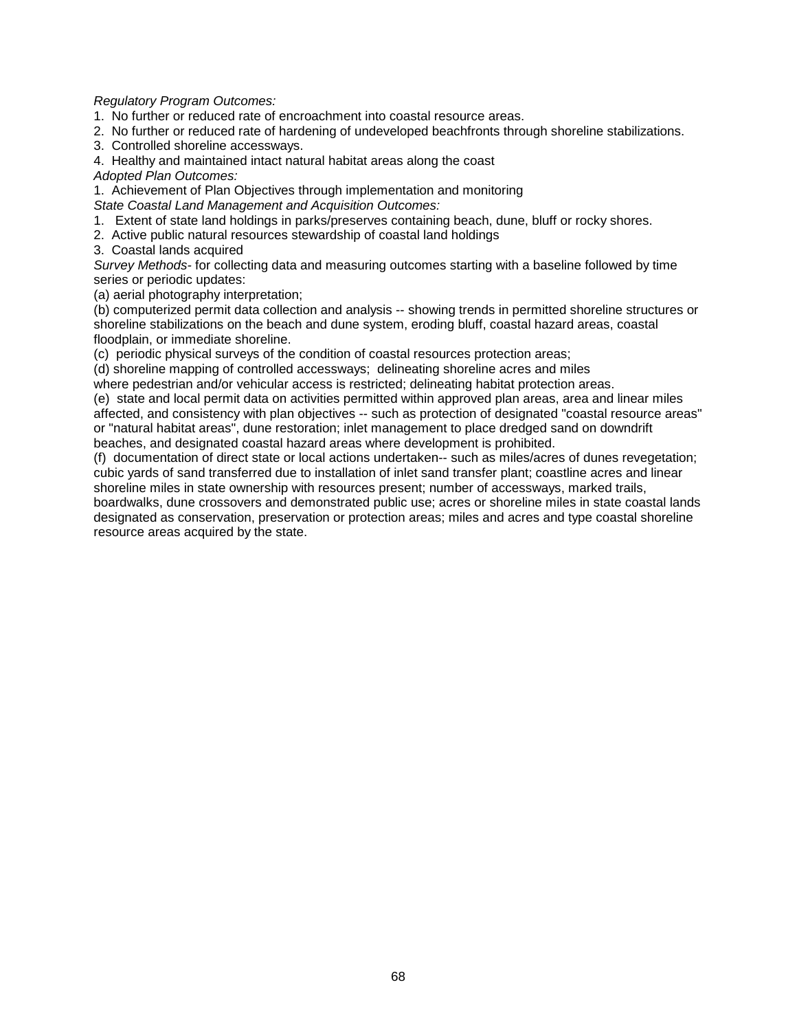*Regulatory Program Outcomes:*

1. No further or reduced rate of encroachment into coastal resource areas.
2. No further or reduced rate of hardening of undeveloped beachfronts through shoreline stabilizations.
3. Controlled shoreline accessways.
4. Healthy and maintained intact natural habitat areas along the coast

*Adopted Plan Outcomes:*

1. Achievement of Plan Objectives through implementation and monitoring

*State Coastal Land Management and Acquisition Outcomes:*

1. Extent of state land holdings in parks/preserves containing beach, dune, bluff or rocky shores.
2. Active public natural resources stewardship of coastal land holdings
3. Coastal lands acquired

*Survey Methods*- for collecting data and measuring outcomes starting with a baseline followed by time series or periodic updates:

(a) aerial photography interpretation;

(b) computerized permit data collection and analysis -- showing trends in permitted shoreline structures or shoreline stabilizations on the beach and dune system, eroding bluff, coastal hazard areas, coastal floodplain, or immediate shoreline.

(c) periodic physical surveys of the condition of coastal resources protection areas;

(d) shoreline mapping of controlled accessways; delineating shoreline acres and miles where pedestrian and/or vehicular access is restricted; delineating habitat protection areas.

(e) state and local permit data on activities permitted within approved plan areas, area and linear miles affected, and consistency with plan objectives -- such as protection of designated "coastal resource areas" or "natural habitat areas", dune restoration; inlet management to place dredged sand on downdrift beaches, and designated coastal hazard areas where development is prohibited.

(f) documentation of direct state or local actions undertaken-- such as miles/acres of dunes revegetation; cubic yards of sand transferred due to installation of inlet sand transfer plant; coastline acres and linear shoreline miles in state ownership with resources present; number of accessways, marked trails, boardwalks, dune crossovers and demonstrated public use; acres or shoreline miles in state coastal lands designated as conservation, preservation or protection areas; miles and acres and type coastal shoreline resource areas acquired by the state.